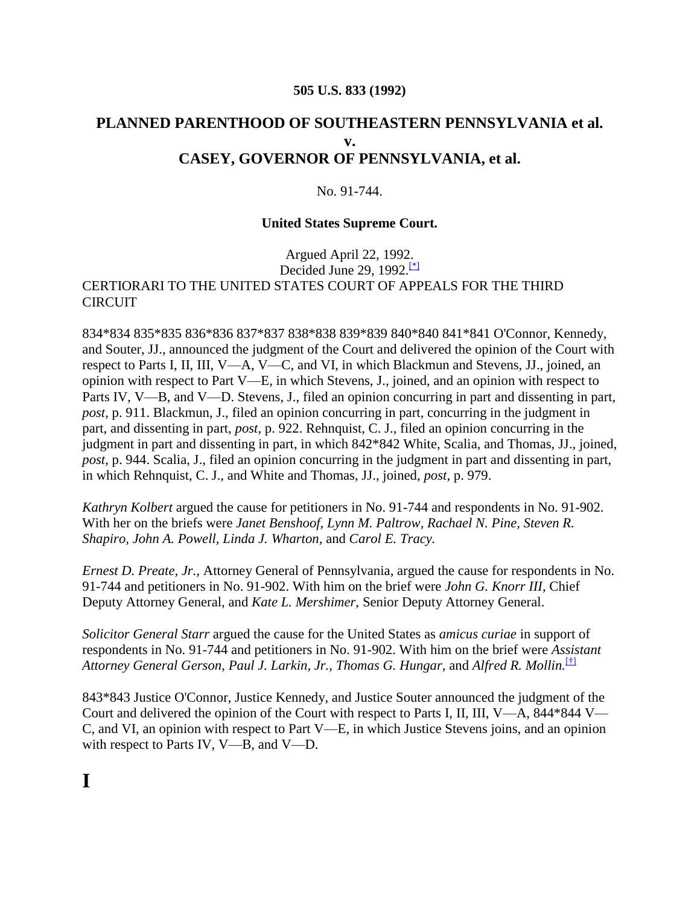**505 U.S. 833 (1992)**

## PLANNED PARENTHOOD OF SOUTHEASTERN PENNSYLVANIA et al. v. CASEY, GOVERNOR OF PENNSYLVANIA, et al.

No. 91-744.

**United States Supreme Court.**

Argued April 22, 1992.
Decided June 29, 1992.[*]

CERTIORARI TO THE UNITED STATES COURT OF APPEALS FOR THE THIRD CIRCUIT

834*834 835*835 836*836 837*837 838*838 839*839 840*840 841*841 O'Connor, Kennedy, and Souter, JJ., announced the judgment of the Court and delivered the opinion of the Court with respect to Parts I, II, III, V—A, V—C, and VI, in which Blackmun and Stevens, JJ., joined, an opinion with respect to Part V—E, in which Stevens, J., joined, and an opinion with respect to Parts IV, V—B, and V—D. Stevens, J., filed an opinion concurring in part and dissenting in part, *post,* p. 911. Blackmun, J., filed an opinion concurring in part, concurring in the judgment in part, and dissenting in part, *post,* p. 922. Rehnquist, C. J., filed an opinion concurring in the judgment in part and dissenting in part, in which 842*842 White, Scalia, and Thomas, JJ., joined, *post,* p. 944. Scalia, J., filed an opinion concurring in the judgment in part and dissenting in part, in which Rehnquist, C. J., and White and Thomas, JJ., joined, *post,* p. 979.

*Kathryn Kolbert* argued the cause for petitioners in No. 91-744 and respondents in No. 91-902. With her on the briefs were *Janet Benshoof, Lynn M. Paltrow, Rachael N. Pine, Steven R. Shapiro, John A. Powell, Linda J. Wharton,* and *Carol E. Tracy.*

*Ernest D. Preate, Jr.,* Attorney General of Pennsylvania, argued the cause for respondents in No. 91-744 and petitioners in No. 91-902. With him on the brief were *John G. Knorr III,* Chief Deputy Attorney General, and *Kate L. Mershimer,* Senior Deputy Attorney General.

*Solicitor General Starr* argued the cause for the United States as *amicus curiae* in support of respondents in No. 91-744 and petitioners in No. 91-902. With him on the brief were *Assistant Attorney General Gerson, Paul J. Larkin, Jr., Thomas G. Hungar,* and *Alfred R. Mollin.*[†]

843*843 Justice O'Connor, Justice Kennedy, and Justice Souter announced the judgment of the Court and delivered the opinion of the Court with respect to Parts I, II, III, V—A, 844*844 V—C, and VI, an opinion with respect to Part V—E, in which Justice Stevens joins, and an opinion with respect to Parts IV, V—B, and V—D.

# I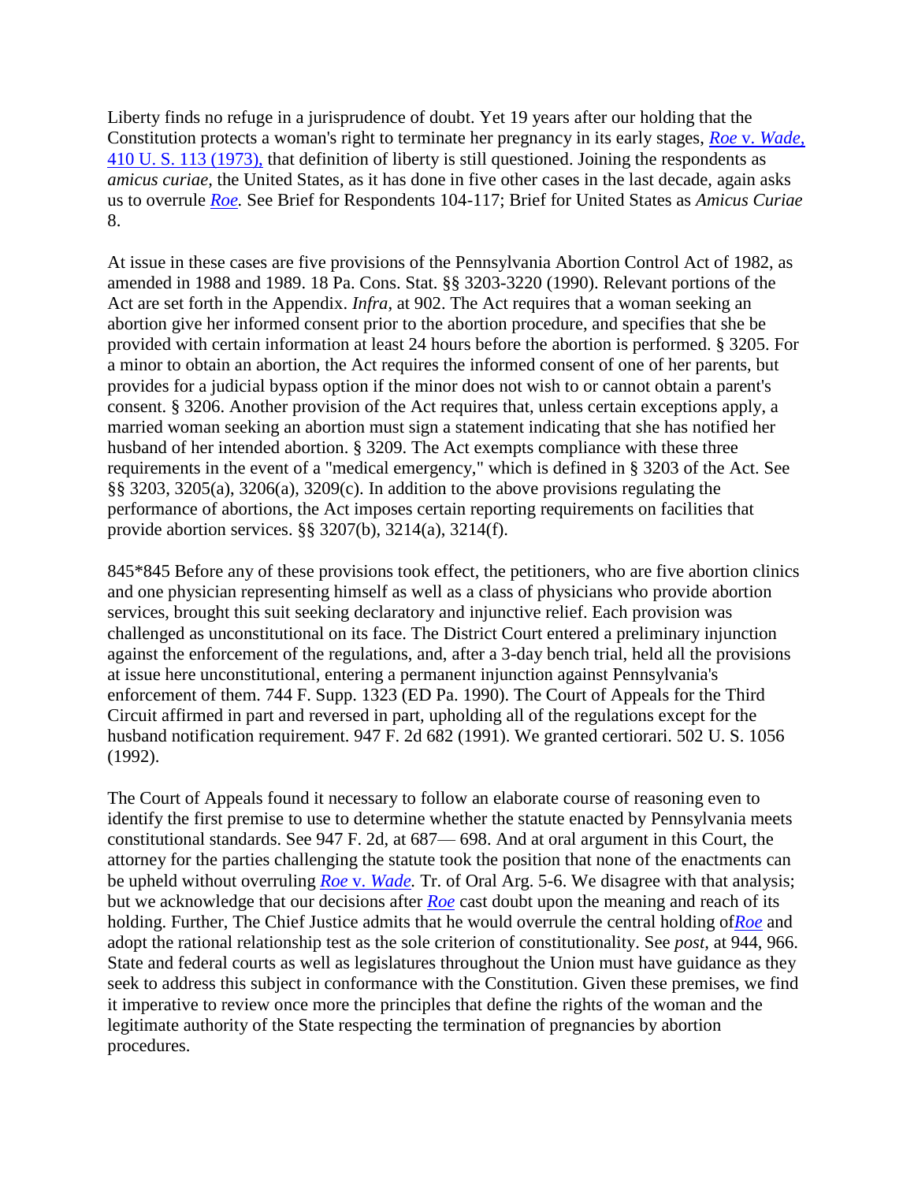Liberty finds no refuge in a jurisprudence of doubt. Yet 19 years after our holding that the Constitution protects a woman's right to terminate her pregnancy in its early stages, *Roe* v. *Wade,* 410 U. S. 113 (1973), that definition of liberty is still questioned. Joining the respondents as *amicus curiae,* the United States, as it has done in five other cases in the last decade, again asks us to overrule *Roe.* See Brief for Respondents 104-117; Brief for United States as *Amicus Curiae* 8.

At issue in these cases are five provisions of the Pennsylvania Abortion Control Act of 1982, as amended in 1988 and 1989. 18 Pa. Cons. Stat. §§ 3203-3220 (1990). Relevant portions of the Act are set forth in the Appendix. *Infra,* at 902. The Act requires that a woman seeking an abortion give her informed consent prior to the abortion procedure, and specifies that she be provided with certain information at least 24 hours before the abortion is performed. § 3205. For a minor to obtain an abortion, the Act requires the informed consent of one of her parents, but provides for a judicial bypass option if the minor does not wish to or cannot obtain a parent's consent. § 3206. Another provision of the Act requires that, unless certain exceptions apply, a married woman seeking an abortion must sign a statement indicating that she has notified her husband of her intended abortion. § 3209. The Act exempts compliance with these three requirements in the event of a "medical emergency," which is defined in § 3203 of the Act. See §§ 3203, 3205(a), 3206(a), 3209(c). In addition to the above provisions regulating the performance of abortions, the Act imposes certain reporting requirements on facilities that provide abortion services. §§ 3207(b), 3214(a), 3214(f).

845*845 Before any of these provisions took effect, the petitioners, who are five abortion clinics and one physician representing himself as well as a class of physicians who provide abortion services, brought this suit seeking declaratory and injunctive relief. Each provision was challenged as unconstitutional on its face. The District Court entered a preliminary injunction against the enforcement of the regulations, and, after a 3-day bench trial, held all the provisions at issue here unconstitutional, entering a permanent injunction against Pennsylvania's enforcement of them. 744 F. Supp. 1323 (ED Pa. 1990). The Court of Appeals for the Third Circuit affirmed in part and reversed in part, upholding all of the regulations except for the husband notification requirement. 947 F. 2d 682 (1991). We granted certiorari. 502 U. S. 1056 (1992).

The Court of Appeals found it necessary to follow an elaborate course of reasoning even to identify the first premise to use to determine whether the statute enacted by Pennsylvania meets constitutional standards. See 947 F. 2d, at 687— 698. And at oral argument in this Court, the attorney for the parties challenging the statute took the position that none of the enactments can be upheld without overruling *Roe* v. *Wade.* Tr. of Oral Arg. 5-6. We disagree with that analysis; but we acknowledge that our decisions after *Roe* cast doubt upon the meaning and reach of its holding. Further, The Chief Justice admits that he would overrule the central holding of*Roe* and adopt the rational relationship test as the sole criterion of constitutionality. See *post,* at 944, 966. State and federal courts as well as legislatures throughout the Union must have guidance as they seek to address this subject in conformance with the Constitution. Given these premises, we find it imperative to review once more the principles that define the rights of the woman and the legitimate authority of the State respecting the termination of pregnancies by abortion procedures.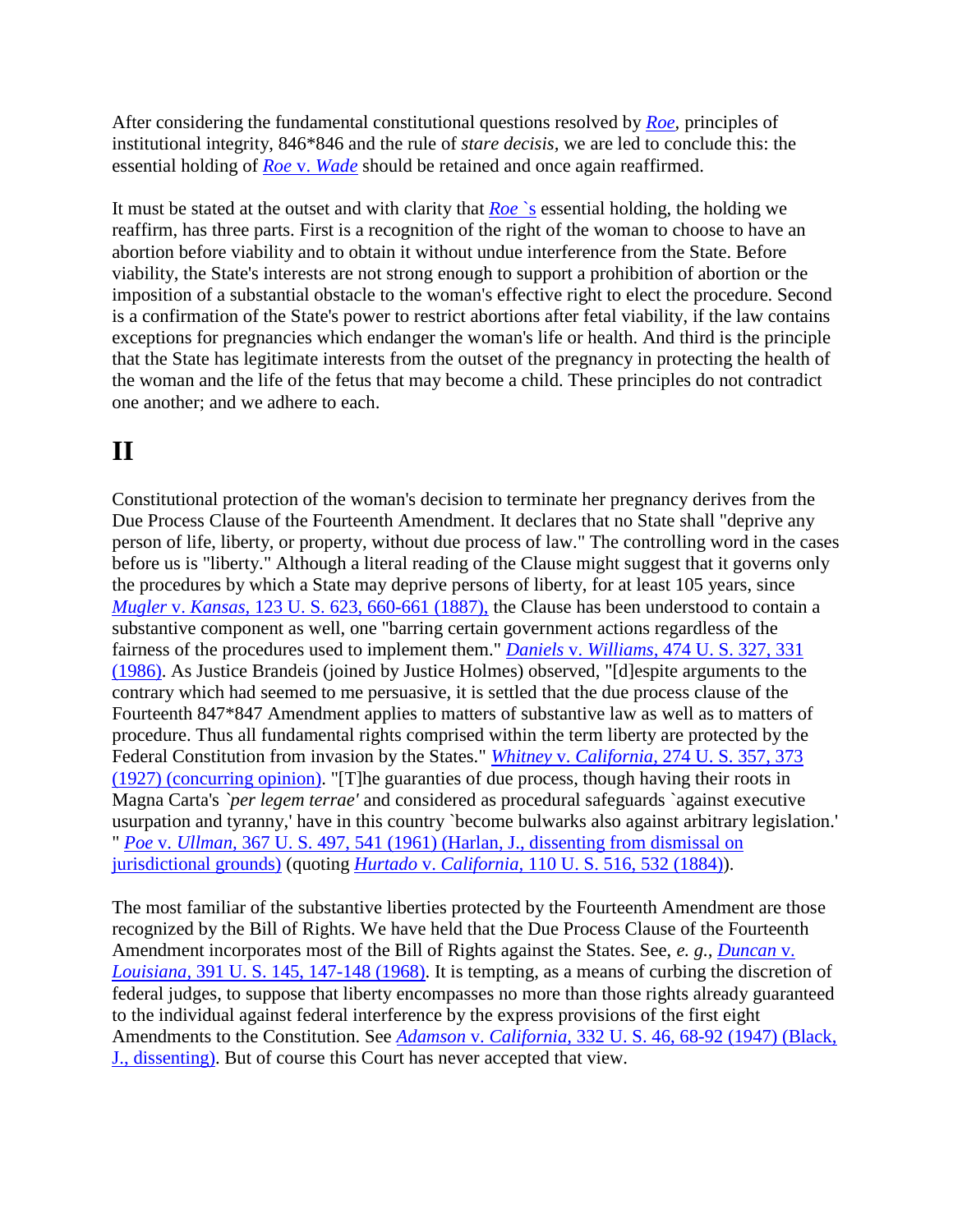After considering the fundamental constitutional questions resolved by *Roe,* principles of institutional integrity, 846*846 and the rule of *stare decisis,* we are led to conclude this: the essential holding of *Roe* v. *Wade* should be retained and once again reaffirmed.

It must be stated at the outset and with clarity that *Roe* `s essential holding, the holding we reaffirm, has three parts. First is a recognition of the right of the woman to choose to have an abortion before viability and to obtain it without undue interference from the State. Before viability, the State's interests are not strong enough to support a prohibition of abortion or the imposition of a substantial obstacle to the woman's effective right to elect the procedure. Second is a confirmation of the State's power to restrict abortions after fetal viability, if the law contains exceptions for pregnancies which endanger the woman's life or health. And third is the principle that the State has legitimate interests from the outset of the pregnancy in protecting the health of the woman and the life of the fetus that may become a child. These principles do not contradict one another; and we adhere to each.

# II

Constitutional protection of the woman's decision to terminate her pregnancy derives from the Due Process Clause of the Fourteenth Amendment. It declares that no State shall "deprive any person of life, liberty, or property, without due process of law." The controlling word in the cases before us is "liberty." Although a literal reading of the Clause might suggest that it governs only the procedures by which a State may deprive persons of liberty, for at least 105 years, since *Mugler* v. *Kansas,* 123 U. S. 623, 660-661 (1887), the Clause has been understood to contain a substantive component as well, one "barring certain government actions regardless of the fairness of the procedures used to implement them." *Daniels* v. *Williams,* 474 U. S. 327, 331 (1986). As Justice Brandeis (joined by Justice Holmes) observed, "[d]espite arguments to the contrary which had seemed to me persuasive, it is settled that the due process clause of the Fourteenth 847*847 Amendment applies to matters of substantive law as well as to matters of procedure. Thus all fundamental rights comprised within the term liberty are protected by the Federal Constitution from invasion by the States." *Whitney* v. *California,* 274 U. S. 357, 373 (1927) (concurring opinion). "[T]he guaranties of due process, though having their roots in Magna Carta's *`per legem terrae'* and considered as procedural safeguards `against executive usurpation and tyranny,' have in this country `become bulwarks also against arbitrary legislation.' " *Poe* v. *Ullman,* 367 U. S. 497, 541 (1961) (Harlan, J., dissenting from dismissal on jurisdictional grounds) (quoting *Hurtado* v. *California,* 110 U. S. 516, 532 (1884)).

The most familiar of the substantive liberties protected by the Fourteenth Amendment are those recognized by the Bill of Rights. We have held that the Due Process Clause of the Fourteenth Amendment incorporates most of the Bill of Rights against the States. See, *e. g., Duncan* v. *Louisiana,* 391 U. S. 145, 147-148 (1968). It is tempting, as a means of curbing the discretion of federal judges, to suppose that liberty encompasses no more than those rights already guaranteed to the individual against federal interference by the express provisions of the first eight Amendments to the Constitution. See *Adamson* v. *California,* 332 U. S. 46, 68-92 (1947) (Black, J., dissenting). But of course this Court has never accepted that view.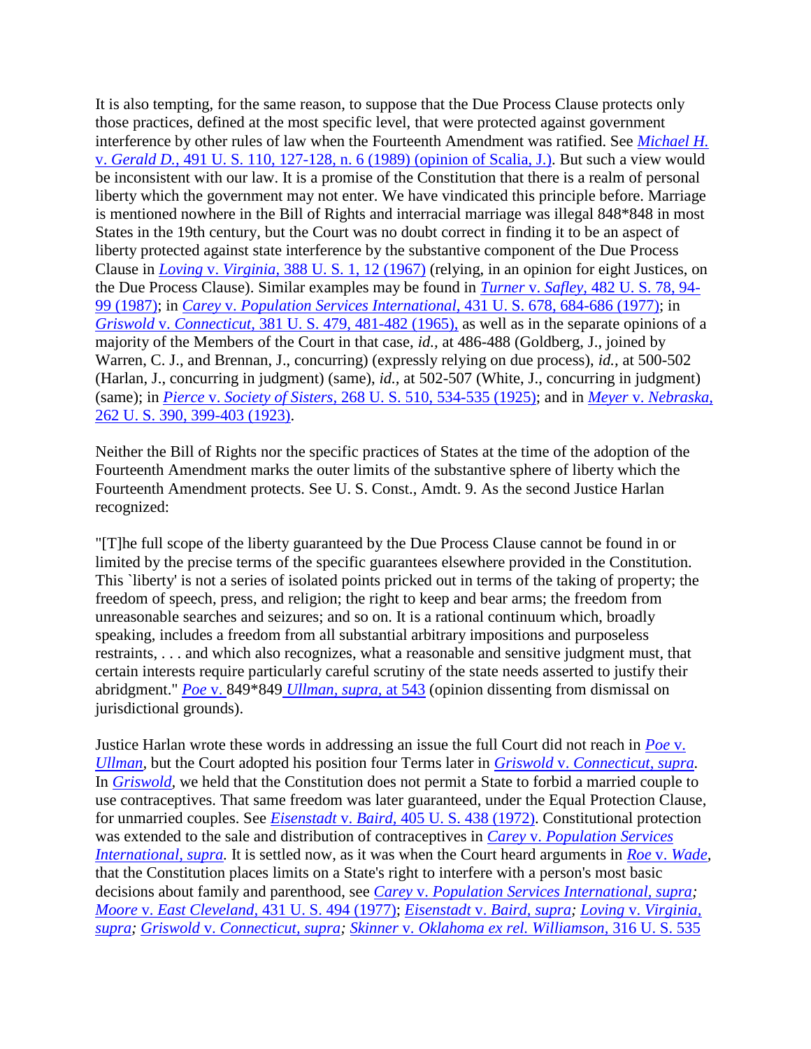It is also tempting, for the same reason, to suppose that the Due Process Clause protects only those practices, defined at the most specific level, that were protected against government interference by other rules of law when the Fourteenth Amendment was ratified. See *Michael H.* v. *Gerald D.,* 491 U. S. 110, 127-128, n. 6 (1989) (opinion of Scalia, J.). But such a view would be inconsistent with our law. It is a promise of the Constitution that there is a realm of personal liberty which the government may not enter. We have vindicated this principle before. Marriage is mentioned nowhere in the Bill of Rights and interracial marriage was illegal 848*848 in most States in the 19th century, but the Court was no doubt correct in finding it to be an aspect of liberty protected against state interference by the substantive component of the Due Process Clause in *Loving* v. *Virginia,* 388 U. S. 1, 12 (1967) (relying, in an opinion for eight Justices, on the Due Process Clause). Similar examples may be found in *Turner* v. *Safley,* 482 U. S. 78, 94-99 (1987); in *Carey* v. *Population Services International,* 431 U. S. 678, 684-686 (1977); in *Griswold* v. *Connecticut,* 381 U. S. 479, 481-482 (1965), as well as in the separate opinions of a majority of the Members of the Court in that case, *id.,* at 486-488 (Goldberg, J., joined by Warren, C. J., and Brennan, J., concurring) (expressly relying on due process), *id.,* at 500-502 (Harlan, J., concurring in judgment) (same), *id.,* at 502-507 (White, J., concurring in judgment) (same); in *Pierce* v. *Society of Sisters,* 268 U. S. 510, 534-535 (1925); and in *Meyer* v. *Nebraska,* 262 U. S. 390, 399-403 (1923).

Neither the Bill of Rights nor the specific practices of States at the time of the adoption of the Fourteenth Amendment marks the outer limits of the substantive sphere of liberty which the Fourteenth Amendment protects. See U. S. Const., Amdt. 9. As the second Justice Harlan recognized:

"[T]he full scope of the liberty guaranteed by the Due Process Clause cannot be found in or limited by the precise terms of the specific guarantees elsewhere provided in the Constitution. This `liberty' is not a series of isolated points pricked out in terms of the taking of property; the freedom of speech, press, and religion; the right to keep and bear arms; the freedom from unreasonable searches and seizures; and so on. It is a rational continuum which, broadly speaking, includes a freedom from all substantial arbitrary impositions and purposeless restraints, . . . and which also recognizes, what a reasonable and sensitive judgment must, that certain interests require particularly careful scrutiny of the state needs asserted to justify their abridgment." *Poe* v. 849*849 *Ullman, supra,* at 543 (opinion dissenting from dismissal on jurisdictional grounds).

Justice Harlan wrote these words in addressing an issue the full Court did not reach in *Poe* v. *Ullman,* but the Court adopted his position four Terms later in *Griswold* v. *Connecticut, supra.* In *Griswold,* we held that the Constitution does not permit a State to forbid a married couple to use contraceptives. That same freedom was later guaranteed, under the Equal Protection Clause, for unmarried couples. See *Eisenstadt* v. *Baird,* 405 U. S. 438 (1972). Constitutional protection was extended to the sale and distribution of contraceptives in *Carey* v. *Population Services International, supra.* It is settled now, as it was when the Court heard arguments in *Roe* v. *Wade,* that the Constitution places limits on a State's right to interfere with a person's most basic decisions about family and parenthood, see *Carey* v. *Population Services International, supra; Moore* v. *East Cleveland,* 431 U. S. 494 (1977); *Eisenstadt* v. *Baird, supra; Loving* v. *Virginia, supra; Griswold* v. *Connecticut, supra; Skinner* v. *Oklahoma ex rel. Williamson,* 316 U. S. 535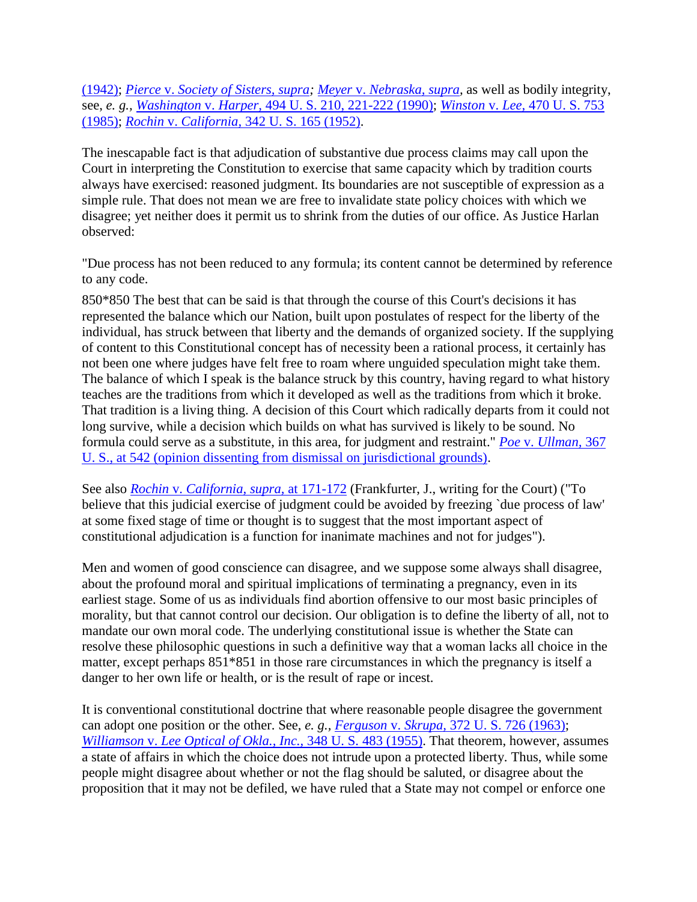(1942); *Pierce* v. *Society of Sisters, supra; Meyer* v. *Nebraska, supra*, as well as bodily integrity, see, *e. g., Washington* v. *Harper*, 494 U. S. 210, 221-222 (1990); *Winston* v. *Lee*, 470 U. S. 753 (1985); *Rochin* v. *California*, 342 U. S. 165 (1952).

The inescapable fact is that adjudication of substantive due process claims may call upon the Court in interpreting the Constitution to exercise that same capacity which by tradition courts always have exercised: reasoned judgment. Its boundaries are not susceptible of expression as a simple rule. That does not mean we are free to invalidate state policy choices with which we disagree; yet neither does it permit us to shrink from the duties of our office. As Justice Harlan observed:

"Due process has not been reduced to any formula; its content cannot be determined by reference to any code.

850*850 The best that can be said is that through the course of this Court's decisions it has represented the balance which our Nation, built upon postulates of respect for the liberty of the individual, has struck between that liberty and the demands of organized society. If the supplying of content to this Constitutional concept has of necessity been a rational process, it certainly has not been one where judges have felt free to roam where unguided speculation might take them. The balance of which I speak is the balance struck by this country, having regard to what history teaches are the traditions from which it developed as well as the traditions from which it broke. That tradition is a living thing. A decision of this Court which radically departs from it could not long survive, while a decision which builds on what has survived is likely to be sound. No formula could serve as a substitute, in this area, for judgment and restraint." *Poe* v. *Ullman*, 367 U. S., at 542 (opinion dissenting from dismissal on jurisdictional grounds).

See also *Rochin* v. *California, supra*, at 171-172 (Frankfurter, J., writing for the Court) ("To believe that this judicial exercise of judgment could be avoided by freezing `due process of law' at some fixed stage of time or thought is to suggest that the most important aspect of constitutional adjudication is a function for inanimate machines and not for judges").

Men and women of good conscience can disagree, and we suppose some always shall disagree, about the profound moral and spiritual implications of terminating a pregnancy, even in its earliest stage. Some of us as individuals find abortion offensive to our most basic principles of morality, but that cannot control our decision. Our obligation is to define the liberty of all, not to mandate our own moral code. The underlying constitutional issue is whether the State can resolve these philosophic questions in such a definitive way that a woman lacks all choice in the matter, except perhaps 851*851 in those rare circumstances in which the pregnancy is itself a danger to her own life or health, or is the result of rape or incest.

It is conventional constitutional doctrine that where reasonable people disagree the government can adopt one position or the other. See, *e. g., Ferguson* v. *Skrupa*, 372 U. S. 726 (1963); *Williamson* v. *Lee Optical of Okla., Inc.*, 348 U. S. 483 (1955). That theorem, however, assumes a state of affairs in which the choice does not intrude upon a protected liberty. Thus, while some people might disagree about whether or not the flag should be saluted, or disagree about the proposition that it may not be defiled, we have ruled that a State may not compel or enforce one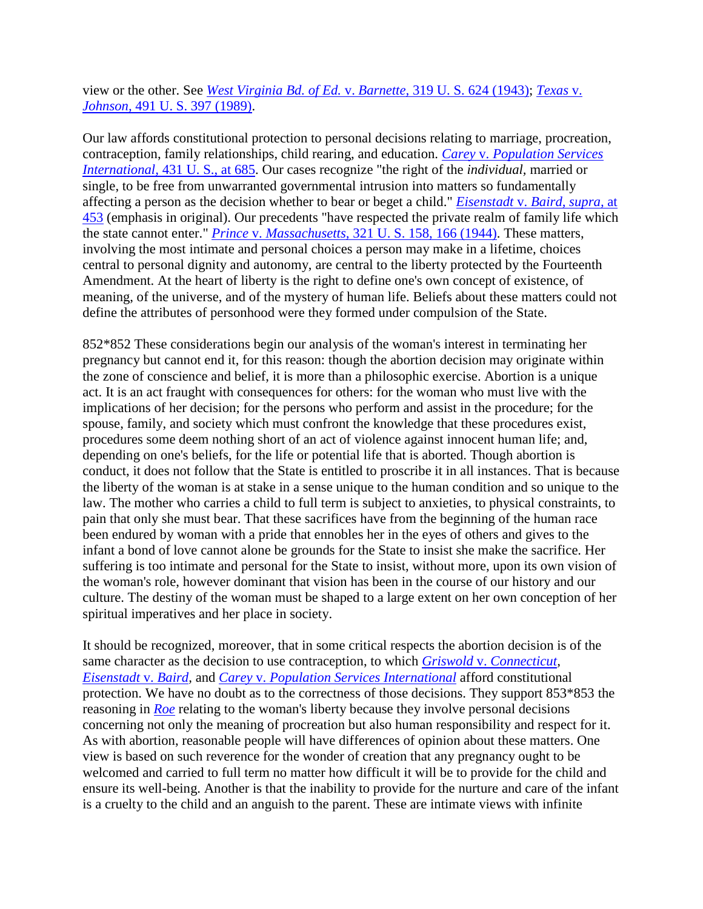view or the other. See *West Virginia Bd. of Ed.* v. *Barnette,* 319 U. S. 624 (1943); *Texas* v. *Johnson,* 491 U. S. 397 (1989).

Our law affords constitutional protection to personal decisions relating to marriage, procreation, contraception, family relationships, child rearing, and education. *Carey* v. *Population Services International,* 431 U. S., at 685. Our cases recognize "the right of the *individual,* married or single, to be free from unwarranted governmental intrusion into matters so fundamentally affecting a person as the decision whether to bear or beget a child." *Eisenstadt* v. *Baird, supra,* at 453 (emphasis in original). Our precedents "have respected the private realm of family life which the state cannot enter." *Prince* v. *Massachusetts,* 321 U. S. 158, 166 (1944). These matters, involving the most intimate and personal choices a person may make in a lifetime, choices central to personal dignity and autonomy, are central to the liberty protected by the Fourteenth Amendment. At the heart of liberty is the right to define one's own concept of existence, of meaning, of the universe, and of the mystery of human life. Beliefs about these matters could not define the attributes of personhood were they formed under compulsion of the State.

852*852 These considerations begin our analysis of the woman's interest in terminating her pregnancy but cannot end it, for this reason: though the abortion decision may originate within the zone of conscience and belief, it is more than a philosophic exercise. Abortion is a unique act. It is an act fraught with consequences for others: for the woman who must live with the implications of her decision; for the persons who perform and assist in the procedure; for the spouse, family, and society which must confront the knowledge that these procedures exist, procedures some deem nothing short of an act of violence against innocent human life; and, depending on one's beliefs, for the life or potential life that is aborted. Though abortion is conduct, it does not follow that the State is entitled to proscribe it in all instances. That is because the liberty of the woman is at stake in a sense unique to the human condition and so unique to the law. The mother who carries a child to full term is subject to anxieties, to physical constraints, to pain that only she must bear. That these sacrifices have from the beginning of the human race been endured by woman with a pride that ennobles her in the eyes of others and gives to the infant a bond of love cannot alone be grounds for the State to insist she make the sacrifice. Her suffering is too intimate and personal for the State to insist, without more, upon its own vision of the woman's role, however dominant that vision has been in the course of our history and our culture. The destiny of the woman must be shaped to a large extent on her own conception of her spiritual imperatives and her place in society.

It should be recognized, moreover, that in some critical respects the abortion decision is of the same character as the decision to use contraception, to which *Griswold* v. *Connecticut*, *Eisenstadt* v. *Baird,* and *Carey* v. *Population Services International* afford constitutional protection. We have no doubt as to the correctness of those decisions. They support 853*853 the reasoning in *Roe* relating to the woman's liberty because they involve personal decisions concerning not only the meaning of procreation but also human responsibility and respect for it. As with abortion, reasonable people will have differences of opinion about these matters. One view is based on such reverence for the wonder of creation that any pregnancy ought to be welcomed and carried to full term no matter how difficult it will be to provide for the child and ensure its well-being. Another is that the inability to provide for the nurture and care of the infant is a cruelty to the child and an anguish to the parent. These are intimate views with infinite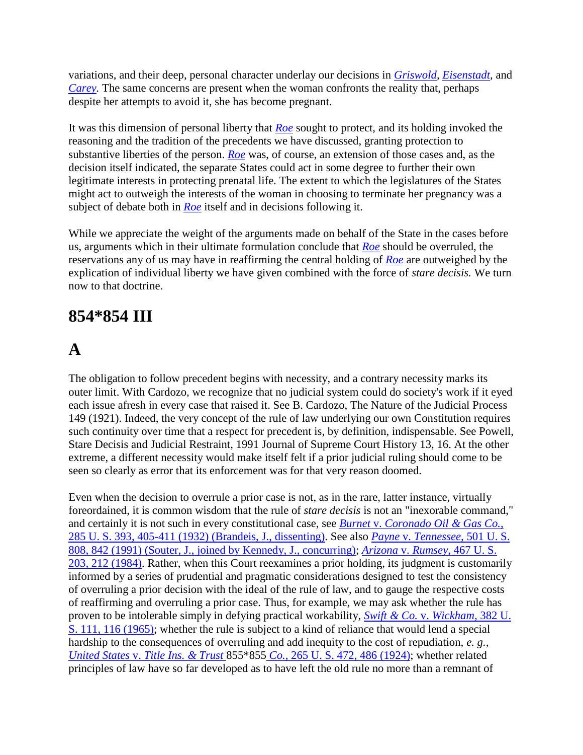variations, and their deep, personal character underlay our decisions in *Griswold*, *Eisenstadt*, and *Carey*. The same concerns are present when the woman confronts the reality that, perhaps despite her attempts to avoid it, she has become pregnant.

It was this dimension of personal liberty that *Roe* sought to protect, and its holding invoked the reasoning and the tradition of the precedents we have discussed, granting protection to substantive liberties of the person. *Roe* was, of course, an extension of those cases and, as the decision itself indicated, the separate States could act in some degree to further their own legitimate interests in protecting prenatal life. The extent to which the legislatures of the States might act to outweigh the interests of the woman in choosing to terminate her pregnancy was a subject of debate both in *Roe* itself and in decisions following it.

While we appreciate the weight of the arguments made on behalf of the State in the cases before us, arguments which in their ultimate formulation conclude that *Roe* should be overruled, the reservations any of us may have in reaffirming the central holding of *Roe* are outweighed by the explication of individual liberty we have given combined with the force of *stare decisis*. We turn now to that doctrine.

# 854*854 III

# A

The obligation to follow precedent begins with necessity, and a contrary necessity marks its outer limit. With Cardozo, we recognize that no judicial system could do society's work if it eyed each issue afresh in every case that raised it. See B. Cardozo, The Nature of the Judicial Process 149 (1921). Indeed, the very concept of the rule of law underlying our own Constitution requires such continuity over time that a respect for precedent is, by definition, indispensable. See Powell, Stare Decisis and Judicial Restraint, 1991 Journal of Supreme Court History 13, 16. At the other extreme, a different necessity would make itself felt if a prior judicial ruling should come to be seen so clearly as error that its enforcement was for that very reason doomed.

Even when the decision to overrule a prior case is not, as in the rare, latter instance, virtually foreordained, it is common wisdom that the rule of *stare decisis* is not an "inexorable command," and certainly it is not such in every constitutional case, see *Burnet* v. *Coronado Oil & Gas Co.,* 285 U. S. 393, 405-411 (1932) (Brandeis, J., dissenting). See also *Payne* v. *Tennessee,* 501 U. S. 808, 842 (1991) (Souter, J., joined by Kennedy, J., concurring); *Arizona* v. *Rumsey,* 467 U. S. 203, 212 (1984). Rather, when this Court reexamines a prior holding, its judgment is customarily informed by a series of prudential and pragmatic considerations designed to test the consistency of overruling a prior decision with the ideal of the rule of law, and to gauge the respective costs of reaffirming and overruling a prior case. Thus, for example, we may ask whether the rule has proven to be intolerable simply in defying practical workability, *Swift & Co.* v. *Wickham,* 382 U. S. 111, 116 (1965); whether the rule is subject to a kind of reliance that would lend a special hardship to the consequences of overruling and add inequity to the cost of repudiation, *e. g., United States* v. *Title Ins. & Trust* 855*855 *Co.,* 265 U. S. 472, 486 (1924); whether related principles of law have so far developed as to have left the old rule no more than a remnant of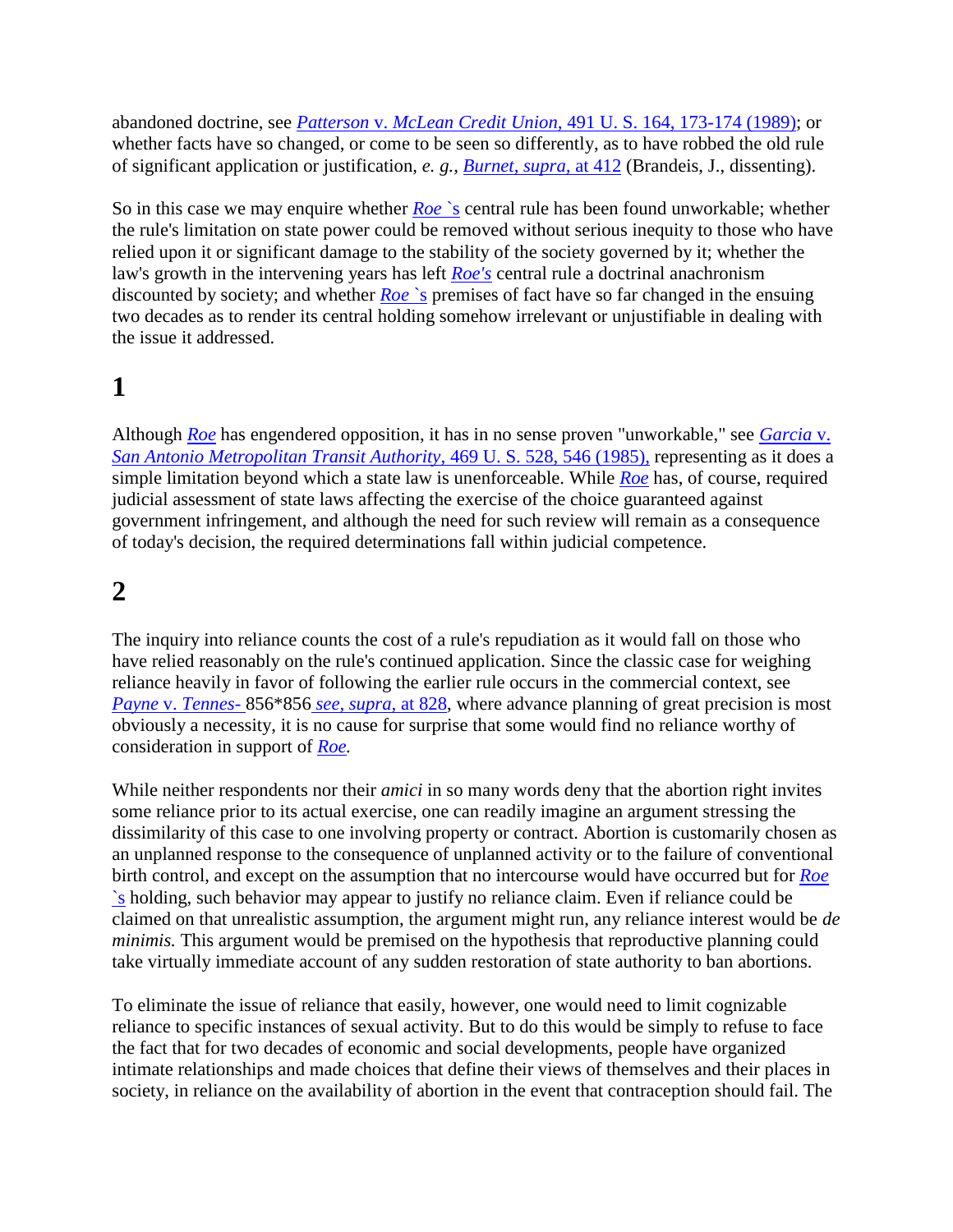abandoned doctrine, see *Patterson* v. *McLean Credit Union,* 491 U. S. 164, 173-174 (1989); or whether facts have so changed, or come to be seen so differently, as to have robbed the old rule of significant application or justification, *e. g., Burnet, supra,* at 412 (Brandeis, J., dissenting).

So in this case we may enquire whether *Roe* `s central rule has been found unworkable; whether the rule's limitation on state power could be removed without serious inequity to those who have relied upon it or significant damage to the stability of the society governed by it; whether the law's growth in the intervening years has left *Roe's* central rule a doctrinal anachronism discounted by society; and whether *Roe* `s premises of fact have so far changed in the ensuing two decades as to render its central holding somehow irrelevant or unjustifiable in dealing with the issue it addressed.

# 1

Although *Roe* has engendered opposition, it has in no sense proven "unworkable," see *Garcia* v. *San Antonio Metropolitan Transit Authority,* 469 U. S. 528, 546 (1985), representing as it does a simple limitation beyond which a state law is unenforceable. While *Roe* has, of course, required judicial assessment of state laws affecting the exercise of the choice guaranteed against government infringement, and although the need for such review will remain as a consequence of today's decision, the required determinations fall within judicial competence.

# 2

The inquiry into reliance counts the cost of a rule's repudiation as it would fall on those who have relied reasonably on the rule's continued application. Since the classic case for weighing reliance heavily in favor of following the earlier rule occurs in the commercial context, see *Payne* v. *Tennes-* 856*856 *see, supra,* at 828, where advance planning of great precision is most obviously a necessity, it is no cause for surprise that some would find no reliance worthy of consideration in support of *Roe.*

While neither respondents nor their *amici* in so many words deny that the abortion right invites some reliance prior to its actual exercise, one can readily imagine an argument stressing the dissimilarity of this case to one involving property or contract. Abortion is customarily chosen as an unplanned response to the consequence of unplanned activity or to the failure of conventional birth control, and except on the assumption that no intercourse would have occurred but for *Roe* `s holding, such behavior may appear to justify no reliance claim. Even if reliance could be claimed on that unrealistic assumption, the argument might run, any reliance interest would be *de minimis.* This argument would be premised on the hypothesis that reproductive planning could take virtually immediate account of any sudden restoration of state authority to ban abortions.

To eliminate the issue of reliance that easily, however, one would need to limit cognizable reliance to specific instances of sexual activity. But to do this would be simply to refuse to face the fact that for two decades of economic and social developments, people have organized intimate relationships and made choices that define their views of themselves and their places in society, in reliance on the availability of abortion in the event that contraception should fail. The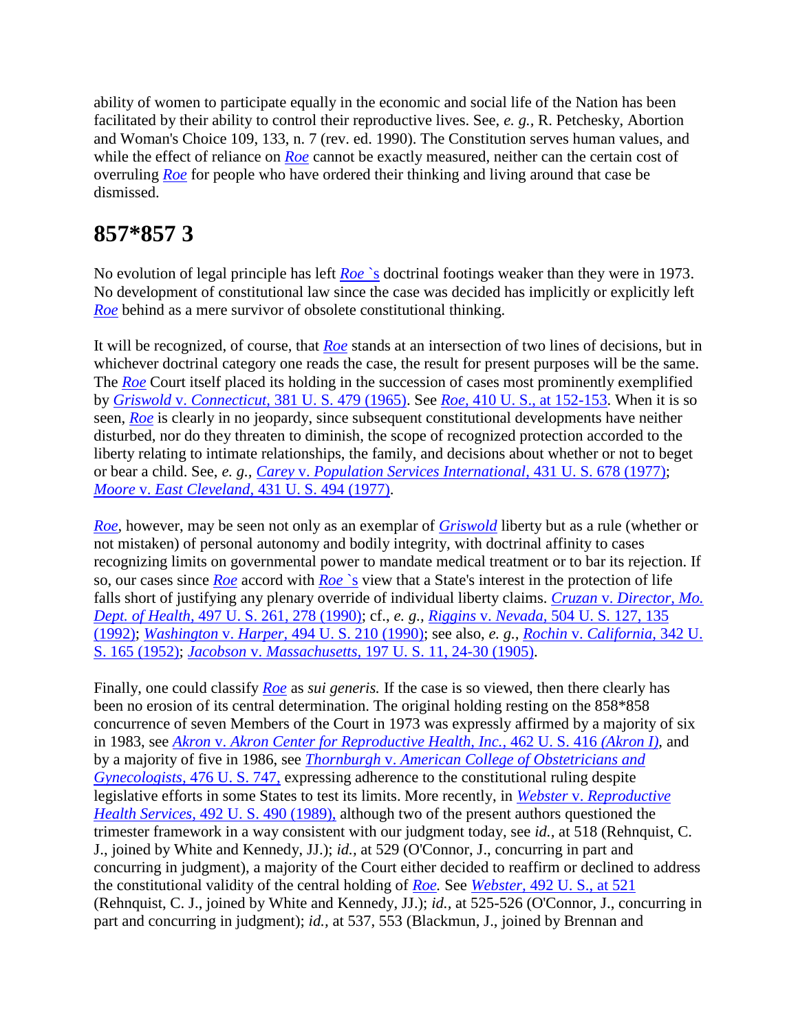ability of women to participate equally in the economic and social life of the Nation has been facilitated by their ability to control their reproductive lives. See, *e. g.,* R. Petchesky, Abortion and Woman's Choice 109, 133, n. 7 (rev. ed. 1990). The Constitution serves human values, and while the effect of reliance on *Roe* cannot be exactly measured, neither can the certain cost of overruling *Roe* for people who have ordered their thinking and living around that case be dismissed.

## 857*857 3

No evolution of legal principle has left *Roe* `s doctrinal footings weaker than they were in 1973. No development of constitutional law since the case was decided has implicitly or explicitly left *Roe* behind as a mere survivor of obsolete constitutional thinking.

It will be recognized, of course, that *Roe* stands at an intersection of two lines of decisions, but in whichever doctrinal category one reads the case, the result for present purposes will be the same. The *Roe* Court itself placed its holding in the succession of cases most prominently exemplified by *Griswold* v. *Connecticut,* 381 U. S. 479 (1965). See *Roe,* 410 U. S., at 152-153. When it is so seen, *Roe* is clearly in no jeopardy, since subsequent constitutional developments have neither disturbed, nor do they threaten to diminish, the scope of recognized protection accorded to the liberty relating to intimate relationships, the family, and decisions about whether or not to beget or bear a child. See, *e. g., Carey* v. *Population Services International,* 431 U. S. 678 (1977); *Moore* v. *East Cleveland,* 431 U. S. 494 (1977).

*Roe*, however, may be seen not only as an exemplar of *Griswold* liberty but as a rule (whether or not mistaken) of personal autonomy and bodily integrity, with doctrinal affinity to cases recognizing limits on governmental power to mandate medical treatment or to bar its rejection. If so, our cases since *Roe* accord with *Roe* `s view that a State's interest in the protection of life falls short of justifying any plenary override of individual liberty claims. *Cruzan* v. *Director, Mo. Dept. of Health,* 497 U. S. 261, 278 (1990); cf., *e. g., Riggins* v. *Nevada,* 504 U. S. 127, 135 (1992); *Washington* v. *Harper,* 494 U. S. 210 (1990); see also, *e. g., Rochin* v. *California,* 342 U. S. 165 (1952); *Jacobson* v. *Massachusetts,* 197 U. S. 11, 24-30 (1905).

Finally, one could classify *Roe* as *sui generis.* If the case is so viewed, then there clearly has been no erosion of its central determination. The original holding resting on the 858*858 concurrence of seven Members of the Court in 1973 was expressly affirmed by a majority of six in 1983, see *Akron* v. *Akron Center for Reproductive Health, Inc.,* 462 U. S. 416 *(Akron I),* and by a majority of five in 1986, see *Thornburgh* v. *American College of Obstetricians and Gynecologists,* 476 U. S. 747, expressing adherence to the constitutional ruling despite legislative efforts in some States to test its limits. More recently, in *Webster* v. *Reproductive Health Services,* 492 U. S. 490 (1989), although two of the present authors questioned the trimester framework in a way consistent with our judgment today, see *id.,* at 518 (Rehnquist, C. J., joined by White and Kennedy, JJ.); *id.,* at 529 (O'Connor, J., concurring in part and concurring in judgment), a majority of the Court either decided to reaffirm or declined to address the constitutional validity of the central holding of *Roe.* See *Webster,* 492 U. S., at 521 (Rehnquist, C. J., joined by White and Kennedy, JJ.); *id.,* at 525-526 (O'Connor, J., concurring in part and concurring in judgment); *id.,* at 537, 553 (Blackmun, J., joined by Brennan and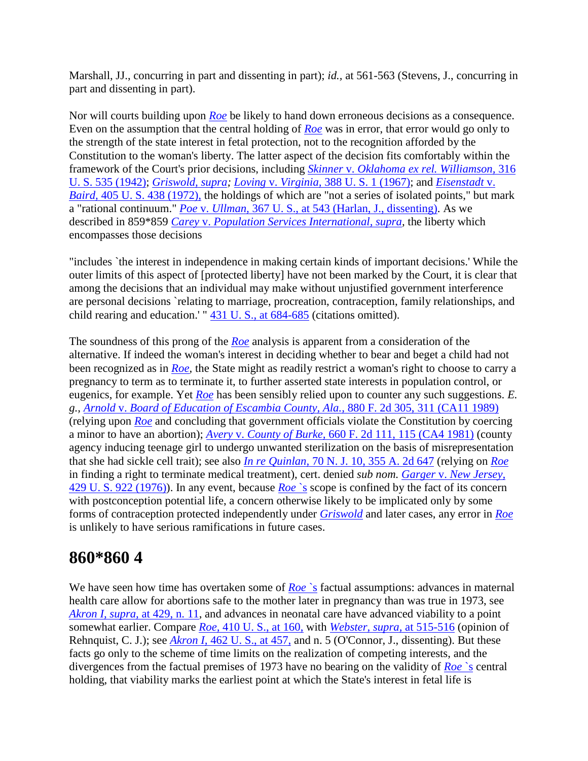Marshall, JJ., concurring in part and dissenting in part); *id.,* at 561-563 (Stevens, J., concurring in part and dissenting in part).

Nor will courts building upon *Roe* be likely to hand down erroneous decisions as a consequence. Even on the assumption that the central holding of *Roe* was in error, that error would go only to the strength of the state interest in fetal protection, not to the recognition afforded by the Constitution to the woman's liberty. The latter aspect of the decision fits comfortably within the framework of the Court's prior decisions, including *Skinner* v. *Oklahoma ex rel. Williamson,* 316 U. S. 535 (1942); *Griswold, supra; Loving* v. *Virginia,* 388 U. S. 1 (1967); and *Eisenstadt* v. *Baird,* 405 U. S. 438 (1972), the holdings of which are "not a series of isolated points," but mark a "rational continuum." *Poe* v. *Ullman,* 367 U. S., at 543 (Harlan, J., dissenting). As we described in 859*859 *Carey* v. *Population Services International, supra,* the liberty which encompasses those decisions

"includes `the interest in independence in making certain kinds of important decisions.' While the outer limits of this aspect of [protected liberty] have not been marked by the Court, it is clear that among the decisions that an individual may make without unjustified government interference are personal decisions `relating to marriage, procreation, contraception, family relationships, and child rearing and education.' " 431 U. S., at 684-685 (citations omitted).

The soundness of this prong of the *Roe* analysis is apparent from a consideration of the alternative. If indeed the woman's interest in deciding whether to bear and beget a child had not been recognized as in *Roe,* the State might as readily restrict a woman's right to choose to carry a pregnancy to term as to terminate it, to further asserted state interests in population control, or eugenics, for example. Yet *Roe* has been sensibly relied upon to counter any such suggestions. *E. g., Arnold* v. *Board of Education of Escambia County, Ala.,* 880 F. 2d 305, 311 (CA11 1989) (relying upon *Roe* and concluding that government officials violate the Constitution by coercing a minor to have an abortion); *Avery* v. *County of Burke,* 660 F. 2d 111, 115 (CA4 1981) (county agency inducing teenage girl to undergo unwanted sterilization on the basis of misrepresentation that she had sickle cell trait); see also *In re Quinlan,* 70 N. J. 10, 355 A. 2d 647 (relying on *Roe* in finding a right to terminate medical treatment), cert. denied *sub nom. Garger* v. *New Jersey,* 429 U. S. 922 (1976)). In any event, because *Roe* `s scope is confined by the fact of its concern with postconception potential life, a concern otherwise likely to be implicated only by some forms of contraception protected independently under *Griswold* and later cases, any error in *Roe* is unlikely to have serious ramifications in future cases.

## 860*860 4

We have seen how time has overtaken some of *Roe* `s factual assumptions: advances in maternal health care allow for abortions safe to the mother later in pregnancy than was true in 1973, see *Akron I, supra,* at 429, n. 11, and advances in neonatal care have advanced viability to a point somewhat earlier. Compare *Roe,* 410 U. S., at 160, with *Webster, supra,* at 515-516 (opinion of Rehnquist, C. J.); see *Akron I,* 462 U. S., at 457, and n. 5 (O'Connor, J., dissenting). But these facts go only to the scheme of time limits on the realization of competing interests, and the divergences from the factual premises of 1973 have no bearing on the validity of *Roe* `s central holding, that viability marks the earliest point at which the State's interest in fetal life is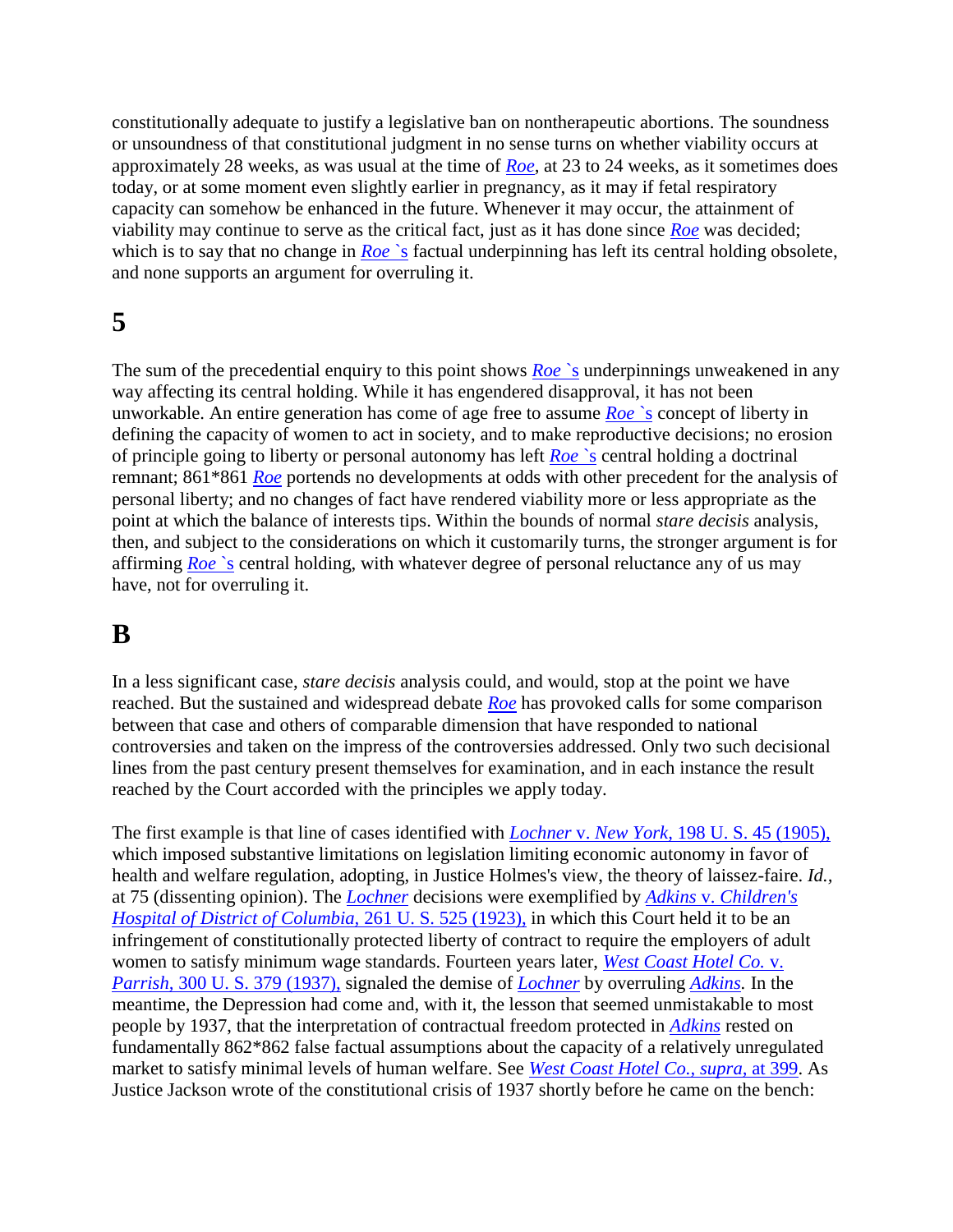constitutionally adequate to justify a legislative ban on nontherapeutic abortions. The soundness or unsoundness of that constitutional judgment in no sense turns on whether viability occurs at approximately 28 weeks, as was usual at the time of *Roe*, at 23 to 24 weeks, as it sometimes does today, or at some moment even slightly earlier in pregnancy, as it may if fetal respiratory capacity can somehow be enhanced in the future. Whenever it may occur, the attainment of viability may continue to serve as the critical fact, just as it has done since *Roe* was decided; which is to say that no change in *Roe* `s factual underpinning has left its central holding obsolete, and none supports an argument for overruling it.

## 5

The sum of the precedential enquiry to this point shows *Roe* `s underpinnings unweakened in any way affecting its central holding. While it has engendered disapproval, it has not been unworkable. An entire generation has come of age free to assume *Roe* `s concept of liberty in defining the capacity of women to act in society, and to make reproductive decisions; no erosion of principle going to liberty or personal autonomy has left *Roe* `s central holding a doctrinal remnant; 861*861 *Roe* portends no developments at odds with other precedent for the analysis of personal liberty; and no changes of fact have rendered viability more or less appropriate as the point at which the balance of interests tips. Within the bounds of normal *stare decisis* analysis, then, and subject to the considerations on which it customarily turns, the stronger argument is for affirming *Roe* `s central holding, with whatever degree of personal reluctance any of us may have, not for overruling it.

## B

In a less significant case, *stare decisis* analysis could, and would, stop at the point we have reached. But the sustained and widespread debate *Roe* has provoked calls for some comparison between that case and others of comparable dimension that have responded to national controversies and taken on the impress of the controversies addressed. Only two such decisional lines from the past century present themselves for examination, and in each instance the result reached by the Court accorded with the principles we apply today.

The first example is that line of cases identified with *Lochner* v. *New York*, 198 U. S. 45 (1905), which imposed substantive limitations on legislation limiting economic autonomy in favor of health and welfare regulation, adopting, in Justice Holmes's view, the theory of laissez-faire. *Id.*, at 75 (dissenting opinion). The *Lochner* decisions were exemplified by *Adkins* v. *Children's Hospital of District of Columbia*, 261 U. S. 525 (1923), in which this Court held it to be an infringement of constitutionally protected liberty of contract to require the employers of adult women to satisfy minimum wage standards. Fourteen years later, *West Coast Hotel Co.* v. *Parrish*, 300 U. S. 379 (1937), signaled the demise of *Lochner* by overruling *Adkins*. In the meantime, the Depression had come and, with it, the lesson that seemed unmistakable to most people by 1937, that the interpretation of contractual freedom protected in *Adkins* rested on fundamentally 862*862 false factual assumptions about the capacity of a relatively unregulated market to satisfy minimal levels of human welfare. See *West Coast Hotel Co., supra*, at 399. As Justice Jackson wrote of the constitutional crisis of 1937 shortly before he came on the bench: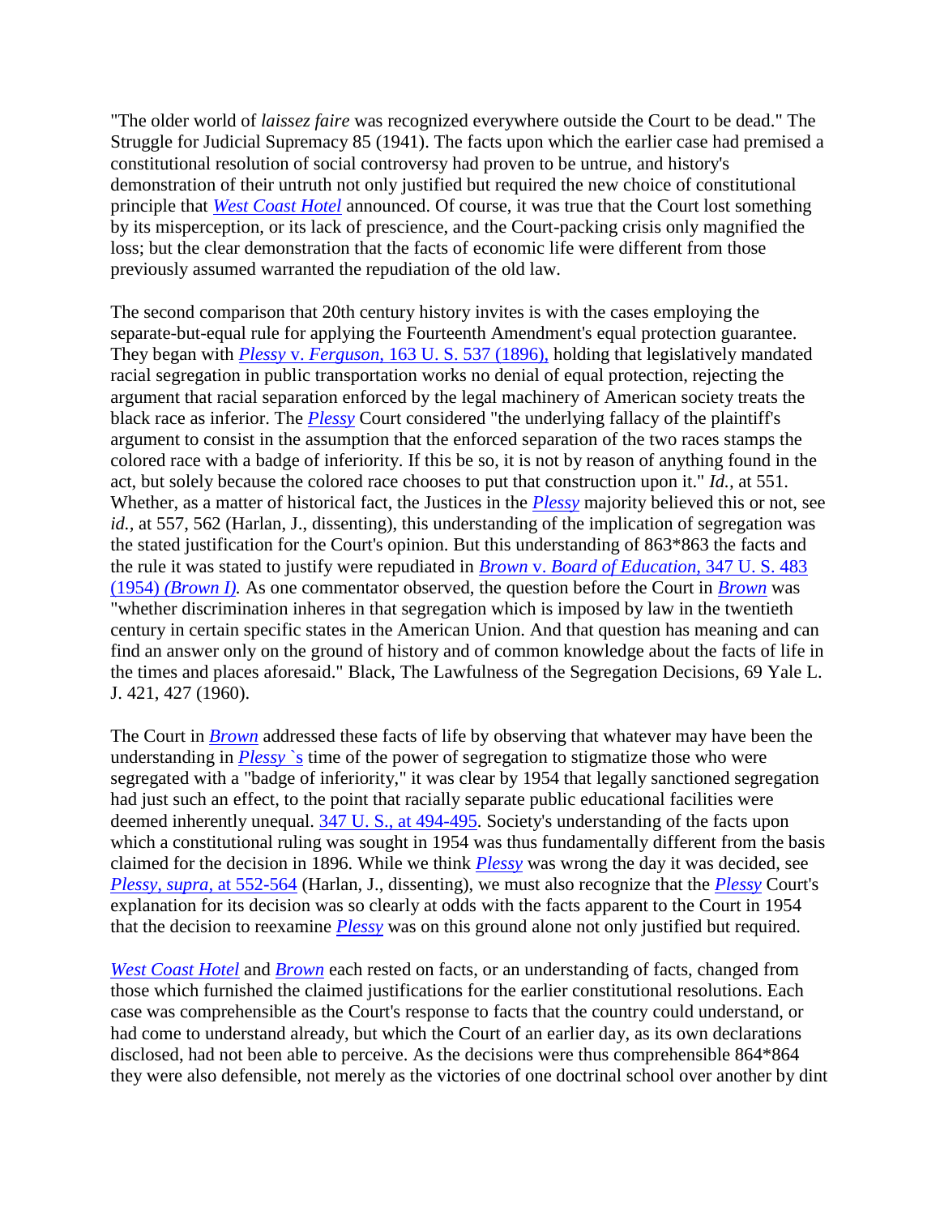"The older world of *laissez faire* was recognized everywhere outside the Court to be dead." The Struggle for Judicial Supremacy 85 (1941). The facts upon which the earlier case had premised a constitutional resolution of social controversy had proven to be untrue, and history's demonstration of their untruth not only justified but required the new choice of constitutional principle that *West Coast Hotel* announced. Of course, it was true that the Court lost something by its misperception, or its lack of prescience, and the Court-packing crisis only magnified the loss; but the clear demonstration that the facts of economic life were different from those previously assumed warranted the repudiation of the old law.

The second comparison that 20th century history invites is with the cases employing the separate-but-equal rule for applying the Fourteenth Amendment's equal protection guarantee. They began with *Plessy* v. *Ferguson,* 163 U. S. 537 (1896), holding that legislatively mandated racial segregation in public transportation works no denial of equal protection, rejecting the argument that racial separation enforced by the legal machinery of American society treats the black race as inferior. The *Plessy* Court considered "the underlying fallacy of the plaintiff's argument to consist in the assumption that the enforced separation of the two races stamps the colored race with a badge of inferiority. If this be so, it is not by reason of anything found in the act, but solely because the colored race chooses to put that construction upon it." *Id.,* at 551. Whether, as a matter of historical fact, the Justices in the *Plessy* majority believed this or not, see *id.,* at 557, 562 (Harlan, J., dissenting), this understanding of the implication of segregation was the stated justification for the Court's opinion. But this understanding of 863*863 the facts and the rule it was stated to justify were repudiated in *Brown* v. *Board of Education,* 347 U. S. 483 (1954) *(Brown I).* As one commentator observed, the question before the Court in *Brown* was "whether discrimination inheres in that segregation which is imposed by law in the twentieth century in certain specific states in the American Union. And that question has meaning and can find an answer only on the ground of history and of common knowledge about the facts of life in the times and places aforesaid." Black, The Lawfulness of the Segregation Decisions, 69 Yale L. J. 421, 427 (1960).

The Court in *Brown* addressed these facts of life by observing that whatever may have been the understanding in *Plessy* `s time of the power of segregation to stigmatize those who were segregated with a "badge of inferiority," it was clear by 1954 that legally sanctioned segregation had just such an effect, to the point that racially separate public educational facilities were deemed inherently unequal. 347 U. S., at 494-495. Society's understanding of the facts upon which a constitutional ruling was sought in 1954 was thus fundamentally different from the basis claimed for the decision in 1896. While we think *Plessy* was wrong the day it was decided, see *Plessy, supra,* at 552-564 (Harlan, J., dissenting), we must also recognize that the *Plessy* Court's explanation for its decision was so clearly at odds with the facts apparent to the Court in 1954 that the decision to reexamine *Plessy* was on this ground alone not only justified but required.

*West Coast Hotel* and *Brown* each rested on facts, or an understanding of facts, changed from those which furnished the claimed justifications for the earlier constitutional resolutions. Each case was comprehensible as the Court's response to facts that the country could understand, or had come to understand already, but which the Court of an earlier day, as its own declarations disclosed, had not been able to perceive. As the decisions were thus comprehensible 864*864 they were also defensible, not merely as the victories of one doctrinal school over another by dint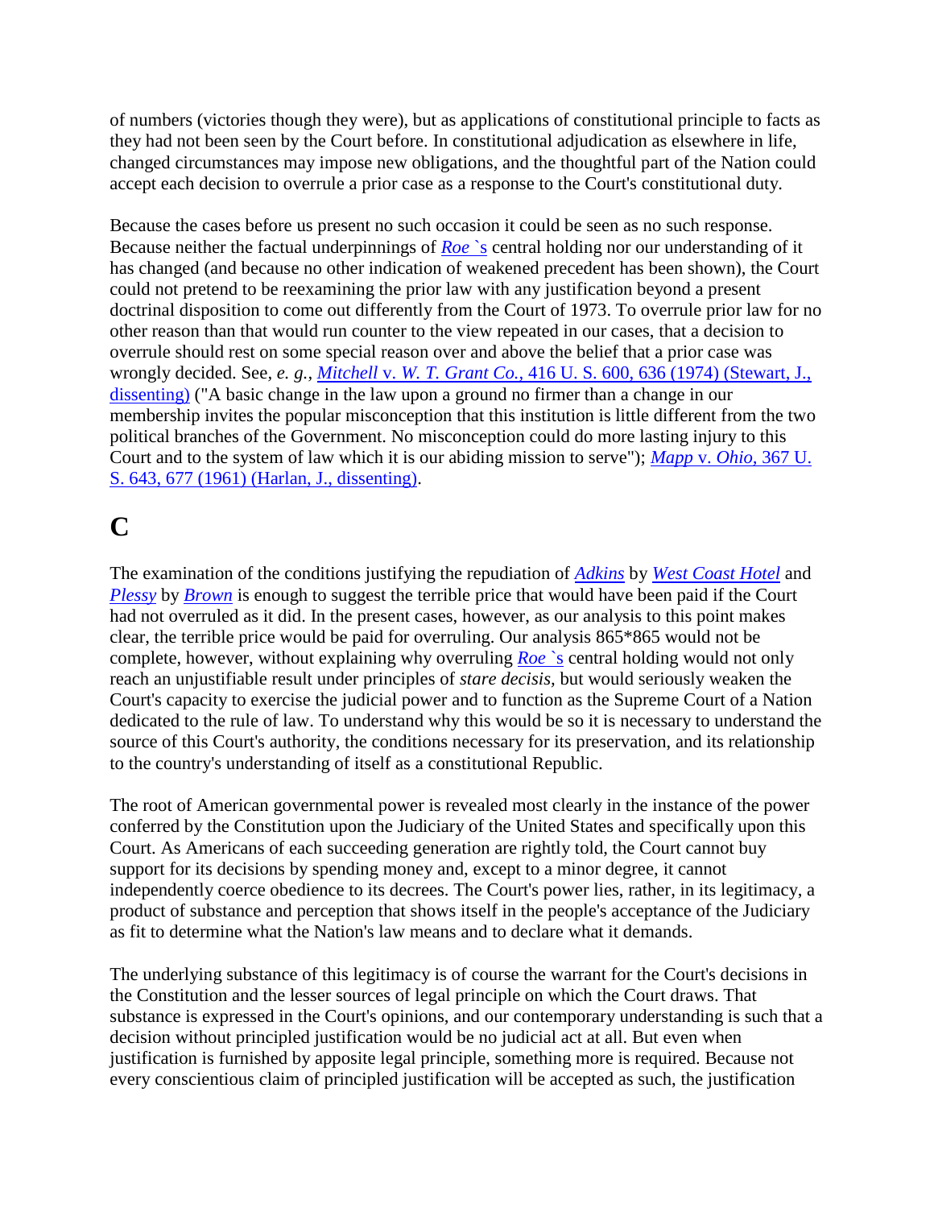of numbers (victories though they were), but as applications of constitutional principle to facts as they had not been seen by the Court before. In constitutional adjudication as elsewhere in life, changed circumstances may impose new obligations, and the thoughtful part of the Nation could accept each decision to overrule a prior case as a response to the Court's constitutional duty.

Because the cases before us present no such occasion it could be seen as no such response. Because neither the factual underpinnings of *Roe* `s central holding nor our understanding of it has changed (and because no other indication of weakened precedent has been shown), the Court could not pretend to be reexamining the prior law with any justification beyond a present doctrinal disposition to come out differently from the Court of 1973. To overrule prior law for no other reason than that would run counter to the view repeated in our cases, that a decision to overrule should rest on some special reason over and above the belief that a prior case was wrongly decided. See, *e. g.*, *Mitchell* v. *W. T. Grant Co.*, 416 U. S. 600, 636 (1974) (Stewart, J., dissenting) ("A basic change in the law upon a ground no firmer than a change in our membership invites the popular misconception that this institution is little different from the two political branches of the Government. No misconception could do more lasting injury to this Court and to the system of law which it is our abiding mission to serve"); *Mapp* v. *Ohio*, 367 U. S. 643, 677 (1961) (Harlan, J., dissenting).

## C

The examination of the conditions justifying the repudiation of *Adkins* by *West Coast Hotel* and *Plessy* by *Brown* is enough to suggest the terrible price that would have been paid if the Court had not overruled as it did. In the present cases, however, as our analysis to this point makes clear, the terrible price would be paid for overruling. Our analysis 865*865 would not be complete, however, without explaining why overruling *Roe* `s central holding would not only reach an unjustifiable result under principles of *stare decisis*, but would seriously weaken the Court's capacity to exercise the judicial power and to function as the Supreme Court of a Nation dedicated to the rule of law. To understand why this would be so it is necessary to understand the source of this Court's authority, the conditions necessary for its preservation, and its relationship to the country's understanding of itself as a constitutional Republic.

The root of American governmental power is revealed most clearly in the instance of the power conferred by the Constitution upon the Judiciary of the United States and specifically upon this Court. As Americans of each succeeding generation are rightly told, the Court cannot buy support for its decisions by spending money and, except to a minor degree, it cannot independently coerce obedience to its decrees. The Court's power lies, rather, in its legitimacy, a product of substance and perception that shows itself in the people's acceptance of the Judiciary as fit to determine what the Nation's law means and to declare what it demands.

The underlying substance of this legitimacy is of course the warrant for the Court's decisions in the Constitution and the lesser sources of legal principle on which the Court draws. That substance is expressed in the Court's opinions, and our contemporary understanding is such that a decision without principled justification would be no judicial act at all. But even when justification is furnished by apposite legal principle, something more is required. Because not every conscientious claim of principled justification will be accepted as such, the justification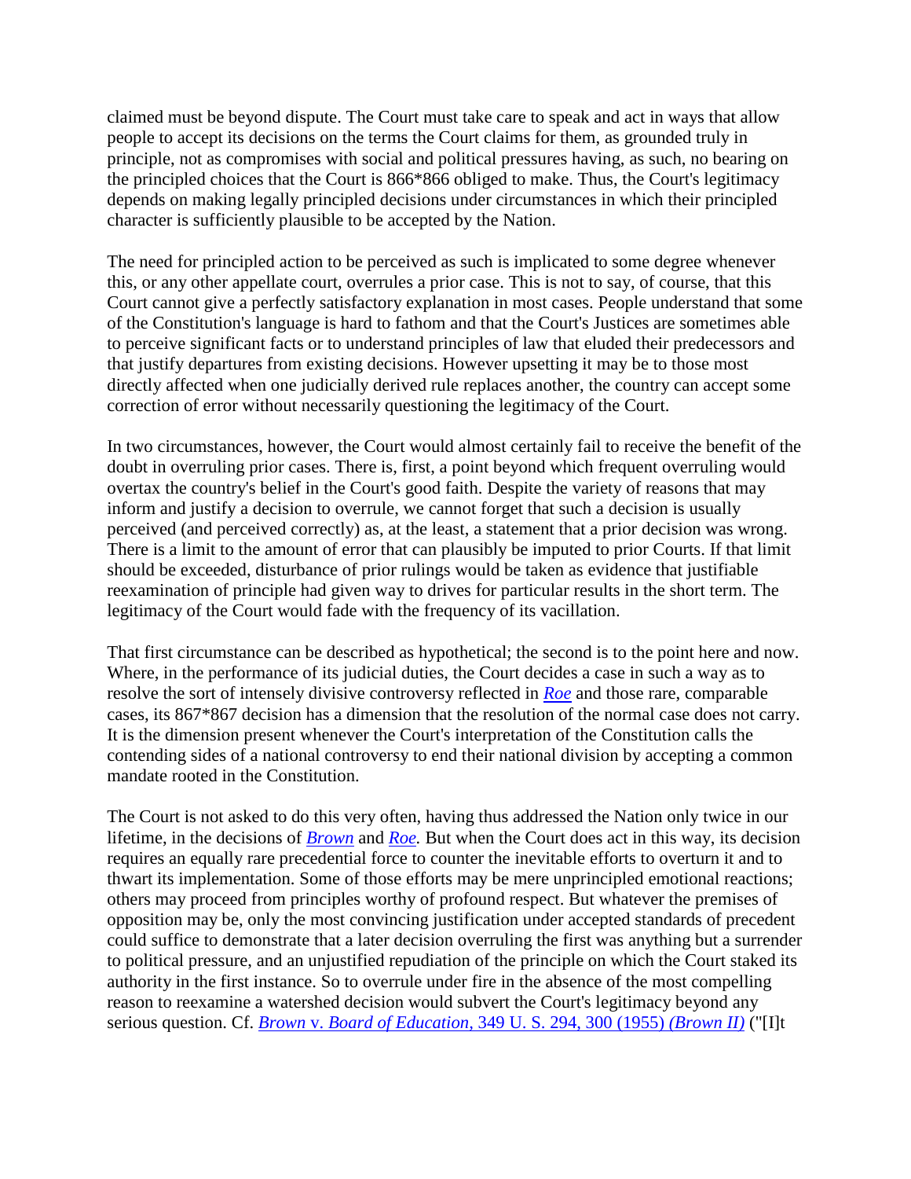claimed must be beyond dispute. The Court must take care to speak and act in ways that allow people to accept its decisions on the terms the Court claims for them, as grounded truly in principle, not as compromises with social and political pressures having, as such, no bearing on the principled choices that the Court is 866*866 obliged to make. Thus, the Court's legitimacy depends on making legally principled decisions under circumstances in which their principled character is sufficiently plausible to be accepted by the Nation.

The need for principled action to be perceived as such is implicated to some degree whenever this, or any other appellate court, overrules a prior case. This is not to say, of course, that this Court cannot give a perfectly satisfactory explanation in most cases. People understand that some of the Constitution's language is hard to fathom and that the Court's Justices are sometimes able to perceive significant facts or to understand principles of law that eluded their predecessors and that justify departures from existing decisions. However upsetting it may be to those most directly affected when one judicially derived rule replaces another, the country can accept some correction of error without necessarily questioning the legitimacy of the Court.

In two circumstances, however, the Court would almost certainly fail to receive the benefit of the doubt in overruling prior cases. There is, first, a point beyond which frequent overruling would overtax the country's belief in the Court's good faith. Despite the variety of reasons that may inform and justify a decision to overrule, we cannot forget that such a decision is usually perceived (and perceived correctly) as, at the least, a statement that a prior decision was wrong. There is a limit to the amount of error that can plausibly be imputed to prior Courts. If that limit should be exceeded, disturbance of prior rulings would be taken as evidence that justifiable reexamination of principle had given way to drives for particular results in the short term. The legitimacy of the Court would fade with the frequency of its vacillation.

That first circumstance can be described as hypothetical; the second is to the point here and now. Where, in the performance of its judicial duties, the Court decides a case in such a way as to resolve the sort of intensely divisive controversy reflected in *Roe* and those rare, comparable cases, its 867*867 decision has a dimension that the resolution of the normal case does not carry. It is the dimension present whenever the Court's interpretation of the Constitution calls the contending sides of a national controversy to end their national division by accepting a common mandate rooted in the Constitution.

The Court is not asked to do this very often, having thus addressed the Nation only twice in our lifetime, in the decisions of *Brown* and *Roe.* But when the Court does act in this way, its decision requires an equally rare precedential force to counter the inevitable efforts to overturn it and to thwart its implementation. Some of those efforts may be mere unprincipled emotional reactions; others may proceed from principles worthy of profound respect. But whatever the premises of opposition may be, only the most convincing justification under accepted standards of precedent could suffice to demonstrate that a later decision overruling the first was anything but a surrender to political pressure, and an unjustified repudiation of the principle on which the Court staked its authority in the first instance. So to overrule under fire in the absence of the most compelling reason to reexamine a watershed decision would subvert the Court's legitimacy beyond any serious question. Cf. *Brown* v. *Board of Education,* 349 U. S. 294, 300 (1955) *(Brown II)* ("[I]t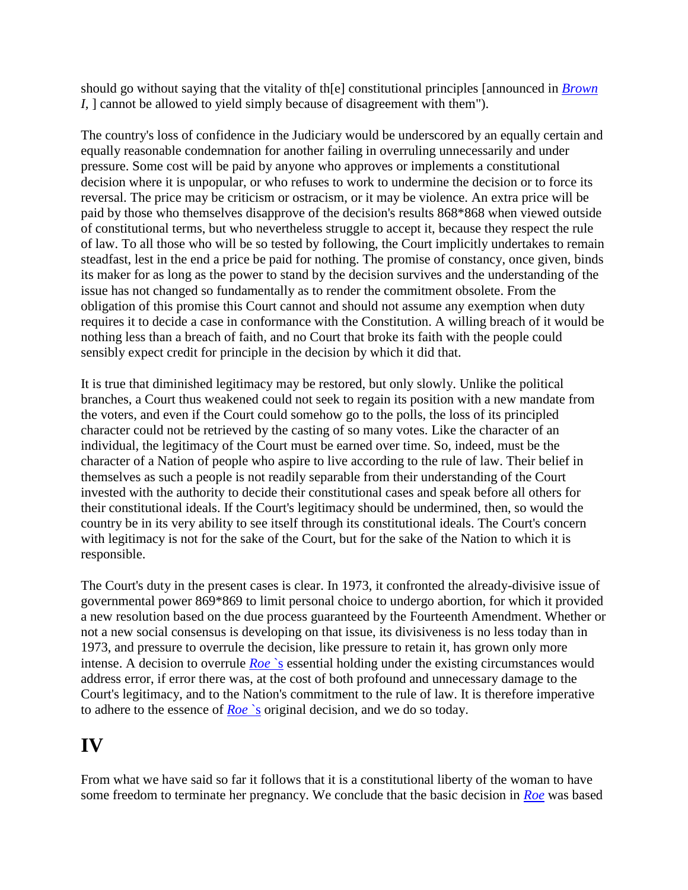should go without saying that the vitality of th[e] constitutional principles [announced in *Brown I*, ] cannot be allowed to yield simply because of disagreement with them").

The country's loss of confidence in the Judiciary would be underscored by an equally certain and equally reasonable condemnation for another failing in overruling unnecessarily and under pressure. Some cost will be paid by anyone who approves or implements a constitutional decision where it is unpopular, or who refuses to work to undermine the decision or to force its reversal. The price may be criticism or ostracism, or it may be violence. An extra price will be paid by those who themselves disapprove of the decision's results 868*868 when viewed outside of constitutional terms, but who nevertheless struggle to accept it, because they respect the rule of law. To all those who will be so tested by following, the Court implicitly undertakes to remain steadfast, lest in the end a price be paid for nothing. The promise of constancy, once given, binds its maker for as long as the power to stand by the decision survives and the understanding of the issue has not changed so fundamentally as to render the commitment obsolete. From the obligation of this promise this Court cannot and should not assume any exemption when duty requires it to decide a case in conformance with the Constitution. A willing breach of it would be nothing less than a breach of faith, and no Court that broke its faith with the people could sensibly expect credit for principle in the decision by which it did that.

It is true that diminished legitimacy may be restored, but only slowly. Unlike the political branches, a Court thus weakened could not seek to regain its position with a new mandate from the voters, and even if the Court could somehow go to the polls, the loss of its principled character could not be retrieved by the casting of so many votes. Like the character of an individual, the legitimacy of the Court must be earned over time. So, indeed, must be the character of a Nation of people who aspire to live according to the rule of law. Their belief in themselves as such a people is not readily separable from their understanding of the Court invested with the authority to decide their constitutional cases and speak before all others for their constitutional ideals. If the Court's legitimacy should be undermined, then, so would the country be in its very ability to see itself through its constitutional ideals. The Court's concern with legitimacy is not for the sake of the Court, but for the sake of the Nation to which it is responsible.

The Court's duty in the present cases is clear. In 1973, it confronted the already-divisive issue of governmental power 869*869 to limit personal choice to undergo abortion, for which it provided a new resolution based on the due process guaranteed by the Fourteenth Amendment. Whether or not a new social consensus is developing on that issue, its divisiveness is no less today than in 1973, and pressure to overrule the decision, like pressure to retain it, has grown only more intense. A decision to overrule *Roe* `s essential holding under the existing circumstances would address error, if error there was, at the cost of both profound and unnecessary damage to the Court's legitimacy, and to the Nation's commitment to the rule of law. It is therefore imperative to adhere to the essence of *Roe* `s original decision, and we do so today.

# IV

From what we have said so far it follows that it is a constitutional liberty of the woman to have some freedom to terminate her pregnancy. We conclude that the basic decision in *Roe* was based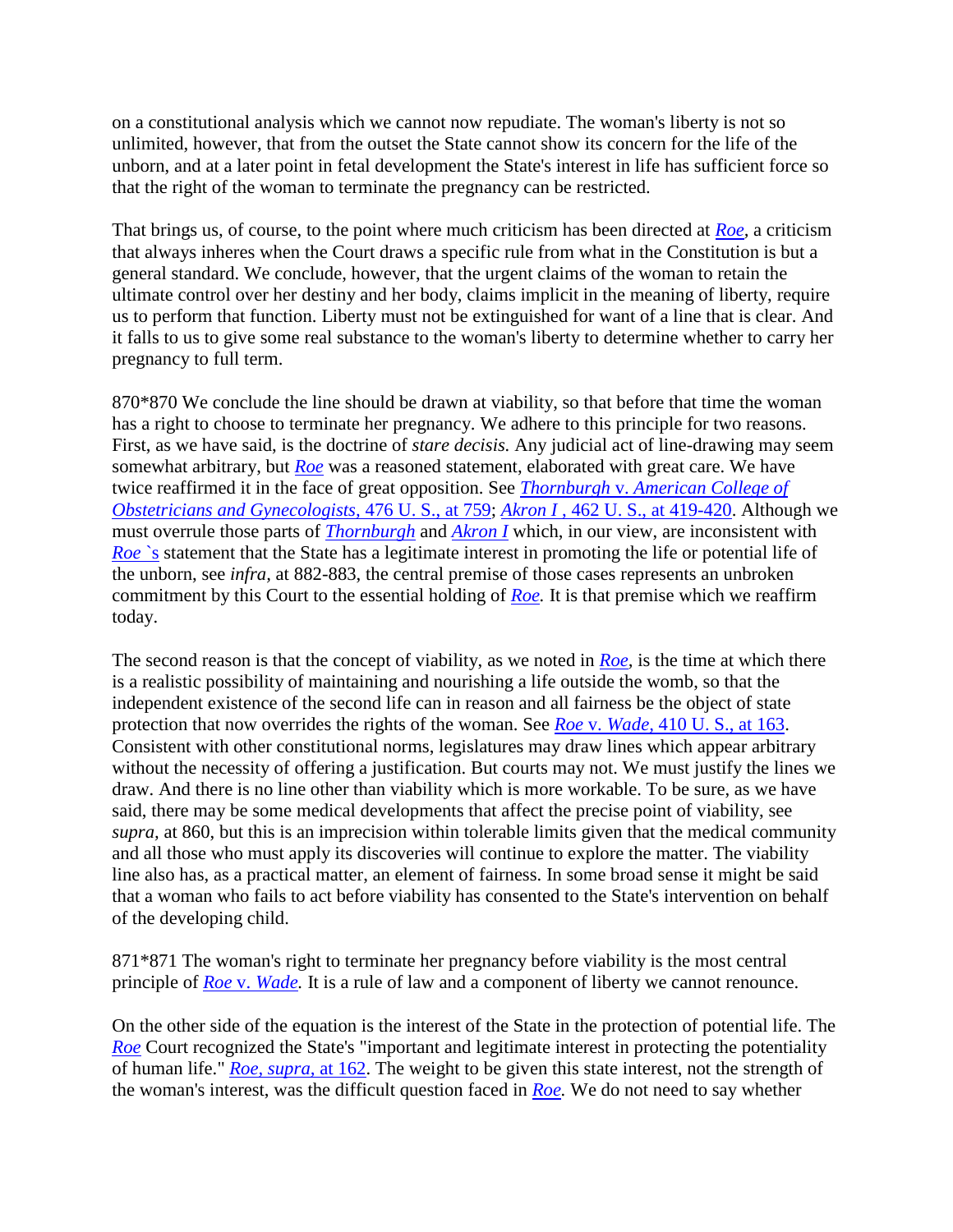on a constitutional analysis which we cannot now repudiate. The woman's liberty is not so unlimited, however, that from the outset the State cannot show its concern for the life of the unborn, and at a later point in fetal development the State's interest in life has sufficient force so that the right of the woman to terminate the pregnancy can be restricted.

That brings us, of course, to the point where much criticism has been directed at *Roe,* a criticism that always inheres when the Court draws a specific rule from what in the Constitution is but a general standard. We conclude, however, that the urgent claims of the woman to retain the ultimate control over her destiny and her body, claims implicit in the meaning of liberty, require us to perform that function. Liberty must not be extinguished for want of a line that is clear. And it falls to us to give some real substance to the woman's liberty to determine whether to carry her pregnancy to full term.

870*870 We conclude the line should be drawn at viability, so that before that time the woman has a right to choose to terminate her pregnancy. We adhere to this principle for two reasons. First, as we have said, is the doctrine of *stare decisis.* Any judicial act of line-drawing may seem somewhat arbitrary, but *Roe* was a reasoned statement, elaborated with great care. We have twice reaffirmed it in the face of great opposition. See *Thornburgh* v. *American College of Obstetricians and Gynecologists,* 476 U. S., at 759; *Akron I* , 462 U. S., at 419-420. Although we must overrule those parts of *Thornburgh* and *Akron I* which, in our view, are inconsistent with *Roe* `s statement that the State has a legitimate interest in promoting the life or potential life of the unborn, see *infra,* at 882-883, the central premise of those cases represents an unbroken commitment by this Court to the essential holding of *Roe.* It is that premise which we reaffirm today.

The second reason is that the concept of viability, as we noted in *Roe,* is the time at which there is a realistic possibility of maintaining and nourishing a life outside the womb, so that the independent existence of the second life can in reason and all fairness be the object of state protection that now overrides the rights of the woman. See *Roe* v. *Wade,* 410 U. S., at 163. Consistent with other constitutional norms, legislatures may draw lines which appear arbitrary without the necessity of offering a justification. But courts may not. We must justify the lines we draw. And there is no line other than viability which is more workable. To be sure, as we have said, there may be some medical developments that affect the precise point of viability, see *supra,* at 860, but this is an imprecision within tolerable limits given that the medical community and all those who must apply its discoveries will continue to explore the matter. The viability line also has, as a practical matter, an element of fairness. In some broad sense it might be said that a woman who fails to act before viability has consented to the State's intervention on behalf of the developing child.

871*871 The woman's right to terminate her pregnancy before viability is the most central principle of *Roe* v. *Wade.* It is a rule of law and a component of liberty we cannot renounce.

On the other side of the equation is the interest of the State in the protection of potential life. The *Roe* Court recognized the State's "important and legitimate interest in protecting the potentiality of human life." *Roe, supra,* at 162. The weight to be given this state interest, not the strength of the woman's interest, was the difficult question faced in *Roe.* We do not need to say whether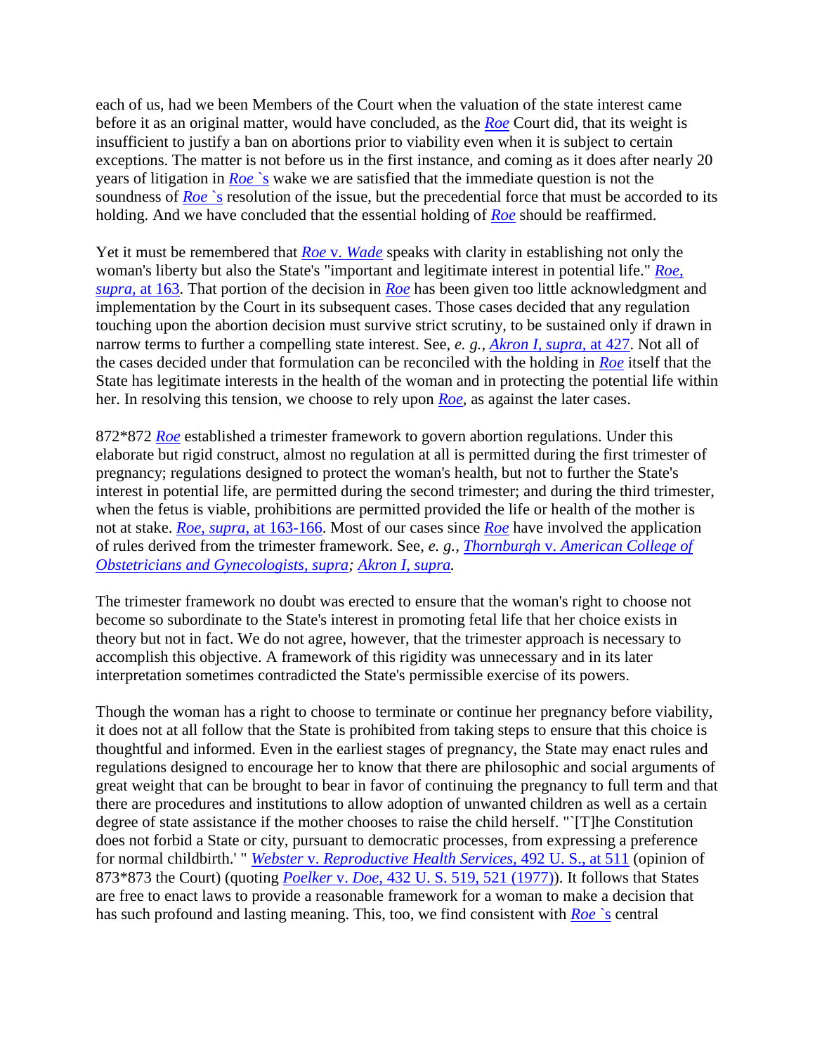each of us, had we been Members of the Court when the valuation of the state interest came before it as an original matter, would have concluded, as the *Roe* Court did, that its weight is insufficient to justify a ban on abortions prior to viability even when it is subject to certain exceptions. The matter is not before us in the first instance, and coming as it does after nearly 20 years of litigation in *Roe* `s wake we are satisfied that the immediate question is not the soundness of *Roe* `s resolution of the issue, but the precedential force that must be accorded to its holding. And we have concluded that the essential holding of *Roe* should be reaffirmed.

Yet it must be remembered that *Roe* v. *Wade* speaks with clarity in establishing not only the woman's liberty but also the State's "important and legitimate interest in potential life." *Roe, supra,* at 163. That portion of the decision in *Roe* has been given too little acknowledgment and implementation by the Court in its subsequent cases. Those cases decided that any regulation touching upon the abortion decision must survive strict scrutiny, to be sustained only if drawn in narrow terms to further a compelling state interest. See, *e. g., Akron I, supra,* at 427. Not all of the cases decided under that formulation can be reconciled with the holding in *Roe* itself that the State has legitimate interests in the health of the woman and in protecting the potential life within her. In resolving this tension, we choose to rely upon *Roe*, as against the later cases.

872*872 *Roe* established a trimester framework to govern abortion regulations. Under this elaborate but rigid construct, almost no regulation at all is permitted during the first trimester of pregnancy; regulations designed to protect the woman's health, but not to further the State's interest in potential life, are permitted during the second trimester; and during the third trimester, when the fetus is viable, prohibitions are permitted provided the life or health of the mother is not at stake. *Roe, supra,* at 163-166. Most of our cases since *Roe* have involved the application of rules derived from the trimester framework. See, *e. g., Thornburgh* v. *American College of Obstetricians and Gynecologists, supra; Akron I, supra.*

The trimester framework no doubt was erected to ensure that the woman's right to choose not become so subordinate to the State's interest in promoting fetal life that her choice exists in theory but not in fact. We do not agree, however, that the trimester approach is necessary to accomplish this objective. A framework of this rigidity was unnecessary and in its later interpretation sometimes contradicted the State's permissible exercise of its powers.

Though the woman has a right to choose to terminate or continue her pregnancy before viability, it does not at all follow that the State is prohibited from taking steps to ensure that this choice is thoughtful and informed. Even in the earliest stages of pregnancy, the State may enact rules and regulations designed to encourage her to know that there are philosophic and social arguments of great weight that can be brought to bear in favor of continuing the pregnancy to full term and that there are procedures and institutions to allow adoption of unwanted children as well as a certain degree of state assistance if the mother chooses to raise the child herself. "`[T]he Constitution does not forbid a State or city, pursuant to democratic processes, from expressing a preference for normal childbirth.' " *Webster* v. *Reproductive Health Services,* 492 U. S., at 511 (opinion of 873*873 the Court) (quoting *Poelker* v. *Doe,* 432 U. S. 519, 521 (1977)). It follows that States are free to enact laws to provide a reasonable framework for a woman to make a decision that has such profound and lasting meaning. This, too, we find consistent with *Roe* `s central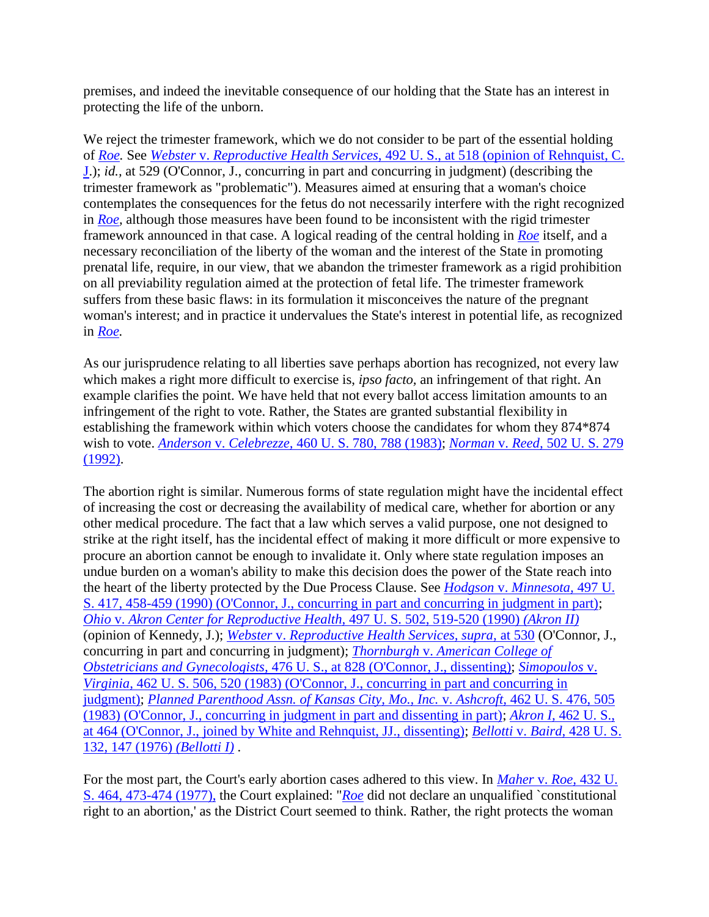premises, and indeed the inevitable consequence of our holding that the State has an interest in protecting the life of the unborn.

We reject the trimester framework, which we do not consider to be part of the essential holding of *Roe.* See *Webster* v. *Reproductive Health Services,* 492 U. S., at 518 (opinion of Rehnquist, C. J.); *id.,* at 529 (O'Connor, J., concurring in part and concurring in judgment) (describing the trimester framework as "problematic"). Measures aimed at ensuring that a woman's choice contemplates the consequences for the fetus do not necessarily interfere with the right recognized in *Roe,* although those measures have been found to be inconsistent with the rigid trimester framework announced in that case. A logical reading of the central holding in *Roe* itself, and a necessary reconciliation of the liberty of the woman and the interest of the State in promoting prenatal life, require, in our view, that we abandon the trimester framework as a rigid prohibition on all previability regulation aimed at the protection of fetal life. The trimester framework suffers from these basic flaws: in its formulation it misconceives the nature of the pregnant woman's interest; and in practice it undervalues the State's interest in potential life, as recognized in *Roe.*

As our jurisprudence relating to all liberties save perhaps abortion has recognized, not every law which makes a right more difficult to exercise is, *ipso facto,* an infringement of that right. An example clarifies the point. We have held that not every ballot access limitation amounts to an infringement of the right to vote. Rather, the States are granted substantial flexibility in establishing the framework within which voters choose the candidates for whom they 874*874 wish to vote. *Anderson* v. *Celebrezze,* 460 U. S. 780, 788 (1983); *Norman* v. *Reed,* 502 U. S. 279 (1992).

The abortion right is similar. Numerous forms of state regulation might have the incidental effect of increasing the cost or decreasing the availability of medical care, whether for abortion or any other medical procedure. The fact that a law which serves a valid purpose, one not designed to strike at the right itself, has the incidental effect of making it more difficult or more expensive to procure an abortion cannot be enough to invalidate it. Only where state regulation imposes an undue burden on a woman's ability to make this decision does the power of the State reach into the heart of the liberty protected by the Due Process Clause. See *Hodgson* v. *Minnesota,* 497 U. S. 417, 458-459 (1990) (O'Connor, J., concurring in part and concurring in judgment in part); *Ohio* v. *Akron Center for Reproductive Health,* 497 U. S. 502, 519-520 (1990) *(Akron II)* (opinion of Kennedy, J.); *Webster* v. *Reproductive Health Services, supra,* at 530 (O'Connor, J., concurring in part and concurring in judgment); *Thornburgh* v. *American College of Obstetricians and Gynecologists,* 476 U. S., at 828 (O'Connor, J., dissenting); *Simopoulos* v. *Virginia,* 462 U. S. 506, 520 (1983) (O'Connor, J., concurring in part and concurring in judgment); *Planned Parenthood Assn. of Kansas City, Mo., Inc.* v. *Ashcroft,* 462 U. S. 476, 505 (1983) (O'Connor, J., concurring in judgment in part and dissenting in part); *Akron I,* 462 U. S., at 464 (O'Connor, J., joined by White and Rehnquist, JJ., dissenting); *Bellotti* v. *Baird,* 428 U. S. 132, 147 (1976) *(Bellotti I)* .

For the most part, the Court's early abortion cases adhered to this view. In *Maher* v. *Roe,* 432 U. S. 464, 473-474 (1977), the Court explained: "*Roe* did not declare an unqualified `constitutional right to an abortion,' as the District Court seemed to think. Rather, the right protects the woman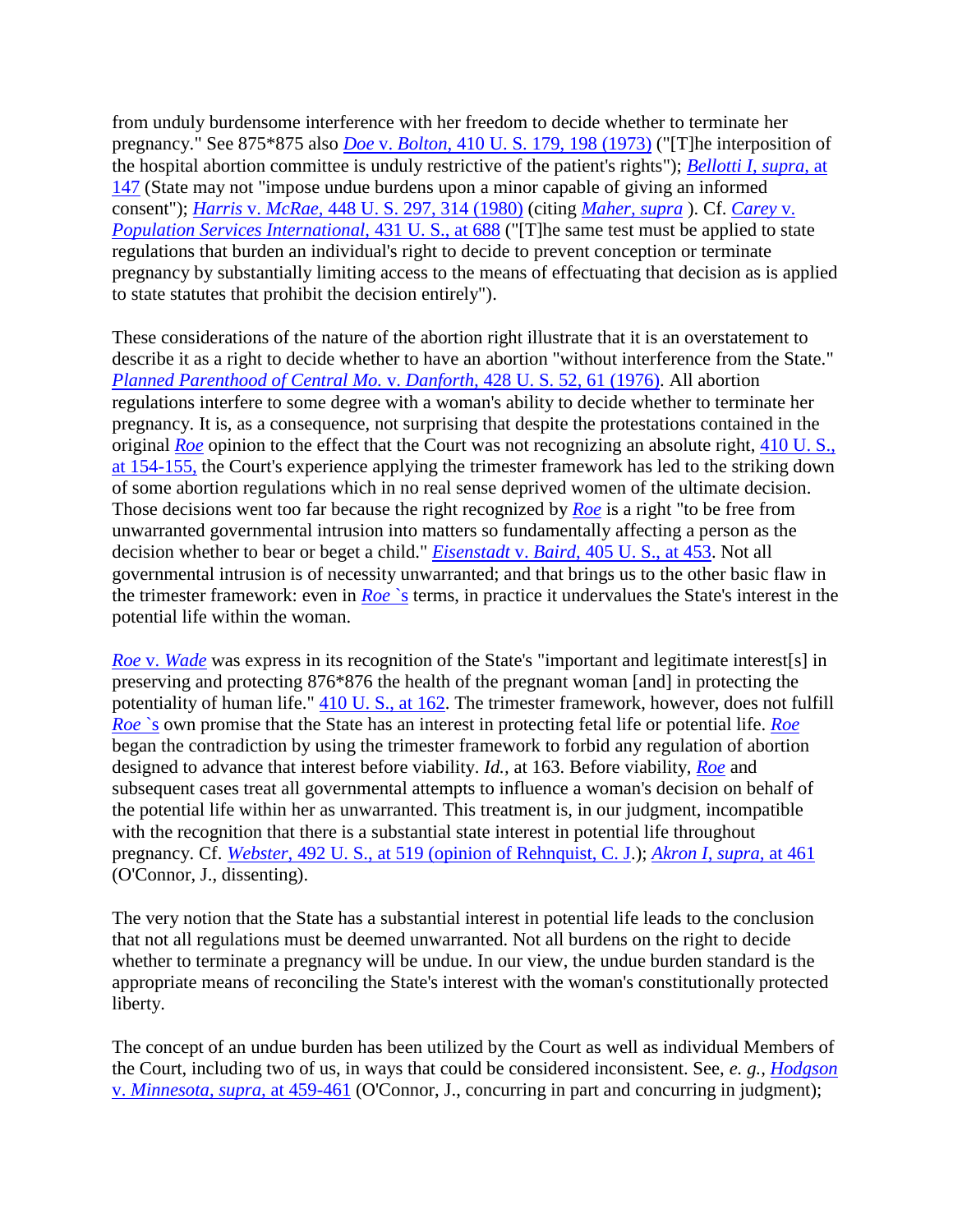from unduly burdensome interference with her freedom to decide whether to terminate her pregnancy." See 875*875 also *Doe* v. *Bolton,* 410 U. S. 179, 198 (1973) ("[T]he interposition of the hospital abortion committee is unduly restrictive of the patient's rights"); *Bellotti I, supra,* at 147 (State may not "impose undue burdens upon a minor capable of giving an informed consent"); *Harris* v. *McRae,* 448 U. S. 297, 314 (1980) (citing *Maher, supra* ). Cf. *Carey* v. *Population Services International,* 431 U. S., at 688 ("[T]he same test must be applied to state regulations that burden an individual's right to decide to prevent conception or terminate pregnancy by substantially limiting access to the means of effectuating that decision as is applied to state statutes that prohibit the decision entirely").

These considerations of the nature of the abortion right illustrate that it is an overstatement to describe it as a right to decide whether to have an abortion "without interference from the State." *Planned Parenthood of Central Mo.* v. *Danforth,* 428 U. S. 52, 61 (1976). All abortion regulations interfere to some degree with a woman's ability to decide whether to terminate her pregnancy. It is, as a consequence, not surprising that despite the protestations contained in the original *Roe* opinion to the effect that the Court was not recognizing an absolute right, 410 U. S., at 154-155, the Court's experience applying the trimester framework has led to the striking down of some abortion regulations which in no real sense deprived women of the ultimate decision. Those decisions went too far because the right recognized by *Roe* is a right "to be free from unwarranted governmental intrusion into matters so fundamentally affecting a person as the decision whether to bear or beget a child." *Eisenstadt* v. *Baird,* 405 U. S., at 453. Not all governmental intrusion is of necessity unwarranted; and that brings us to the other basic flaw in the trimester framework: even in *Roe* `s terms, in practice it undervalues the State's interest in the potential life within the woman.

*Roe* v. *Wade* was express in its recognition of the State's "important and legitimate interest[s] in preserving and protecting 876*876 the health of the pregnant woman [and] in protecting the potentiality of human life." 410 U. S., at 162. The trimester framework, however, does not fulfill *Roe* `s own promise that the State has an interest in protecting fetal life or potential life. *Roe* began the contradiction by using the trimester framework to forbid any regulation of abortion designed to advance that interest before viability. *Id.,* at 163. Before viability, *Roe* and subsequent cases treat all governmental attempts to influence a woman's decision on behalf of the potential life within her as unwarranted. This treatment is, in our judgment, incompatible with the recognition that there is a substantial state interest in potential life throughout pregnancy. Cf. *Webster,* 492 U. S., at 519 (opinion of Rehnquist, C. J.); *Akron I, supra,* at 461 (O'Connor, J., dissenting).

The very notion that the State has a substantial interest in potential life leads to the conclusion that not all regulations must be deemed unwarranted. Not all burdens on the right to decide whether to terminate a pregnancy will be undue. In our view, the undue burden standard is the appropriate means of reconciling the State's interest with the woman's constitutionally protected liberty.

The concept of an undue burden has been utilized by the Court as well as individual Members of the Court, including two of us, in ways that could be considered inconsistent. See, *e. g., Hodgson* v. *Minnesota, supra,* at 459-461 (O'Connor, J., concurring in part and concurring in judgment);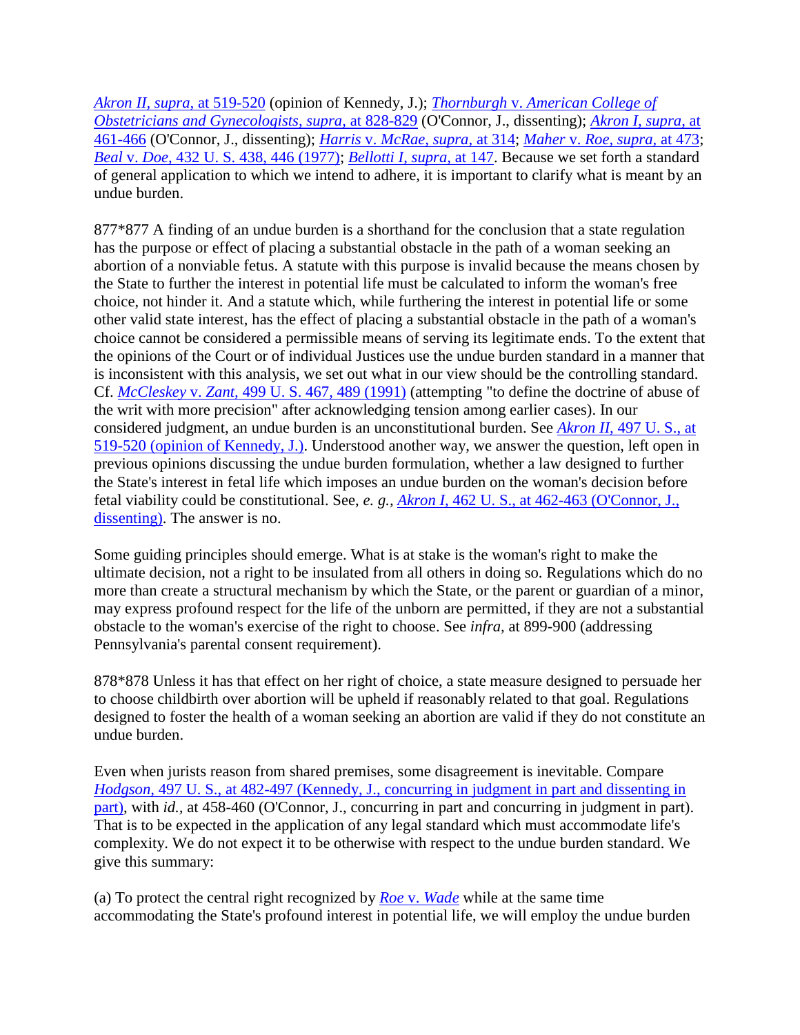*Akron II, supra,* at 519-520 (opinion of Kennedy, J.); *Thornburgh* v. *American College of Obstetricians and Gynecologists, supra,* at 828-829 (O'Connor, J., dissenting); *Akron I, supra,* at 461-466 (O'Connor, J., dissenting); *Harris* v. *McRae, supra,* at 314; *Maher* v. *Roe, supra,* at 473; *Beal* v. *Doe,* 432 U. S. 438, 446 (1977); *Bellotti I, supra,* at 147. Because we set forth a standard of general application to which we intend to adhere, it is important to clarify what is meant by an undue burden.

877*877 A finding of an undue burden is a shorthand for the conclusion that a state regulation has the purpose or effect of placing a substantial obstacle in the path of a woman seeking an abortion of a nonviable fetus. A statute with this purpose is invalid because the means chosen by the State to further the interest in potential life must be calculated to inform the woman's free choice, not hinder it. And a statute which, while furthering the interest in potential life or some other valid state interest, has the effect of placing a substantial obstacle in the path of a woman's choice cannot be considered a permissible means of serving its legitimate ends. To the extent that the opinions of the Court or of individual Justices use the undue burden standard in a manner that is inconsistent with this analysis, we set out what in our view should be the controlling standard. Cf. *McCleskey* v. *Zant,* 499 U. S. 467, 489 (1991) (attempting "to define the doctrine of abuse of the writ with more precision" after acknowledging tension among earlier cases). In our considered judgment, an undue burden is an unconstitutional burden. See *Akron II,* 497 U. S., at 519-520 (opinion of Kennedy, J.). Understood another way, we answer the question, left open in previous opinions discussing the undue burden formulation, whether a law designed to further the State's interest in fetal life which imposes an undue burden on the woman's decision before fetal viability could be constitutional. See, *e. g., Akron I,* 462 U. S., at 462-463 (O'Connor, J., dissenting). The answer is no.

Some guiding principles should emerge. What is at stake is the woman's right to make the ultimate decision, not a right to be insulated from all others in doing so. Regulations which do no more than create a structural mechanism by which the State, or the parent or guardian of a minor, may express profound respect for the life of the unborn are permitted, if they are not a substantial obstacle to the woman's exercise of the right to choose. See *infra,* at 899-900 (addressing Pennsylvania's parental consent requirement).

878*878 Unless it has that effect on her right of choice, a state measure designed to persuade her to choose childbirth over abortion will be upheld if reasonably related to that goal. Regulations designed to foster the health of a woman seeking an abortion are valid if they do not constitute an undue burden.

Even when jurists reason from shared premises, some disagreement is inevitable. Compare *Hodgson,* 497 U. S., at 482-497 (Kennedy, J., concurring in judgment in part and dissenting in part), with *id.,* at 458-460 (O'Connor, J., concurring in part and concurring in judgment in part). That is to be expected in the application of any legal standard which must accommodate life's complexity. We do not expect it to be otherwise with respect to the undue burden standard. We give this summary:

(a) To protect the central right recognized by *Roe* v. *Wade* while at the same time accommodating the State's profound interest in potential life, we will employ the undue burden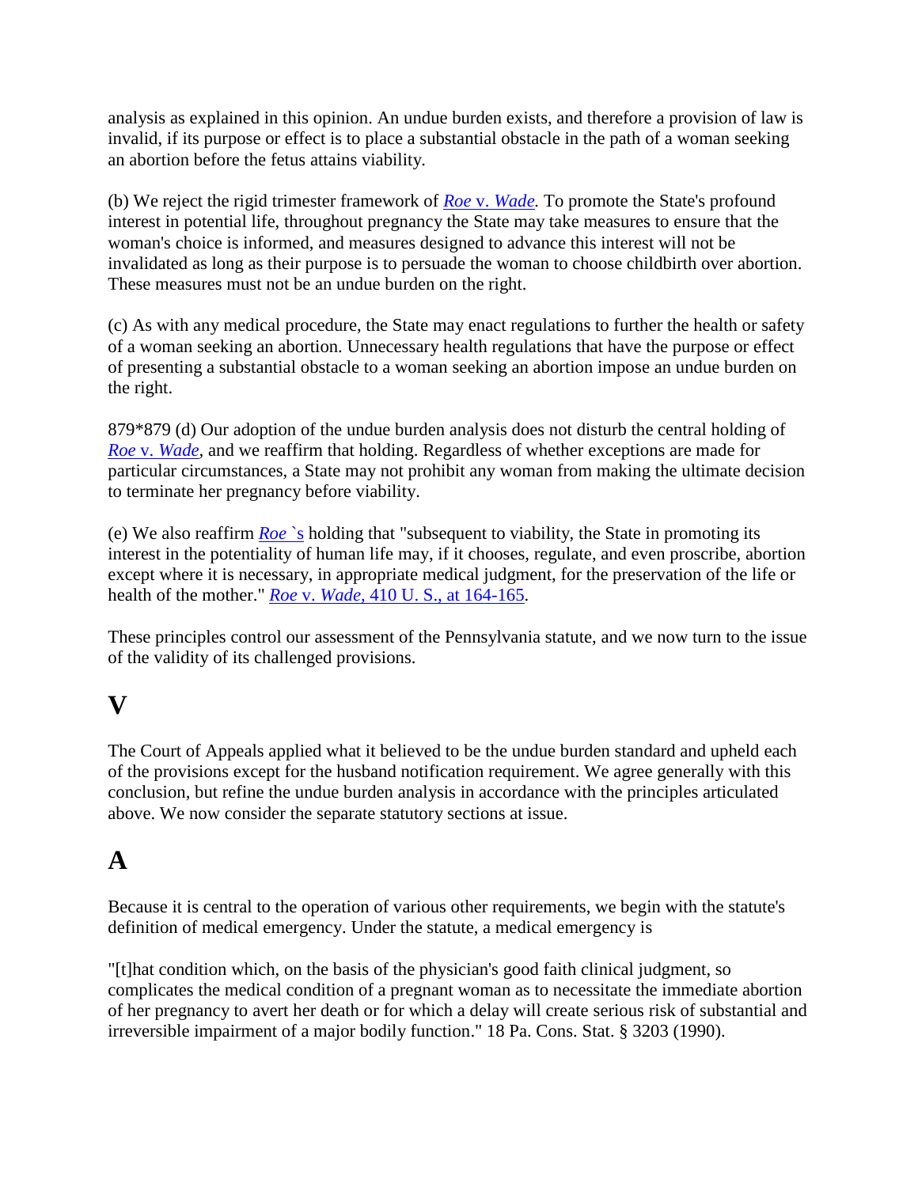analysis as explained in this opinion. An undue burden exists, and therefore a provision of law is invalid, if its purpose or effect is to place a substantial obstacle in the path of a woman seeking an abortion before the fetus attains viability.

(b) We reject the rigid trimester framework of *Roe* v. *Wade*. To promote the State's profound interest in potential life, throughout pregnancy the State may take measures to ensure that the woman's choice is informed, and measures designed to advance this interest will not be invalidated as long as their purpose is to persuade the woman to choose childbirth over abortion. These measures must not be an undue burden on the right.

(c) As with any medical procedure, the State may enact regulations to further the health or safety of a woman seeking an abortion. Unnecessary health regulations that have the purpose or effect of presenting a substantial obstacle to a woman seeking an abortion impose an undue burden on the right.

879*879 (d) Our adoption of the undue burden analysis does not disturb the central holding of *Roe* v. *Wade*, and we reaffirm that holding. Regardless of whether exceptions are made for particular circumstances, a State may not prohibit any woman from making the ultimate decision to terminate her pregnancy before viability.

(e) We also reaffirm *Roe* `s holding that "subsequent to viability, the State in promoting its interest in the potentiality of human life may, if it chooses, regulate, and even proscribe, abortion except where it is necessary, in appropriate medical judgment, for the preservation of the life or health of the mother." *Roe* v. *Wade*, 410 U. S., at 164-165.

These principles control our assessment of the Pennsylvania statute, and we now turn to the issue of the validity of its challenged provisions.

# V

The Court of Appeals applied what it believed to be the undue burden standard and upheld each of the provisions except for the husband notification requirement. We agree generally with this conclusion, but refine the undue burden analysis in accordance with the principles articulated above. We now consider the separate statutory sections at issue.

# A

Because it is central to the operation of various other requirements, we begin with the statute's definition of medical emergency. Under the statute, a medical emergency is

"[t]hat condition which, on the basis of the physician's good faith clinical judgment, so complicates the medical condition of a pregnant woman as to necessitate the immediate abortion of her pregnancy to avert her death or for which a delay will create serious risk of substantial and irreversible impairment of a major bodily function." 18 Pa. Cons. Stat. § 3203 (1990).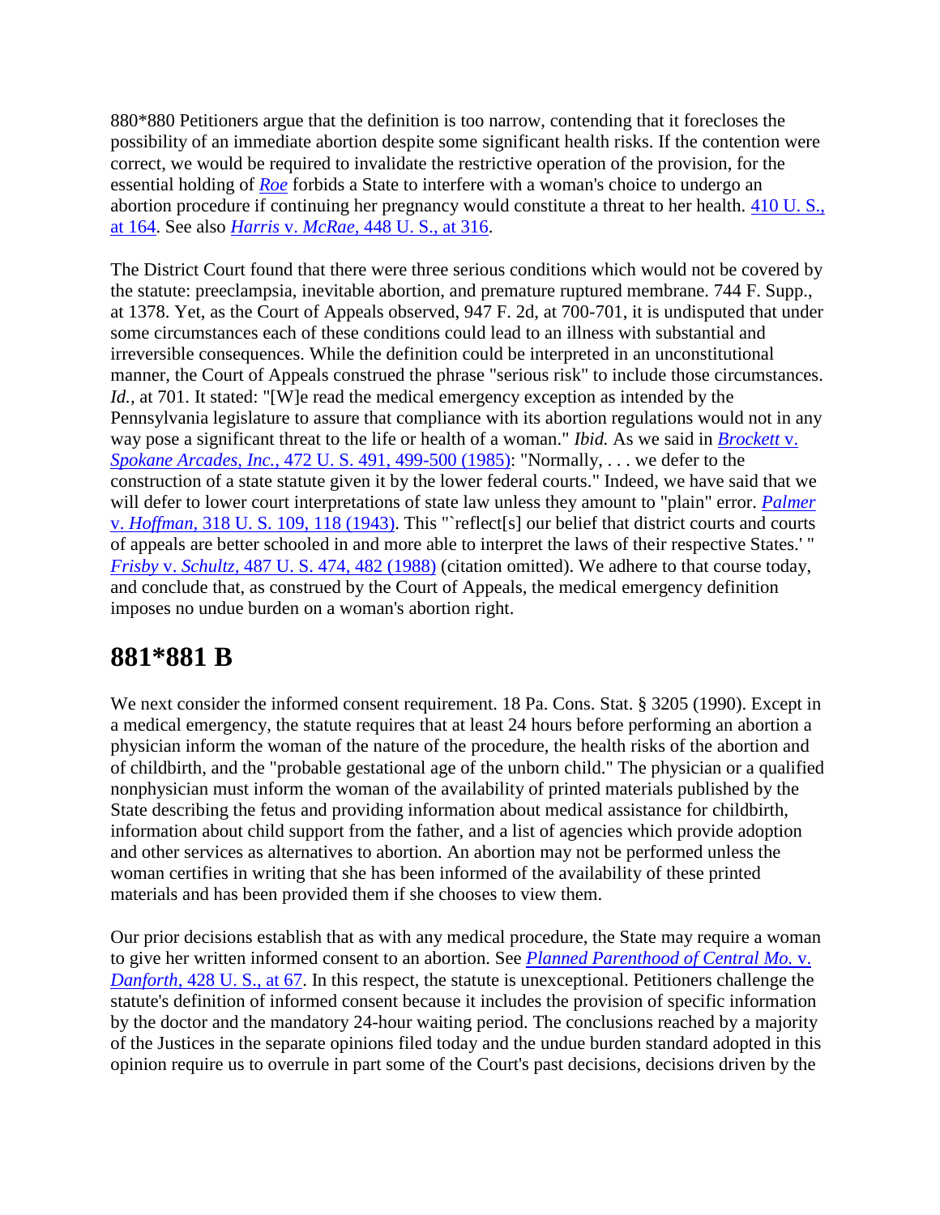880*880 Petitioners argue that the definition is too narrow, contending that it forecloses the possibility of an immediate abortion despite some significant health risks. If the contention were correct, we would be required to invalidate the restrictive operation of the provision, for the essential holding of *Roe* forbids a State to interfere with a woman's choice to undergo an abortion procedure if continuing her pregnancy would constitute a threat to her health. 410 U. S., at 164. See also *Harris* v. *McRae,* 448 U. S., at 316.

The District Court found that there were three serious conditions which would not be covered by the statute: preeclampsia, inevitable abortion, and premature ruptured membrane. 744 F. Supp., at 1378. Yet, as the Court of Appeals observed, 947 F. 2d, at 700-701, it is undisputed that under some circumstances each of these conditions could lead to an illness with substantial and irreversible consequences. While the definition could be interpreted in an unconstitutional manner, the Court of Appeals construed the phrase "serious risk" to include those circumstances. *Id.,* at 701. It stated: "[W]e read the medical emergency exception as intended by the Pennsylvania legislature to assure that compliance with its abortion regulations would not in any way pose a significant threat to the life or health of a woman." *Ibid.* As we said in *Brockett* v. *Spokane Arcades, Inc.,* 472 U. S. 491, 499-500 (1985): "Normally, . . . we defer to the construction of a state statute given it by the lower federal courts." Indeed, we have said that we will defer to lower court interpretations of state law unless they amount to "plain" error. *Palmer* v. *Hoffman,* 318 U. S. 109, 118 (1943). This "`reflect[s] our belief that district courts and courts of appeals are better schooled in and more able to interpret the laws of their respective States.' " *Frisby* v. *Schultz,* 487 U. S. 474, 482 (1988) (citation omitted). We adhere to that course today, and conclude that, as construed by the Court of Appeals, the medical emergency definition imposes no undue burden on a woman's abortion right.

## 881*881 B

We next consider the informed consent requirement. 18 Pa. Cons. Stat. § 3205 (1990). Except in a medical emergency, the statute requires that at least 24 hours before performing an abortion a physician inform the woman of the nature of the procedure, the health risks of the abortion and of childbirth, and the "probable gestational age of the unborn child." The physician or a qualified nonphysician must inform the woman of the availability of printed materials published by the State describing the fetus and providing information about medical assistance for childbirth, information about child support from the father, and a list of agencies which provide adoption and other services as alternatives to abortion. An abortion may not be performed unless the woman certifies in writing that she has been informed of the availability of these printed materials and has been provided them if she chooses to view them.

Our prior decisions establish that as with any medical procedure, the State may require a woman to give her written informed consent to an abortion. See *Planned Parenthood of Central Mo.* v. *Danforth,* 428 U. S., at 67. In this respect, the statute is unexceptional. Petitioners challenge the statute's definition of informed consent because it includes the provision of specific information by the doctor and the mandatory 24-hour waiting period. The conclusions reached by a majority of the Justices in the separate opinions filed today and the undue burden standard adopted in this opinion require us to overrule in part some of the Court's past decisions, decisions driven by the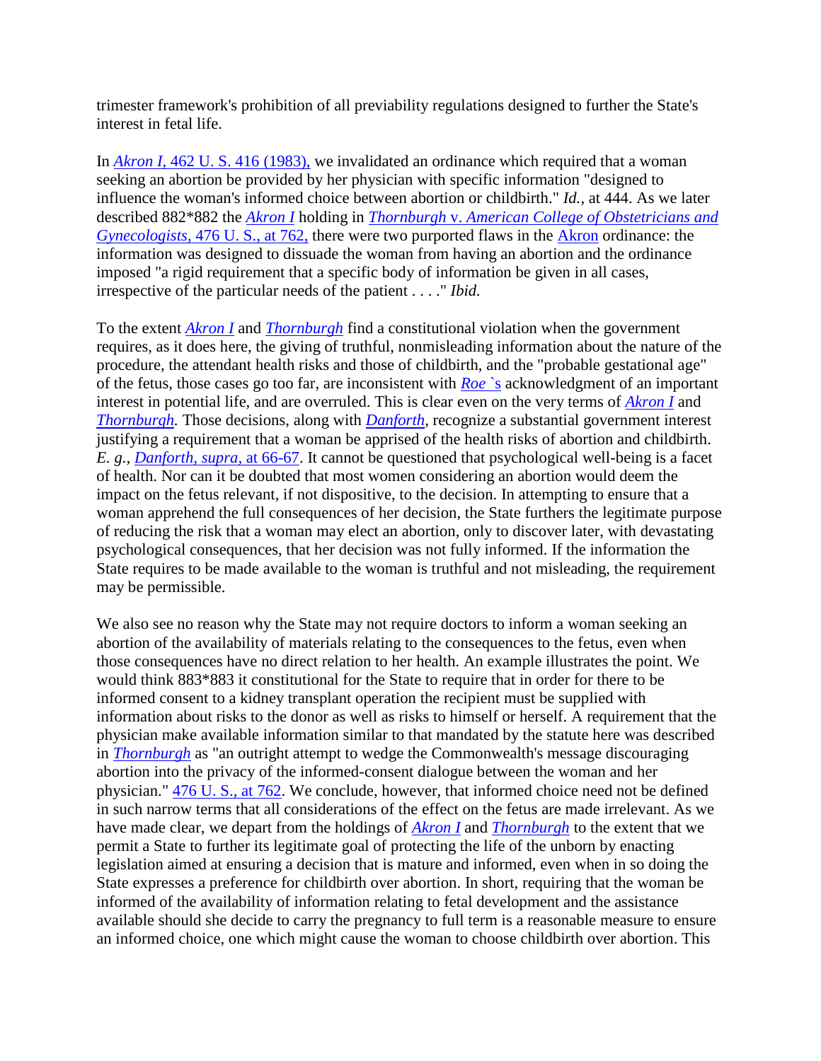trimester framework's prohibition of all previability regulations designed to further the State's interest in fetal life.

In *Akron I*, 462 U. S. 416 (1983), we invalidated an ordinance which required that a woman seeking an abortion be provided by her physician with specific information "designed to influence the woman's informed choice between abortion or childbirth." *Id.*, at 444. As we later described 882*882 the *Akron I* holding in *Thornburgh* v. *American College of Obstetricians and Gynecologists*, 476 U. S., at 762, there were two purported flaws in the Akron ordinance: the information was designed to dissuade the woman from having an abortion and the ordinance imposed "a rigid requirement that a specific body of information be given in all cases, irrespective of the particular needs of the patient . . . ." *Ibid.*

To the extent *Akron I* and *Thornburgh* find a constitutional violation when the government requires, as it does here, the giving of truthful, nonmisleading information about the nature of the procedure, the attendant health risks and those of childbirth, and the "probable gestational age" of the fetus, those cases go too far, are inconsistent with *Roe* `s acknowledgment of an important interest in potential life, and are overruled. This is clear even on the very terms of *Akron I* and *Thornburgh*. Those decisions, along with *Danforth*, recognize a substantial government interest justifying a requirement that a woman be apprised of the health risks of abortion and childbirth. *E. g., Danforth, supra,* at 66-67. It cannot be questioned that psychological well-being is a facet of health. Nor can it be doubted that most women considering an abortion would deem the impact on the fetus relevant, if not dispositive, to the decision. In attempting to ensure that a woman apprehend the full consequences of her decision, the State furthers the legitimate purpose of reducing the risk that a woman may elect an abortion, only to discover later, with devastating psychological consequences, that her decision was not fully informed. If the information the State requires to be made available to the woman is truthful and not misleading, the requirement may be permissible.

We also see no reason why the State may not require doctors to inform a woman seeking an abortion of the availability of materials relating to the consequences to the fetus, even when those consequences have no direct relation to her health. An example illustrates the point. We would think 883*883 it constitutional for the State to require that in order for there to be informed consent to a kidney transplant operation the recipient must be supplied with information about risks to the donor as well as risks to himself or herself. A requirement that the physician make available information similar to that mandated by the statute here was described in *Thornburgh* as "an outright attempt to wedge the Commonwealth's message discouraging abortion into the privacy of the informed-consent dialogue between the woman and her physician." 476 U. S., at 762. We conclude, however, that informed choice need not be defined in such narrow terms that all considerations of the effect on the fetus are made irrelevant. As we have made clear, we depart from the holdings of *Akron I* and *Thornburgh* to the extent that we permit a State to further its legitimate goal of protecting the life of the unborn by enacting legislation aimed at ensuring a decision that is mature and informed, even when in so doing the State expresses a preference for childbirth over abortion. In short, requiring that the woman be informed of the availability of information relating to fetal development and the assistance available should she decide to carry the pregnancy to full term is a reasonable measure to ensure an informed choice, one which might cause the woman to choose childbirth over abortion. This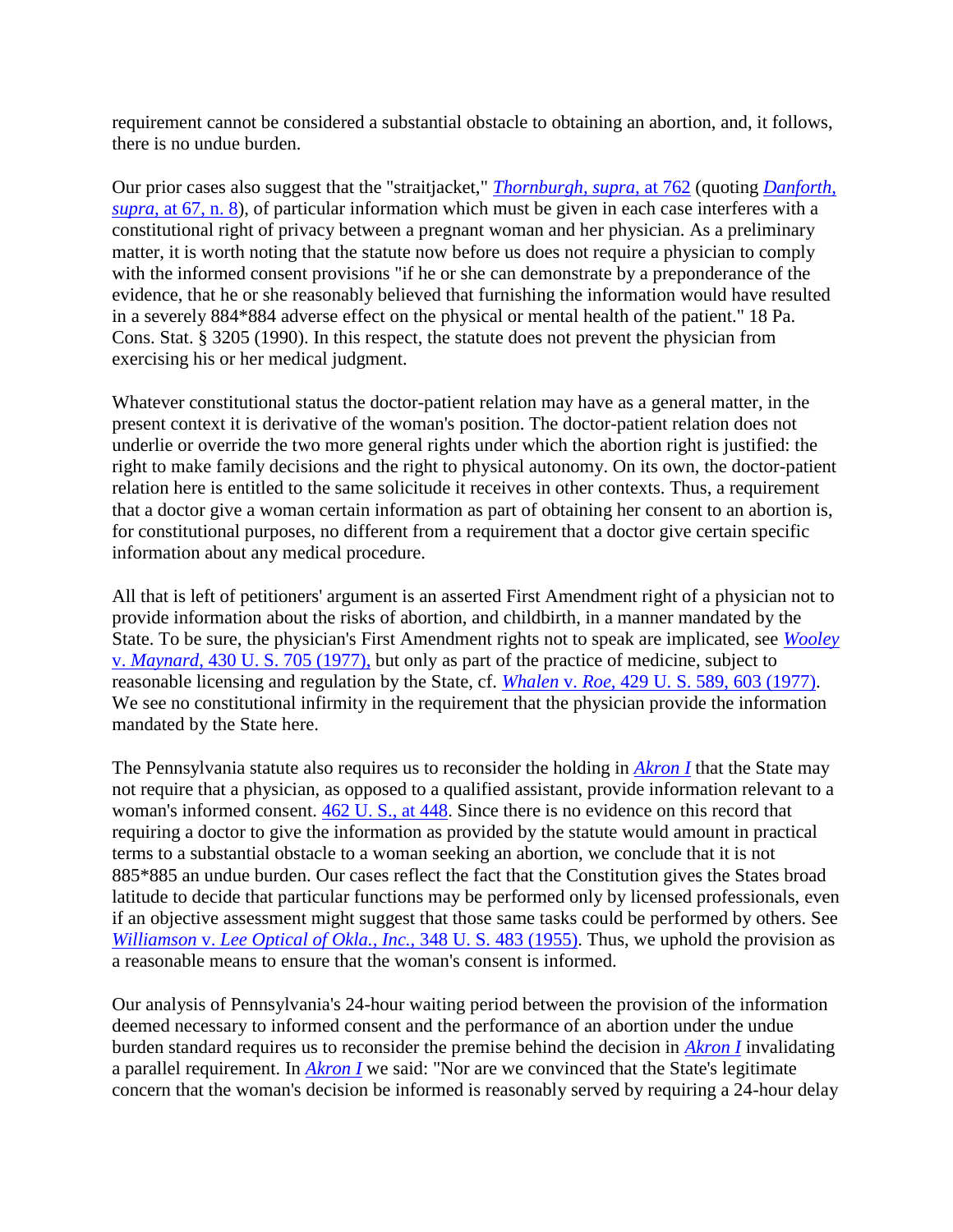requirement cannot be considered a substantial obstacle to obtaining an abortion, and, it follows, there is no undue burden.

Our prior cases also suggest that the "straitjacket," *Thornburgh, supra,* at 762 (quoting *Danforth, supra,* at 67, n. 8), of particular information which must be given in each case interferes with a constitutional right of privacy between a pregnant woman and her physician. As a preliminary matter, it is worth noting that the statute now before us does not require a physician to comply with the informed consent provisions "if he or she can demonstrate by a preponderance of the evidence, that he or she reasonably believed that furnishing the information would have resulted in a severely 884*884 adverse effect on the physical or mental health of the patient." 18 Pa. Cons. Stat. § 3205 (1990). In this respect, the statute does not prevent the physician from exercising his or her medical judgment.

Whatever constitutional status the doctor-patient relation may have as a general matter, in the present context it is derivative of the woman's position. The doctor-patient relation does not underlie or override the two more general rights under which the abortion right is justified: the right to make family decisions and the right to physical autonomy. On its own, the doctor-patient relation here is entitled to the same solicitude it receives in other contexts. Thus, a requirement that a doctor give a woman certain information as part of obtaining her consent to an abortion is, for constitutional purposes, no different from a requirement that a doctor give certain specific information about any medical procedure.

All that is left of petitioners' argument is an asserted First Amendment right of a physician not to provide information about the risks of abortion, and childbirth, in a manner mandated by the State. To be sure, the physician's First Amendment rights not to speak are implicated, see *Wooley* v. *Maynard,* 430 U. S. 705 (1977), but only as part of the practice of medicine, subject to reasonable licensing and regulation by the State, cf. *Whalen* v. *Roe,* 429 U. S. 589, 603 (1977). We see no constitutional infirmity in the requirement that the physician provide the information mandated by the State here.

The Pennsylvania statute also requires us to reconsider the holding in *Akron I* that the State may not require that a physician, as opposed to a qualified assistant, provide information relevant to a woman's informed consent. 462 U. S., at 448. Since there is no evidence on this record that requiring a doctor to give the information as provided by the statute would amount in practical terms to a substantial obstacle to a woman seeking an abortion, we conclude that it is not 885*885 an undue burden. Our cases reflect the fact that the Constitution gives the States broad latitude to decide that particular functions may be performed only by licensed professionals, even if an objective assessment might suggest that those same tasks could be performed by others. See *Williamson* v. *Lee Optical of Okla., Inc.,* 348 U. S. 483 (1955). Thus, we uphold the provision as a reasonable means to ensure that the woman's consent is informed.

Our analysis of Pennsylvania's 24-hour waiting period between the provision of the information deemed necessary to informed consent and the performance of an abortion under the undue burden standard requires us to reconsider the premise behind the decision in *Akron I* invalidating a parallel requirement. In *Akron I* we said: "Nor are we convinced that the State's legitimate concern that the woman's decision be informed is reasonably served by requiring a 24-hour delay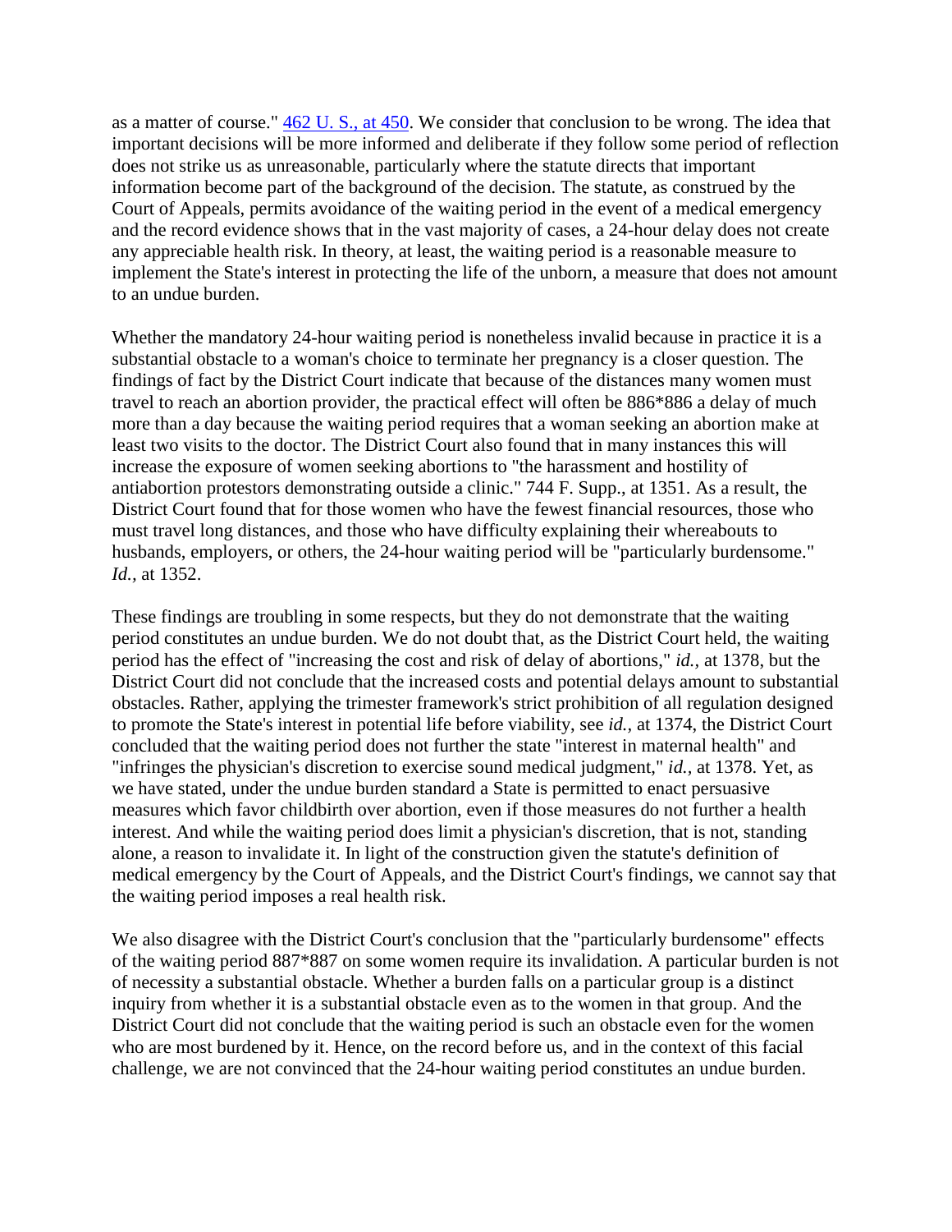as a matter of course." [462 U. S., at 450](). We consider that conclusion to be wrong. The idea that important decisions will be more informed and deliberate if they follow some period of reflection does not strike us as unreasonable, particularly where the statute directs that important information become part of the background of the decision. The statute, as construed by the Court of Appeals, permits avoidance of the waiting period in the event of a medical emergency and the record evidence shows that in the vast majority of cases, a 24-hour delay does not create any appreciable health risk. In theory, at least, the waiting period is a reasonable measure to implement the State's interest in protecting the life of the unborn, a measure that does not amount to an undue burden.

Whether the mandatory 24-hour waiting period is nonetheless invalid because in practice it is a substantial obstacle to a woman's choice to terminate her pregnancy is a closer question. The findings of fact by the District Court indicate that because of the distances many women must travel to reach an abortion provider, the practical effect will often be 886*886 a delay of much more than a day because the waiting period requires that a woman seeking an abortion make at least two visits to the doctor. The District Court also found that in many instances this will increase the exposure of women seeking abortions to "the harassment and hostility of antiabortion protestors demonstrating outside a clinic." 744 F. Supp., at 1351. As a result, the District Court found that for those women who have the fewest financial resources, those who must travel long distances, and those who have difficulty explaining their whereabouts to husbands, employers, or others, the 24-hour waiting period will be "particularly burdensome." *Id.,* at 1352.

These findings are troubling in some respects, but they do not demonstrate that the waiting period constitutes an undue burden. We do not doubt that, as the District Court held, the waiting period has the effect of "increasing the cost and risk of delay of abortions," *id.,* at 1378, but the District Court did not conclude that the increased costs and potential delays amount to substantial obstacles. Rather, applying the trimester framework's strict prohibition of all regulation designed to promote the State's interest in potential life before viability, see *id.,* at 1374, the District Court concluded that the waiting period does not further the state "interest in maternal health" and "infringes the physician's discretion to exercise sound medical judgment," *id.,* at 1378. Yet, as we have stated, under the undue burden standard a State is permitted to enact persuasive measures which favor childbirth over abortion, even if those measures do not further a health interest. And while the waiting period does limit a physician's discretion, that is not, standing alone, a reason to invalidate it. In light of the construction given the statute's definition of medical emergency by the Court of Appeals, and the District Court's findings, we cannot say that the waiting period imposes a real health risk.

We also disagree with the District Court's conclusion that the "particularly burdensome" effects of the waiting period 887*887 on some women require its invalidation. A particular burden is not of necessity a substantial obstacle. Whether a burden falls on a particular group is a distinct inquiry from whether it is a substantial obstacle even as to the women in that group. And the District Court did not conclude that the waiting period is such an obstacle even for the women who are most burdened by it. Hence, on the record before us, and in the context of this facial challenge, we are not convinced that the 24-hour waiting period constitutes an undue burden.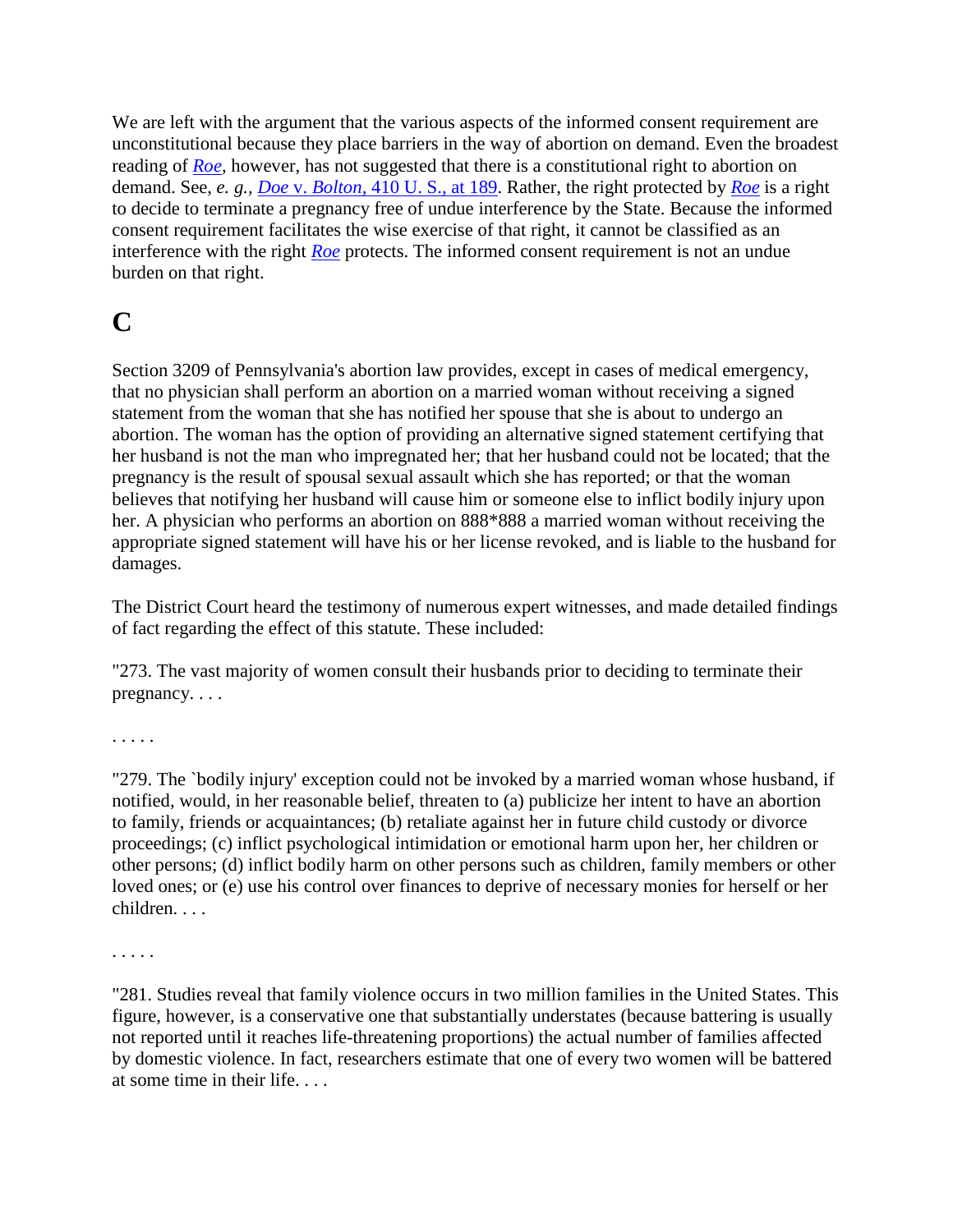We are left with the argument that the various aspects of the informed consent requirement are unconstitutional because they place barriers in the way of abortion on demand. Even the broadest reading of *Roe,* however, has not suggested that there is a constitutional right to abortion on demand. See, *e. g., Doe* v. *Bolton,* 410 U. S., at 189. Rather, the right protected by *Roe* is a right to decide to terminate a pregnancy free of undue interference by the State. Because the informed consent requirement facilitates the wise exercise of that right, it cannot be classified as an interference with the right *Roe* protects. The informed consent requirement is not an undue burden on that right.

# C

Section 3209 of Pennsylvania's abortion law provides, except in cases of medical emergency, that no physician shall perform an abortion on a married woman without receiving a signed statement from the woman that she has notified her spouse that she is about to undergo an abortion. The woman has the option of providing an alternative signed statement certifying that her husband is not the man who impregnated her; that her husband could not be located; that the pregnancy is the result of spousal sexual assault which she has reported; or that the woman believes that notifying her husband will cause him or someone else to inflict bodily injury upon her. A physician who performs an abortion on 888*888 a married woman without receiving the appropriate signed statement will have his or her license revoked, and is liable to the husband for damages.

The District Court heard the testimony of numerous expert witnesses, and made detailed findings of fact regarding the effect of this statute. These included:

"273. The vast majority of women consult their husbands prior to deciding to terminate their pregnancy. . . .

. . . . .

"279. The `bodily injury' exception could not be invoked by a married woman whose husband, if notified, would, in her reasonable belief, threaten to (a) publicize her intent to have an abortion to family, friends or acquaintances; (b) retaliate against her in future child custody or divorce proceedings; (c) inflict psychological intimidation or emotional harm upon her, her children or other persons; (d) inflict bodily harm on other persons such as children, family members or other loved ones; or (e) use his control over finances to deprive of necessary monies for herself or her children. . . .

. . . . .

"281. Studies reveal that family violence occurs in two million families in the United States. This figure, however, is a conservative one that substantially understates (because battering is usually not reported until it reaches life-threatening proportions) the actual number of families affected by domestic violence. In fact, researchers estimate that one of every two women will be battered at some time in their life. . . .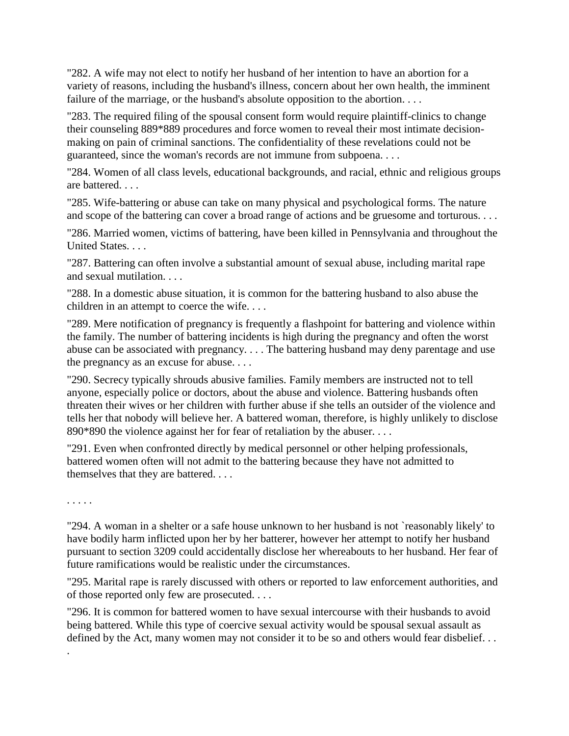"282. A wife may not elect to notify her husband of her intention to have an abortion for a variety of reasons, including the husband's illness, concern about her own health, the imminent failure of the marriage, or the husband's absolute opposition to the abortion. . . .

"283. The required filing of the spousal consent form would require plaintiff-clinics to change their counseling 889*889 procedures and force women to reveal their most intimate decision-making on pain of criminal sanctions. The confidentiality of these revelations could not be guaranteed, since the woman's records are not immune from subpoena. . . .

"284. Women of all class levels, educational backgrounds, and racial, ethnic and religious groups are battered. . . .

"285. Wife-battering or abuse can take on many physical and psychological forms. The nature and scope of the battering can cover a broad range of actions and be gruesome and torturous. . . .

"286. Married women, victims of battering, have been killed in Pennsylvania and throughout the United States. . . .

"287. Battering can often involve a substantial amount of sexual abuse, including marital rape and sexual mutilation. . . .

"288. In a domestic abuse situation, it is common for the battering husband to also abuse the children in an attempt to coerce the wife. . . .

"289. Mere notification of pregnancy is frequently a flashpoint for battering and violence within the family. The number of battering incidents is high during the pregnancy and often the worst abuse can be associated with pregnancy. . . . The battering husband may deny parentage and use the pregnancy as an excuse for abuse. . . .

"290. Secrecy typically shrouds abusive families. Family members are instructed not to tell anyone, especially police or doctors, about the abuse and violence. Battering husbands often threaten their wives or her children with further abuse if she tells an outsider of the violence and tells her that nobody will believe her. A battered woman, therefore, is highly unlikely to disclose 890*890 the violence against her for fear of retaliation by the abuser. . . .

"291. Even when confronted directly by medical personnel or other helping professionals, battered women often will not admit to the battering because they have not admitted to themselves that they are battered. . . .

. . . . .

"294. A woman in a shelter or a safe house unknown to her husband is not `reasonably likely' to have bodily harm inflicted upon her by her batterer, however her attempt to notify her husband pursuant to section 3209 could accidentally disclose her whereabouts to her husband. Her fear of future ramifications would be realistic under the circumstances.

"295. Marital rape is rarely discussed with others or reported to law enforcement authorities, and of those reported only few are prosecuted. . . .

"296. It is common for battered women to have sexual intercourse with their husbands to avoid being battered. While this type of coercive sexual activity would be spousal sexual assault as defined by the Act, many women may not consider it to be so and others would fear disbelief. . . .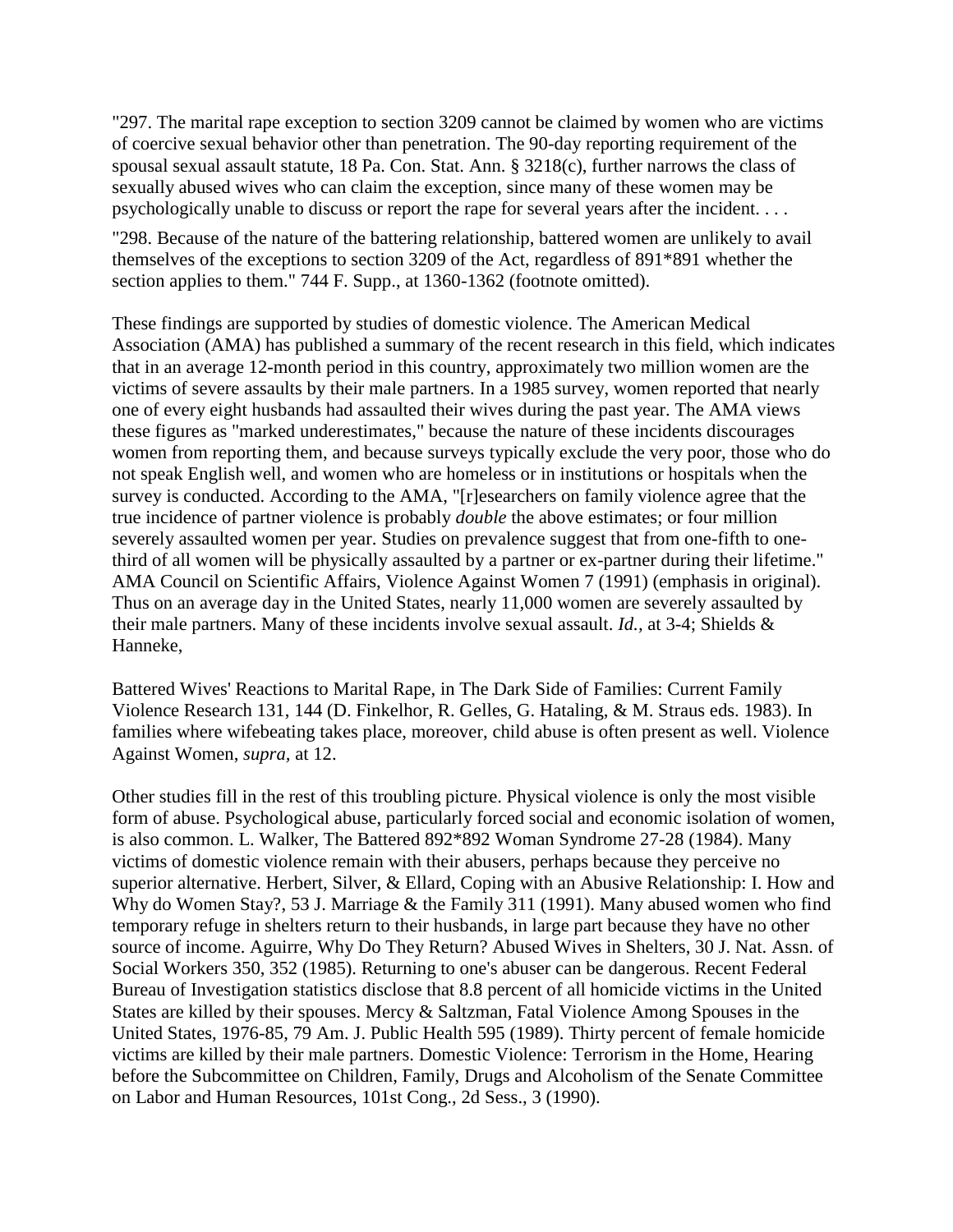"297. The marital rape exception to section 3209 cannot be claimed by women who are victims of coercive sexual behavior other than penetration. The 90-day reporting requirement of the spousal sexual assault statute, 18 Pa. Con. Stat. Ann. § 3218(c), further narrows the class of sexually abused wives who can claim the exception, since many of these women may be psychologically unable to discuss or report the rape for several years after the incident. . . .

"298. Because of the nature of the battering relationship, battered women are unlikely to avail themselves of the exceptions to section 3209 of the Act, regardless of 891*891 whether the section applies to them." 744 F. Supp., at 1360-1362 (footnote omitted).

These findings are supported by studies of domestic violence. The American Medical Association (AMA) has published a summary of the recent research in this field, which indicates that in an average 12-month period in this country, approximately two million women are the victims of severe assaults by their male partners. In a 1985 survey, women reported that nearly one of every eight husbands had assaulted their wives during the past year. The AMA views these figures as "marked underestimates," because the nature of these incidents discourages women from reporting them, and because surveys typically exclude the very poor, those who do not speak English well, and women who are homeless or in institutions or hospitals when the survey is conducted. According to the AMA, "[r]esearchers on family violence agree that the true incidence of partner violence is probably *double* the above estimates; or four million severely assaulted women per year. Studies on prevalence suggest that from one-fifth to one-third of all women will be physically assaulted by a partner or ex-partner during their lifetime." AMA Council on Scientific Affairs, Violence Against Women 7 (1991) (emphasis in original). Thus on an average day in the United States, nearly 11,000 women are severely assaulted by their male partners. Many of these incidents involve sexual assault. *Id.*, at 3-4; Shields & Hanneke,

Battered Wives' Reactions to Marital Rape, in The Dark Side of Families: Current Family Violence Research 131, 144 (D. Finkelhor, R. Gelles, G. Hataling, & M. Straus eds. 1983). In families where wifebeating takes place, moreover, child abuse is often present as well. Violence Against Women, *supra*, at 12.

Other studies fill in the rest of this troubling picture. Physical violence is only the most visible form of abuse. Psychological abuse, particularly forced social and economic isolation of women, is also common. L. Walker, The Battered 892*892 Woman Syndrome 27-28 (1984). Many victims of domestic violence remain with their abusers, perhaps because they perceive no superior alternative. Herbert, Silver, & Ellard, Coping with an Abusive Relationship: I. How and Why do Women Stay?, 53 J. Marriage & the Family 311 (1991). Many abused women who find temporary refuge in shelters return to their husbands, in large part because they have no other source of income. Aguirre, Why Do They Return? Abused Wives in Shelters, 30 J. Nat. Assn. of Social Workers 350, 352 (1985). Returning to one's abuser can be dangerous. Recent Federal Bureau of Investigation statistics disclose that 8.8 percent of all homicide victims in the United States are killed by their spouses. Mercy & Saltzman, Fatal Violence Among Spouses in the United States, 1976-85, 79 Am. J. Public Health 595 (1989). Thirty percent of female homicide victims are killed by their male partners. Domestic Violence: Terrorism in the Home, Hearing before the Subcommittee on Children, Family, Drugs and Alcoholism of the Senate Committee on Labor and Human Resources, 101st Cong., 2d Sess., 3 (1990).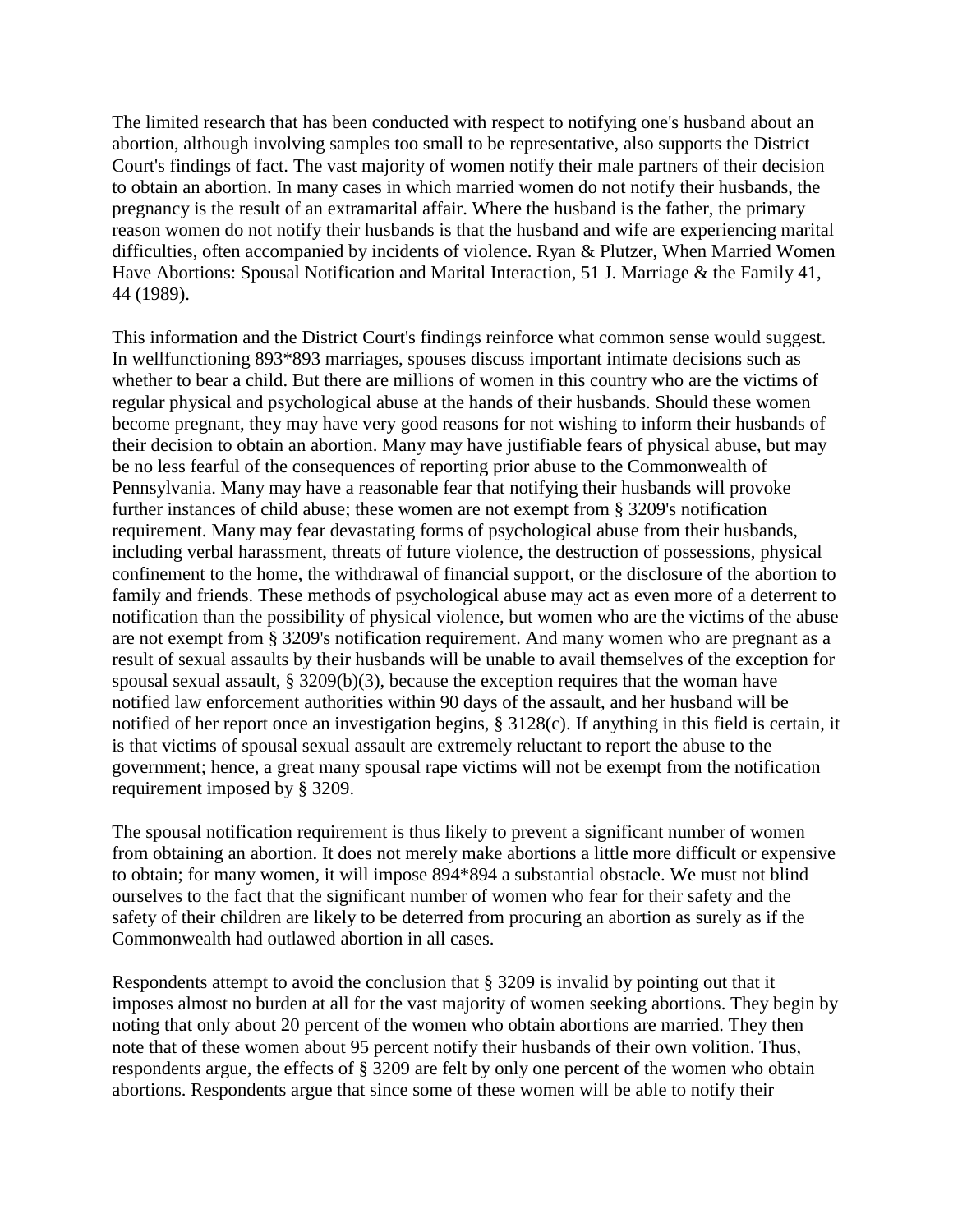The limited research that has been conducted with respect to notifying one's husband about an abortion, although involving samples too small to be representative, also supports the District Court's findings of fact. The vast majority of women notify their male partners of their decision to obtain an abortion. In many cases in which married women do not notify their husbands, the pregnancy is the result of an extramarital affair. Where the husband is the father, the primary reason women do not notify their husbands is that the husband and wife are experiencing marital difficulties, often accompanied by incidents of violence. Ryan & Plutzer, When Married Women Have Abortions: Spousal Notification and Marital Interaction, 51 J. Marriage & the Family 41, 44 (1989).

This information and the District Court's findings reinforce what common sense would suggest. In wellfunctioning 893*893 marriages, spouses discuss important intimate decisions such as whether to bear a child. But there are millions of women in this country who are the victims of regular physical and psychological abuse at the hands of their husbands. Should these women become pregnant, they may have very good reasons for not wishing to inform their husbands of their decision to obtain an abortion. Many may have justifiable fears of physical abuse, but may be no less fearful of the consequences of reporting prior abuse to the Commonwealth of Pennsylvania. Many may have a reasonable fear that notifying their husbands will provoke further instances of child abuse; these women are not exempt from § 3209's notification requirement. Many may fear devastating forms of psychological abuse from their husbands, including verbal harassment, threats of future violence, the destruction of possessions, physical confinement to the home, the withdrawal of financial support, or the disclosure of the abortion to family and friends. These methods of psychological abuse may act as even more of a deterrent to notification than the possibility of physical violence, but women who are the victims of the abuse are not exempt from § 3209's notification requirement. And many women who are pregnant as a result of sexual assaults by their husbands will be unable to avail themselves of the exception for spousal sexual assault, § 3209(b)(3), because the exception requires that the woman have notified law enforcement authorities within 90 days of the assault, and her husband will be notified of her report once an investigation begins, § 3128(c). If anything in this field is certain, it is that victims of spousal sexual assault are extremely reluctant to report the abuse to the government; hence, a great many spousal rape victims will not be exempt from the notification requirement imposed by § 3209.

The spousal notification requirement is thus likely to prevent a significant number of women from obtaining an abortion. It does not merely make abortions a little more difficult or expensive to obtain; for many women, it will impose 894*894 a substantial obstacle. We must not blind ourselves to the fact that the significant number of women who fear for their safety and the safety of their children are likely to be deterred from procuring an abortion as surely as if the Commonwealth had outlawed abortion in all cases.

Respondents attempt to avoid the conclusion that § 3209 is invalid by pointing out that it imposes almost no burden at all for the vast majority of women seeking abortions. They begin by noting that only about 20 percent of the women who obtain abortions are married. They then note that of these women about 95 percent notify their husbands of their own volition. Thus, respondents argue, the effects of § 3209 are felt by only one percent of the women who obtain abortions. Respondents argue that since some of these women will be able to notify their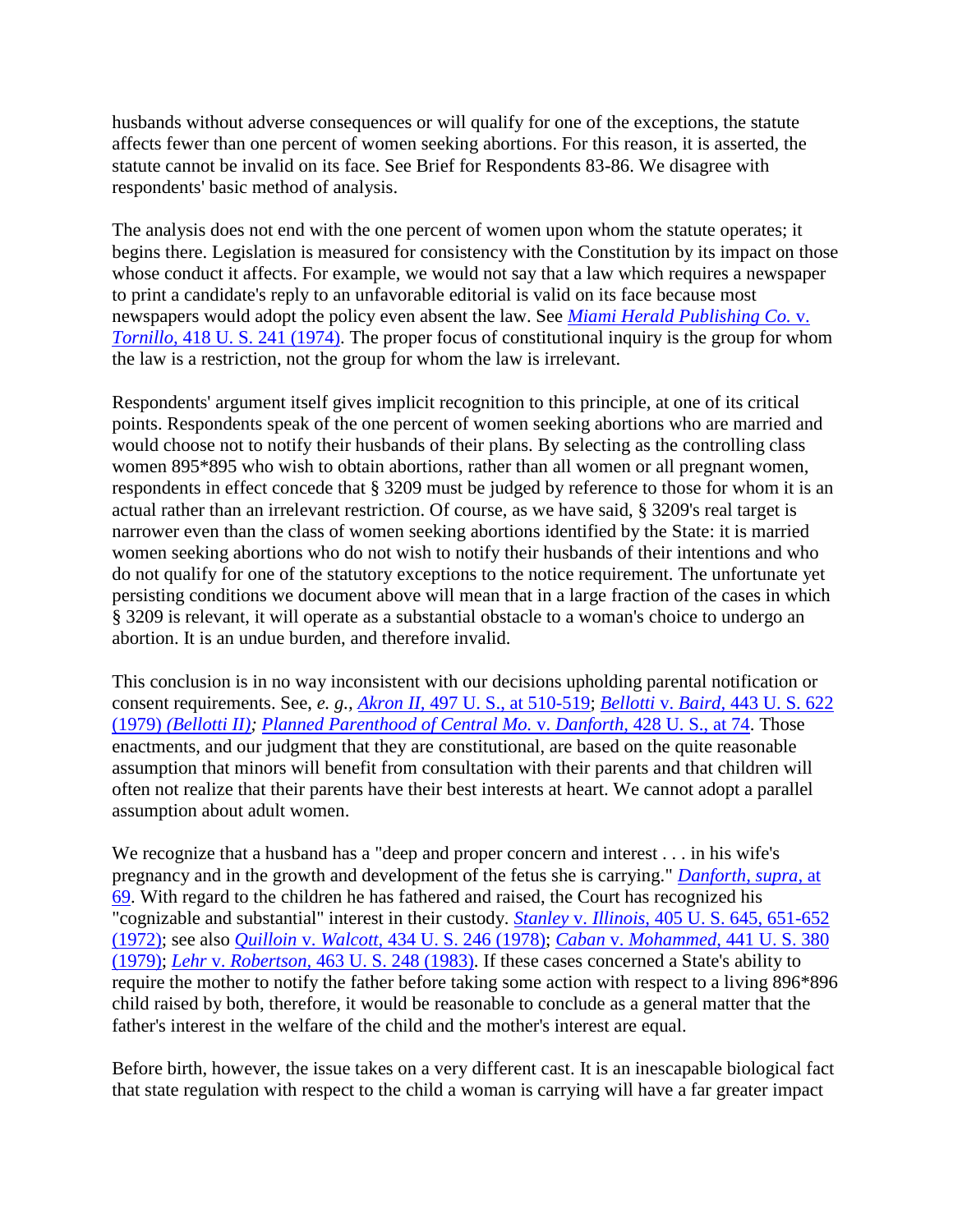husbands without adverse consequences or will qualify for one of the exceptions, the statute affects fewer than one percent of women seeking abortions. For this reason, it is asserted, the statute cannot be invalid on its face. See Brief for Respondents 83-86. We disagree with respondents' basic method of analysis.

The analysis does not end with the one percent of women upon whom the statute operates; it begins there. Legislation is measured for consistency with the Constitution by its impact on those whose conduct it affects. For example, we would not say that a law which requires a newspaper to print a candidate's reply to an unfavorable editorial is valid on its face because most newspapers would adopt the policy even absent the law. See *Miami Herald Publishing Co.* v. *Tornillo,* 418 U. S. 241 (1974). The proper focus of constitutional inquiry is the group for whom the law is a restriction, not the group for whom the law is irrelevant.

Respondents' argument itself gives implicit recognition to this principle, at one of its critical points. Respondents speak of the one percent of women seeking abortions who are married and would choose not to notify their husbands of their plans. By selecting as the controlling class women 895*895 who wish to obtain abortions, rather than all women or all pregnant women, respondents in effect concede that § 3209 must be judged by reference to those for whom it is an actual rather than an irrelevant restriction. Of course, as we have said, § 3209's real target is narrower even than the class of women seeking abortions identified by the State: it is married women seeking abortions who do not wish to notify their husbands of their intentions and who do not qualify for one of the statutory exceptions to the notice requirement. The unfortunate yet persisting conditions we document above will mean that in a large fraction of the cases in which § 3209 is relevant, it will operate as a substantial obstacle to a woman's choice to undergo an abortion. It is an undue burden, and therefore invalid.

This conclusion is in no way inconsistent with our decisions upholding parental notification or consent requirements. See, *e. g., Akron II,* 497 U. S., at 510-519; *Bellotti* v. *Baird,* 443 U. S. 622 (1979) *(Bellotti II); Planned Parenthood of Central Mo.* v. *Danforth,* 428 U. S., at 74. Those enactments, and our judgment that they are constitutional, are based on the quite reasonable assumption that minors will benefit from consultation with their parents and that children will often not realize that their parents have their best interests at heart. We cannot adopt a parallel assumption about adult women.

We recognize that a husband has a "deep and proper concern and interest . . . in his wife's pregnancy and in the growth and development of the fetus she is carrying." *Danforth, supra,* at 69. With regard to the children he has fathered and raised, the Court has recognized his "cognizable and substantial" interest in their custody. *Stanley* v. *Illinois,* 405 U. S. 645, 651-652 (1972); see also *Quilloin* v. *Walcott,* 434 U. S. 246 (1978); *Caban* v. *Mohammed,* 441 U. S. 380 (1979); *Lehr* v. *Robertson,* 463 U. S. 248 (1983). If these cases concerned a State's ability to require the mother to notify the father before taking some action with respect to a living 896*896 child raised by both, therefore, it would be reasonable to conclude as a general matter that the father's interest in the welfare of the child and the mother's interest are equal.

Before birth, however, the issue takes on a very different cast. It is an inescapable biological fact that state regulation with respect to the child a woman is carrying will have a far greater impact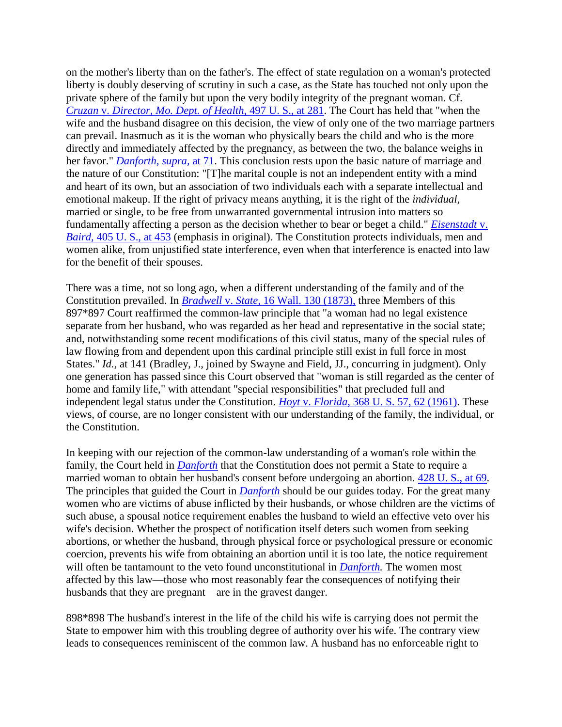on the mother's liberty than on the father's. The effect of state regulation on a woman's protected liberty is doubly deserving of scrutiny in such a case, as the State has touched not only upon the private sphere of the family but upon the very bodily integrity of the pregnant woman. Cf. *Cruzan* v. *Director, Mo. Dept. of Health,* 497 U. S., at 281. The Court has held that "when the wife and the husband disagree on this decision, the view of only one of the two marriage partners can prevail. Inasmuch as it is the woman who physically bears the child and who is the more directly and immediately affected by the pregnancy, as between the two, the balance weighs in her favor." *Danforth, supra,* at 71. This conclusion rests upon the basic nature of marriage and the nature of our Constitution: "[T]he marital couple is not an independent entity with a mind and heart of its own, but an association of two individuals each with a separate intellectual and emotional makeup. If the right of privacy means anything, it is the right of the *individual,* married or single, to be free from unwarranted governmental intrusion into matters so fundamentally affecting a person as the decision whether to bear or beget a child." *Eisenstadt* v. *Baird,* 405 U. S., at 453 (emphasis in original). The Constitution protects individuals, men and women alike, from unjustified state interference, even when that interference is enacted into law for the benefit of their spouses.

There was a time, not so long ago, when a different understanding of the family and of the Constitution prevailed. In *Bradwell* v. *State,* 16 Wall. 130 (1873), three Members of this 897*897 Court reaffirmed the common-law principle that "a woman had no legal existence separate from her husband, who was regarded as her head and representative in the social state; and, notwithstanding some recent modifications of this civil status, many of the special rules of law flowing from and dependent upon this cardinal principle still exist in full force in most States." *Id.,* at 141 (Bradley, J., joined by Swayne and Field, JJ., concurring in judgment). Only one generation has passed since this Court observed that "woman is still regarded as the center of home and family life," with attendant "special responsibilities" that precluded full and independent legal status under the Constitution. *Hoyt* v. *Florida,* 368 U. S. 57, 62 (1961). These views, of course, are no longer consistent with our understanding of the family, the individual, or the Constitution.

In keeping with our rejection of the common-law understanding of a woman's role within the family, the Court held in *Danforth* that the Constitution does not permit a State to require a married woman to obtain her husband's consent before undergoing an abortion. 428 U. S., at 69. The principles that guided the Court in *Danforth* should be our guides today. For the great many women who are victims of abuse inflicted by their husbands, or whose children are the victims of such abuse, a spousal notice requirement enables the husband to wield an effective veto over his wife's decision. Whether the prospect of notification itself deters such women from seeking abortions, or whether the husband, through physical force or psychological pressure or economic coercion, prevents his wife from obtaining an abortion until it is too late, the notice requirement will often be tantamount to the veto found unconstitutional in *Danforth.* The women most affected by this law—those who most reasonably fear the consequences of notifying their husbands that they are pregnant—are in the gravest danger.

898*898 The husband's interest in the life of the child his wife is carrying does not permit the State to empower him with this troubling degree of authority over his wife. The contrary view leads to consequences reminiscent of the common law. A husband has no enforceable right to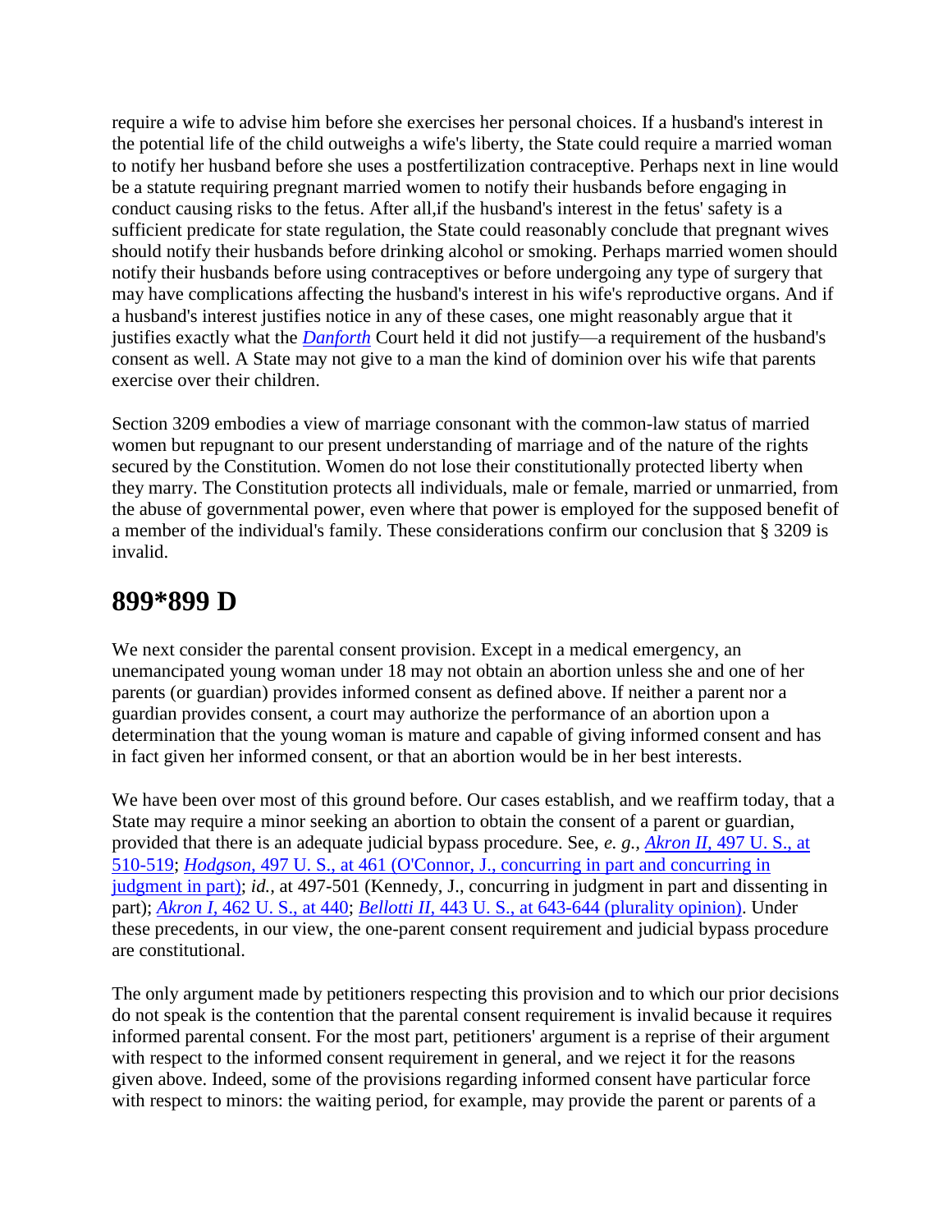require a wife to advise him before she exercises her personal choices. If a husband's interest in the potential life of the child outweighs a wife's liberty, the State could require a married woman to notify her husband before she uses a postfertilization contraceptive. Perhaps next in line would be a statute requiring pregnant married women to notify their husbands before engaging in conduct causing risks to the fetus. After all,if the husband's interest in the fetus' safety is a sufficient predicate for state regulation, the State could reasonably conclude that pregnant wives should notify their husbands before drinking alcohol or smoking. Perhaps married women should notify their husbands before using contraceptives or before undergoing any type of surgery that may have complications affecting the husband's interest in his wife's reproductive organs. And if a husband's interest justifies notice in any of these cases, one might reasonably argue that it justifies exactly what the *Danforth* Court held it did not justify—a requirement of the husband's consent as well. A State may not give to a man the kind of dominion over his wife that parents exercise over their children.

Section 3209 embodies a view of marriage consonant with the common-law status of married women but repugnant to our present understanding of marriage and of the nature of the rights secured by the Constitution. Women do not lose their constitutionally protected liberty when they marry. The Constitution protects all individuals, male or female, married or unmarried, from the abuse of governmental power, even where that power is employed for the supposed benefit of a member of the individual's family. These considerations confirm our conclusion that § 3209 is invalid.

## 899*899 D

We next consider the parental consent provision. Except in a medical emergency, an unemancipated young woman under 18 may not obtain an abortion unless she and one of her parents (or guardian) provides informed consent as defined above. If neither a parent nor a guardian provides consent, a court may authorize the performance of an abortion upon a determination that the young woman is mature and capable of giving informed consent and has in fact given her informed consent, or that an abortion would be in her best interests.

We have been over most of this ground before. Our cases establish, and we reaffirm today, that a State may require a minor seeking an abortion to obtain the consent of a parent or guardian, provided that there is an adequate judicial bypass procedure. See, *e. g.*, *Akron II,* 497 U. S., at 510-519; *Hodgson,* 497 U. S., at 461 (O'Connor, J., concurring in part and concurring in judgment in part); *id.*, at 497-501 (Kennedy, J., concurring in judgment in part and dissenting in part); *Akron I,* 462 U. S., at 440; *Bellotti II,* 443 U. S., at 643-644 (plurality opinion). Under these precedents, in our view, the one-parent consent requirement and judicial bypass procedure are constitutional.

The only argument made by petitioners respecting this provision and to which our prior decisions do not speak is the contention that the parental consent requirement is invalid because it requires informed parental consent. For the most part, petitioners' argument is a reprise of their argument with respect to the informed consent requirement in general, and we reject it for the reasons given above. Indeed, some of the provisions regarding informed consent have particular force with respect to minors: the waiting period, for example, may provide the parent or parents of a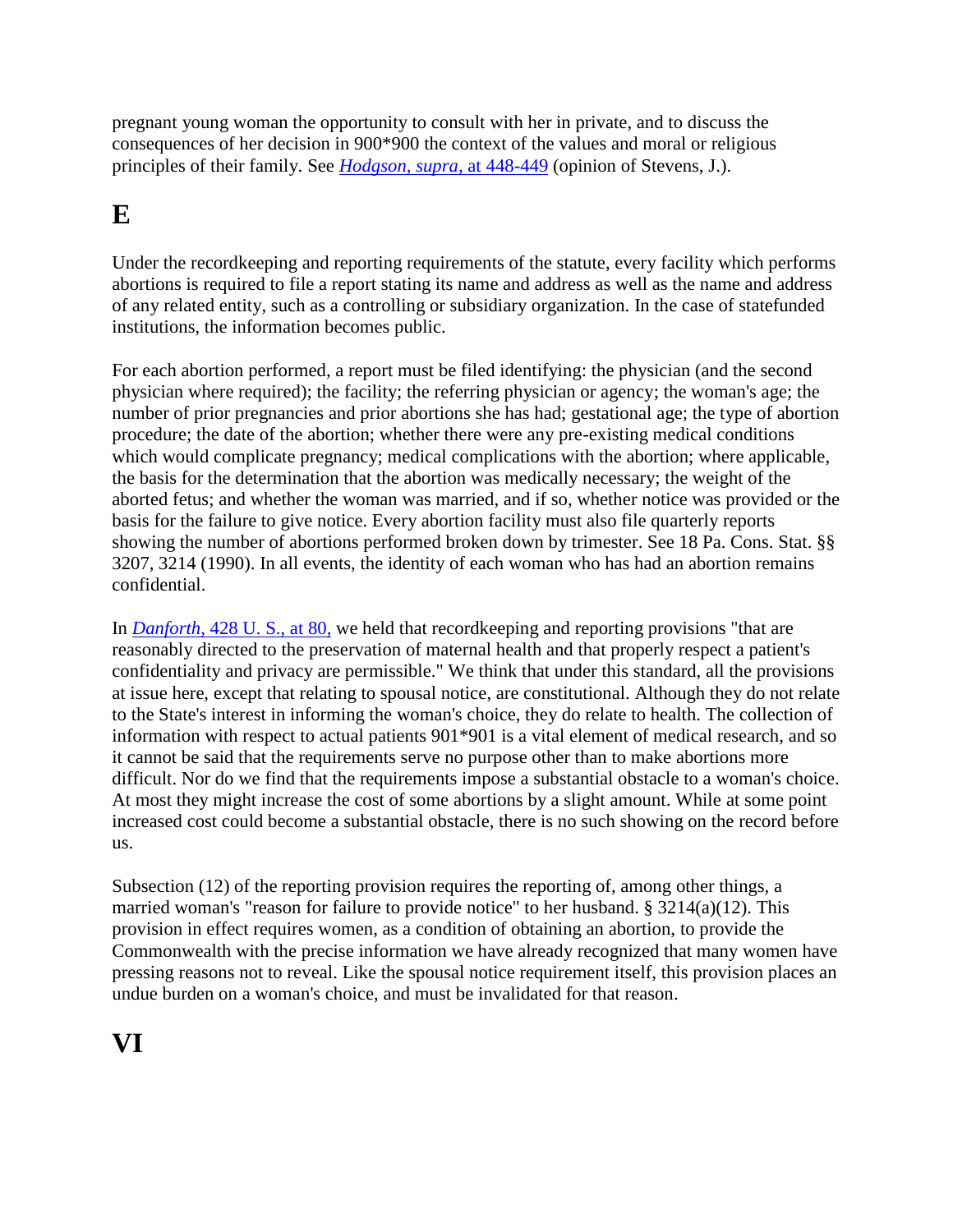pregnant young woman the opportunity to consult with her in private, and to discuss the consequences of her decision in 900*900 the context of the values and moral or religious principles of their family. See *Hodgson, supra,* at 448-449 (opinion of Stevens, J.).

# E

Under the recordkeeping and reporting requirements of the statute, every facility which performs abortions is required to file a report stating its name and address as well as the name and address of any related entity, such as a controlling or subsidiary organization. In the case of statefunded institutions, the information becomes public.

For each abortion performed, a report must be filed identifying: the physician (and the second physician where required); the facility; the referring physician or agency; the woman's age; the number of prior pregnancies and prior abortions she has had; gestational age; the type of abortion procedure; the date of the abortion; whether there were any pre-existing medical conditions which would complicate pregnancy; medical complications with the abortion; where applicable, the basis for the determination that the abortion was medically necessary; the weight of the aborted fetus; and whether the woman was married, and if so, whether notice was provided or the basis for the failure to give notice. Every abortion facility must also file quarterly reports showing the number of abortions performed broken down by trimester. See 18 Pa. Cons. Stat. §§ 3207, 3214 (1990). In all events, the identity of each woman who has had an abortion remains confidential.

In *Danforth,* 428 U. S., at 80, we held that recordkeeping and reporting provisions "that are reasonably directed to the preservation of maternal health and that properly respect a patient's confidentiality and privacy are permissible." We think that under this standard, all the provisions at issue here, except that relating to spousal notice, are constitutional. Although they do not relate to the State's interest in informing the woman's choice, they do relate to health. The collection of information with respect to actual patients 901*901 is a vital element of medical research, and so it cannot be said that the requirements serve no purpose other than to make abortions more difficult. Nor do we find that the requirements impose a substantial obstacle to a woman's choice. At most they might increase the cost of some abortions by a slight amount. While at some point increased cost could become a substantial obstacle, there is no such showing on the record before us.

Subsection (12) of the reporting provision requires the reporting of, among other things, a married woman's "reason for failure to provide notice" to her husband. § 3214(a)(12). This provision in effect requires women, as a condition of obtaining an abortion, to provide the Commonwealth with the precise information we have already recognized that many women have pressing reasons not to reveal. Like the spousal notice requirement itself, this provision places an undue burden on a woman's choice, and must be invalidated for that reason.

# VI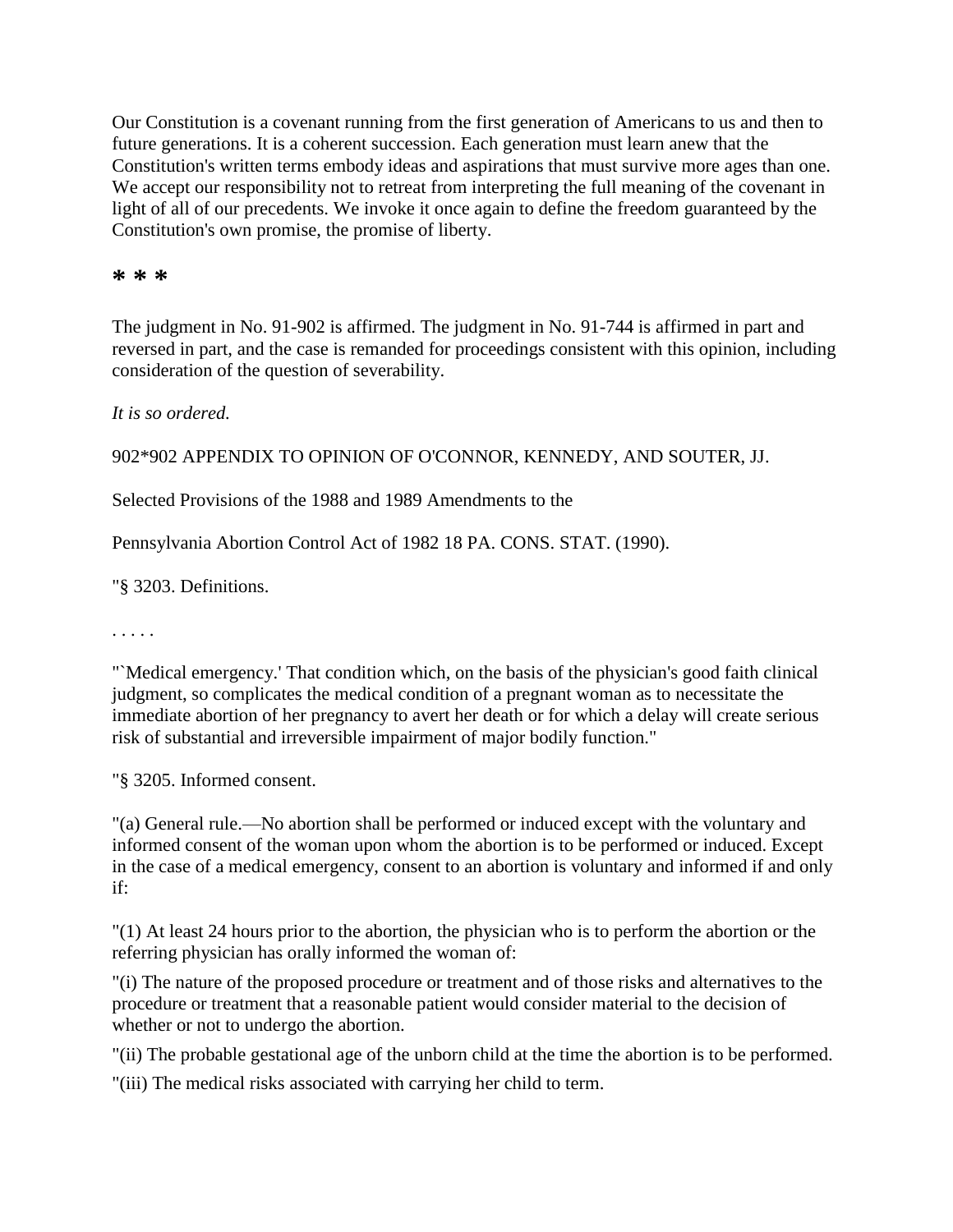Our Constitution is a covenant running from the first generation of Americans to us and then to future generations. It is a coherent succession. Each generation must learn anew that the Constitution's written terms embody ideas and aspirations that must survive more ages than one. We accept our responsibility not to retreat from interpreting the full meaning of the covenant in light of all of our precedents. We invoke it once again to define the freedom guaranteed by the Constitution's own promise, the promise of liberty.

**\* \* \***

The judgment in No. 91-902 is affirmed. The judgment in No. 91-744 is affirmed in part and reversed in part, and the case is remanded for proceedings consistent with this opinion, including consideration of the question of severability.

*It is so ordered.*

902*902 APPENDIX TO OPINION OF O'CONNOR, KENNEDY, AND SOUTER, JJ.

Selected Provisions of the 1988 and 1989 Amendments to the

Pennsylvania Abortion Control Act of 1982 18 PA. CONS. STAT. (1990).

"§ 3203. Definitions.

. . . . .

"`Medical emergency.' That condition which, on the basis of the physician's good faith clinical judgment, so complicates the medical condition of a pregnant woman as to necessitate the immediate abortion of her pregnancy to avert her death or for which a delay will create serious risk of substantial and irreversible impairment of major bodily function."

"§ 3205. Informed consent.

"(a) General rule.—No abortion shall be performed or induced except with the voluntary and informed consent of the woman upon whom the abortion is to be performed or induced. Except in the case of a medical emergency, consent to an abortion is voluntary and informed if and only if:

"(1) At least 24 hours prior to the abortion, the physician who is to perform the abortion or the referring physician has orally informed the woman of:

"(i) The nature of the proposed procedure or treatment and of those risks and alternatives to the procedure or treatment that a reasonable patient would consider material to the decision of whether or not to undergo the abortion.

"(ii) The probable gestational age of the unborn child at the time the abortion is to be performed.

"(iii) The medical risks associated with carrying her child to term.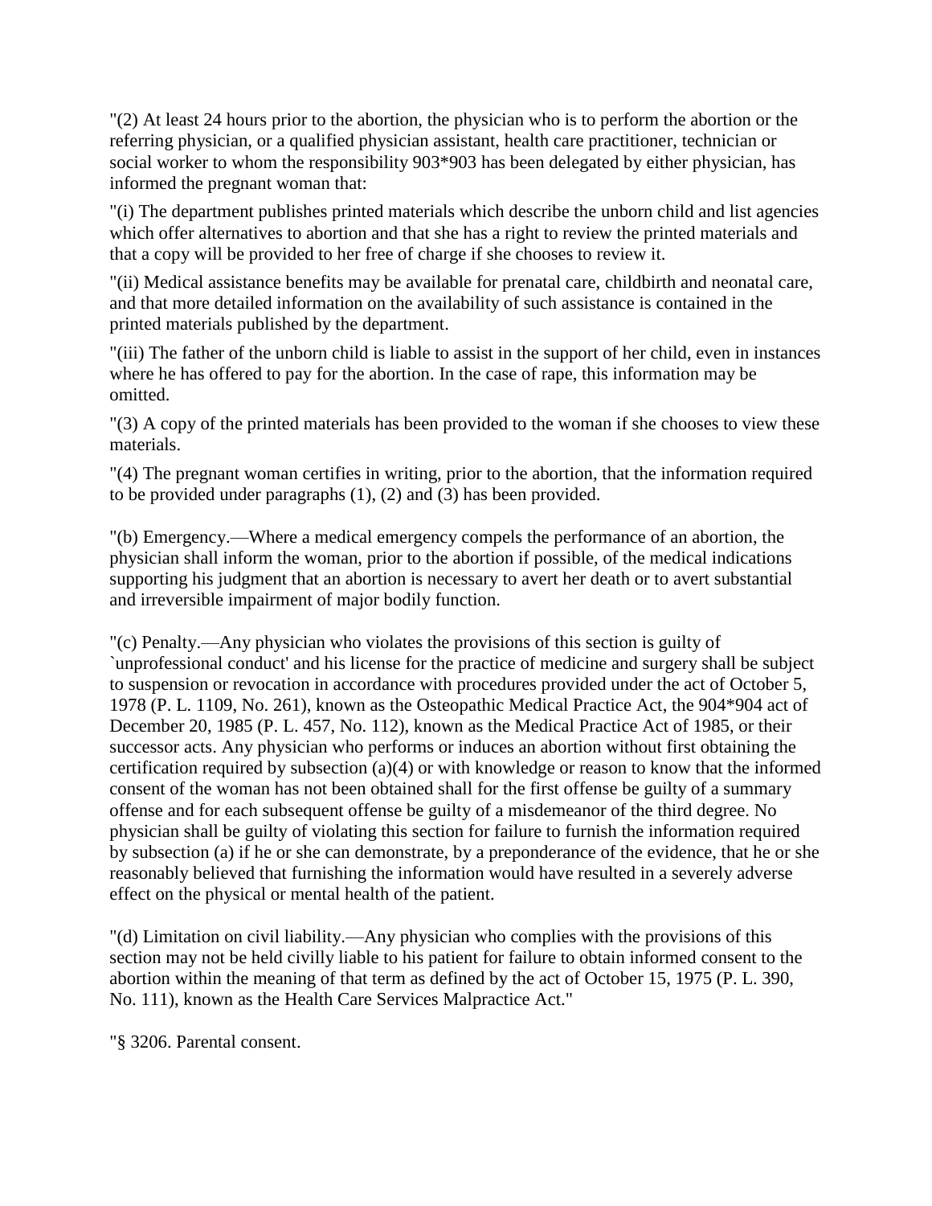"(2) At least 24 hours prior to the abortion, the physician who is to perform the abortion or the referring physician, or a qualified physician assistant, health care practitioner, technician or social worker to whom the responsibility 903*903 has been delegated by either physician, has informed the pregnant woman that:

"(i) The department publishes printed materials which describe the unborn child and list agencies which offer alternatives to abortion and that she has a right to review the printed materials and that a copy will be provided to her free of charge if she chooses to review it.

"(ii) Medical assistance benefits may be available for prenatal care, childbirth and neonatal care, and that more detailed information on the availability of such assistance is contained in the printed materials published by the department.

"(iii) The father of the unborn child is liable to assist in the support of her child, even in instances where he has offered to pay for the abortion. In the case of rape, this information may be omitted.

"(3) A copy of the printed materials has been provided to the woman if she chooses to view these materials.

"(4) The pregnant woman certifies in writing, prior to the abortion, that the information required to be provided under paragraphs (1), (2) and (3) has been provided.

"(b) Emergency.—Where a medical emergency compels the performance of an abortion, the physician shall inform the woman, prior to the abortion if possible, of the medical indications supporting his judgment that an abortion is necessary to avert her death or to avert substantial and irreversible impairment of major bodily function.

"(c) Penalty.—Any physician who violates the provisions of this section is guilty of `unprofessional conduct' and his license for the practice of medicine and surgery shall be subject to suspension or revocation in accordance with procedures provided under the act of October 5, 1978 (P. L. 1109, No. 261), known as the Osteopathic Medical Practice Act, the 904*904 act of December 20, 1985 (P. L. 457, No. 112), known as the Medical Practice Act of 1985, or their successor acts. Any physician who performs or induces an abortion without first obtaining the certification required by subsection (a)(4) or with knowledge or reason to know that the informed consent of the woman has not been obtained shall for the first offense be guilty of a summary offense and for each subsequent offense be guilty of a misdemeanor of the third degree. No physician shall be guilty of violating this section for failure to furnish the information required by subsection (a) if he or she can demonstrate, by a preponderance of the evidence, that he or she reasonably believed that furnishing the information would have resulted in a severely adverse effect on the physical or mental health of the patient.

"(d) Limitation on civil liability.—Any physician who complies with the provisions of this section may not be held civilly liable to his patient for failure to obtain informed consent to the abortion within the meaning of that term as defined by the act of October 15, 1975 (P. L. 390, No. 111), known as the Health Care Services Malpractice Act."

"§ 3206. Parental consent.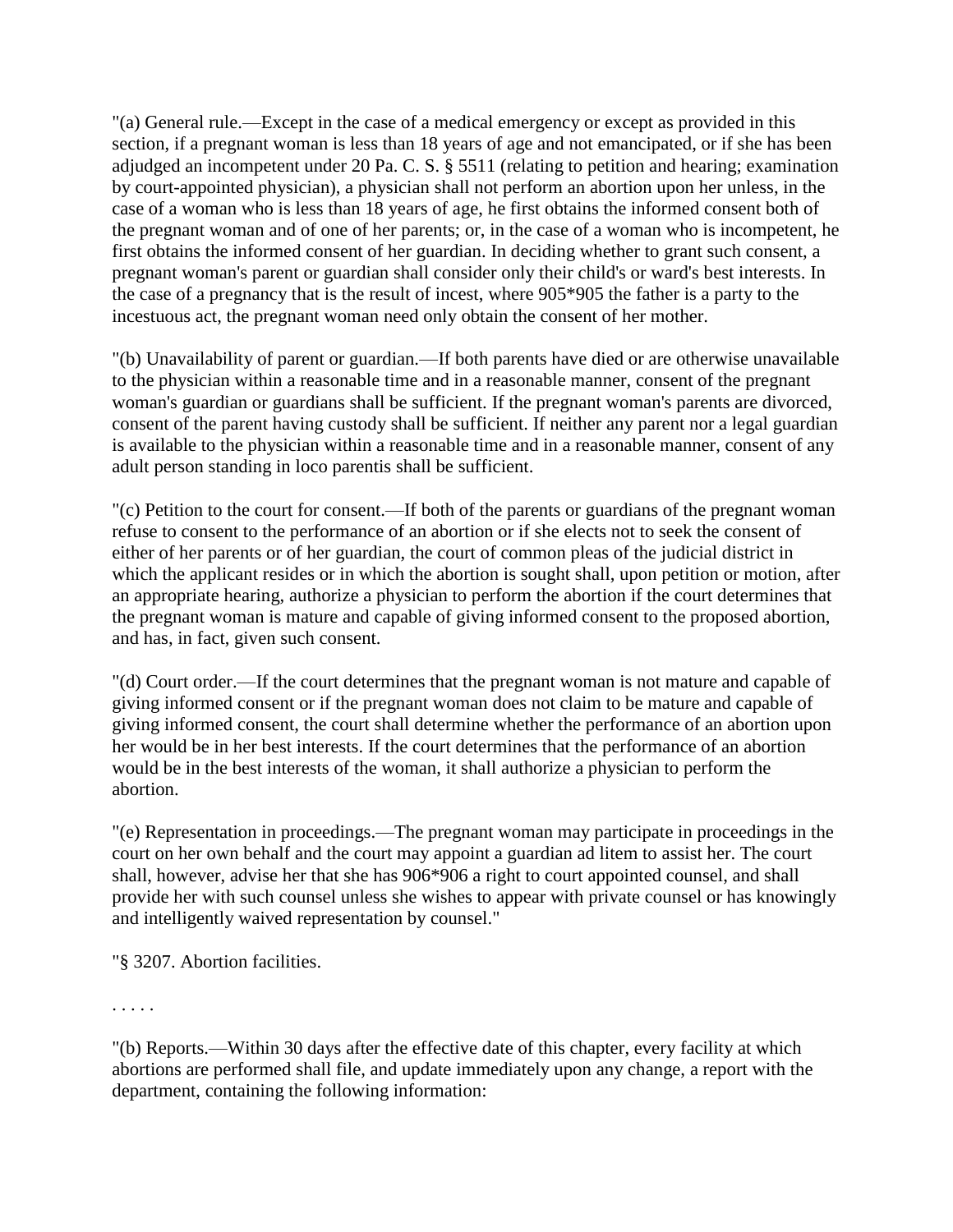"(a) General rule.—Except in the case of a medical emergency or except as provided in this section, if a pregnant woman is less than 18 years of age and not emancipated, or if she has been adjudged an incompetent under 20 Pa. C. S. § 5511 (relating to petition and hearing; examination by court-appointed physician), a physician shall not perform an abortion upon her unless, in the case of a woman who is less than 18 years of age, he first obtains the informed consent both of the pregnant woman and of one of her parents; or, in the case of a woman who is incompetent, he first obtains the informed consent of her guardian. In deciding whether to grant such consent, a pregnant woman's parent or guardian shall consider only their child's or ward's best interests. In the case of a pregnancy that is the result of incest, where 905*905 the father is a party to the incestuous act, the pregnant woman need only obtain the consent of her mother.

"(b) Unavailability of parent or guardian.—If both parents have died or are otherwise unavailable to the physician within a reasonable time and in a reasonable manner, consent of the pregnant woman's guardian or guardians shall be sufficient. If the pregnant woman's parents are divorced, consent of the parent having custody shall be sufficient. If neither any parent nor a legal guardian is available to the physician within a reasonable time and in a reasonable manner, consent of any adult person standing in loco parentis shall be sufficient.

"(c) Petition to the court for consent.—If both of the parents or guardians of the pregnant woman refuse to consent to the performance of an abortion or if she elects not to seek the consent of either of her parents or of her guardian, the court of common pleas of the judicial district in which the applicant resides or in which the abortion is sought shall, upon petition or motion, after an appropriate hearing, authorize a physician to perform the abortion if the court determines that the pregnant woman is mature and capable of giving informed consent to the proposed abortion, and has, in fact, given such consent.

"(d) Court order.—If the court determines that the pregnant woman is not mature and capable of giving informed consent or if the pregnant woman does not claim to be mature and capable of giving informed consent, the court shall determine whether the performance of an abortion upon her would be in her best interests. If the court determines that the performance of an abortion would be in the best interests of the woman, it shall authorize a physician to perform the abortion.

"(e) Representation in proceedings.—The pregnant woman may participate in proceedings in the court on her own behalf and the court may appoint a guardian ad litem to assist her. The court shall, however, advise her that she has 906*906 a right to court appointed counsel, and shall provide her with such counsel unless she wishes to appear with private counsel or has knowingly and intelligently waived representation by counsel."

"§ 3207. Abortion facilities.

. . . . .

"(b) Reports.—Within 30 days after the effective date of this chapter, every facility at which abortions are performed shall file, and update immediately upon any change, a report with the department, containing the following information: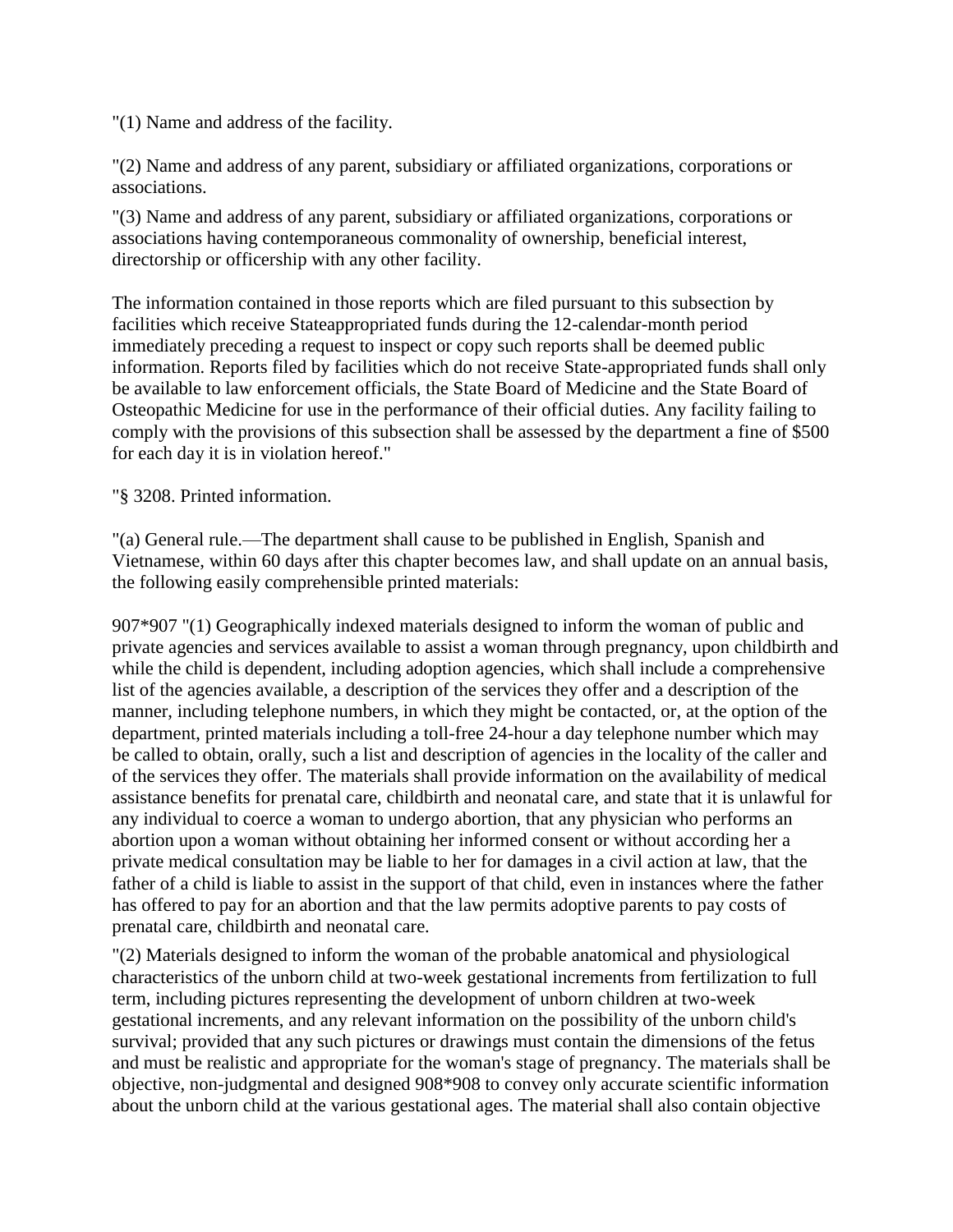"(1) Name and address of the facility.

"(2) Name and address of any parent, subsidiary or affiliated organizations, corporations or associations.

"(3) Name and address of any parent, subsidiary or affiliated organizations, corporations or associations having contemporaneous commonality of ownership, beneficial interest, directorship or officership with any other facility.

The information contained in those reports which are filed pursuant to this subsection by facilities which receive Stateappropriated funds during the 12-calendar-month period immediately preceding a request to inspect or copy such reports shall be deemed public information. Reports filed by facilities which do not receive State-appropriated funds shall only be available to law enforcement officials, the State Board of Medicine and the State Board of Osteopathic Medicine for use in the performance of their official duties. Any facility failing to comply with the provisions of this subsection shall be assessed by the department a fine of $500 for each day it is in violation hereof."

"§ 3208. Printed information.

"(a) General rule.—The department shall cause to be published in English, Spanish and Vietnamese, within 60 days after this chapter becomes law, and shall update on an annual basis, the following easily comprehensible printed materials:

907*907 "(1) Geographically indexed materials designed to inform the woman of public and private agencies and services available to assist a woman through pregnancy, upon childbirth and while the child is dependent, including adoption agencies, which shall include a comprehensive list of the agencies available, a description of the services they offer and a description of the manner, including telephone numbers, in which they might be contacted, or, at the option of the department, printed materials including a toll-free 24-hour a day telephone number which may be called to obtain, orally, such a list and description of agencies in the locality of the caller and of the services they offer. The materials shall provide information on the availability of medical assistance benefits for prenatal care, childbirth and neonatal care, and state that it is unlawful for any individual to coerce a woman to undergo abortion, that any physician who performs an abortion upon a woman without obtaining her informed consent or without according her a private medical consultation may be liable to her for damages in a civil action at law, that the father of a child is liable to assist in the support of that child, even in instances where the father has offered to pay for an abortion and that the law permits adoptive parents to pay costs of prenatal care, childbirth and neonatal care.

"(2) Materials designed to inform the woman of the probable anatomical and physiological characteristics of the unborn child at two-week gestational increments from fertilization to full term, including pictures representing the development of unborn children at two-week gestational increments, and any relevant information on the possibility of the unborn child's survival; provided that any such pictures or drawings must contain the dimensions of the fetus and must be realistic and appropriate for the woman's stage of pregnancy. The materials shall be objective, non-judgmental and designed 908*908 to convey only accurate scientific information about the unborn child at the various gestational ages. The material shall also contain objective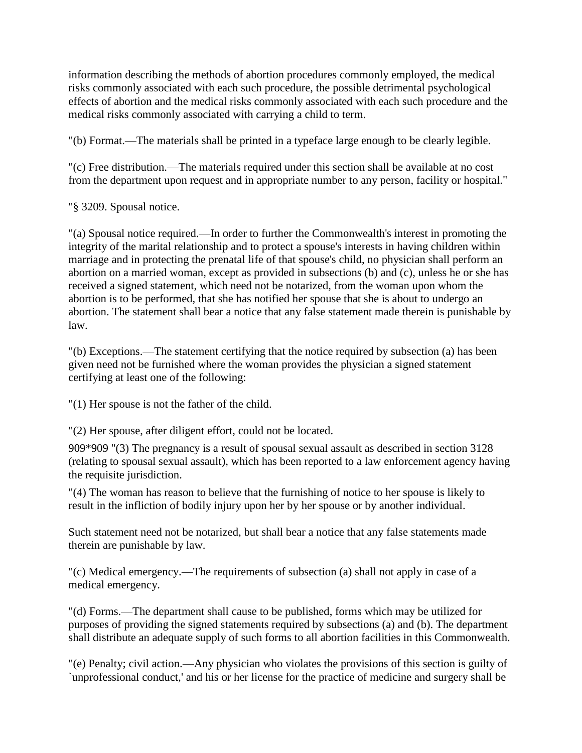information describing the methods of abortion procedures commonly employed, the medical risks commonly associated with each such procedure, the possible detrimental psychological effects of abortion and the medical risks commonly associated with each such procedure and the medical risks commonly associated with carrying a child to term.

"(b) Format.—The materials shall be printed in a typeface large enough to be clearly legible.

"(c) Free distribution.—The materials required under this section shall be available at no cost from the department upon request and in appropriate number to any person, facility or hospital."

"§ 3209. Spousal notice.

"(a) Spousal notice required.—In order to further the Commonwealth's interest in promoting the integrity of the marital relationship and to protect a spouse's interests in having children within marriage and in protecting the prenatal life of that spouse's child, no physician shall perform an abortion on a married woman, except as provided in subsections (b) and (c), unless he or she has received a signed statement, which need not be notarized, from the woman upon whom the abortion is to be performed, that she has notified her spouse that she is about to undergo an abortion. The statement shall bear a notice that any false statement made therein is punishable by law.

"(b) Exceptions.—The statement certifying that the notice required by subsection (a) has been given need not be furnished where the woman provides the physician a signed statement certifying at least one of the following:

"(1) Her spouse is not the father of the child.

"(2) Her spouse, after diligent effort, could not be located.

909*909 "(3) The pregnancy is a result of spousal sexual assault as described in section 3128 (relating to spousal sexual assault), which has been reported to a law enforcement agency having the requisite jurisdiction.

"(4) The woman has reason to believe that the furnishing of notice to her spouse is likely to result in the infliction of bodily injury upon her by her spouse or by another individual.

Such statement need not be notarized, but shall bear a notice that any false statements made therein are punishable by law.

"(c) Medical emergency.—The requirements of subsection (a) shall not apply in case of a medical emergency.

"(d) Forms.—The department shall cause to be published, forms which may be utilized for purposes of providing the signed statements required by subsections (a) and (b). The department shall distribute an adequate supply of such forms to all abortion facilities in this Commonwealth.

"(e) Penalty; civil action.—Any physician who violates the provisions of this section is guilty of `unprofessional conduct,' and his or her license for the practice of medicine and surgery shall be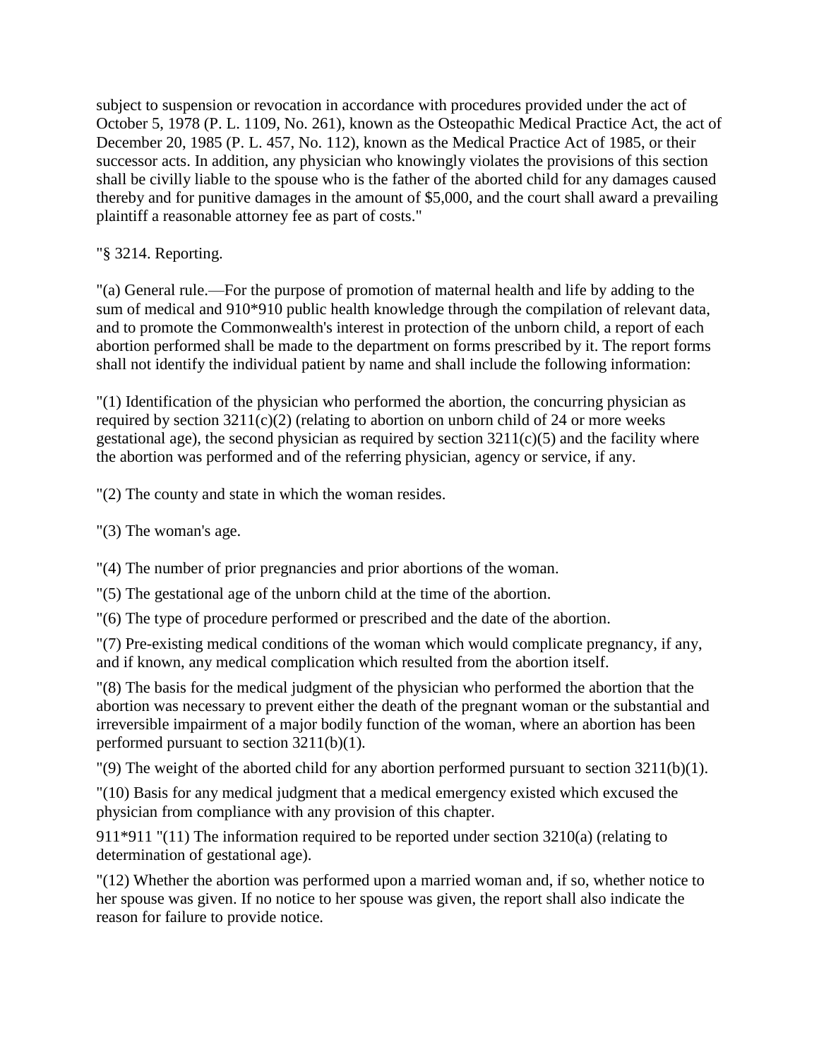subject to suspension or revocation in accordance with procedures provided under the act of October 5, 1978 (P. L. 1109, No. 261), known as the Osteopathic Medical Practice Act, the act of December 20, 1985 (P. L. 457, No. 112), known as the Medical Practice Act of 1985, or their successor acts. In addition, any physician who knowingly violates the provisions of this section shall be civilly liable to the spouse who is the father of the aborted child for any damages caused thereby and for punitive damages in the amount of $5,000, and the court shall award a prevailing plaintiff a reasonable attorney fee as part of costs."

"§ 3214. Reporting.

"(a) General rule.—For the purpose of promotion of maternal health and life by adding to the sum of medical and 910*910 public health knowledge through the compilation of relevant data, and to promote the Commonwealth's interest in protection of the unborn child, a report of each abortion performed shall be made to the department on forms prescribed by it. The report forms shall not identify the individual patient by name and shall include the following information:

"(1) Identification of the physician who performed the abortion, the concurring physician as required by section 3211(c)(2) (relating to abortion on unborn child of 24 or more weeks gestational age), the second physician as required by section 3211(c)(5) and the facility where the abortion was performed and of the referring physician, agency or service, if any.

"(2) The county and state in which the woman resides.

"(3) The woman's age.

"(4) The number of prior pregnancies and prior abortions of the woman.

"(5) The gestational age of the unborn child at the time of the abortion.

"(6) The type of procedure performed or prescribed and the date of the abortion.

"(7) Pre-existing medical conditions of the woman which would complicate pregnancy, if any, and if known, any medical complication which resulted from the abortion itself.

"(8) The basis for the medical judgment of the physician who performed the abortion that the abortion was necessary to prevent either the death of the pregnant woman or the substantial and irreversible impairment of a major bodily function of the woman, where an abortion has been performed pursuant to section 3211(b)(1).

"(9) The weight of the aborted child for any abortion performed pursuant to section 3211(b)(1).

"(10) Basis for any medical judgment that a medical emergency existed which excused the physician from compliance with any provision of this chapter.

911*911 "(11) The information required to be reported under section 3210(a) (relating to determination of gestational age).

"(12) Whether the abortion was performed upon a married woman and, if so, whether notice to her spouse was given. If no notice to her spouse was given, the report shall also indicate the reason for failure to provide notice.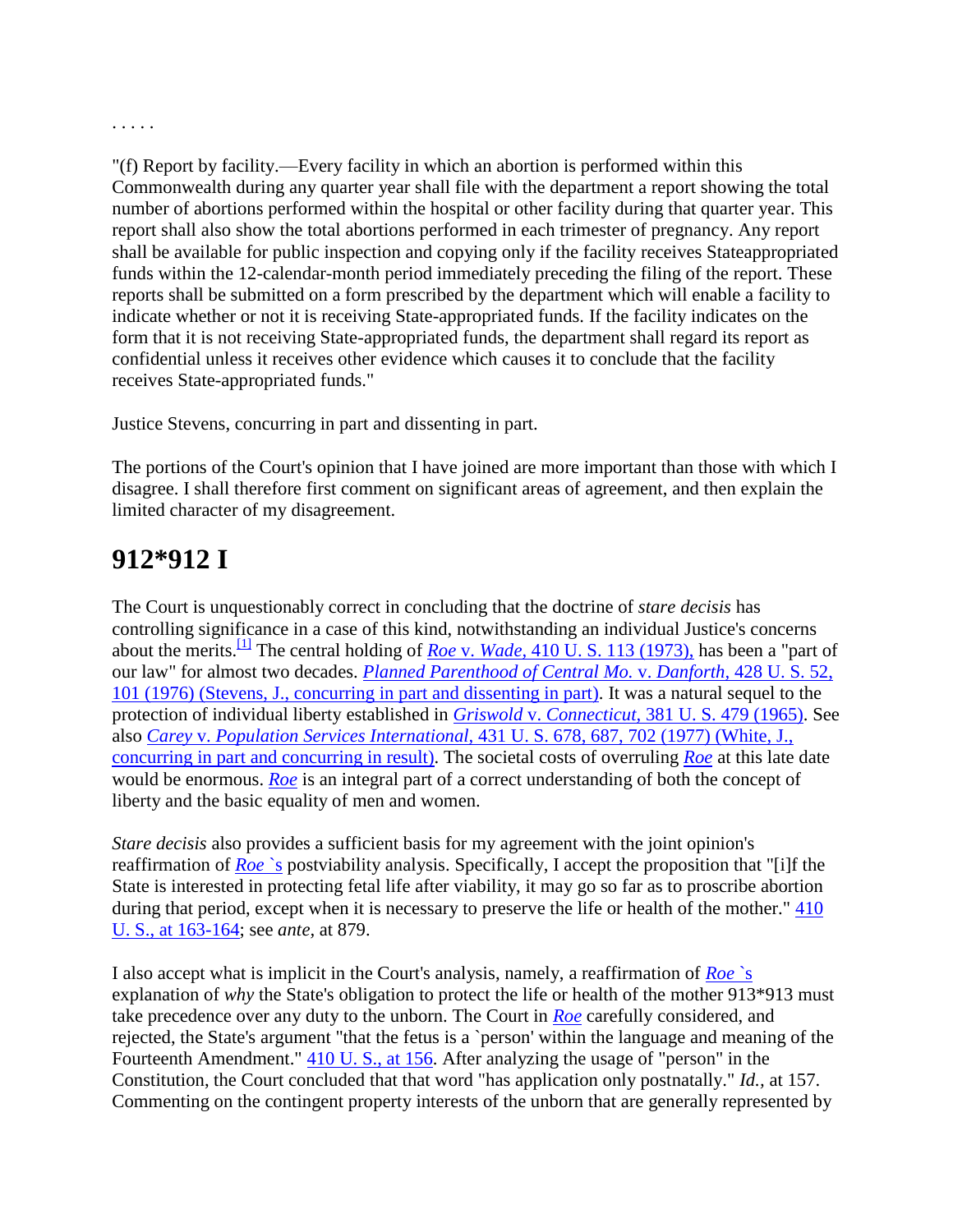. . . . .

"(f) Report by facility.—Every facility in which an abortion is performed within this Commonwealth during any quarter year shall file with the department a report showing the total number of abortions performed within the hospital or other facility during that quarter year. This report shall also show the total abortions performed in each trimester of pregnancy. Any report shall be available for public inspection and copying only if the facility receives Stateappropriated funds within the 12-calendar-month period immediately preceding the filing of the report. These reports shall be submitted on a form prescribed by the department which will enable a facility to indicate whether or not it is receiving State-appropriated funds. If the facility indicates on the form that it is not receiving State-appropriated funds, the department shall regard its report as confidential unless it receives other evidence which causes it to conclude that the facility receives State-appropriated funds."

Justice Stevens, concurring in part and dissenting in part.

The portions of the Court's opinion that I have joined are more important than those with which I disagree. I shall therefore first comment on significant areas of agreement, and then explain the limited character of my disagreement.

# 912*912 I

The Court is unquestionably correct in concluding that the doctrine of *stare decisis* has controlling significance in a case of this kind, notwithstanding an individual Justice's concerns about the merits.[1] The central holding of *Roe* v. *Wade,* 410 U. S. 113 (1973), has been a "part of our law" for almost two decades. *Planned Parenthood of Central Mo.* v. *Danforth,* 428 U. S. 52, 101 (1976) (Stevens, J., concurring in part and dissenting in part). It was a natural sequel to the protection of individual liberty established in *Griswold* v. *Connecticut,* 381 U. S. 479 (1965). See also *Carey* v. *Population Services International,* 431 U. S. 678, 687, 702 (1977) (White, J., concurring in part and concurring in result). The societal costs of overruling *Roe* at this late date would be enormous. *Roe* is an integral part of a correct understanding of both the concept of liberty and the basic equality of men and women.

*Stare decisis* also provides a sufficient basis for my agreement with the joint opinion's reaffirmation of *Roe* `s postviability analysis. Specifically, I accept the proposition that "[i]f the State is interested in protecting fetal life after viability, it may go so far as to proscribe abortion during that period, except when it is necessary to preserve the life or health of the mother." 410 U. S., at 163-164; see *ante,* at 879.

I also accept what is implicit in the Court's analysis, namely, a reaffirmation of *Roe* `s explanation of *why* the State's obligation to protect the life or health of the mother 913*913 must take precedence over any duty to the unborn. The Court in *Roe* carefully considered, and rejected, the State's argument "that the fetus is a `person' within the language and meaning of the Fourteenth Amendment." 410 U. S., at 156. After analyzing the usage of "person" in the Constitution, the Court concluded that that word "has application only postnatally." *Id.,* at 157. Commenting on the contingent property interests of the unborn that are generally represented by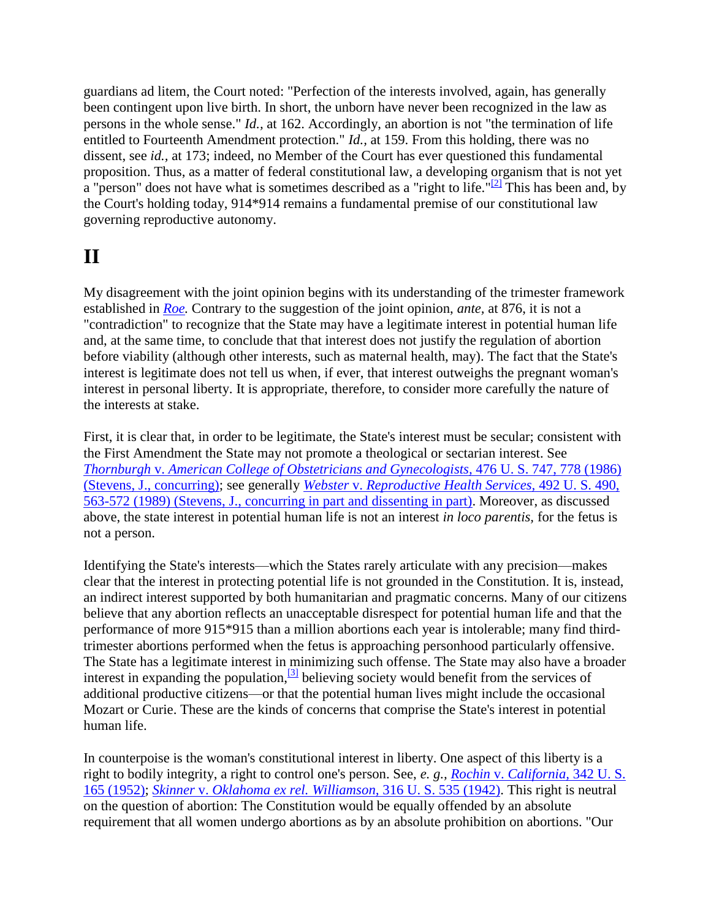guardians ad litem, the Court noted: "Perfection of the interests involved, again, has generally been contingent upon live birth. In short, the unborn have never been recognized in the law as persons in the whole sense." *Id.,* at 162. Accordingly, an abortion is not "the termination of life entitled to Fourteenth Amendment protection." *Id.,* at 159. From this holding, there was no dissent, see *id.,* at 173; indeed, no Member of the Court has ever questioned this fundamental proposition. Thus, as a matter of federal constitutional law, a developing organism that is not yet a "person" does not have what is sometimes described as a "right to life."[2] This has been and, by the Court's holding today, 914*914 remains a fundamental premise of our constitutional law governing reproductive autonomy.

# II

My disagreement with the joint opinion begins with its understanding of the trimester framework established in *Roe.* Contrary to the suggestion of the joint opinion, *ante*, at 876, it is not a "contradiction" to recognize that the State may have a legitimate interest in potential human life and, at the same time, to conclude that that interest does not justify the regulation of abortion before viability (although other interests, such as maternal health, may). The fact that the State's interest is legitimate does not tell us when, if ever, that interest outweighs the pregnant woman's interest in personal liberty. It is appropriate, therefore, to consider more carefully the nature of the interests at stake.

First, it is clear that, in order to be legitimate, the State's interest must be secular; consistent with the First Amendment the State may not promote a theological or sectarian interest. See *Thornburgh* v. *American College of Obstetricians and Gynecologists,* 476 U. S. 747, 778 (1986) (Stevens, J., concurring); see generally *Webster* v. *Reproductive Health Services,* 492 U. S. 490, 563-572 (1989) (Stevens, J., concurring in part and dissenting in part). Moreover, as discussed above, the state interest in potential human life is not an interest *in loco parentis,* for the fetus is not a person.

Identifying the State's interests—which the States rarely articulate with any precision—makes clear that the interest in protecting potential life is not grounded in the Constitution. It is, instead, an indirect interest supported by both humanitarian and pragmatic concerns. Many of our citizens believe that any abortion reflects an unacceptable disrespect for potential human life and that the performance of more 915*915 than a million abortions each year is intolerable; many find third-trimester abortions performed when the fetus is approaching personhood particularly offensive. The State has a legitimate interest in minimizing such offense. The State may also have a broader interest in expanding the population,[3] believing society would benefit from the services of additional productive citizens—or that the potential human lives might include the occasional Mozart or Curie. These are the kinds of concerns that comprise the State's interest in potential human life.

In counterpoise is the woman's constitutional interest in liberty. One aspect of this liberty is a right to bodily integrity, a right to control one's person. See, *e. g., Rochin* v. *California,* 342 U. S. 165 (1952); *Skinner* v. *Oklahoma ex rel. Williamson,* 316 U. S. 535 (1942). This right is neutral on the question of abortion: The Constitution would be equally offended by an absolute requirement that all women undergo abortions as by an absolute prohibition on abortions. "Our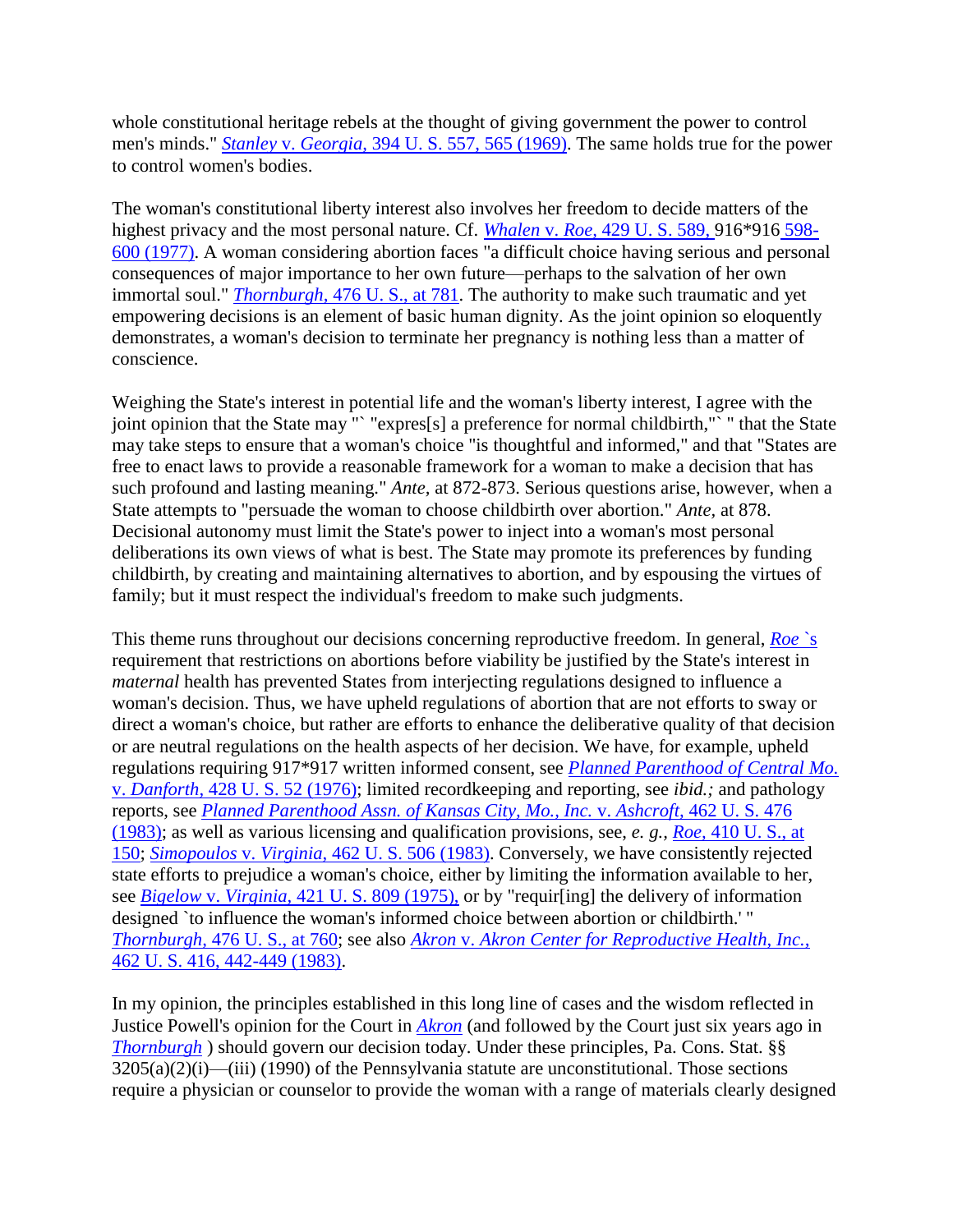whole constitutional heritage rebels at the thought of giving government the power to control men's minds." *Stanley* v. *Georgia,* 394 U. S. 557, 565 (1969). The same holds true for the power to control women's bodies.

The woman's constitutional liberty interest also involves her freedom to decide matters of the highest privacy and the most personal nature. Cf. *Whalen* v. *Roe,* 429 U. S. 589, 916*916 598-600 (1977). A woman considering abortion faces "a difficult choice having serious and personal consequences of major importance to her own future—perhaps to the salvation of her own immortal soul." *Thornburgh,* 476 U. S., at 781. The authority to make such traumatic and yet empowering decisions is an element of basic human dignity. As the joint opinion so eloquently demonstrates, a woman's decision to terminate her pregnancy is nothing less than a matter of conscience.

Weighing the State's interest in potential life and the woman's liberty interest, I agree with the joint opinion that the State may "` "expres[s] a preference for normal childbirth,"` " that the State may take steps to ensure that a woman's choice "is thoughtful and informed," and that "States are free to enact laws to provide a reasonable framework for a woman to make a decision that has such profound and lasting meaning." *Ante,* at 872-873. Serious questions arise, however, when a State attempts to "persuade the woman to choose childbirth over abortion." *Ante,* at 878. Decisional autonomy must limit the State's power to inject into a woman's most personal deliberations its own views of what is best. The State may promote its preferences by funding childbirth, by creating and maintaining alternatives to abortion, and by espousing the virtues of family; but it must respect the individual's freedom to make such judgments.

This theme runs throughout our decisions concerning reproductive freedom. In general, *Roe* `s requirement that restrictions on abortions before viability be justified by the State's interest in *maternal* health has prevented States from interjecting regulations designed to influence a woman's decision. Thus, we have upheld regulations of abortion that are not efforts to sway or direct a woman's choice, but rather are efforts to enhance the deliberative quality of that decision or are neutral regulations on the health aspects of her decision. We have, for example, upheld regulations requiring 917*917 written informed consent, see *Planned Parenthood of Central Mo.* v. *Danforth,* 428 U. S. 52 (1976); limited recordkeeping and reporting, see *ibid.;* and pathology reports, see *Planned Parenthood Assn. of Kansas City, Mo., Inc.* v. *Ashcroft,* 462 U. S. 476 (1983); as well as various licensing and qualification provisions, see, *e. g., Roe,* 410 U. S., at 150; *Simopoulos* v. *Virginia,* 462 U. S. 506 (1983). Conversely, we have consistently rejected state efforts to prejudice a woman's choice, either by limiting the information available to her, see *Bigelow* v. *Virginia,* 421 U. S. 809 (1975), or by "requir[ing] the delivery of information designed `to influence the woman's informed choice between abortion or childbirth.' " *Thornburgh,* 476 U. S., at 760; see also *Akron* v. *Akron Center for Reproductive Health, Inc.,* 462 U. S. 416, 442-449 (1983).

In my opinion, the principles established in this long line of cases and the wisdom reflected in Justice Powell's opinion for the Court in *Akron* (and followed by the Court just six years ago in *Thornburgh* ) should govern our decision today. Under these principles, Pa. Cons. Stat. §§ 3205(a)(2)(i)—(iii) (1990) of the Pennsylvania statute are unconstitutional. Those sections require a physician or counselor to provide the woman with a range of materials clearly designed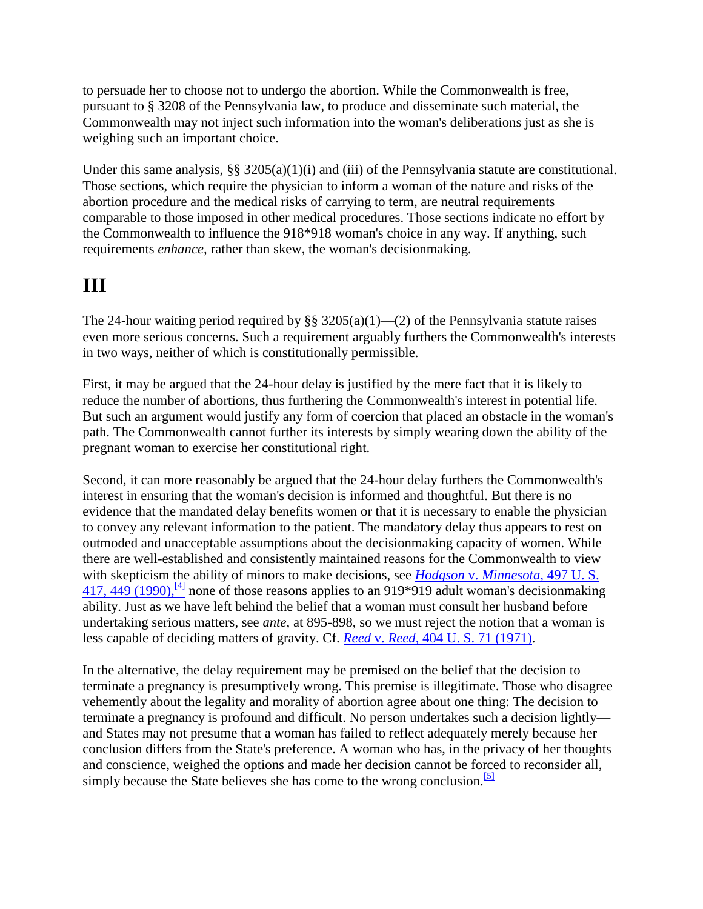to persuade her to choose not to undergo the abortion. While the Commonwealth is free, pursuant to § 3208 of the Pennsylvania law, to produce and disseminate such material, the Commonwealth may not inject such information into the woman's deliberations just as she is weighing such an important choice.

Under this same analysis, §§ 3205(a)(1)(i) and (iii) of the Pennsylvania statute are constitutional. Those sections, which require the physician to inform a woman of the nature and risks of the abortion procedure and the medical risks of carrying to term, are neutral requirements comparable to those imposed in other medical procedures. Those sections indicate no effort by the Commonwealth to influence the 918*918 woman's choice in any way. If anything, such requirements *enhance*, rather than skew, the woman's decisionmaking.

# III

The 24-hour waiting period required by §§ 3205(a)(1)—(2) of the Pennsylvania statute raises even more serious concerns. Such a requirement arguably furthers the Commonwealth's interests in two ways, neither of which is constitutionally permissible.

First, it may be argued that the 24-hour delay is justified by the mere fact that it is likely to reduce the number of abortions, thus furthering the Commonwealth's interest in potential life. But such an argument would justify any form of coercion that placed an obstacle in the woman's path. The Commonwealth cannot further its interests by simply wearing down the ability of the pregnant woman to exercise her constitutional right.

Second, it can more reasonably be argued that the 24-hour delay furthers the Commonwealth's interest in ensuring that the woman's decision is informed and thoughtful. But there is no evidence that the mandated delay benefits women or that it is necessary to enable the physician to convey any relevant information to the patient. The mandatory delay thus appears to rest on outmoded and unacceptable assumptions about the decisionmaking capacity of women. While there are well-established and consistently maintained reasons for the Commonwealth to view with skepticism the ability of minors to make decisions, see *Hodgson* v. *Minnesota,* 497 U. S. 417, 449 (1990),[4] none of those reasons applies to an 919*919 adult woman's decisionmaking ability. Just as we have left behind the belief that a woman must consult her husband before undertaking serious matters, see *ante,* at 895-898, so we must reject the notion that a woman is less capable of deciding matters of gravity. Cf. *Reed* v. *Reed,* 404 U. S. 71 (1971).

In the alternative, the delay requirement may be premised on the belief that the decision to terminate a pregnancy is presumptively wrong. This premise is illegitimate. Those who disagree vehemently about the legality and morality of abortion agree about one thing: The decision to terminate a pregnancy is profound and difficult. No person undertakes such a decision lightly—and States may not presume that a woman has failed to reflect adequately merely because her conclusion differs from the State's preference. A woman who has, in the privacy of her thoughts and conscience, weighed the options and made her decision cannot be forced to reconsider all, simply because the State believes she has come to the wrong conclusion.[5]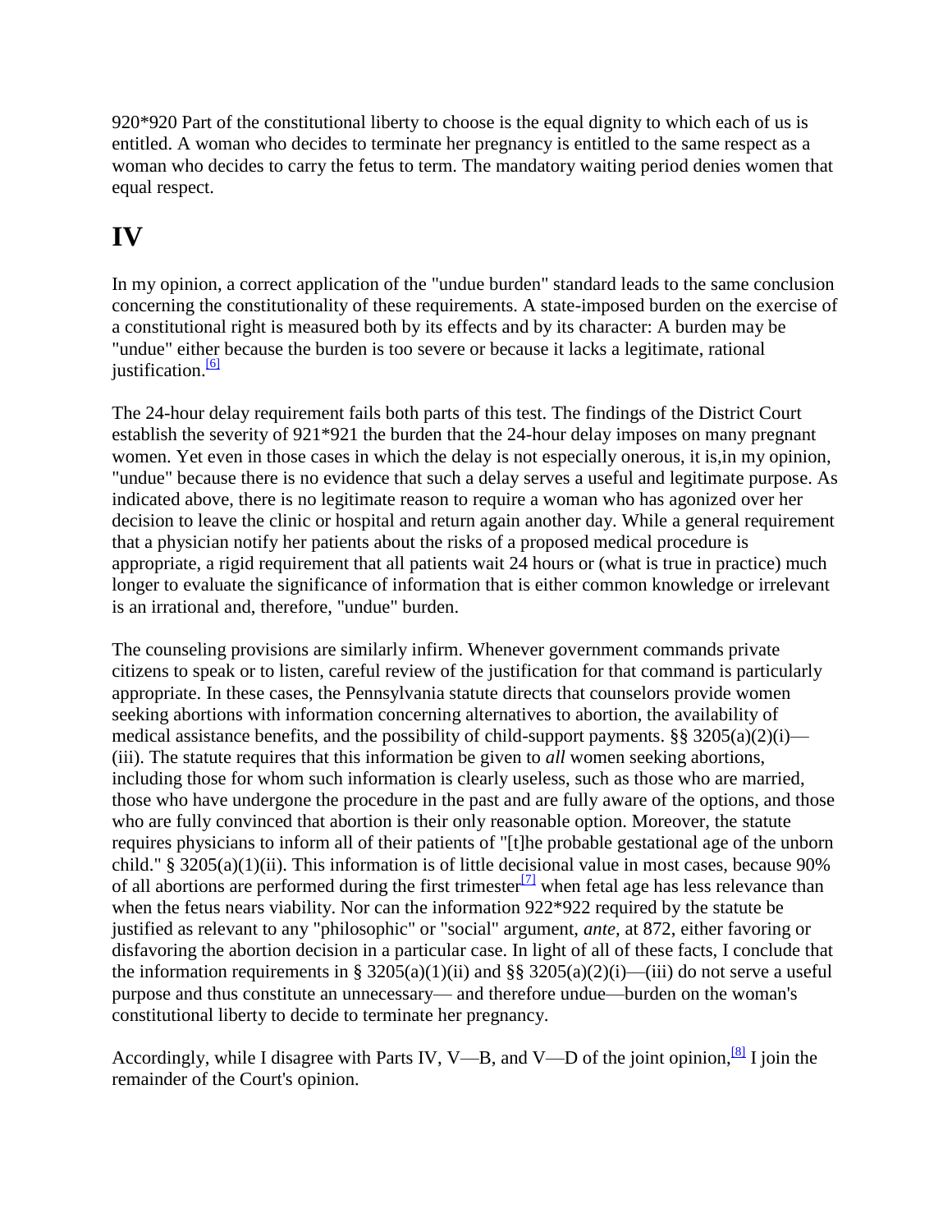920*920 Part of the constitutional liberty to choose is the equal dignity to which each of us is entitled. A woman who decides to terminate her pregnancy is entitled to the same respect as a woman who decides to carry the fetus to term. The mandatory waiting period denies women that equal respect.

# IV

In my opinion, a correct application of the "undue burden" standard leads to the same conclusion concerning the constitutionality of these requirements. A state-imposed burden on the exercise of a constitutional right is measured both by its effects and by its character: A burden may be "undue" either because the burden is too severe or because it lacks a legitimate, rational justification.[6]

The 24-hour delay requirement fails both parts of this test. The findings of the District Court establish the severity of 921*921 the burden that the 24-hour delay imposes on many pregnant women. Yet even in those cases in which the delay is not especially onerous, it is,in my opinion, "undue" because there is no evidence that such a delay serves a useful and legitimate purpose. As indicated above, there is no legitimate reason to require a woman who has agonized over her decision to leave the clinic or hospital and return again another day. While a general requirement that a physician notify her patients about the risks of a proposed medical procedure is appropriate, a rigid requirement that all patients wait 24 hours or (what is true in practice) much longer to evaluate the significance of information that is either common knowledge or irrelevant is an irrational and, therefore, "undue" burden.

The counseling provisions are similarly infirm. Whenever government commands private citizens to speak or to listen, careful review of the justification for that command is particularly appropriate. In these cases, the Pennsylvania statute directs that counselors provide women seeking abortions with information concerning alternatives to abortion, the availability of medical assistance benefits, and the possibility of child-support payments. §§ 3205(a)(2)(i)—(iii). The statute requires that this information be given to *all* women seeking abortions, including those for whom such information is clearly useless, such as those who are married, those who have undergone the procedure in the past and are fully aware of the options, and those who are fully convinced that abortion is their only reasonable option. Moreover, the statute requires physicians to inform all of their patients of "[t]he probable gestational age of the unborn child." § 3205(a)(1)(ii). This information is of little decisional value in most cases, because 90% of all abortions are performed during the first trimester[7] when fetal age has less relevance than when the fetus nears viability. Nor can the information 922*922 required by the statute be justified as relevant to any "philosophic" or "social" argument, *ante,* at 872, either favoring or disfavoring the abortion decision in a particular case. In light of all of these facts, I conclude that the information requirements in § 3205(a)(1)(ii) and §§ 3205(a)(2)(i)—(iii) do not serve a useful purpose and thus constitute an unnecessary— and therefore undue—burden on the woman's constitutional liberty to decide to terminate her pregnancy.

Accordingly, while I disagree with Parts IV, V—B, and V—D of the joint opinion,[8] I join the remainder of the Court's opinion.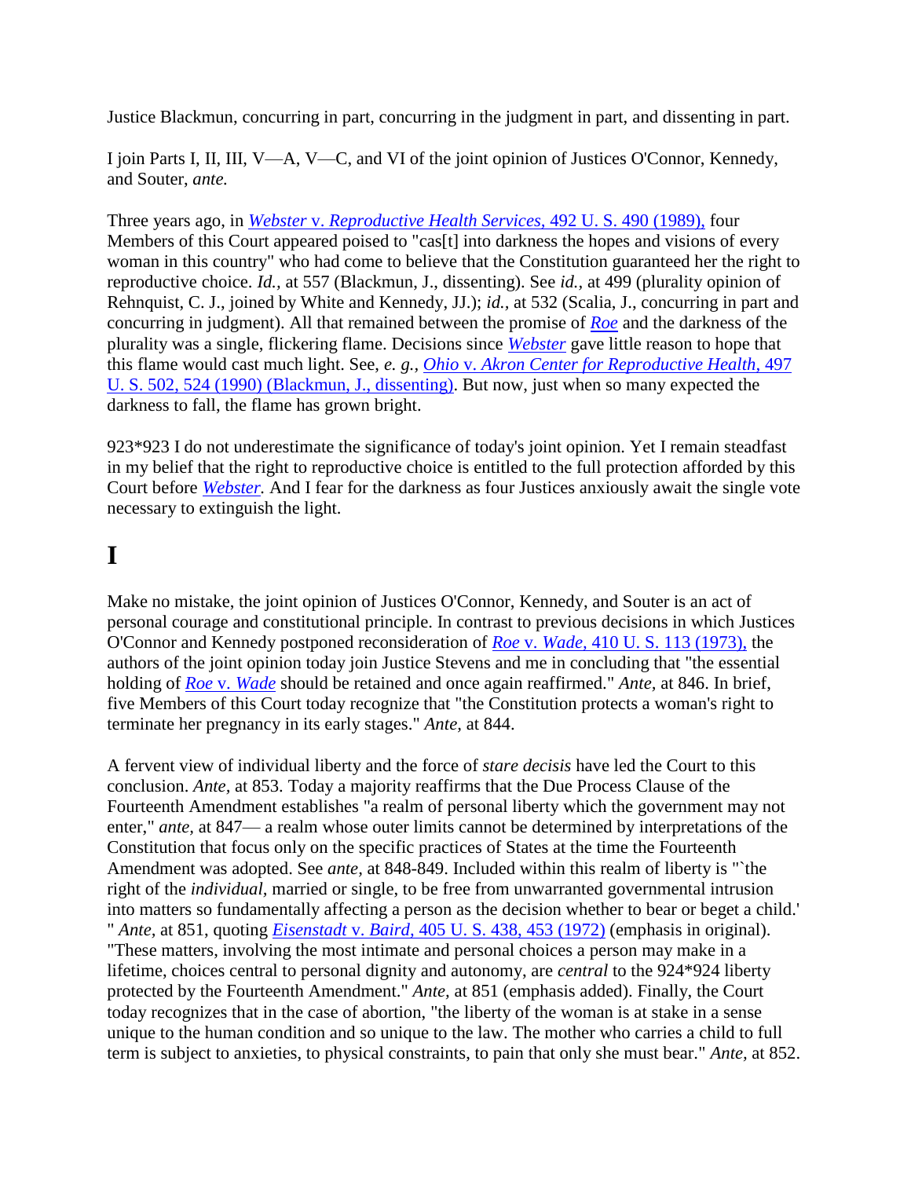Justice Blackmun, concurring in part, concurring in the judgment in part, and dissenting in part.

I join Parts I, II, III, V—A, V—C, and VI of the joint opinion of Justices O'Connor, Kennedy, and Souter, *ante.*

Three years ago, in *Webster* v. *Reproductive Health Services,* 492 U. S. 490 (1989), four Members of this Court appeared poised to "cas[t] into darkness the hopes and visions of every woman in this country" who had come to believe that the Constitution guaranteed her the right to reproductive choice. *Id.,* at 557 (Blackmun, J., dissenting). See *id.,* at 499 (plurality opinion of Rehnquist, C. J., joined by White and Kennedy, JJ.); *id.,* at 532 (Scalia, J., concurring in part and concurring in judgment). All that remained between the promise of *Roe* and the darkness of the plurality was a single, flickering flame. Decisions since *Webster* gave little reason to hope that this flame would cast much light. See, *e. g., Ohio* v. *Akron Center for Reproductive Health,* 497 U. S. 502, 524 (1990) (Blackmun, J., dissenting). But now, just when so many expected the darkness to fall, the flame has grown bright.

923*923 I do not underestimate the significance of today's joint opinion. Yet I remain steadfast in my belief that the right to reproductive choice is entitled to the full protection afforded by this Court before *Webster.* And I fear for the darkness as four Justices anxiously await the single vote necessary to extinguish the light.

# I

Make no mistake, the joint opinion of Justices O'Connor, Kennedy, and Souter is an act of personal courage and constitutional principle. In contrast to previous decisions in which Justices O'Connor and Kennedy postponed reconsideration of *Roe* v. *Wade,* 410 U. S. 113 (1973), the authors of the joint opinion today join Justice Stevens and me in concluding that "the essential holding of *Roe* v. *Wade* should be retained and once again reaffirmed." *Ante,* at 846. In brief, five Members of this Court today recognize that "the Constitution protects a woman's right to terminate her pregnancy in its early stages." *Ante,* at 844.

A fervent view of individual liberty and the force of *stare decisis* have led the Court to this conclusion. *Ante,* at 853. Today a majority reaffirms that the Due Process Clause of the Fourteenth Amendment establishes "a realm of personal liberty which the government may not enter," *ante,* at 847— a realm whose outer limits cannot be determined by interpretations of the Constitution that focus only on the specific practices of States at the time the Fourteenth Amendment was adopted. See *ante,* at 848-849. Included within this realm of liberty is "`the right of the *individual,* married or single, to be free from unwarranted governmental intrusion into matters so fundamentally affecting a person as the decision whether to bear or beget a child.' " *Ante,* at 851, quoting *Eisenstadt* v. *Baird,* 405 U. S. 438, 453 (1972) (emphasis in original). "These matters, involving the most intimate and personal choices a person may make in a lifetime, choices central to personal dignity and autonomy, are *central* to the 924*924 liberty protected by the Fourteenth Amendment." *Ante,* at 851 (emphasis added). Finally, the Court today recognizes that in the case of abortion, "the liberty of the woman is at stake in a sense unique to the human condition and so unique to the law. The mother who carries a child to full term is subject to anxieties, to physical constraints, to pain that only she must bear." *Ante,* at 852.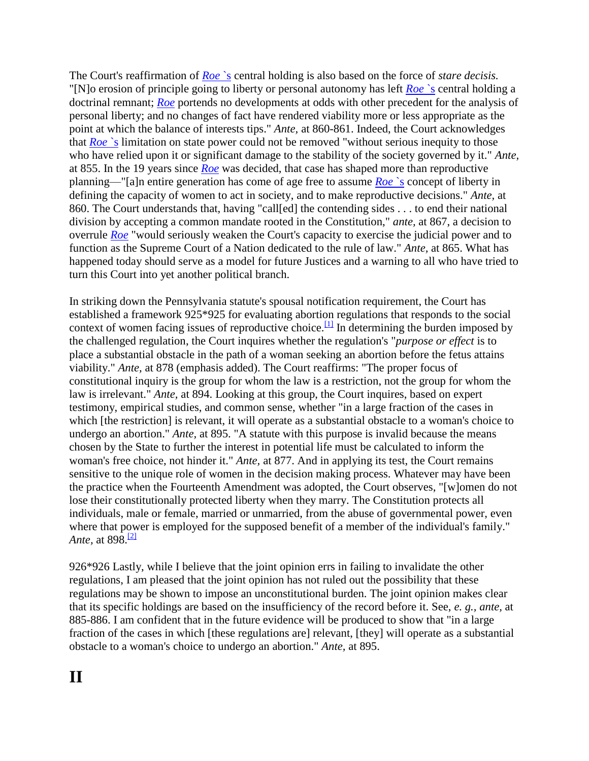The Court's reaffirmation of *Roe* `s central holding is also based on the force of *stare decisis.* "[N]o erosion of principle going to liberty or personal autonomy has left *Roe* `s central holding a doctrinal remnant; *Roe* portends no developments at odds with other precedent for the analysis of personal liberty; and no changes of fact have rendered viability more or less appropriate as the point at which the balance of interests tips." *Ante,* at 860-861. Indeed, the Court acknowledges that *Roe* `s limitation on state power could not be removed "without serious inequity to those who have relied upon it or significant damage to the stability of the society governed by it." *Ante,* at 855. In the 19 years since *Roe* was decided, that case has shaped more than reproductive planning—"[a]n entire generation has come of age free to assume *Roe* `s concept of liberty in defining the capacity of women to act in society, and to make reproductive decisions." *Ante,* at 860. The Court understands that, having "call[ed] the contending sides . . . to end their national division by accepting a common mandate rooted in the Constitution," *ante,* at 867, a decision to overrule *Roe* "would seriously weaken the Court's capacity to exercise the judicial power and to function as the Supreme Court of a Nation dedicated to the rule of law." *Ante,* at 865. What has happened today should serve as a model for future Justices and a warning to all who have tried to turn this Court into yet another political branch.

In striking down the Pennsylvania statute's spousal notification requirement, the Court has established a framework 925*925 for evaluating abortion regulations that responds to the social context of women facing issues of reproductive choice.[1] In determining the burden imposed by the challenged regulation, the Court inquires whether the regulation's "*purpose or effect* is to place a substantial obstacle in the path of a woman seeking an abortion before the fetus attains viability." *Ante,* at 878 (emphasis added). The Court reaffirms: "The proper focus of constitutional inquiry is the group for whom the law is a restriction, not the group for whom the law is irrelevant." *Ante,* at 894. Looking at this group, the Court inquires, based on expert testimony, empirical studies, and common sense, whether "in a large fraction of the cases in which [the restriction] is relevant, it will operate as a substantial obstacle to a woman's choice to undergo an abortion." *Ante,* at 895. "A statute with this purpose is invalid because the means chosen by the State to further the interest in potential life must be calculated to inform the woman's free choice, not hinder it." *Ante,* at 877. And in applying its test, the Court remains sensitive to the unique role of women in the decision making process. Whatever may have been the practice when the Fourteenth Amendment was adopted, the Court observes, "[w]omen do not lose their constitutionally protected liberty when they marry. The Constitution protects all individuals, male or female, married or unmarried, from the abuse of governmental power, even where that power is employed for the supposed benefit of a member of the individual's family." *Ante,* at 898.[2]

926*926 Lastly, while I believe that the joint opinion errs in failing to invalidate the other regulations, I am pleased that the joint opinion has not ruled out the possibility that these regulations may be shown to impose an unconstitutional burden. The joint opinion makes clear that its specific holdings are based on the insufficiency of the record before it. See, *e. g., ante,* at 885-886. I am confident that in the future evidence will be produced to show that "in a large fraction of the cases in which [these regulations are] relevant, [they] will operate as a substantial obstacle to a woman's choice to undergo an abortion." *Ante,* at 895.

# II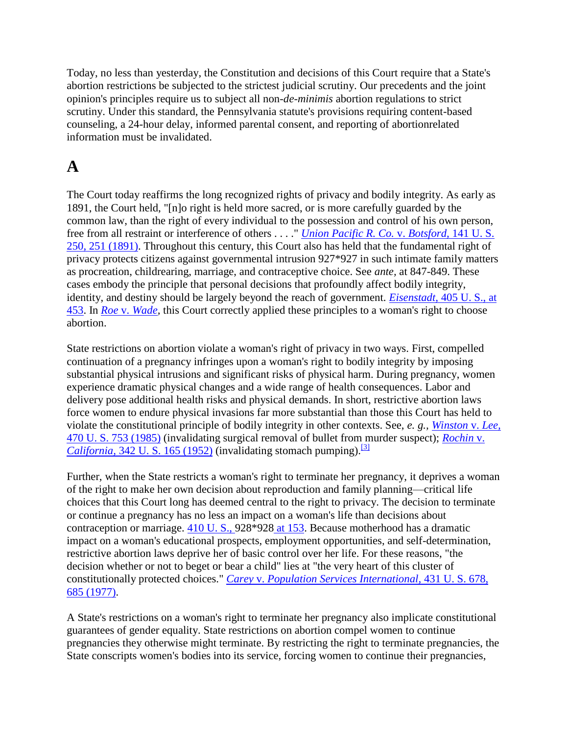Today, no less than yesterday, the Constitution and decisions of this Court require that a State's abortion restrictions be subjected to the strictest judicial scrutiny. Our precedents and the joint opinion's principles require us to subject all non-*de-minimis* abortion regulations to strict scrutiny. Under this standard, the Pennsylvania statute's provisions requiring content-based counseling, a 24-hour delay, informed parental consent, and reporting of abortionrelated information must be invalidated.

# A

The Court today reaffirms the long recognized rights of privacy and bodily integrity. As early as 1891, the Court held, "[n]o right is held more sacred, or is more carefully guarded by the common law, than the right of every individual to the possession and control of his own person, free from all restraint or interference of others . . . ." *Union Pacific R. Co.* v. *Botsford,* 141 U. S. 250, 251 (1891). Throughout this century, this Court also has held that the fundamental right of privacy protects citizens against governmental intrusion 927*927 in such intimate family matters as procreation, childrearing, marriage, and contraceptive choice. See *ante,* at 847-849. These cases embody the principle that personal decisions that profoundly affect bodily integrity, identity, and destiny should be largely beyond the reach of government. *Eisenstadt,* 405 U. S., at 453. In *Roe* v. *Wade,* this Court correctly applied these principles to a woman's right to choose abortion.

State restrictions on abortion violate a woman's right of privacy in two ways. First, compelled continuation of a pregnancy infringes upon a woman's right to bodily integrity by imposing substantial physical intrusions and significant risks of physical harm. During pregnancy, women experience dramatic physical changes and a wide range of health consequences. Labor and delivery pose additional health risks and physical demands. In short, restrictive abortion laws force women to endure physical invasions far more substantial than those this Court has held to violate the constitutional principle of bodily integrity in other contexts. See, *e. g., Winston* v. *Lee,* 470 U. S. 753 (1985) (invalidating surgical removal of bullet from murder suspect); *Rochin* v. *California,* 342 U. S. 165 (1952) (invalidating stomach pumping).[3]

Further, when the State restricts a woman's right to terminate her pregnancy, it deprives a woman of the right to make her own decision about reproduction and family planning—critical life choices that this Court long has deemed central to the right to privacy. The decision to terminate or continue a pregnancy has no less an impact on a woman's life than decisions about contraception or marriage. 410 U. S., 928*928 at 153. Because motherhood has a dramatic impact on a woman's educational prospects, employment opportunities, and self-determination, restrictive abortion laws deprive her of basic control over her life. For these reasons, "the decision whether or not to beget or bear a child" lies at "the very heart of this cluster of constitutionally protected choices." *Carey* v. *Population Services International,* 431 U. S. 678, 685 (1977).

A State's restrictions on a woman's right to terminate her pregnancy also implicate constitutional guarantees of gender equality. State restrictions on abortion compel women to continue pregnancies they otherwise might terminate. By restricting the right to terminate pregnancies, the State conscripts women's bodies into its service, forcing women to continue their pregnancies,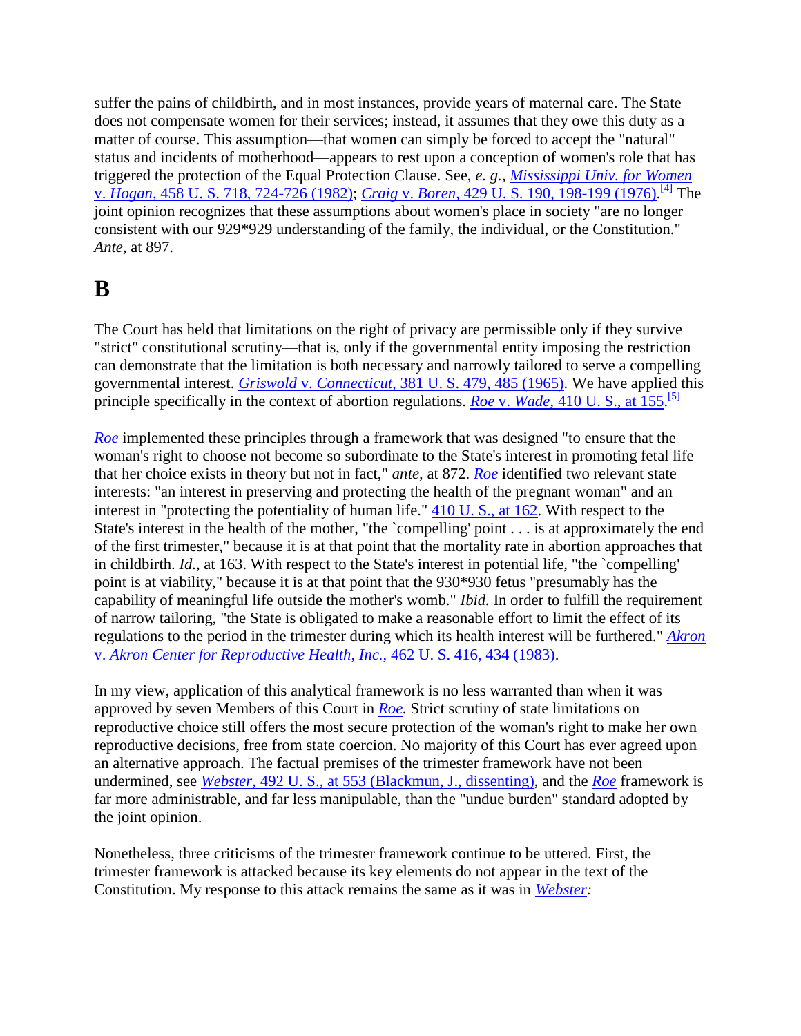suffer the pains of childbirth, and in most instances, provide years of maternal care. The State does not compensate women for their services; instead, it assumes that they owe this duty as a matter of course. This assumption—that women can simply be forced to accept the "natural" status and incidents of motherhood—appears to rest upon a conception of women's role that has triggered the protection of the Equal Protection Clause. See, *e. g., Mississippi Univ. for Women* v. *Hogan,* 458 U. S. 718, 724-726 (1982); *Craig* v. *Boren,* 429 U. S. 190, 198-199 (1976).[4] The joint opinion recognizes that these assumptions about women's place in society "are no longer consistent with our 929*929 understanding of the family, the individual, or the Constitution." *Ante,* at 897.

## B

The Court has held that limitations on the right of privacy are permissible only if they survive "strict" constitutional scrutiny—that is, only if the governmental entity imposing the restriction can demonstrate that the limitation is both necessary and narrowly tailored to serve a compelling governmental interest. *Griswold* v. *Connecticut,* 381 U. S. 479, 485 (1965). We have applied this principle specifically in the context of abortion regulations. *Roe* v. *Wade,* 410 U. S., at 155.[5]

*Roe* implemented these principles through a framework that was designed "to ensure that the woman's right to choose not become so subordinate to the State's interest in promoting fetal life that her choice exists in theory but not in fact," *ante,* at 872. *Roe* identified two relevant state interests: "an interest in preserving and protecting the health of the pregnant woman" and an interest in "protecting the potentiality of human life." 410 U. S., at 162. With respect to the State's interest in the health of the mother, "the `compelling' point . . . is at approximately the end of the first trimester," because it is at that point that the mortality rate in abortion approaches that in childbirth. *Id.,* at 163. With respect to the State's interest in potential life, "the `compelling' point is at viability," because it is at that point that the 930*930 fetus "presumably has the capability of meaningful life outside the mother's womb." *Ibid.* In order to fulfill the requirement of narrow tailoring, "the State is obligated to make a reasonable effort to limit the effect of its regulations to the period in the trimester during which its health interest will be furthered." *Akron* v. *Akron Center for Reproductive Health, Inc.,* 462 U. S. 416, 434 (1983).

In my view, application of this analytical framework is no less warranted than when it was approved by seven Members of this Court in *Roe.* Strict scrutiny of state limitations on reproductive choice still offers the most secure protection of the woman's right to make her own reproductive decisions, free from state coercion. No majority of this Court has ever agreed upon an alternative approach. The factual premises of the trimester framework have not been undermined, see *Webster,* 492 U. S., at 553 (Blackmun, J., dissenting), and the *Roe* framework is far more administrable, and far less manipulable, than the "undue burden" standard adopted by the joint opinion.

Nonetheless, three criticisms of the trimester framework continue to be uttered. First, the trimester framework is attacked because its key elements do not appear in the text of the Constitution. My response to this attack remains the same as it was in *Webster:*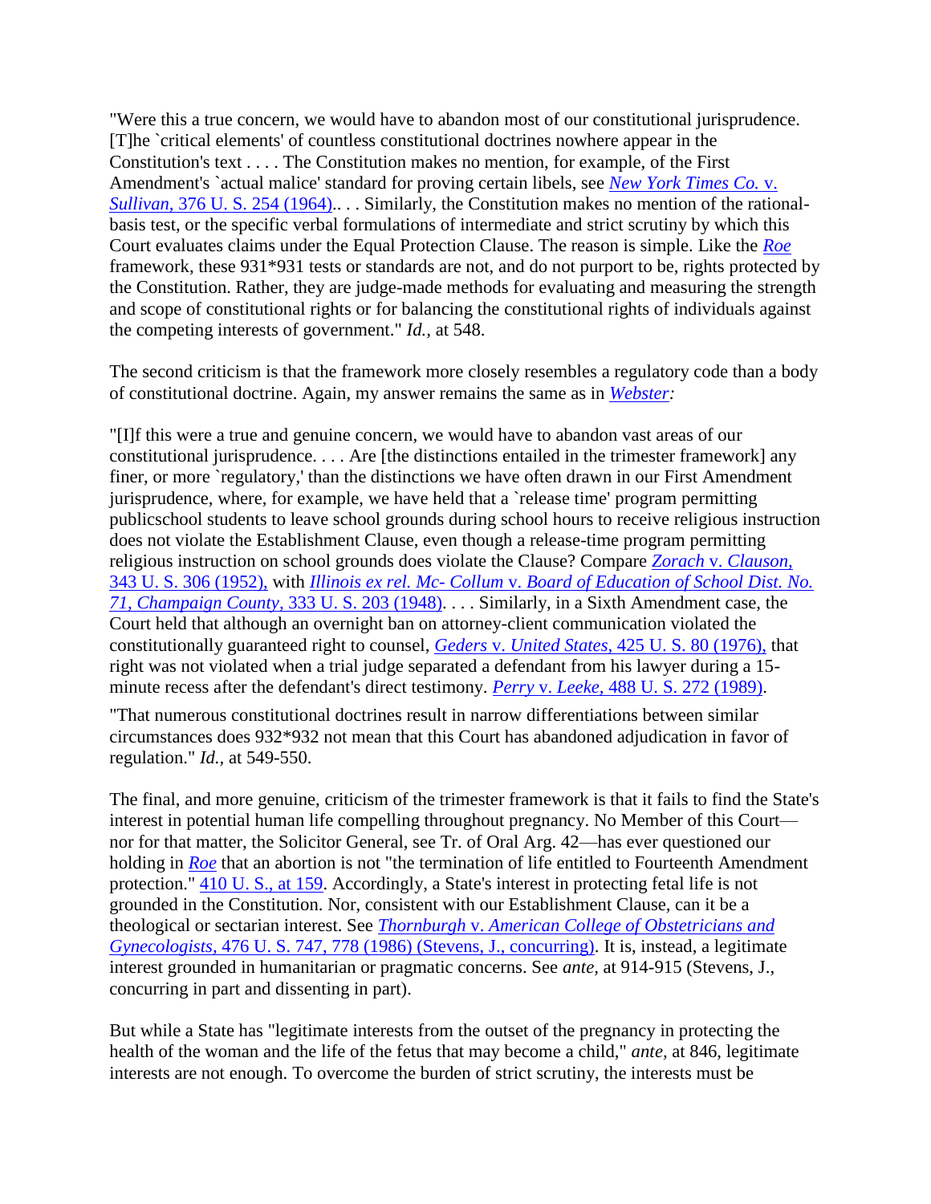"Were this a true concern, we would have to abandon most of our constitutional jurisprudence. [T]he `critical elements' of countless constitutional doctrines nowhere appear in the Constitution's text . . . . The Constitution makes no mention, for example, of the First Amendment's `actual malice' standard for proving certain libels, see *New York Times Co.* v. *Sullivan,* 376 U. S. 254 (1964).. . . Similarly, the Constitution makes no mention of the rational-basis test, or the specific verbal formulations of intermediate and strict scrutiny by which this Court evaluates claims under the Equal Protection Clause. The reason is simple. Like the *Roe* framework, these 931*931 tests or standards are not, and do not purport to be, rights protected by the Constitution. Rather, they are judge-made methods for evaluating and measuring the strength and scope of constitutional rights or for balancing the constitutional rights of individuals against the competing interests of government." *Id.,* at 548.

The second criticism is that the framework more closely resembles a regulatory code than a body of constitutional doctrine. Again, my answer remains the same as in *Webster:*

"[I]f this were a true and genuine concern, we would have to abandon vast areas of our constitutional jurisprudence. . . . Are [the distinctions entailed in the trimester framework] any finer, or more `regulatory,' than the distinctions we have often drawn in our First Amendment jurisprudence, where, for example, we have held that a `release time' program permitting publicschool students to leave school grounds during school hours to receive religious instruction does not violate the Establishment Clause, even though a release-time program permitting religious instruction on school grounds does violate the Clause? Compare *Zorach* v. *Clauson,* 343 U. S. 306 (1952), with *Illinois ex rel. Mc- Collum* v. *Board of Education of School Dist. No. 71, Champaign County,* 333 U. S. 203 (1948). . . . Similarly, in a Sixth Amendment case, the Court held that although an overnight ban on attorney-client communication violated the constitutionally guaranteed right to counsel, *Geders* v. *United States,* 425 U. S. 80 (1976), that right was not violated when a trial judge separated a defendant from his lawyer during a 15-minute recess after the defendant's direct testimony. *Perry* v. *Leeke,* 488 U. S. 272 (1989).

"That numerous constitutional doctrines result in narrow differentiations between similar circumstances does 932*932 not mean that this Court has abandoned adjudication in favor of regulation." *Id.,* at 549-550.

The final, and more genuine, criticism of the trimester framework is that it fails to find the State's interest in potential human life compelling throughout pregnancy. No Member of this Court—nor for that matter, the Solicitor General, see Tr. of Oral Arg. 42—has ever questioned our holding in *Roe* that an abortion is not "the termination of life entitled to Fourteenth Amendment protection." 410 U. S., at 159. Accordingly, a State's interest in protecting fetal life is not grounded in the Constitution. Nor, consistent with our Establishment Clause, can it be a theological or sectarian interest. See *Thornburgh* v. *American College of Obstetricians and Gynecologists,* 476 U. S. 747, 778 (1986) (Stevens, J., concurring). It is, instead, a legitimate interest grounded in humanitarian or pragmatic concerns. See *ante,* at 914-915 (Stevens, J., concurring in part and dissenting in part).

But while a State has "legitimate interests from the outset of the pregnancy in protecting the health of the woman and the life of the fetus that may become a child," *ante,* at 846, legitimate interests are not enough. To overcome the burden of strict scrutiny, the interests must be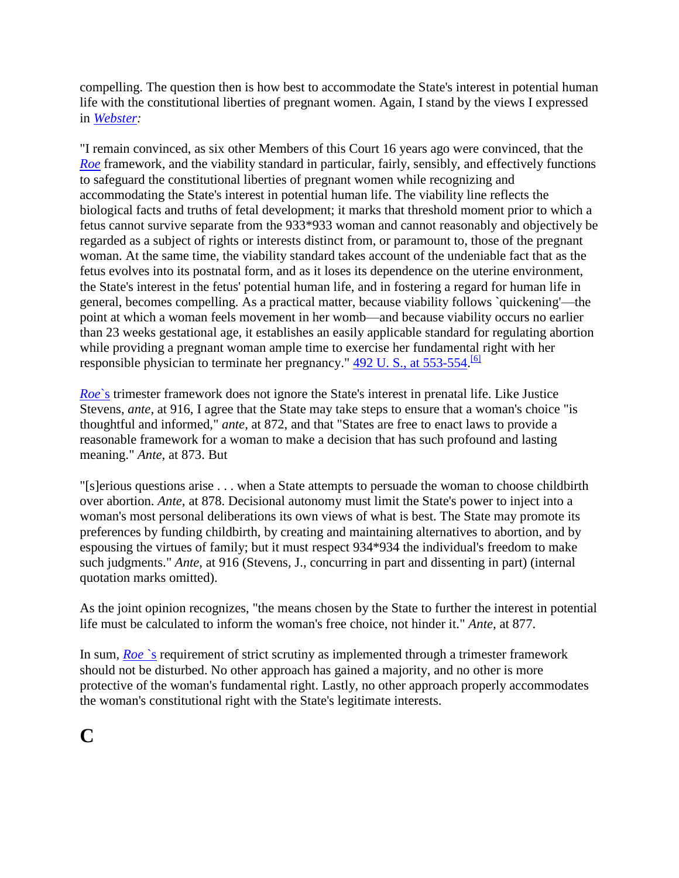compelling. The question then is how best to accommodate the State's interest in potential human life with the constitutional liberties of pregnant women. Again, I stand by the views I expressed in *Webster:*

"I remain convinced, as six other Members of this Court 16 years ago were convinced, that the *Roe* framework, and the viability standard in particular, fairly, sensibly, and effectively functions to safeguard the constitutional liberties of pregnant women while recognizing and accommodating the State's interest in potential human life. The viability line reflects the biological facts and truths of fetal development; it marks that threshold moment prior to which a fetus cannot survive separate from the 933*933 woman and cannot reasonably and objectively be regarded as a subject of rights or interests distinct from, or paramount to, those of the pregnant woman. At the same time, the viability standard takes account of the undeniable fact that as the fetus evolves into its postnatal form, and as it loses its dependence on the uterine environment, the State's interest in the fetus' potential human life, and in fostering a regard for human life in general, becomes compelling. As a practical matter, because viability follows `quickening'—the point at which a woman feels movement in her womb—and because viability occurs no earlier than 23 weeks gestational age, it establishes an easily applicable standard for regulating abortion while providing a pregnant woman ample time to exercise her fundamental right with her responsible physician to terminate her pregnancy." 492 U. S., at 553-554.[6]

*Roe*`s trimester framework does not ignore the State's interest in prenatal life. Like Justice Stevens, *ante,* at 916, I agree that the State may take steps to ensure that a woman's choice "is thoughtful and informed," *ante,* at 872, and that "States are free to enact laws to provide a reasonable framework for a woman to make a decision that has such profound and lasting meaning." *Ante,* at 873. But

"[s]erious questions arise . . . when a State attempts to persuade the woman to choose childbirth over abortion. *Ante,* at 878. Decisional autonomy must limit the State's power to inject into a woman's most personal deliberations its own views of what is best. The State may promote its preferences by funding childbirth, by creating and maintaining alternatives to abortion, and by espousing the virtues of family; but it must respect 934*934 the individual's freedom to make such judgments." *Ante,* at 916 (Stevens, J., concurring in part and dissenting in part) (internal quotation marks omitted).

As the joint opinion recognizes, "the means chosen by the State to further the interest in potential life must be calculated to inform the woman's free choice, not hinder it." *Ante,* at 877.

In sum, *Roe* `s requirement of strict scrutiny as implemented through a trimester framework should not be disturbed. No other approach has gained a majority, and no other is more protective of the woman's fundamental right. Lastly, no other approach properly accommodates the woman's constitutional right with the State's legitimate interests.

# C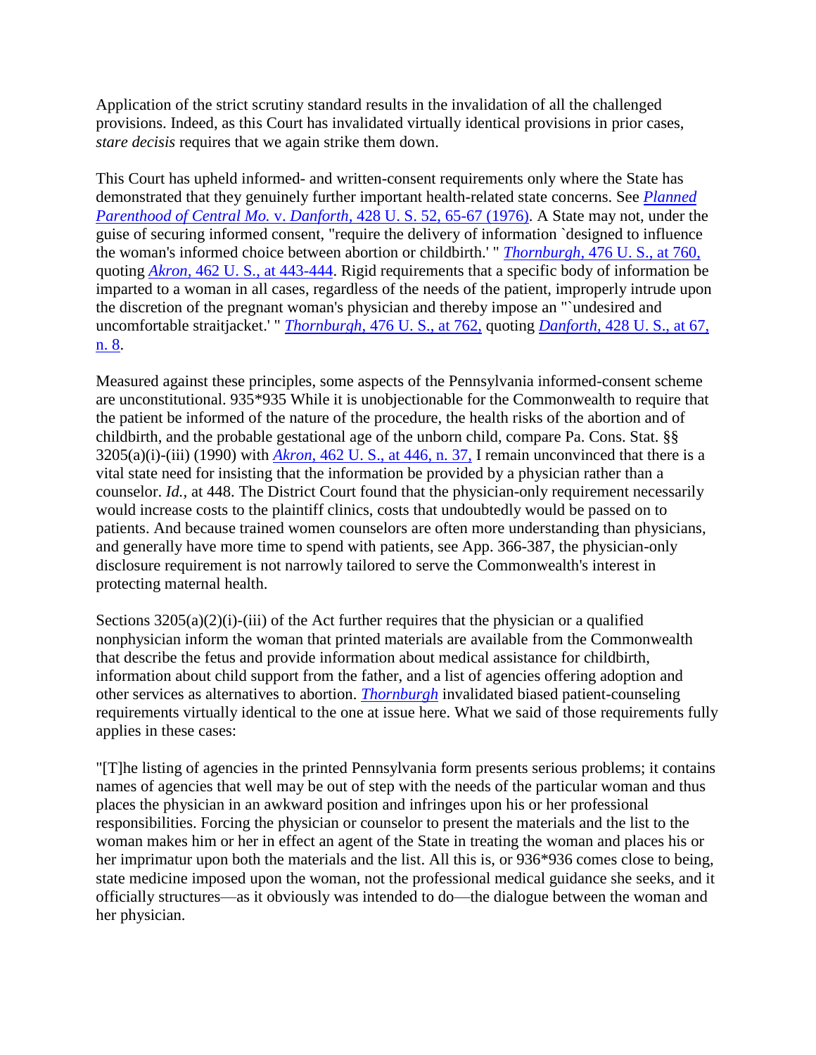Application of the strict scrutiny standard results in the invalidation of all the challenged provisions. Indeed, as this Court has invalidated virtually identical provisions in prior cases, *stare decisis* requires that we again strike them down.

This Court has upheld informed- and written-consent requirements only where the State has demonstrated that they genuinely further important health-related state concerns. See *Planned Parenthood of Central Mo.* v. *Danforth*, 428 U. S. 52, 65-67 (1976). A State may not, under the guise of securing informed consent, "require the delivery of information `designed to influence the woman's informed choice between abortion or childbirth.' " *Thornburgh*, 476 U. S., at 760, quoting *Akron*, 462 U. S., at 443-444. Rigid requirements that a specific body of information be imparted to a woman in all cases, regardless of the needs of the patient, improperly intrude upon the discretion of the pregnant woman's physician and thereby impose an "`undesired and uncomfortable straitjacket.' " *Thornburgh*, 476 U. S., at 762, quoting *Danforth*, 428 U. S., at 67, n. 8.

Measured against these principles, some aspects of the Pennsylvania informed-consent scheme are unconstitutional. 935*935 While it is unobjectionable for the Commonwealth to require that the patient be informed of the nature of the procedure, the health risks of the abortion and of childbirth, and the probable gestational age of the unborn child, compare Pa. Cons. Stat. §§ 3205(a)(i)-(iii) (1990) with *Akron*, 462 U. S., at 446, n. 37, I remain unconvinced that there is a vital state need for insisting that the information be provided by a physician rather than a counselor. *Id.*, at 448. The District Court found that the physician-only requirement necessarily would increase costs to the plaintiff clinics, costs that undoubtedly would be passed on to patients. And because trained women counselors are often more understanding than physicians, and generally have more time to spend with patients, see App. 366-387, the physician-only disclosure requirement is not narrowly tailored to serve the Commonwealth's interest in protecting maternal health.

Sections 3205(a)(2)(i)-(iii) of the Act further requires that the physician or a qualified nonphysician inform the woman that printed materials are available from the Commonwealth that describe the fetus and provide information about medical assistance for childbirth, information about child support from the father, and a list of agencies offering adoption and other services as alternatives to abortion. *Thornburgh* invalidated biased patient-counseling requirements virtually identical to the one at issue here. What we said of those requirements fully applies in these cases:

"[T]he listing of agencies in the printed Pennsylvania form presents serious problems; it contains names of agencies that well may be out of step with the needs of the particular woman and thus places the physician in an awkward position and infringes upon his or her professional responsibilities. Forcing the physician or counselor to present the materials and the list to the woman makes him or her in effect an agent of the State in treating the woman and places his or her imprimatur upon both the materials and the list. All this is, or 936*936 comes close to being, state medicine imposed upon the woman, not the professional medical guidance she seeks, and it officially structures—as it obviously was intended to do—the dialogue between the woman and her physician.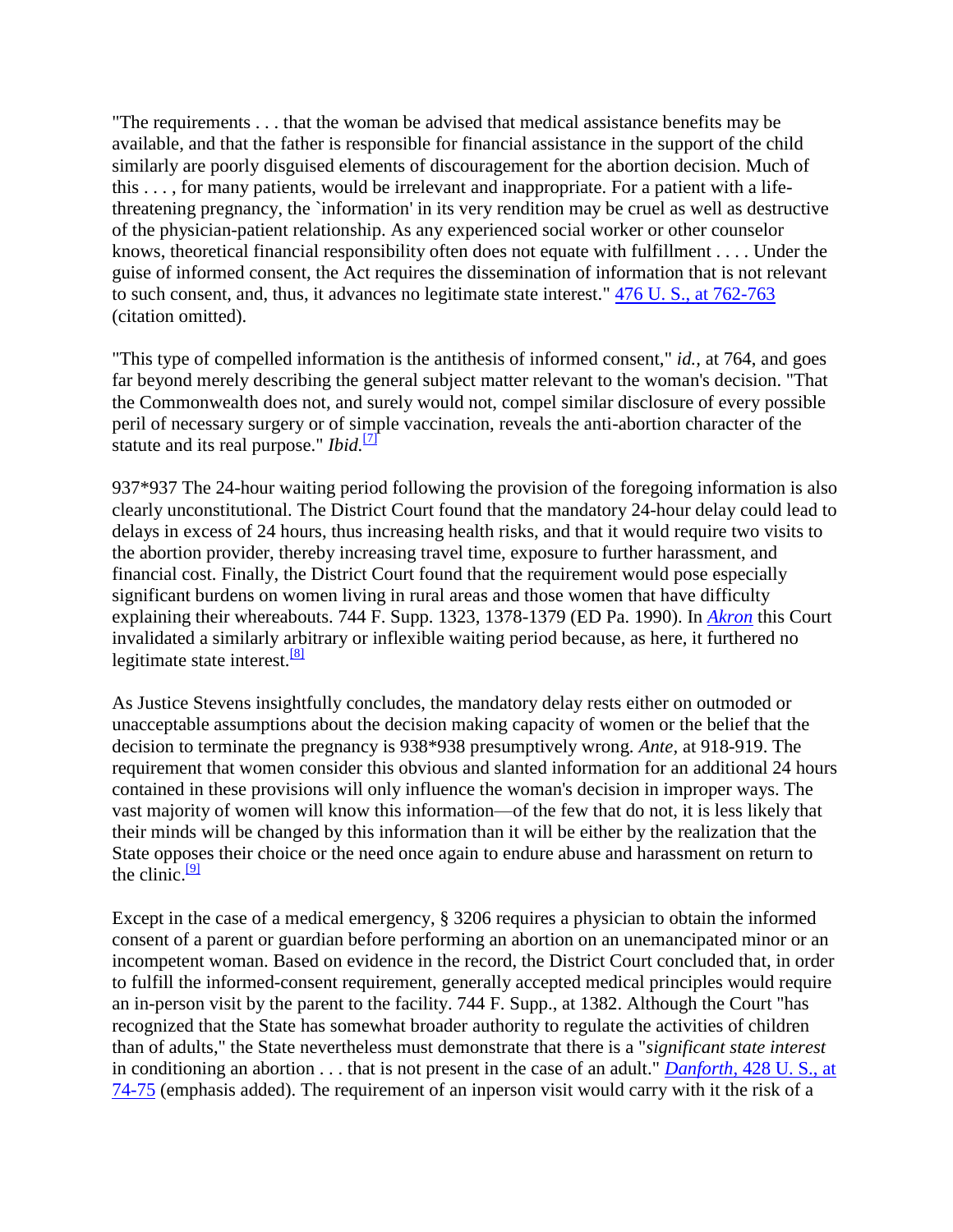"The requirements . . . that the woman be advised that medical assistance benefits may be available, and that the father is responsible for financial assistance in the support of the child similarly are poorly disguised elements of discouragement for the abortion decision. Much of this . . . , for many patients, would be irrelevant and inappropriate. For a patient with a life-threatening pregnancy, the `information' in its very rendition may be cruel as well as destructive of the physician-patient relationship. As any experienced social worker or other counselor knows, theoretical financial responsibility often does not equate with fulfillment . . . . Under the guise of informed consent, the Act requires the dissemination of information that is not relevant to such consent, and, thus, it advances no legitimate state interest." 476 U. S., at 762-763 (citation omitted).

"This type of compelled information is the antithesis of informed consent," *id.*, at 764, and goes far beyond merely describing the general subject matter relevant to the woman's decision. "That the Commonwealth does not, and surely would not, compel similar disclosure of every possible peril of necessary surgery or of simple vaccination, reveals the anti-abortion character of the statute and its real purpose." *Ibid.*[7]

937*937 The 24-hour waiting period following the provision of the foregoing information is also clearly unconstitutional. The District Court found that the mandatory 24-hour delay could lead to delays in excess of 24 hours, thus increasing health risks, and that it would require two visits to the abortion provider, thereby increasing travel time, exposure to further harassment, and financial cost. Finally, the District Court found that the requirement would pose especially significant burdens on women living in rural areas and those women that have difficulty explaining their whereabouts. 744 F. Supp. 1323, 1378-1379 (ED Pa. 1990). In *Akron* this Court invalidated a similarly arbitrary or inflexible waiting period because, as here, it furthered no legitimate state interest.[8]

As Justice Stevens insightfully concludes, the mandatory delay rests either on outmoded or unacceptable assumptions about the decision making capacity of women or the belief that the decision to terminate the pregnancy is 938*938 presumptively wrong. *Ante,* at 918-919. The requirement that women consider this obvious and slanted information for an additional 24 hours contained in these provisions will only influence the woman's decision in improper ways. The vast majority of women will know this information—of the few that do not, it is less likely that their minds will be changed by this information than it will be either by the realization that the State opposes their choice or the need once again to endure abuse and harassment on return to the clinic.[9]

Except in the case of a medical emergency, § 3206 requires a physician to obtain the informed consent of a parent or guardian before performing an abortion on an unemancipated minor or an incompetent woman. Based on evidence in the record, the District Court concluded that, in order to fulfill the informed-consent requirement, generally accepted medical principles would require an in-person visit by the parent to the facility. 744 F. Supp., at 1382. Although the Court "has recognized that the State has somewhat broader authority to regulate the activities of children than of adults," the State nevertheless must demonstrate that there is a "*significant state interest* in conditioning an abortion . . . that is not present in the case of an adult." *Danforth,* 428 U. S., at 74-75 (emphasis added). The requirement of an inperson visit would carry with it the risk of a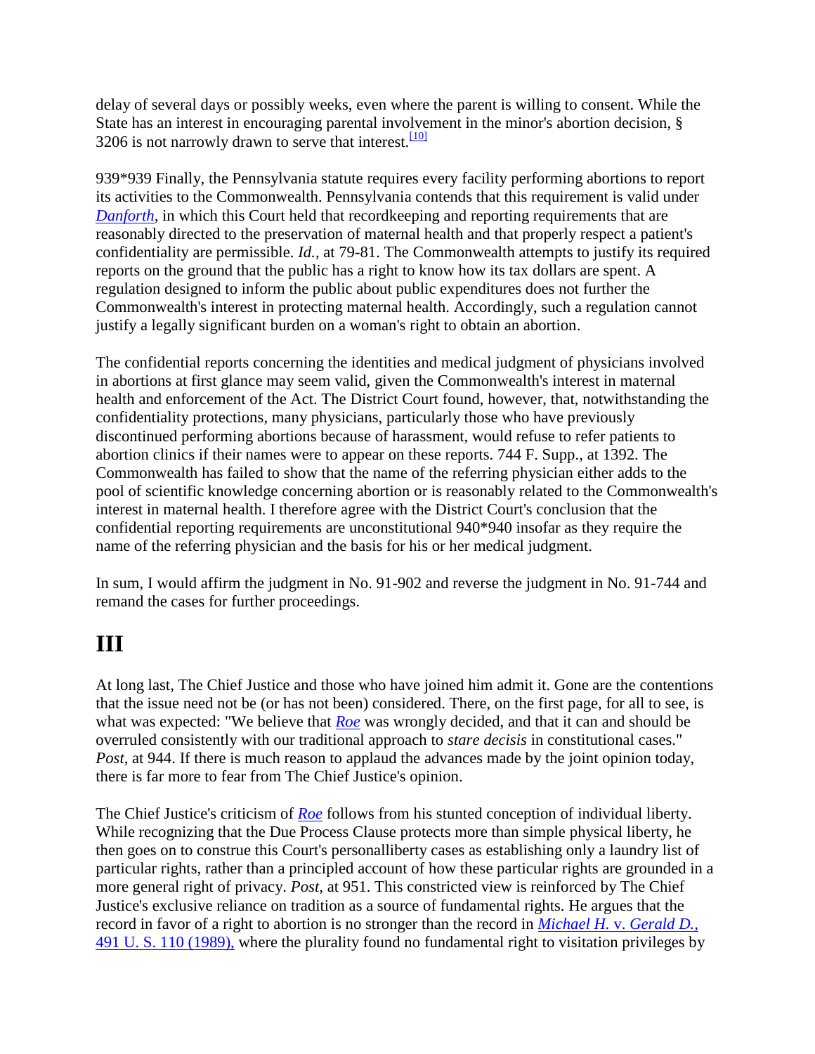delay of several days or possibly weeks, even where the parent is willing to consent. While the State has an interest in encouraging parental involvement in the minor's abortion decision, § 3206 is not narrowly drawn to serve that interest.[10]

939*939 Finally, the Pennsylvania statute requires every facility performing abortions to report its activities to the Commonwealth. Pennsylvania contends that this requirement is valid under *Danforth*, in which this Court held that recordkeeping and reporting requirements that are reasonably directed to the preservation of maternal health and that properly respect a patient's confidentiality are permissible. *Id.*, at 79-81. The Commonwealth attempts to justify its required reports on the ground that the public has a right to know how its tax dollars are spent. A regulation designed to inform the public about public expenditures does not further the Commonwealth's interest in protecting maternal health. Accordingly, such a regulation cannot justify a legally significant burden on a woman's right to obtain an abortion.

The confidential reports concerning the identities and medical judgment of physicians involved in abortions at first glance may seem valid, given the Commonwealth's interest in maternal health and enforcement of the Act. The District Court found, however, that, notwithstanding the confidentiality protections, many physicians, particularly those who have previously discontinued performing abortions because of harassment, would refuse to refer patients to abortion clinics if their names were to appear on these reports. 744 F. Supp., at 1392. The Commonwealth has failed to show that the name of the referring physician either adds to the pool of scientific knowledge concerning abortion or is reasonably related to the Commonwealth's interest in maternal health. I therefore agree with the District Court's conclusion that the confidential reporting requirements are unconstitutional 940*940 insofar as they require the name of the referring physician and the basis for his or her medical judgment.

In sum, I would affirm the judgment in No. 91-902 and reverse the judgment in No. 91-744 and remand the cases for further proceedings.

# III

At long last, The Chief Justice and those who have joined him admit it. Gone are the contentions that the issue need not be (or has not been) considered. There, on the first page, for all to see, is what was expected: "We believe that *Roe* was wrongly decided, and that it can and should be overruled consistently with our traditional approach to *stare decisis* in constitutional cases." *Post*, at 944. If there is much reason to applaud the advances made by the joint opinion today, there is far more to fear from The Chief Justice's opinion.

The Chief Justice's criticism of *Roe* follows from his stunted conception of individual liberty. While recognizing that the Due Process Clause protects more than simple physical liberty, he then goes on to construe this Court's personalliberty cases as establishing only a laundry list of particular rights, rather than a principled account of how these particular rights are grounded in a more general right of privacy. *Post*, at 951. This constricted view is reinforced by The Chief Justice's exclusive reliance on tradition as a source of fundamental rights. He argues that the record in favor of a right to abortion is no stronger than the record in *Michael H.* v. *Gerald D.*, 491 U. S. 110 (1989), where the plurality found no fundamental right to visitation privileges by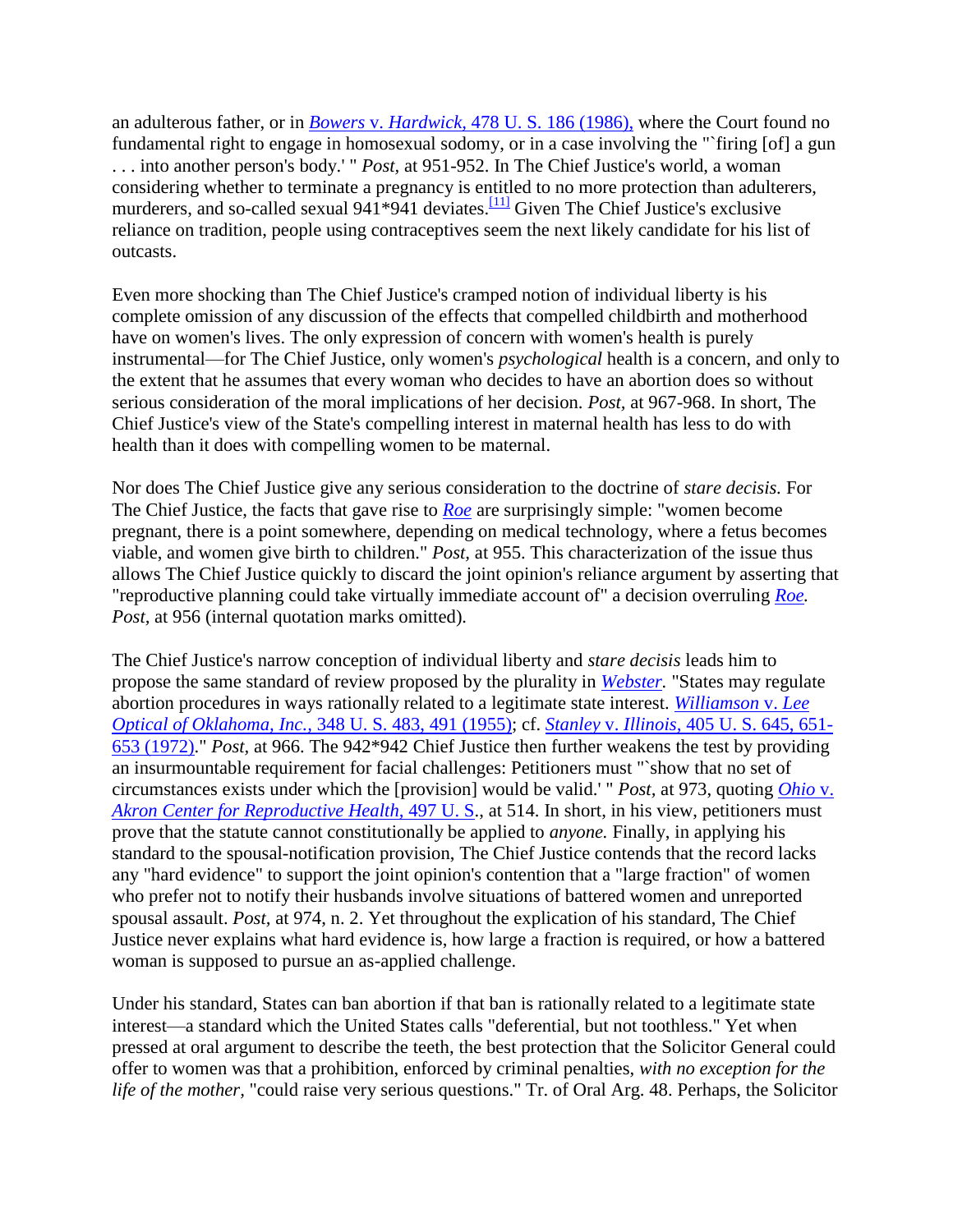an adulterous father, or in *Bowers* v. *Hardwick*, 478 U. S. 186 (1986), where the Court found no fundamental right to engage in homosexual sodomy, or in a case involving the "`firing [of] a gun . . . into another person's body.' " *Post,* at 951-952. In The Chief Justice's world, a woman considering whether to terminate a pregnancy is entitled to no more protection than adulterers, murderers, and so-called sexual 941*941 deviates.[11] Given The Chief Justice's exclusive reliance on tradition, people using contraceptives seem the next likely candidate for his list of outcasts.

Even more shocking than The Chief Justice's cramped notion of individual liberty is his complete omission of any discussion of the effects that compelled childbirth and motherhood have on women's lives. The only expression of concern with women's health is purely instrumental—for The Chief Justice, only women's *psychological* health is a concern, and only to the extent that he assumes that every woman who decides to have an abortion does so without serious consideration of the moral implications of her decision. *Post,* at 967-968. In short, The Chief Justice's view of the State's compelling interest in maternal health has less to do with health than it does with compelling women to be maternal.

Nor does The Chief Justice give any serious consideration to the doctrine of *stare decisis.* For The Chief Justice, the facts that gave rise to *Roe* are surprisingly simple: "women become pregnant, there is a point somewhere, depending on medical technology, where a fetus becomes viable, and women give birth to children." *Post,* at 955. This characterization of the issue thus allows The Chief Justice quickly to discard the joint opinion's reliance argument by asserting that "reproductive planning could take virtually immediate account of" a decision overruling *Roe. Post,* at 956 (internal quotation marks omitted).

The Chief Justice's narrow conception of individual liberty and *stare decisis* leads him to propose the same standard of review proposed by the plurality in *Webster.* "States may regulate abortion procedures in ways rationally related to a legitimate state interest. *Williamson* v. *Lee Optical of Oklahoma, Inc.*, 348 U. S. 483, 491 (1955); cf. *Stanley* v. *Illinois*, 405 U. S. 645, 651-653 (1972)." *Post,* at 966. The 942*942 Chief Justice then further weakens the test by providing an insurmountable requirement for facial challenges: Petitioners must "`show that no set of circumstances exists under which the [provision] would be valid.' " *Post,* at 973, quoting *Ohio* v. *Akron Center for Reproductive Health*, 497 U. S., at 514. In short, in his view, petitioners must prove that the statute cannot constitutionally be applied to *anyone.* Finally, in applying his standard to the spousal-notification provision, The Chief Justice contends that the record lacks any "hard evidence" to support the joint opinion's contention that a "large fraction" of women who prefer not to notify their husbands involve situations of battered women and unreported spousal assault. *Post,* at 974, n. 2. Yet throughout the explication of his standard, The Chief Justice never explains what hard evidence is, how large a fraction is required, or how a battered woman is supposed to pursue an as-applied challenge.

Under his standard, States can ban abortion if that ban is rationally related to a legitimate state interest—a standard which the United States calls "deferential, but not toothless." Yet when pressed at oral argument to describe the teeth, the best protection that the Solicitor General could offer to women was that a prohibition, enforced by criminal penalties, *with no exception for the life of the mother,* "could raise very serious questions." Tr. of Oral Arg. 48. Perhaps, the Solicitor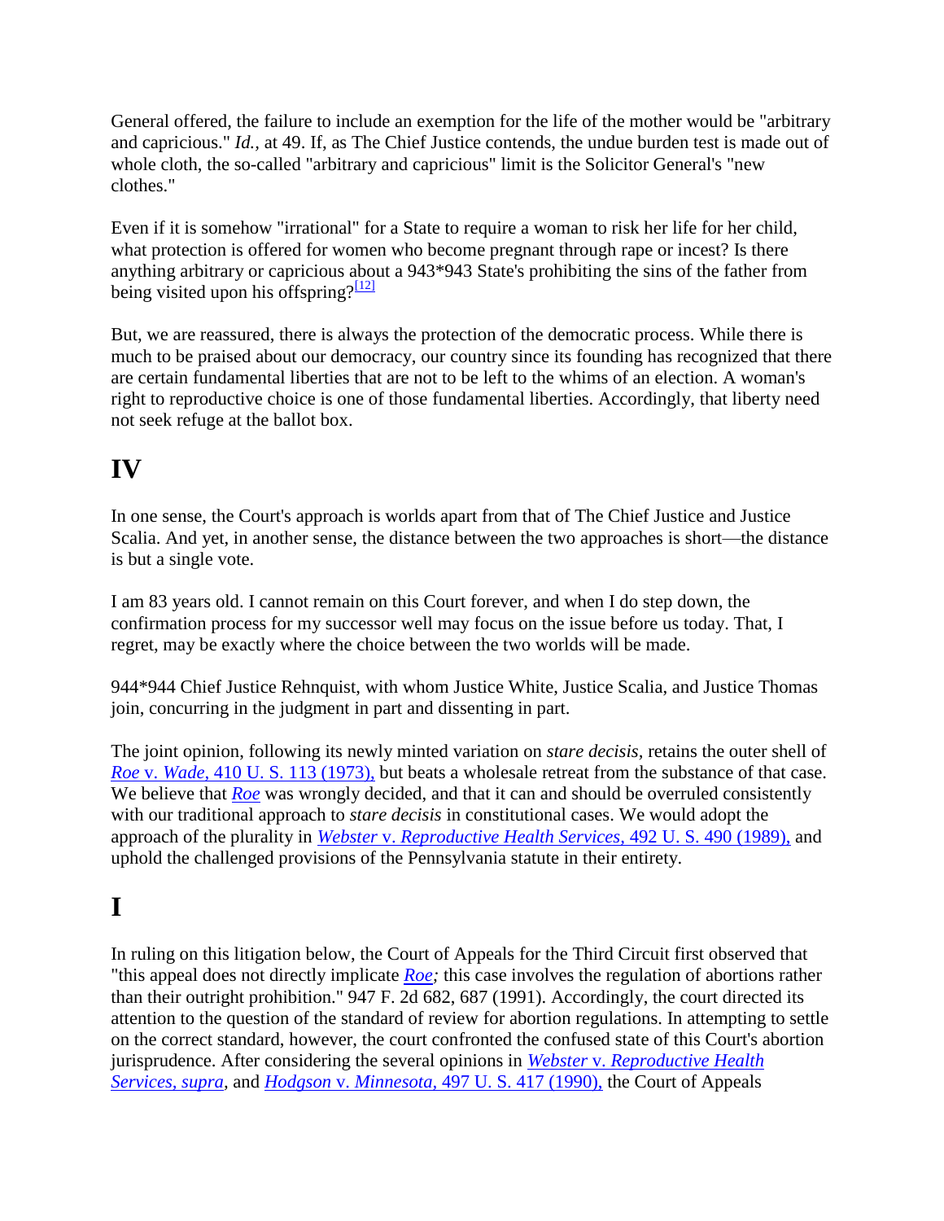General offered, the failure to include an exemption for the life of the mother would be "arbitrary and capricious." *Id.,* at 49. If, as The Chief Justice contends, the undue burden test is made out of whole cloth, the so-called "arbitrary and capricious" limit is the Solicitor General's "new clothes."

Even if it is somehow "irrational" for a State to require a woman to risk her life for her child, what protection is offered for women who become pregnant through rape or incest? Is there anything arbitrary or capricious about a 943*943 State's prohibiting the sins of the father from being visited upon his offspring?[12]

But, we are reassured, there is always the protection of the democratic process. While there is much to be praised about our democracy, our country since its founding has recognized that there are certain fundamental liberties that are not to be left to the whims of an election. A woman's right to reproductive choice is one of those fundamental liberties. Accordingly, that liberty need not seek refuge at the ballot box.

# IV

In one sense, the Court's approach is worlds apart from that of The Chief Justice and Justice Scalia. And yet, in another sense, the distance between the two approaches is short—the distance is but a single vote.

I am 83 years old. I cannot remain on this Court forever, and when I do step down, the confirmation process for my successor well may focus on the issue before us today. That, I regret, may be exactly where the choice between the two worlds will be made.

944*944 Chief Justice Rehnquist, with whom Justice White, Justice Scalia, and Justice Thomas join, concurring in the judgment in part and dissenting in part.

The joint opinion, following its newly minted variation on *stare decisis*, retains the outer shell of *Roe* v. *Wade,* 410 U. S. 113 (1973), but beats a wholesale retreat from the substance of that case. We believe that *Roe* was wrongly decided, and that it can and should be overruled consistently with our traditional approach to *stare decisis* in constitutional cases. We would adopt the approach of the plurality in *Webster* v. *Reproductive Health Services,* 492 U. S. 490 (1989), and uphold the challenged provisions of the Pennsylvania statute in their entirety.

# I

In ruling on this litigation below, the Court of Appeals for the Third Circuit first observed that "this appeal does not directly implicate *Roe;* this case involves the regulation of abortions rather than their outright prohibition." 947 F. 2d 682, 687 (1991). Accordingly, the court directed its attention to the question of the standard of review for abortion regulations. In attempting to settle on the correct standard, however, the court confronted the confused state of this Court's abortion jurisprudence. After considering the several opinions in *Webster* v. *Reproductive Health Services, supra,* and *Hodgson* v. *Minnesota,* 497 U. S. 417 (1990), the Court of Appeals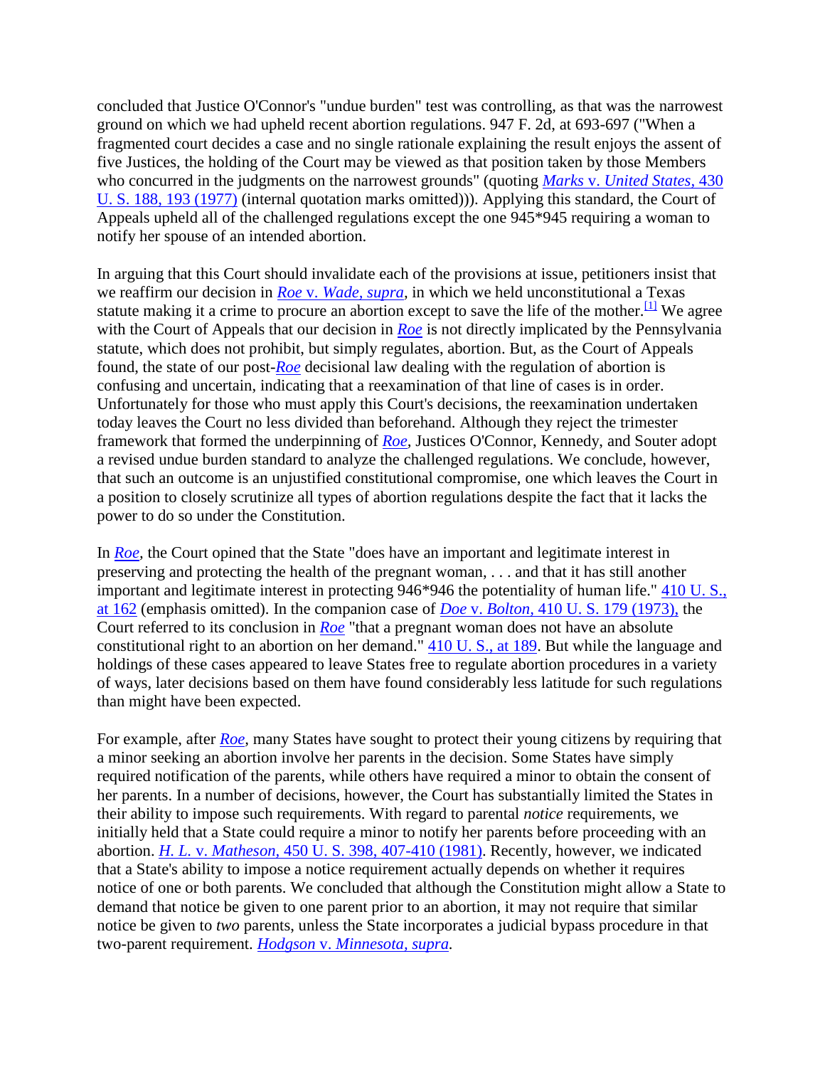concluded that Justice O'Connor's "undue burden" test was controlling, as that was the narrowest ground on which we had upheld recent abortion regulations. 947 F. 2d, at 693-697 ("When a fragmented court decides a case and no single rationale explaining the result enjoys the assent of five Justices, the holding of the Court may be viewed as that position taken by those Members who concurred in the judgments on the narrowest grounds" (quoting *Marks* v. *United States,* 430 U. S. 188, 193 (1977) (internal quotation marks omitted))). Applying this standard, the Court of Appeals upheld all of the challenged regulations except the one 945*945 requiring a woman to notify her spouse of an intended abortion.

In arguing that this Court should invalidate each of the provisions at issue, petitioners insist that we reaffirm our decision in *Roe* v. *Wade, supra,* in which we held unconstitutional a Texas statute making it a crime to procure an abortion except to save the life of the mother.[1] We agree with the Court of Appeals that our decision in *Roe* is not directly implicated by the Pennsylvania statute, which does not prohibit, but simply regulates, abortion. But, as the Court of Appeals found, the state of our post-*Roe* decisional law dealing with the regulation of abortion is confusing and uncertain, indicating that a reexamination of that line of cases is in order. Unfortunately for those who must apply this Court's decisions, the reexamination undertaken today leaves the Court no less divided than beforehand. Although they reject the trimester framework that formed the underpinning of *Roe*, Justices O'Connor, Kennedy, and Souter adopt a revised undue burden standard to analyze the challenged regulations. We conclude, however, that such an outcome is an unjustified constitutional compromise, one which leaves the Court in a position to closely scrutinize all types of abortion regulations despite the fact that it lacks the power to do so under the Constitution.

In *Roe*, the Court opined that the State "does have an important and legitimate interest in preserving and protecting the health of the pregnant woman, . . . and that it has still another important and legitimate interest in protecting 946*946 the potentiality of human life." 410 U. S., at 162 (emphasis omitted). In the companion case of *Doe* v. *Bolton,* 410 U. S. 179 (1973), the Court referred to its conclusion in *Roe* "that a pregnant woman does not have an absolute constitutional right to an abortion on her demand." 410 U. S., at 189. But while the language and holdings of these cases appeared to leave States free to regulate abortion procedures in a variety of ways, later decisions based on them have found considerably less latitude for such regulations than might have been expected.

For example, after *Roe*, many States have sought to protect their young citizens by requiring that a minor seeking an abortion involve her parents in the decision. Some States have simply required notification of the parents, while others have required a minor to obtain the consent of her parents. In a number of decisions, however, the Court has substantially limited the States in their ability to impose such requirements. With regard to parental *notice* requirements, we initially held that a State could require a minor to notify her parents before proceeding with an abortion. *H. L.* v. *Matheson,* 450 U. S. 398, 407-410 (1981). Recently, however, we indicated that a State's ability to impose a notice requirement actually depends on whether it requires notice of one or both parents. We concluded that although the Constitution might allow a State to demand that notice be given to one parent prior to an abortion, it may not require that similar notice be given to *two* parents, unless the State incorporates a judicial bypass procedure in that two-parent requirement. *Hodgson* v. *Minnesota, supra*.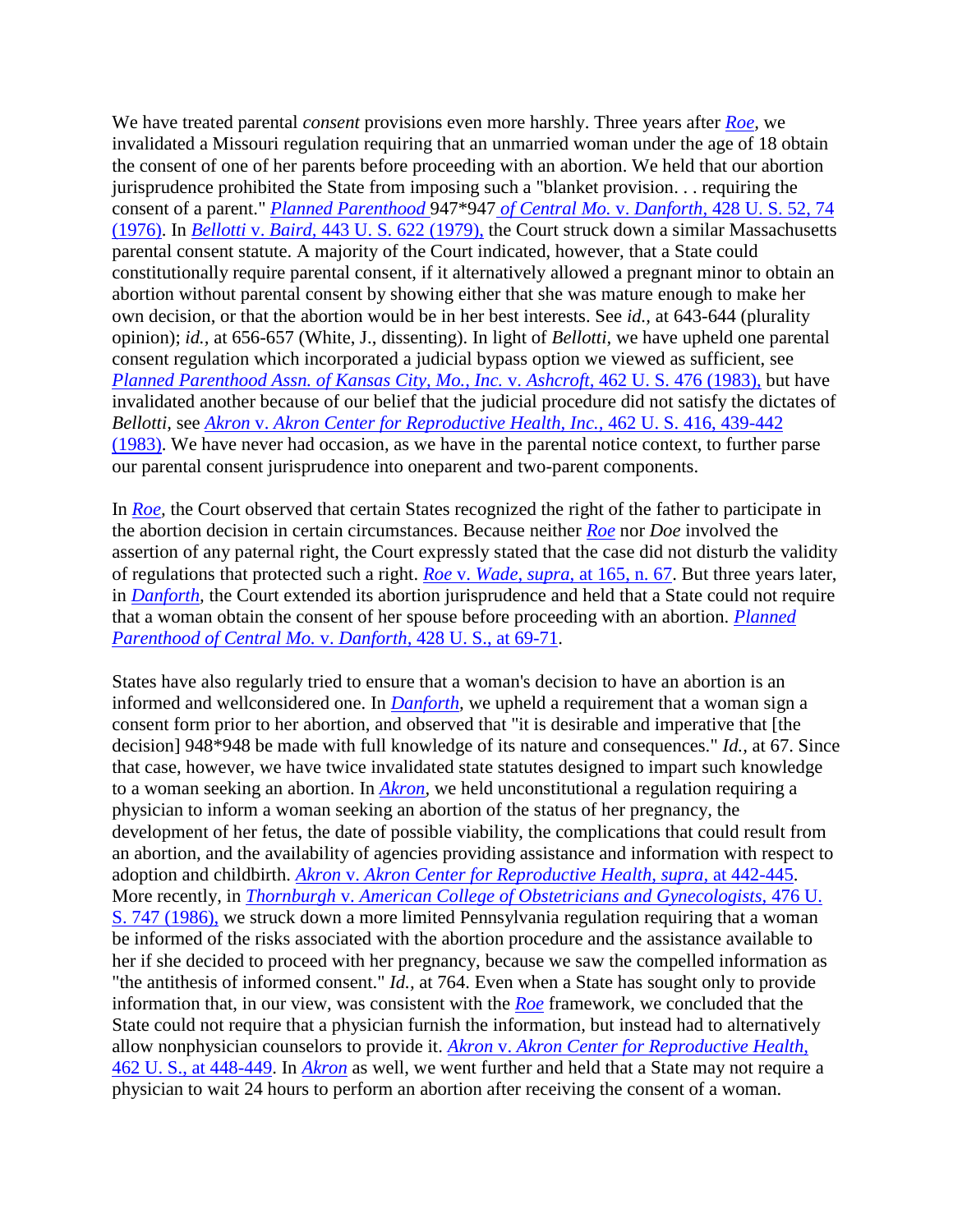We have treated parental *consent* provisions even more harshly. Three years after *Roe*, we invalidated a Missouri regulation requiring that an unmarried woman under the age of 18 obtain the consent of one of her parents before proceeding with an abortion. We held that our abortion jurisprudence prohibited the State from imposing such a "blanket provision. . . requiring the consent of a parent." *Planned Parenthood* 947*947 *of Central Mo.* v. *Danforth,* 428 U. S. 52, 74 (1976). In *Bellotti* v. *Baird,* 443 U. S. 622 (1979), the Court struck down a similar Massachusetts parental consent statute. A majority of the Court indicated, however, that a State could constitutionally require parental consent, if it alternatively allowed a pregnant minor to obtain an abortion without parental consent by showing either that she was mature enough to make her own decision, or that the abortion would be in her best interests. See *id.,* at 643-644 (plurality opinion); *id.,* at 656-657 (White, J., dissenting). In light of *Bellotti,* we have upheld one parental consent regulation which incorporated a judicial bypass option we viewed as sufficient, see *Planned Parenthood Assn. of Kansas City, Mo., Inc.* v. *Ashcroft,* 462 U. S. 476 (1983), but have invalidated another because of our belief that the judicial procedure did not satisfy the dictates of *Bellotti,* see *Akron* v. *Akron Center for Reproductive Health, Inc.,* 462 U. S. 416, 439-442 (1983). We have never had occasion, as we have in the parental notice context, to further parse our parental consent jurisprudence into oneparent and two-parent components.

In *Roe,* the Court observed that certain States recognized the right of the father to participate in the abortion decision in certain circumstances. Because neither *Roe* nor *Doe* involved the assertion of any paternal right, the Court expressly stated that the case did not disturb the validity of regulations that protected such a right. *Roe* v. *Wade, supra,* at 165, n. 67. But three years later, in *Danforth,* the Court extended its abortion jurisprudence and held that a State could not require that a woman obtain the consent of her spouse before proceeding with an abortion. *Planned Parenthood of Central Mo.* v. *Danforth,* 428 U. S., at 69-71.

States have also regularly tried to ensure that a woman's decision to have an abortion is an informed and wellconsidered one. In *Danforth,* we upheld a requirement that a woman sign a consent form prior to her abortion, and observed that "it is desirable and imperative that [the decision] 948*948 be made with full knowledge of its nature and consequences." *Id.,* at 67. Since that case, however, we have twice invalidated state statutes designed to impart such knowledge to a woman seeking an abortion. In *Akron,* we held unconstitutional a regulation requiring a physician to inform a woman seeking an abortion of the status of her pregnancy, the development of her fetus, the date of possible viability, the complications that could result from an abortion, and the availability of agencies providing assistance and information with respect to adoption and childbirth. *Akron* v. *Akron Center for Reproductive Health, supra,* at 442-445. More recently, in *Thornburgh* v. *American College of Obstetricians and Gynecologists,* 476 U. S. 747 (1986), we struck down a more limited Pennsylvania regulation requiring that a woman be informed of the risks associated with the abortion procedure and the assistance available to her if she decided to proceed with her pregnancy, because we saw the compelled information as "the antithesis of informed consent." *Id.,* at 764. Even when a State has sought only to provide information that, in our view, was consistent with the *Roe* framework, we concluded that the State could not require that a physician furnish the information, but instead had to alternatively allow nonphysician counselors to provide it. *Akron* v. *Akron Center for Reproductive Health,* 462 U. S., at 448-449. In *Akron* as well, we went further and held that a State may not require a physician to wait 24 hours to perform an abortion after receiving the consent of a woman.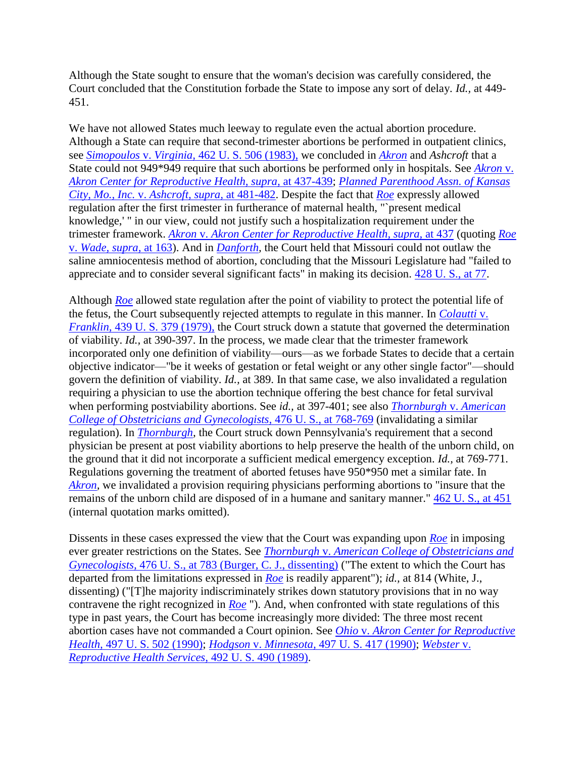Although the State sought to ensure that the woman's decision was carefully considered, the Court concluded that the Constitution forbade the State to impose any sort of delay. *Id.,* at 449-451.

We have not allowed States much leeway to regulate even the actual abortion procedure. Although a State can require that second-trimester abortions be performed in outpatient clinics, see *Simopoulos* v. *Virginia,* 462 U. S. 506 (1983), we concluded in *Akron* and *Ashcroft* that a State could not 949*949 require that such abortions be performed only in hospitals. See *Akron* v. *Akron Center for Reproductive Health, supra,* at 437-439; *Planned Parenthood Assn. of Kansas City, Mo., Inc.* v. *Ashcroft, supra,* at 481-482. Despite the fact that *Roe* expressly allowed regulation after the first trimester in furtherance of maternal health, "`present medical knowledge,' " in our view, could not justify such a hospitalization requirement under the trimester framework. *Akron* v. *Akron Center for Reproductive Health, supra,* at 437 (quoting *Roe* v. *Wade, supra,* at 163). And in *Danforth,* the Court held that Missouri could not outlaw the saline amniocentesis method of abortion, concluding that the Missouri Legislature had "failed to appreciate and to consider several significant facts" in making its decision. 428 U. S., at 77.

Although *Roe* allowed state regulation after the point of viability to protect the potential life of the fetus, the Court subsequently rejected attempts to regulate in this manner. In *Colautti* v. *Franklin,* 439 U. S. 379 (1979), the Court struck down a statute that governed the determination of viability. *Id.,* at 390-397. In the process, we made clear that the trimester framework incorporated only one definition of viability—ours—as we forbade States to decide that a certain objective indicator—"be it weeks of gestation or fetal weight or any other single factor"—should govern the definition of viability. *Id.,* at 389. In that same case, we also invalidated a regulation requiring a physician to use the abortion technique offering the best chance for fetal survival when performing postviability abortions. See *id.,* at 397-401; see also *Thornburgh* v. *American College of Obstetricians and Gynecologists,* 476 U. S., at 768-769 (invalidating a similar regulation). In *Thornburgh,* the Court struck down Pennsylvania's requirement that a second physician be present at post viability abortions to help preserve the health of the unborn child, on the ground that it did not incorporate a sufficient medical emergency exception. *Id.,* at 769-771. Regulations governing the treatment of aborted fetuses have 950*950 met a similar fate. In *Akron,* we invalidated a provision requiring physicians performing abortions to "insure that the remains of the unborn child are disposed of in a humane and sanitary manner." 462 U. S., at 451 (internal quotation marks omitted).

Dissents in these cases expressed the view that the Court was expanding upon *Roe* in imposing ever greater restrictions on the States. See *Thornburgh* v. *American College of Obstetricians and Gynecologists,* 476 U. S., at 783 (Burger, C. J., dissenting) ("The extent to which the Court has departed from the limitations expressed in *Roe* is readily apparent"); *id.,* at 814 (White, J., dissenting) ("[T]he majority indiscriminately strikes down statutory provisions that in no way contravene the right recognized in *Roe* "). And, when confronted with state regulations of this type in past years, the Court has become increasingly more divided: The three most recent abortion cases have not commanded a Court opinion. See *Ohio* v. *Akron Center for Reproductive Health,* 497 U. S. 502 (1990); *Hodgson* v. *Minnesota,* 497 U. S. 417 (1990); *Webster* v. *Reproductive Health Services,* 492 U. S. 490 (1989).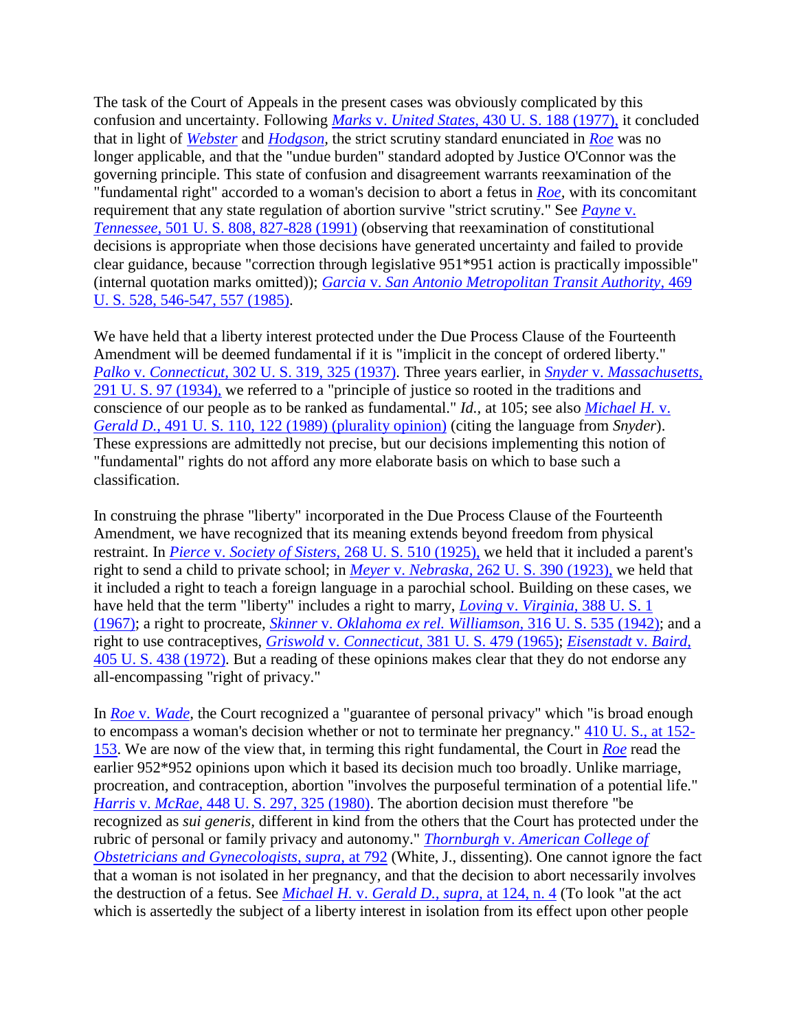The task of the Court of Appeals in the present cases was obviously complicated by this confusion and uncertainty. Following *Marks* v. *United States,* 430 U. S. 188 (1977), it concluded that in light of *Webster* and *Hodgson,* the strict scrutiny standard enunciated in *Roe* was no longer applicable, and that the "undue burden" standard adopted by Justice O'Connor was the governing principle. This state of confusion and disagreement warrants reexamination of the "fundamental right" accorded to a woman's decision to abort a fetus in *Roe,* with its concomitant requirement that any state regulation of abortion survive "strict scrutiny." See *Payne* v. *Tennessee,* 501 U. S. 808, 827-828 (1991) (observing that reexamination of constitutional decisions is appropriate when those decisions have generated uncertainty and failed to provide clear guidance, because "correction through legislative 951*951 action is practically impossible" (internal quotation marks omitted)); *Garcia* v. *San Antonio Metropolitan Transit Authority,* 469 U. S. 528, 546-547, 557 (1985).

We have held that a liberty interest protected under the Due Process Clause of the Fourteenth Amendment will be deemed fundamental if it is "implicit in the concept of ordered liberty." *Palko* v. *Connecticut,* 302 U. S. 319, 325 (1937). Three years earlier, in *Snyder* v. *Massachusetts,* 291 U. S. 97 (1934), we referred to a "principle of justice so rooted in the traditions and conscience of our people as to be ranked as fundamental." *Id.,* at 105; see also *Michael H.* v. *Gerald D.,* 491 U. S. 110, 122 (1989) (plurality opinion) (citing the language from *Snyder*). These expressions are admittedly not precise, but our decisions implementing this notion of "fundamental" rights do not afford any more elaborate basis on which to base such a classification.

In construing the phrase "liberty" incorporated in the Due Process Clause of the Fourteenth Amendment, we have recognized that its meaning extends beyond freedom from physical restraint. In *Pierce* v. *Society of Sisters,* 268 U. S. 510 (1925), we held that it included a parent's right to send a child to private school; in *Meyer* v. *Nebraska,* 262 U. S. 390 (1923), we held that it included a right to teach a foreign language in a parochial school. Building on these cases, we have held that the term "liberty" includes a right to marry, *Loving* v. *Virginia,* 388 U. S. 1 (1967); a right to procreate, *Skinner* v. *Oklahoma ex rel. Williamson,* 316 U. S. 535 (1942); and a right to use contraceptives, *Griswold* v. *Connecticut,* 381 U. S. 479 (1965); *Eisenstadt* v. *Baird,* 405 U. S. 438 (1972). But a reading of these opinions makes clear that they do not endorse any all-encompassing "right of privacy."

In *Roe* v. *Wade,* the Court recognized a "guarantee of personal privacy" which "is broad enough to encompass a woman's decision whether or not to terminate her pregnancy." 410 U. S., at 152-153. We are now of the view that, in terming this right fundamental, the Court in *Roe* read the earlier 952*952 opinions upon which it based its decision much too broadly. Unlike marriage, procreation, and contraception, abortion "involves the purposeful termination of a potential life." *Harris* v. *McRae,* 448 U. S. 297, 325 (1980). The abortion decision must therefore "be recognized as *sui generis*, different in kind from the others that the Court has protected under the rubric of personal or family privacy and autonomy." *Thornburgh* v. *American College of Obstetricians and Gynecologists, supra,* at 792 (White, J., dissenting). One cannot ignore the fact that a woman is not isolated in her pregnancy, and that the decision to abort necessarily involves the destruction of a fetus. See *Michael H.* v. *Gerald D., supra,* at 124, n. 4 (To look "at the act which is assertedly the subject of a liberty interest in isolation from its effect upon other people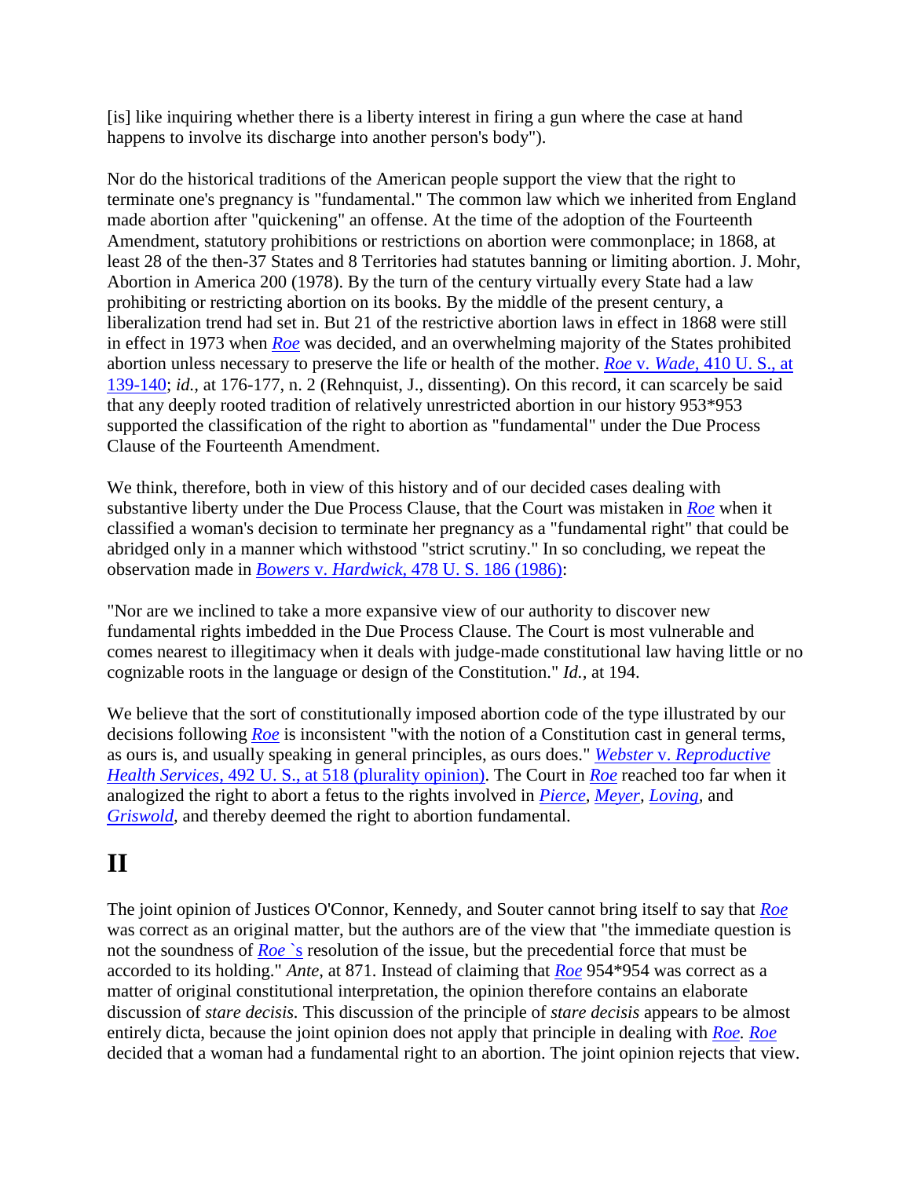[is] like inquiring whether there is a liberty interest in firing a gun where the case at hand happens to involve its discharge into another person's body").

Nor do the historical traditions of the American people support the view that the right to terminate one's pregnancy is "fundamental." The common law which we inherited from England made abortion after "quickening" an offense. At the time of the adoption of the Fourteenth Amendment, statutory prohibitions or restrictions on abortion were commonplace; in 1868, at least 28 of the then-37 States and 8 Territories had statutes banning or limiting abortion. J. Mohr, Abortion in America 200 (1978). By the turn of the century virtually every State had a law prohibiting or restricting abortion on its books. By the middle of the present century, a liberalization trend had set in. But 21 of the restrictive abortion laws in effect in 1868 were still in effect in 1973 when *Roe* was decided, and an overwhelming majority of the States prohibited abortion unless necessary to preserve the life or health of the mother. *Roe* v. *Wade,* 410 U. S., at 139-140; *id.,* at 176-177, n. 2 (Rehnquist, J., dissenting). On this record, it can scarcely be said that any deeply rooted tradition of relatively unrestricted abortion in our history 953*953 supported the classification of the right to abortion as "fundamental" under the Due Process Clause of the Fourteenth Amendment.

We think, therefore, both in view of this history and of our decided cases dealing with substantive liberty under the Due Process Clause, that the Court was mistaken in *Roe* when it classified a woman's decision to terminate her pregnancy as a "fundamental right" that could be abridged only in a manner which withstood "strict scrutiny." In so concluding, we repeat the observation made in *Bowers* v. *Hardwick,* 478 U. S. 186 (1986):

"Nor are we inclined to take a more expansive view of our authority to discover new fundamental rights imbedded in the Due Process Clause. The Court is most vulnerable and comes nearest to illegitimacy when it deals with judge-made constitutional law having little or no cognizable roots in the language or design of the Constitution." *Id.,* at 194.

We believe that the sort of constitutionally imposed abortion code of the type illustrated by our decisions following *Roe* is inconsistent "with the notion of a Constitution cast in general terms, as ours is, and usually speaking in general principles, as ours does." *Webster* v. *Reproductive Health Services,* 492 U. S., at 518 (plurality opinion). The Court in *Roe* reached too far when it analogized the right to abort a fetus to the rights involved in *Pierce, Meyer, Loving,* and *Griswold,* and thereby deemed the right to abortion fundamental.

# II

The joint opinion of Justices O'Connor, Kennedy, and Souter cannot bring itself to say that *Roe* was correct as an original matter, but the authors are of the view that "the immediate question is not the soundness of *Roe* `s resolution of the issue, but the precedential force that must be accorded to its holding." *Ante,* at 871. Instead of claiming that *Roe* 954*954 was correct as a matter of original constitutional interpretation, the opinion therefore contains an elaborate discussion of *stare decisis.* This discussion of the principle of *stare decisis* appears to be almost entirely dicta, because the joint opinion does not apply that principle in dealing with *Roe. Roe* decided that a woman had a fundamental right to an abortion. The joint opinion rejects that view.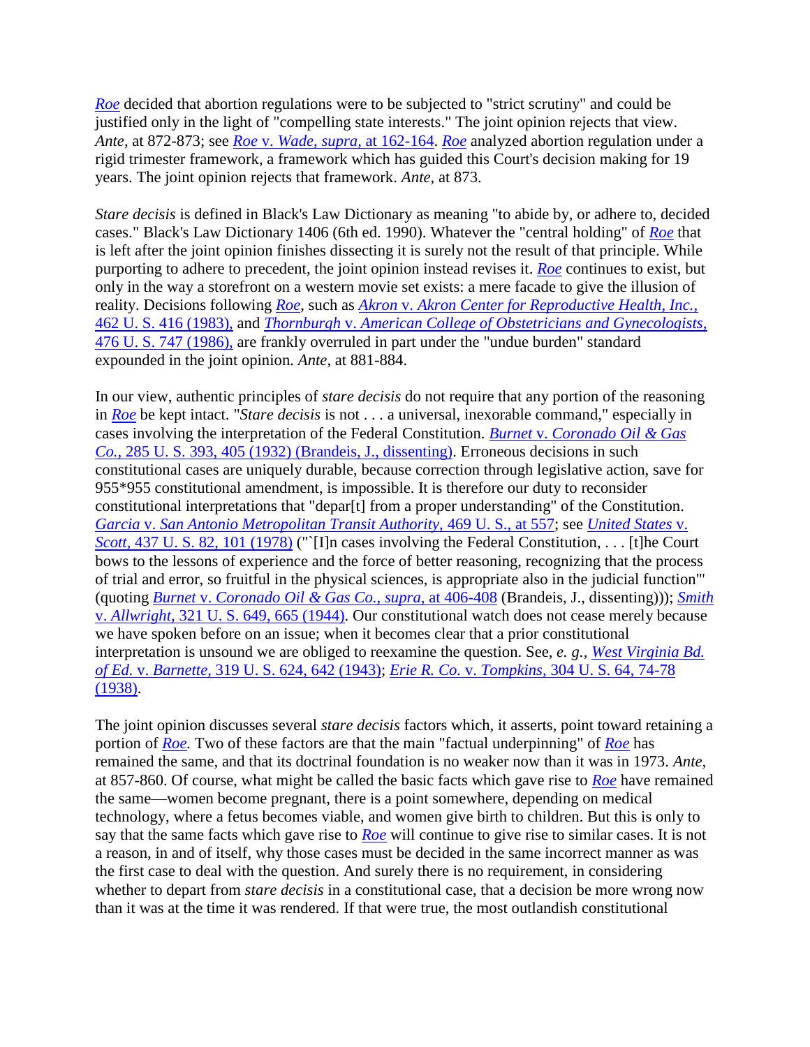*Roe* decided that abortion regulations were to be subjected to "strict scrutiny" and could be justified only in the light of "compelling state interests." The joint opinion rejects that view. *Ante,* at 872-873; see *Roe* v. *Wade, supra,* at 162-164. *Roe* analyzed abortion regulation under a rigid trimester framework, a framework which has guided this Court's decision making for 19 years. The joint opinion rejects that framework. *Ante,* at 873.

*Stare decisis* is defined in Black's Law Dictionary as meaning "to abide by, or adhere to, decided cases." Black's Law Dictionary 1406 (6th ed. 1990). Whatever the "central holding" of *Roe* that is left after the joint opinion finishes dissecting it is surely not the result of that principle. While purporting to adhere to precedent, the joint opinion instead revises it. *Roe* continues to exist, but only in the way a storefront on a western movie set exists: a mere facade to give the illusion of reality. Decisions following *Roe,* such as *Akron* v. *Akron Center for Reproductive Health, Inc.,* 462 U. S. 416 (1983), and *Thornburgh* v. *American College of Obstetricians and Gynecologists,* 476 U. S. 747 (1986), are frankly overruled in part under the "undue burden" standard expounded in the joint opinion. *Ante,* at 881-884.

In our view, authentic principles of *stare decisis* do not require that any portion of the reasoning in *Roe* be kept intact. "*Stare decisis* is not . . . a universal, inexorable command," especially in cases involving the interpretation of the Federal Constitution. *Burnet* v. *Coronado Oil & Gas Co.,* 285 U. S. 393, 405 (1932) (Brandeis, J., dissenting). Erroneous decisions in such constitutional cases are uniquely durable, because correction through legislative action, save for 955*955 constitutional amendment, is impossible. It is therefore our duty to reconsider constitutional interpretations that "depar[t] from a proper understanding" of the Constitution. *Garcia* v. *San Antonio Metropolitan Transit Authority,* 469 U. S., at 557; see *United States* v. *Scott,* 437 U. S. 82, 101 (1978) ("`[I]n cases involving the Federal Constitution, . . . [t]he Court bows to the lessons of experience and the force of better reasoning, recognizing that the process of trial and error, so fruitful in the physical sciences, is appropriate also in the judicial function'" (quoting *Burnet* v. *Coronado Oil & Gas Co., supra,* at 406-408 (Brandeis, J., dissenting))); *Smith* v. *Allwright,* 321 U. S. 649, 665 (1944). Our constitutional watch does not cease merely because we have spoken before on an issue; when it becomes clear that a prior constitutional interpretation is unsound we are obliged to reexamine the question. See, *e. g., West Virginia Bd. of Ed.* v. *Barnette,* 319 U. S. 624, 642 (1943); *Erie R. Co.* v. *Tompkins,* 304 U. S. 64, 74-78 (1938).

The joint opinion discusses several *stare decisis* factors which, it asserts, point toward retaining a portion of *Roe.* Two of these factors are that the main "factual underpinning" of *Roe* has remained the same, and that its doctrinal foundation is no weaker now than it was in 1973. *Ante,* at 857-860. Of course, what might be called the basic facts which gave rise to *Roe* have remained the same—women become pregnant, there is a point somewhere, depending on medical technology, where a fetus becomes viable, and women give birth to children. But this is only to say that the same facts which gave rise to *Roe* will continue to give rise to similar cases. It is not a reason, in and of itself, why those cases must be decided in the same incorrect manner as was the first case to deal with the question. And surely there is no requirement, in considering whether to depart from *stare decisis* in a constitutional case, that a decision be more wrong now than it was at the time it was rendered. If that were true, the most outlandish constitutional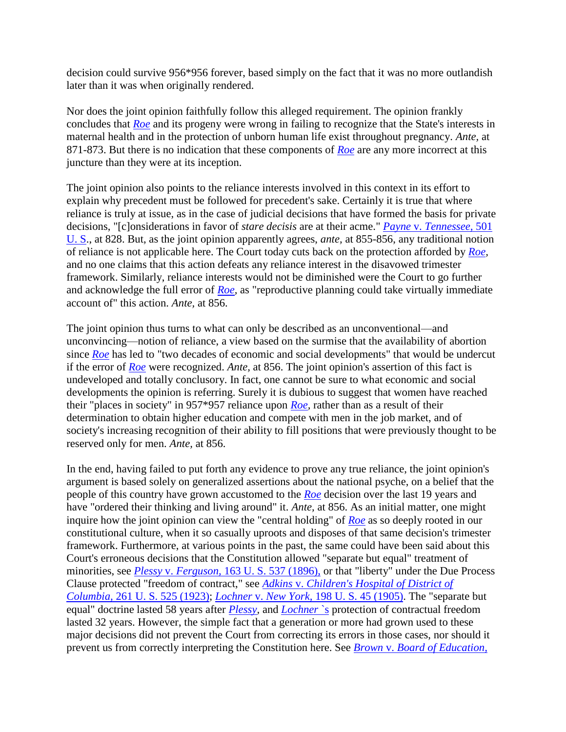decision could survive 956*956 forever, based simply on the fact that it was no more outlandish later than it was when originally rendered.

Nor does the joint opinion faithfully follow this alleged requirement. The opinion frankly concludes that *Roe* and its progeny were wrong in failing to recognize that the State's interests in maternal health and in the protection of unborn human life exist throughout pregnancy. *Ante,* at 871-873. But there is no indication that these components of *Roe* are any more incorrect at this juncture than they were at its inception.

The joint opinion also points to the reliance interests involved in this context in its effort to explain why precedent must be followed for precedent's sake. Certainly it is true that where reliance is truly at issue, as in the case of judicial decisions that have formed the basis for private decisions, "[c]onsiderations in favor of *stare decisis* are at their acme." *Payne* v. *Tennessee,* 501 U. S., at 828. But, as the joint opinion apparently agrees, *ante,* at 855-856, any traditional notion of reliance is not applicable here. The Court today cuts back on the protection afforded by *Roe,* and no one claims that this action defeats any reliance interest in the disavowed trimester framework. Similarly, reliance interests would not be diminished were the Court to go further and acknowledge the full error of *Roe,* as "reproductive planning could take virtually immediate account of" this action. *Ante,* at 856.

The joint opinion thus turns to what can only be described as an unconventional—and unconvincing—notion of reliance, a view based on the surmise that the availability of abortion since *Roe* has led to "two decades of economic and social developments" that would be undercut if the error of *Roe* were recognized. *Ante,* at 856. The joint opinion's assertion of this fact is undeveloped and totally conclusory. In fact, one cannot be sure to what economic and social developments the opinion is referring. Surely it is dubious to suggest that women have reached their "places in society" in 957*957 reliance upon *Roe,* rather than as a result of their determination to obtain higher education and compete with men in the job market, and of society's increasing recognition of their ability to fill positions that were previously thought to be reserved only for men. *Ante,* at 856.

In the end, having failed to put forth any evidence to prove any true reliance, the joint opinion's argument is based solely on generalized assertions about the national psyche, on a belief that the people of this country have grown accustomed to the *Roe* decision over the last 19 years and have "ordered their thinking and living around" it. *Ante,* at 856. As an initial matter, one might inquire how the joint opinion can view the "central holding" of *Roe* as so deeply rooted in our constitutional culture, when it so casually uproots and disposes of that same decision's trimester framework. Furthermore, at various points in the past, the same could have been said about this Court's erroneous decisions that the Constitution allowed "separate but equal" treatment of minorities, see *Plessy* v. *Ferguson,* 163 U. S. 537 (1896), or that "liberty" under the Due Process Clause protected "freedom of contract," see *Adkins* v. *Children's Hospital of District of Columbia,* 261 U. S. 525 (1923); *Lochner* v. *New York,* 198 U. S. 45 (1905). The "separate but equal" doctrine lasted 58 years after *Plessy,* and *Lochner* `s protection of contractual freedom lasted 32 years. However, the simple fact that a generation or more had grown used to these major decisions did not prevent the Court from correcting its errors in those cases, nor should it prevent us from correctly interpreting the Constitution here. See *Brown* v. *Board of Education,*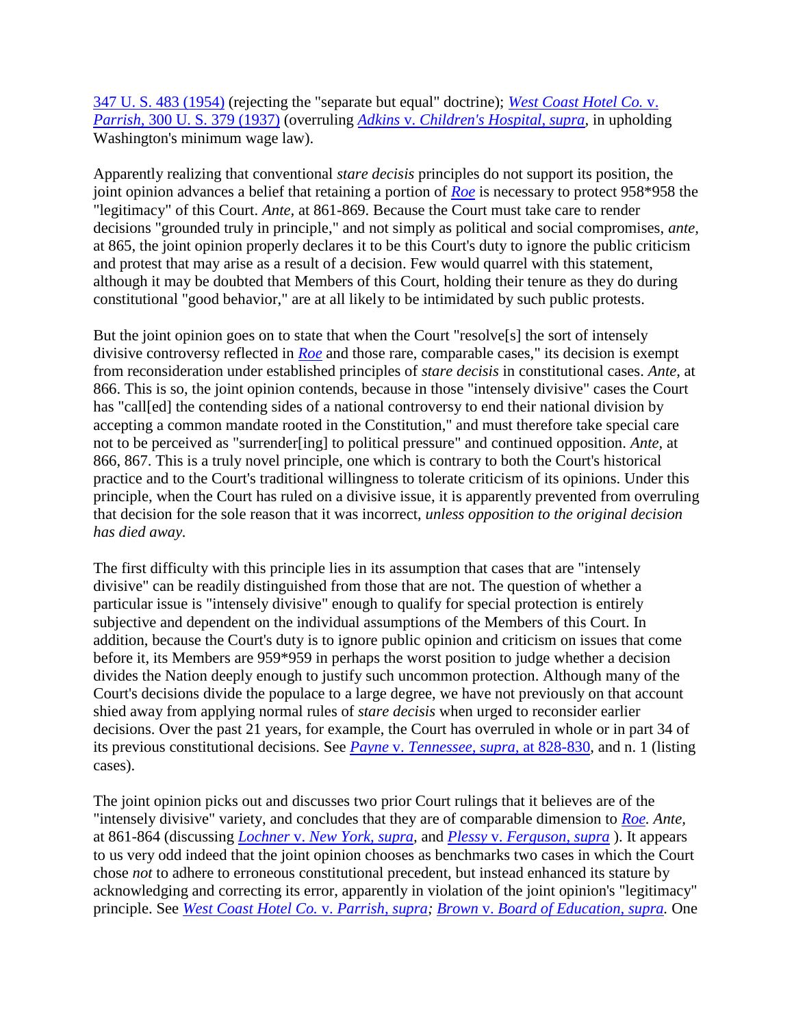347 U. S. 483 (1954) (rejecting the "separate but equal" doctrine); *West Coast Hotel Co.* v. *Parrish,* 300 U. S. 379 (1937) (overruling *Adkins* v. *Children's Hospital, supra,* in upholding Washington's minimum wage law).

Apparently realizing that conventional *stare decisis* principles do not support its position, the joint opinion advances a belief that retaining a portion of *Roe* is necessary to protect 958*958 the "legitimacy" of this Court. *Ante,* at 861-869. Because the Court must take care to render decisions "grounded truly in principle," and not simply as political and social compromises, *ante,* at 865, the joint opinion properly declares it to be this Court's duty to ignore the public criticism and protest that may arise as a result of a decision. Few would quarrel with this statement, although it may be doubted that Members of this Court, holding their tenure as they do during constitutional "good behavior," are at all likely to be intimidated by such public protests.

But the joint opinion goes on to state that when the Court "resolve[s] the sort of intensely divisive controversy reflected in *Roe* and those rare, comparable cases," its decision is exempt from reconsideration under established principles of *stare decisis* in constitutional cases. *Ante,* at 866. This is so, the joint opinion contends, because in those "intensely divisive" cases the Court has "call[ed] the contending sides of a national controversy to end their national division by accepting a common mandate rooted in the Constitution," and must therefore take special care not to be perceived as "surrender[ing] to political pressure" and continued opposition. *Ante,* at 866, 867. This is a truly novel principle, one which is contrary to both the Court's historical practice and to the Court's traditional willingness to tolerate criticism of its opinions. Under this principle, when the Court has ruled on a divisive issue, it is apparently prevented from overruling that decision for the sole reason that it was incorrect, *unless opposition to the original decision has died away.*

The first difficulty with this principle lies in its assumption that cases that are "intensely divisive" can be readily distinguished from those that are not. The question of whether a particular issue is "intensely divisive" enough to qualify for special protection is entirely subjective and dependent on the individual assumptions of the Members of this Court. In addition, because the Court's duty is to ignore public opinion and criticism on issues that come before it, its Members are 959*959 in perhaps the worst position to judge whether a decision divides the Nation deeply enough to justify such uncommon protection. Although many of the Court's decisions divide the populace to a large degree, we have not previously on that account shied away from applying normal rules of *stare decisis* when urged to reconsider earlier decisions. Over the past 21 years, for example, the Court has overruled in whole or in part 34 of its previous constitutional decisions. See *Payne* v. *Tennessee, supra,* at 828-830, and n. 1 (listing cases).

The joint opinion picks out and discusses two prior Court rulings that it believes are of the "intensely divisive" variety, and concludes that they are of comparable dimension to *Roe. Ante,* at 861-864 (discussing *Lochner* v. *New York, supra,* and *Plessy* v. *Ferguson, supra* ). It appears to us very odd indeed that the joint opinion chooses as benchmarks two cases in which the Court chose *not* to adhere to erroneous constitutional precedent, but instead enhanced its stature by acknowledging and correcting its error, apparently in violation of the joint opinion's "legitimacy" principle. See *West Coast Hotel Co.* v. *Parrish, supra; Brown* v. *Board of Education, supra.* One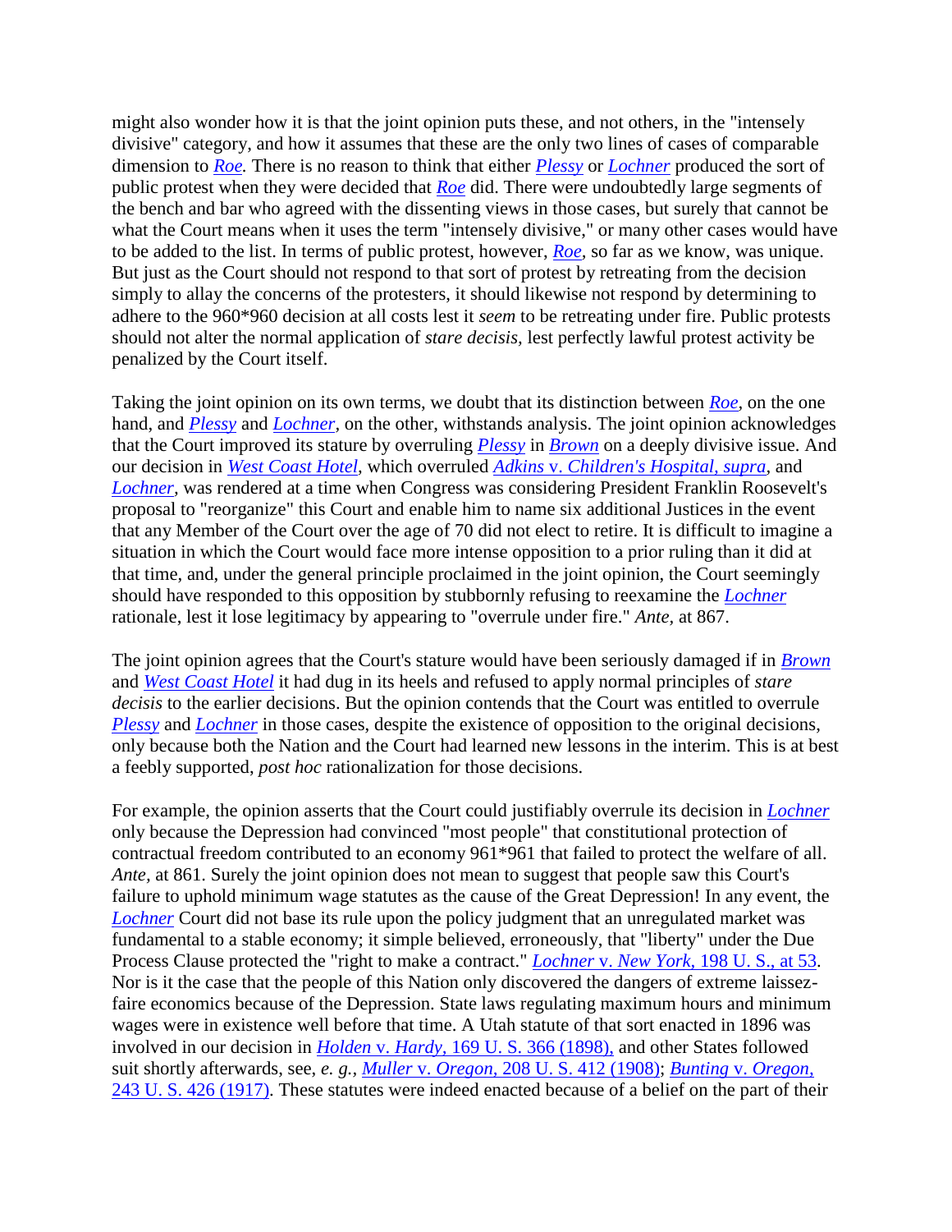might also wonder how it is that the joint opinion puts these, and not others, in the "intensely divisive" category, and how it assumes that these are the only two lines of cases of comparable dimension to *Roe.* There is no reason to think that either *Plessy* or *Lochner* produced the sort of public protest when they were decided that *Roe* did. There were undoubtedly large segments of the bench and bar who agreed with the dissenting views in those cases, but surely that cannot be what the Court means when it uses the term "intensely divisive," or many other cases would have to be added to the list. In terms of public protest, however, *Roe,* so far as we know, was unique. But just as the Court should not respond to that sort of protest by retreating from the decision simply to allay the concerns of the protesters, it should likewise not respond by determining to adhere to the 960*960 decision at all costs lest it *seem* to be retreating under fire. Public protests should not alter the normal application of *stare decisis,* lest perfectly lawful protest activity be penalized by the Court itself.

Taking the joint opinion on its own terms, we doubt that its distinction between *Roe,* on the one hand, and *Plessy* and *Lochner,* on the other, withstands analysis. The joint opinion acknowledges that the Court improved its stature by overruling *Plessy* in *Brown* on a deeply divisive issue. And our decision in *West Coast Hotel,* which overruled *Adkins* v. *Children's Hospital, supra,* and *Lochner,* was rendered at a time when Congress was considering President Franklin Roosevelt's proposal to "reorganize" this Court and enable him to name six additional Justices in the event that any Member of the Court over the age of 70 did not elect to retire. It is difficult to imagine a situation in which the Court would face more intense opposition to a prior ruling than it did at that time, and, under the general principle proclaimed in the joint opinion, the Court seemingly should have responded to this opposition by stubbornly refusing to reexamine the *Lochner* rationale, lest it lose legitimacy by appearing to "overrule under fire." *Ante,* at 867.

The joint opinion agrees that the Court's stature would have been seriously damaged if in *Brown* and *West Coast Hotel* it had dug in its heels and refused to apply normal principles of *stare decisis* to the earlier decisions. But the opinion contends that the Court was entitled to overrule *Plessy* and *Lochner* in those cases, despite the existence of opposition to the original decisions, only because both the Nation and the Court had learned new lessons in the interim. This is at best a feebly supported, *post hoc* rationalization for those decisions.

For example, the opinion asserts that the Court could justifiably overrule its decision in *Lochner* only because the Depression had convinced "most people" that constitutional protection of contractual freedom contributed to an economy 961*961 that failed to protect the welfare of all. *Ante,* at 861. Surely the joint opinion does not mean to suggest that people saw this Court's failure to uphold minimum wage statutes as the cause of the Great Depression! In any event, the *Lochner* Court did not base its rule upon the policy judgment that an unregulated market was fundamental to a stable economy; it simple believed, erroneously, that "liberty" under the Due Process Clause protected the "right to make a contract." *Lochner* v. *New York,* 198 U. S., at 53. Nor is it the case that the people of this Nation only discovered the dangers of extreme laissez-faire economics because of the Depression. State laws regulating maximum hours and minimum wages were in existence well before that time. A Utah statute of that sort enacted in 1896 was involved in our decision in *Holden* v. *Hardy,* 169 U. S. 366 (1898), and other States followed suit shortly afterwards, see, *e. g., Muller* v. *Oregon,* 208 U. S. 412 (1908); *Bunting* v. *Oregon,* 243 U. S. 426 (1917). These statutes were indeed enacted because of a belief on the part of their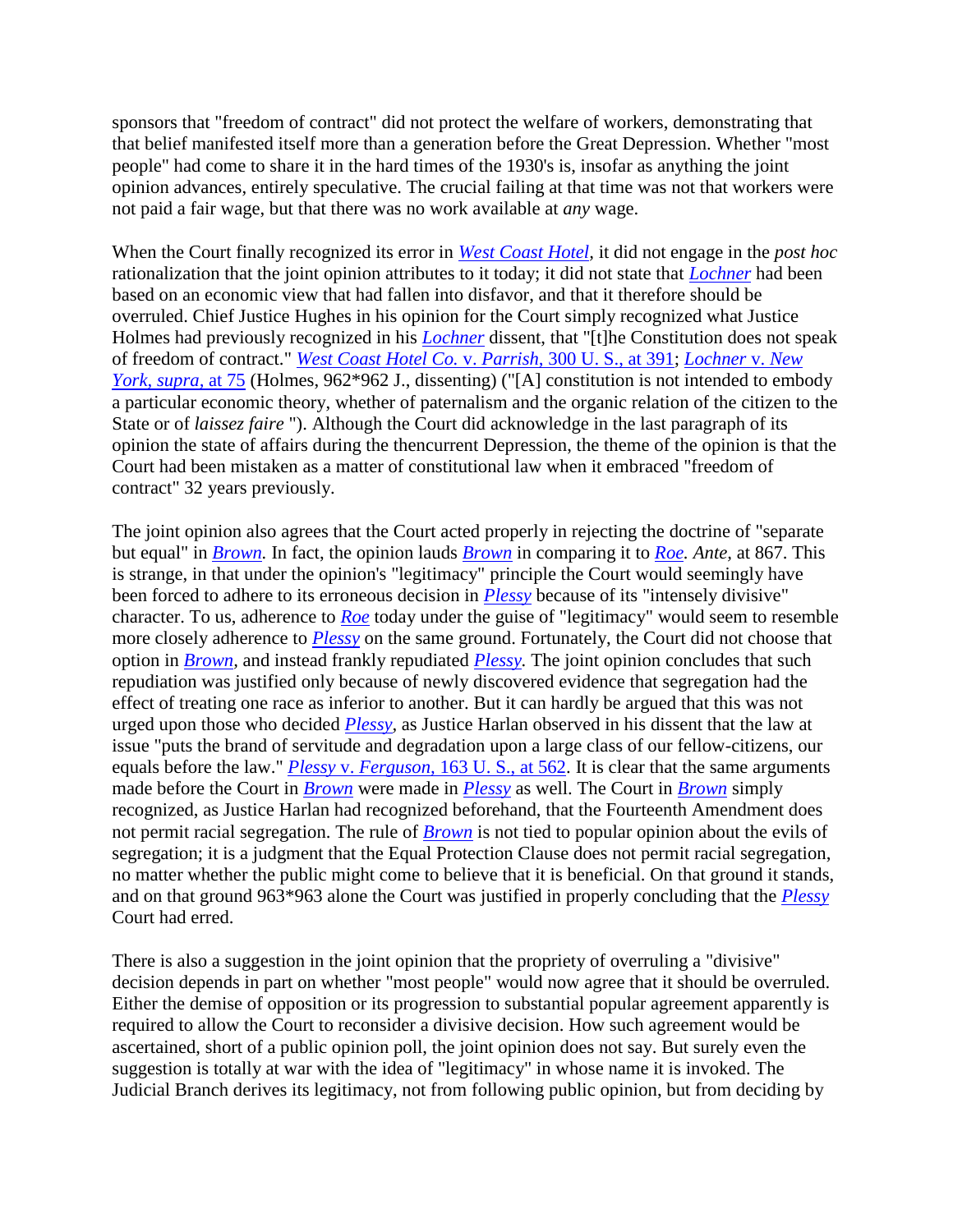sponsors that "freedom of contract" did not protect the welfare of workers, demonstrating that that belief manifested itself more than a generation before the Great Depression. Whether "most people" had come to share it in the hard times of the 1930's is, insofar as anything the joint opinion advances, entirely speculative. The crucial failing at that time was not that workers were not paid a fair wage, but that there was no work available at *any* wage.

When the Court finally recognized its error in *West Coast Hotel,* it did not engage in the *post hoc* rationalization that the joint opinion attributes to it today; it did not state that *Lochner* had been based on an economic view that had fallen into disfavor, and that it therefore should be overruled. Chief Justice Hughes in his opinion for the Court simply recognized what Justice Holmes had previously recognized in his *Lochner* dissent, that "[t]he Constitution does not speak of freedom of contract." *West Coast Hotel Co.* v. *Parrish,* 300 U. S., at 391; *Lochner* v. *New York, supra,* at 75 (Holmes, 962*962 J., dissenting) ("[A] constitution is not intended to embody a particular economic theory, whether of paternalism and the organic relation of the citizen to the State or of *laissez faire* "). Although the Court did acknowledge in the last paragraph of its opinion the state of affairs during the thencurrent Depression, the theme of the opinion is that the Court had been mistaken as a matter of constitutional law when it embraced "freedom of contract" 32 years previously.

The joint opinion also agrees that the Court acted properly in rejecting the doctrine of "separate but equal" in *Brown.* In fact, the opinion lauds *Brown* in comparing it to *Roe. Ante,* at 867. This is strange, in that under the opinion's "legitimacy" principle the Court would seemingly have been forced to adhere to its erroneous decision in *Plessy* because of its "intensely divisive" character. To us, adherence to *Roe* today under the guise of "legitimacy" would seem to resemble more closely adherence to *Plessy* on the same ground. Fortunately, the Court did not choose that option in *Brown,* and instead frankly repudiated *Plessy.* The joint opinion concludes that such repudiation was justified only because of newly discovered evidence that segregation had the effect of treating one race as inferior to another. But it can hardly be argued that this was not urged upon those who decided *Plessy,* as Justice Harlan observed in his dissent that the law at issue "puts the brand of servitude and degradation upon a large class of our fellow-citizens, our equals before the law." *Plessy* v. *Ferguson,* 163 U. S., at 562. It is clear that the same arguments made before the Court in *Brown* were made in *Plessy* as well. The Court in *Brown* simply recognized, as Justice Harlan had recognized beforehand, that the Fourteenth Amendment does not permit racial segregation. The rule of *Brown* is not tied to popular opinion about the evils of segregation; it is a judgment that the Equal Protection Clause does not permit racial segregation, no matter whether the public might come to believe that it is beneficial. On that ground it stands, and on that ground 963*963 alone the Court was justified in properly concluding that the *Plessy* Court had erred.

There is also a suggestion in the joint opinion that the propriety of overruling a "divisive" decision depends in part on whether "most people" would now agree that it should be overruled. Either the demise of opposition or its progression to substantial popular agreement apparently is required to allow the Court to reconsider a divisive decision. How such agreement would be ascertained, short of a public opinion poll, the joint opinion does not say. But surely even the suggestion is totally at war with the idea of "legitimacy" in whose name it is invoked. The Judicial Branch derives its legitimacy, not from following public opinion, but from deciding by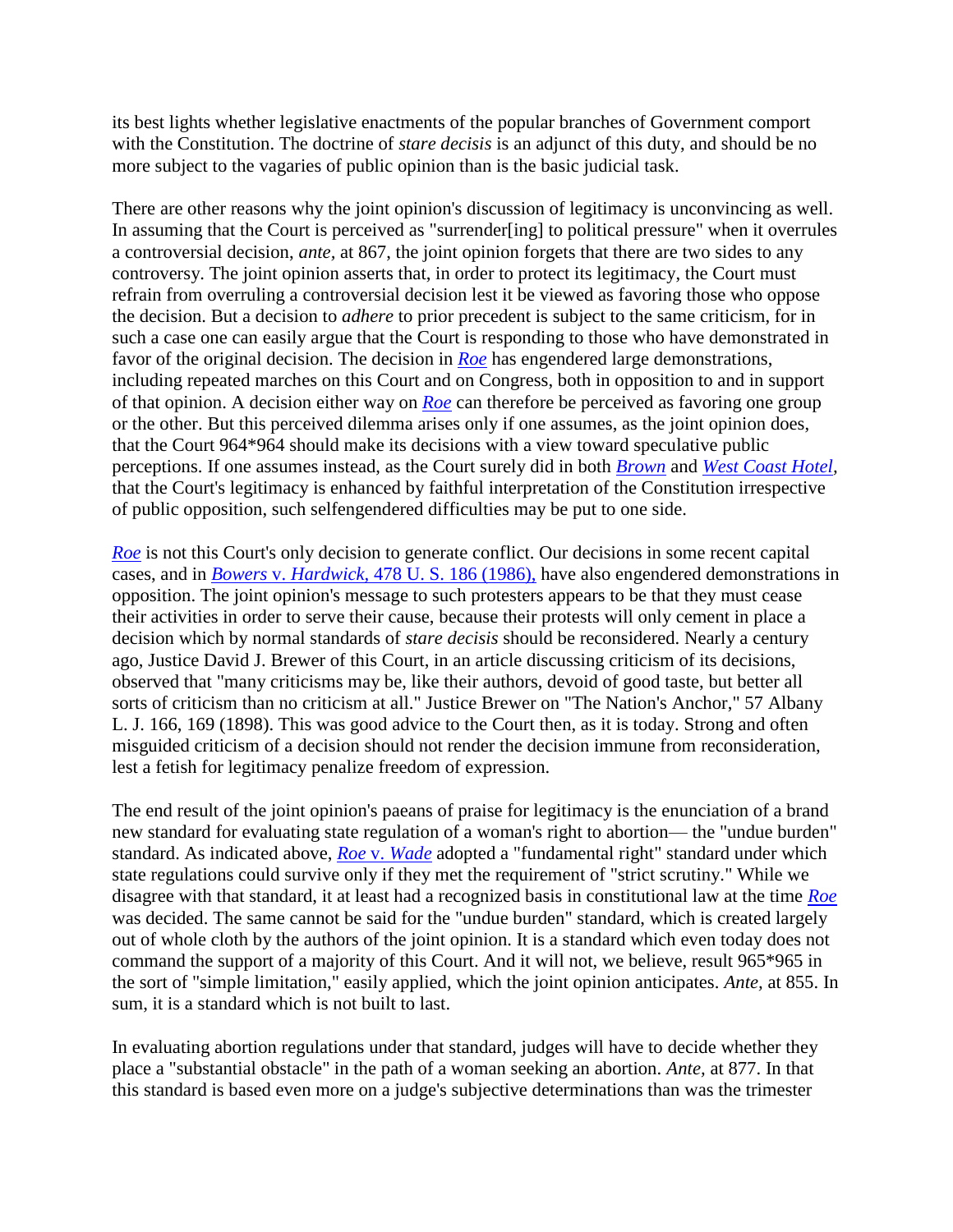its best lights whether legislative enactments of the popular branches of Government comport with the Constitution. The doctrine of *stare decisis* is an adjunct of this duty, and should be no more subject to the vagaries of public opinion than is the basic judicial task.

There are other reasons why the joint opinion's discussion of legitimacy is unconvincing as well. In assuming that the Court is perceived as "surrender[ing] to political pressure" when it overrules a controversial decision, *ante,* at 867, the joint opinion forgets that there are two sides to any controversy. The joint opinion asserts that, in order to protect its legitimacy, the Court must refrain from overruling a controversial decision lest it be viewed as favoring those who oppose the decision. But a decision to *adhere* to prior precedent is subject to the same criticism, for in such a case one can easily argue that the Court is responding to those who have demonstrated in favor of the original decision. The decision in *Roe* has engendered large demonstrations, including repeated marches on this Court and on Congress, both in opposition to and in support of that opinion. A decision either way on *Roe* can therefore be perceived as favoring one group or the other. But this perceived dilemma arises only if one assumes, as the joint opinion does, that the Court 964*964 should make its decisions with a view toward speculative public perceptions. If one assumes instead, as the Court surely did in both *Brown* and *West Coast Hotel,* that the Court's legitimacy is enhanced by faithful interpretation of the Constitution irrespective of public opposition, such selfengendered difficulties may be put to one side.

*Roe* is not this Court's only decision to generate conflict. Our decisions in some recent capital cases, and in *Bowers* v. *Hardwick,* 478 U. S. 186 (1986), have also engendered demonstrations in opposition. The joint opinion's message to such protesters appears to be that they must cease their activities in order to serve their cause, because their protests will only cement in place a decision which by normal standards of *stare decisis* should be reconsidered. Nearly a century ago, Justice David J. Brewer of this Court, in an article discussing criticism of its decisions, observed that "many criticisms may be, like their authors, devoid of good taste, but better all sorts of criticism than no criticism at all." Justice Brewer on "The Nation's Anchor," 57 Albany L. J. 166, 169 (1898). This was good advice to the Court then, as it is today. Strong and often misguided criticism of a decision should not render the decision immune from reconsideration, lest a fetish for legitimacy penalize freedom of expression.

The end result of the joint opinion's paeans of praise for legitimacy is the enunciation of a brand new standard for evaluating state regulation of a woman's right to abortion— the "undue burden" standard. As indicated above, *Roe* v. *Wade* adopted a "fundamental right" standard under which state regulations could survive only if they met the requirement of "strict scrutiny." While we disagree with that standard, it at least had a recognized basis in constitutional law at the time *Roe* was decided. The same cannot be said for the "undue burden" standard, which is created largely out of whole cloth by the authors of the joint opinion. It is a standard which even today does not command the support of a majority of this Court. And it will not, we believe, result 965*965 in the sort of "simple limitation," easily applied, which the joint opinion anticipates. *Ante,* at 855. In sum, it is a standard which is not built to last.

In evaluating abortion regulations under that standard, judges will have to decide whether they place a "substantial obstacle" in the path of a woman seeking an abortion. *Ante,* at 877. In that this standard is based even more on a judge's subjective determinations than was the trimester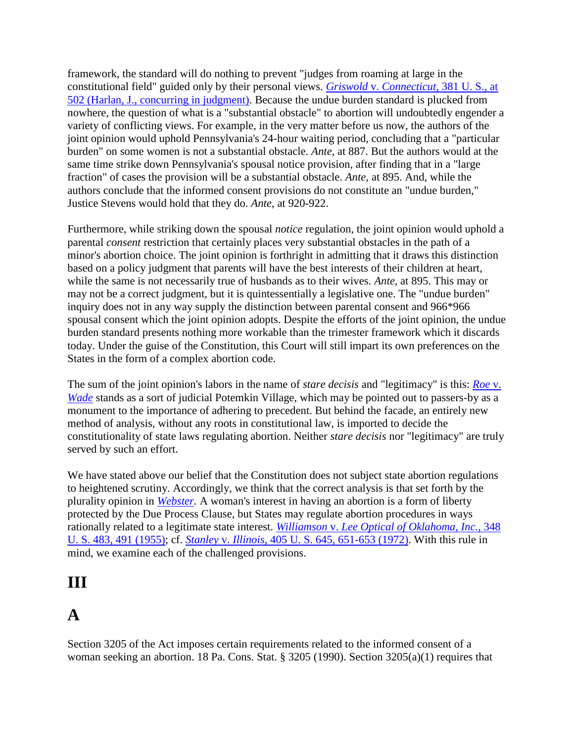framework, the standard will do nothing to prevent "judges from roaming at large in the constitutional field" guided only by their personal views. *Griswold* v. *Connecticut,* 381 U. S., at 502 (Harlan, J., concurring in judgment). Because the undue burden standard is plucked from nowhere, the question of what is a "substantial obstacle" to abortion will undoubtedly engender a variety of conflicting views. For example, in the very matter before us now, the authors of the joint opinion would uphold Pennsylvania's 24-hour waiting period, concluding that a "particular burden" on some women is not a substantial obstacle. *Ante,* at 887. But the authors would at the same time strike down Pennsylvania's spousal notice provision, after finding that in a "large fraction" of cases the provision will be a substantial obstacle. *Ante,* at 895. And, while the authors conclude that the informed consent provisions do not constitute an "undue burden," Justice Stevens would hold that they do. *Ante,* at 920-922.

Furthermore, while striking down the spousal *notice* regulation, the joint opinion would uphold a parental *consent* restriction that certainly places very substantial obstacles in the path of a minor's abortion choice. The joint opinion is forthright in admitting that it draws this distinction based on a policy judgment that parents will have the best interests of their children at heart, while the same is not necessarily true of husbands as to their wives. *Ante,* at 895. This may or may not be a correct judgment, but it is quintessentially a legislative one. The "undue burden" inquiry does not in any way supply the distinction between parental consent and 966*966 spousal consent which the joint opinion adopts. Despite the efforts of the joint opinion, the undue burden standard presents nothing more workable than the trimester framework which it discards today. Under the guise of the Constitution, this Court will still impart its own preferences on the States in the form of a complex abortion code.

The sum of the joint opinion's labors in the name of *stare decisis* and "legitimacy" is this: *Roe* v. *Wade* stands as a sort of judicial Potemkin Village, which may be pointed out to passers-by as a monument to the importance of adhering to precedent. But behind the facade, an entirely new method of analysis, without any roots in constitutional law, is imported to decide the constitutionality of state laws regulating abortion. Neither *stare decisis* nor "legitimacy" are truly served by such an effort.

We have stated above our belief that the Constitution does not subject state abortion regulations to heightened scrutiny. Accordingly, we think that the correct analysis is that set forth by the plurality opinion in *Webster.* A woman's interest in having an abortion is a form of liberty protected by the Due Process Clause, but States may regulate abortion procedures in ways rationally related to a legitimate state interest. *Williamson* v. *Lee Optical of Oklahoma, Inc.,* 348 U. S. 483, 491 (1955); cf. *Stanley* v. *Illinois,* 405 U. S. 645, 651-653 (1972). With this rule in mind, we examine each of the challenged provisions.

# III

## A

Section 3205 of the Act imposes certain requirements related to the informed consent of a woman seeking an abortion. 18 Pa. Cons. Stat. § 3205 (1990). Section 3205(a)(1) requires that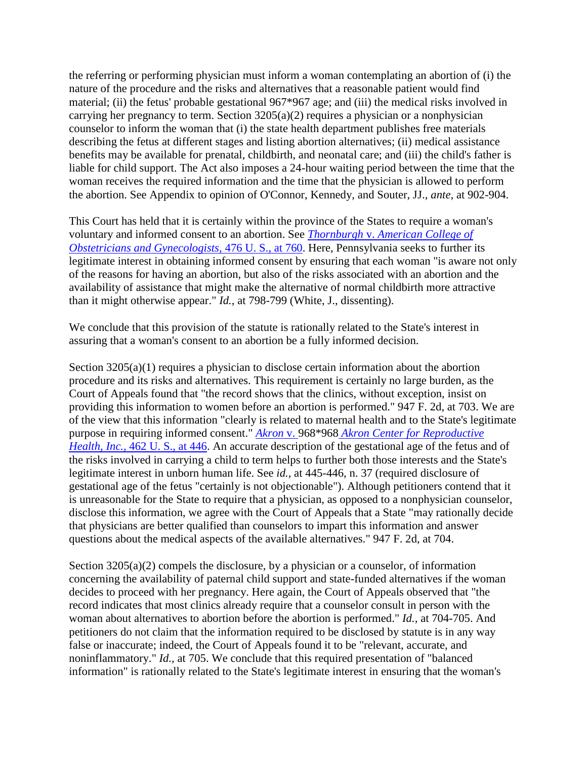the referring or performing physician must inform a woman contemplating an abortion of (i) the nature of the procedure and the risks and alternatives that a reasonable patient would find material; (ii) the fetus' probable gestational 967*967 age; and (iii) the medical risks involved in carrying her pregnancy to term. Section 3205(a)(2) requires a physician or a nonphysician counselor to inform the woman that (i) the state health department publishes free materials describing the fetus at different stages and listing abortion alternatives; (ii) medical assistance benefits may be available for prenatal, childbirth, and neonatal care; and (iii) the child's father is liable for child support. The Act also imposes a 24-hour waiting period between the time that the woman receives the required information and the time that the physician is allowed to perform the abortion. See Appendix to opinion of O'Connor, Kennedy, and Souter, JJ., *ante,* at 902-904.

This Court has held that it is certainly within the province of the States to require a woman's voluntary and informed consent to an abortion. See *Thornburgh* v. *American College of Obstetricians and Gynecologists,* 476 U. S., at 760. Here, Pennsylvania seeks to further its legitimate interest in obtaining informed consent by ensuring that each woman "is aware not only of the reasons for having an abortion, but also of the risks associated with an abortion and the availability of assistance that might make the alternative of normal childbirth more attractive than it might otherwise appear." *Id.,* at 798-799 (White, J., dissenting).

We conclude that this provision of the statute is rationally related to the State's interest in assuring that a woman's consent to an abortion be a fully informed decision.

Section 3205(a)(1) requires a physician to disclose certain information about the abortion procedure and its risks and alternatives. This requirement is certainly no large burden, as the Court of Appeals found that "the record shows that the clinics, without exception, insist on providing this information to women before an abortion is performed." 947 F. 2d, at 703. We are of the view that this information "clearly is related to maternal health and to the State's legitimate purpose in requiring informed consent." *Akron* v. 968*968 *Akron Center for Reproductive Health, Inc.,* 462 U. S., at 446. An accurate description of the gestational age of the fetus and of the risks involved in carrying a child to term helps to further both those interests and the State's legitimate interest in unborn human life. See *id.,* at 445-446, n. 37 (required disclosure of gestational age of the fetus "certainly is not objectionable"). Although petitioners contend that it is unreasonable for the State to require that a physician, as opposed to a nonphysician counselor, disclose this information, we agree with the Court of Appeals that a State "may rationally decide that physicians are better qualified than counselors to impart this information and answer questions about the medical aspects of the available alternatives." 947 F. 2d, at 704.

Section 3205(a)(2) compels the disclosure, by a physician or a counselor, of information concerning the availability of paternal child support and state-funded alternatives if the woman decides to proceed with her pregnancy. Here again, the Court of Appeals observed that "the record indicates that most clinics already require that a counselor consult in person with the woman about alternatives to abortion before the abortion is performed." *Id.,* at 704-705. And petitioners do not claim that the information required to be disclosed by statute is in any way false or inaccurate; indeed, the Court of Appeals found it to be "relevant, accurate, and noninflammatory." *Id.,* at 705. We conclude that this required presentation of "balanced information" is rationally related to the State's legitimate interest in ensuring that the woman's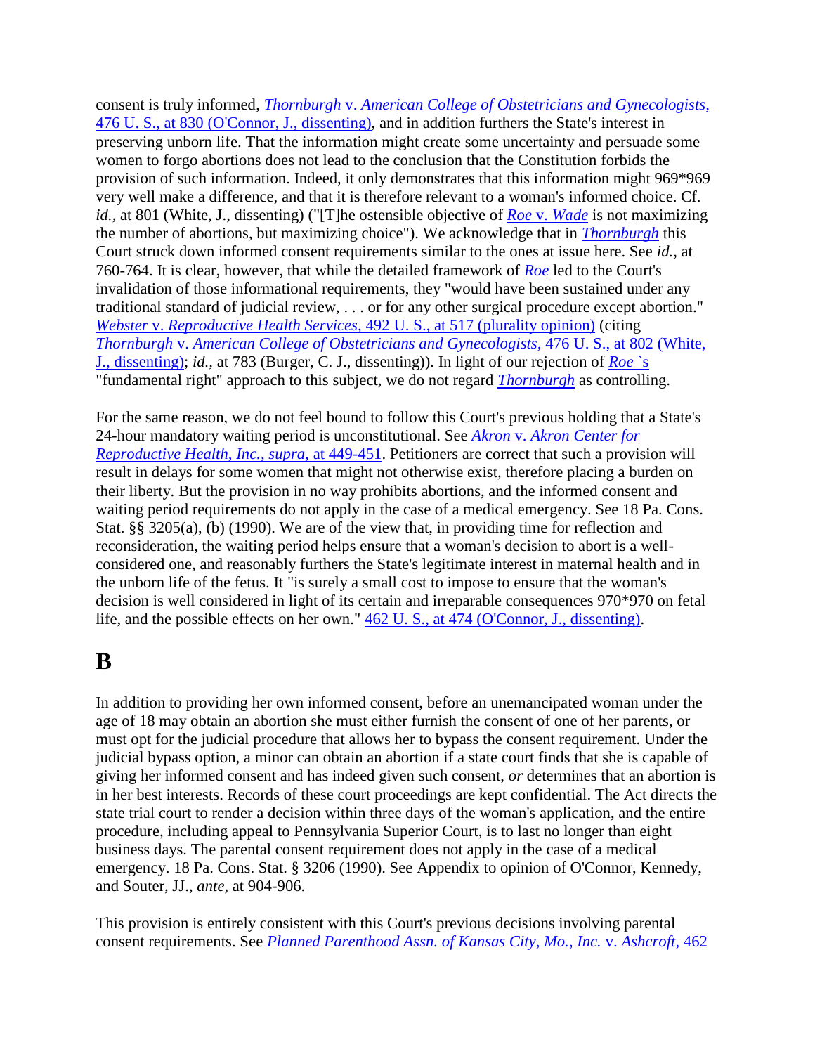consent is truly informed, *Thornburgh* v. *American College of Obstetricians and Gynecologists,* 476 U. S., at 830 (O'Connor, J., dissenting), and in addition furthers the State's interest in preserving unborn life. That the information might create some uncertainty and persuade some women to forgo abortions does not lead to the conclusion that the Constitution forbids the provision of such information. Indeed, it only demonstrates that this information might 969*969 very well make a difference, and that it is therefore relevant to a woman's informed choice. Cf. *id.,* at 801 (White, J., dissenting) ("[T]he ostensible objective of *Roe* v. *Wade* is not maximizing the number of abortions, but maximizing choice"). We acknowledge that in *Thornburgh* this Court struck down informed consent requirements similar to the ones at issue here. See *id.,* at 760-764. It is clear, however, that while the detailed framework of *Roe* led to the Court's invalidation of those informational requirements, they "would have been sustained under any traditional standard of judicial review, . . . or for any other surgical procedure except abortion." *Webster* v. *Reproductive Health Services,* 492 U. S., at 517 (plurality opinion) (citing *Thornburgh* v. *American College of Obstetricians and Gynecologists,* 476 U. S., at 802 (White, J., dissenting); *id.,* at 783 (Burger, C. J., dissenting)). In light of our rejection of *Roe* `s "fundamental right" approach to this subject, we do not regard *Thornburgh* as controlling.

For the same reason, we do not feel bound to follow this Court's previous holding that a State's 24-hour mandatory waiting period is unconstitutional. See *Akron* v. *Akron Center for Reproductive Health, Inc., supra,* at 449-451. Petitioners are correct that such a provision will result in delays for some women that might not otherwise exist, therefore placing a burden on their liberty. But the provision in no way prohibits abortions, and the informed consent and waiting period requirements do not apply in the case of a medical emergency. See 18 Pa. Cons. Stat. §§ 3205(a), (b) (1990). We are of the view that, in providing time for reflection and reconsideration, the waiting period helps ensure that a woman's decision to abort is a well-considered one, and reasonably furthers the State's legitimate interest in maternal health and in the unborn life of the fetus. It "is surely a small cost to impose to ensure that the woman's decision is well considered in light of its certain and irreparable consequences 970*970 on fetal life, and the possible effects on her own." 462 U. S., at 474 (O'Connor, J., dissenting).

# B

In addition to providing her own informed consent, before an unemancipated woman under the age of 18 may obtain an abortion she must either furnish the consent of one of her parents, or must opt for the judicial procedure that allows her to bypass the consent requirement. Under the judicial bypass option, a minor can obtain an abortion if a state court finds that she is capable of giving her informed consent and has indeed given such consent, *or* determines that an abortion is in her best interests. Records of these court proceedings are kept confidential. The Act directs the state trial court to render a decision within three days of the woman's application, and the entire procedure, including appeal to Pennsylvania Superior Court, is to last no longer than eight business days. The parental consent requirement does not apply in the case of a medical emergency. 18 Pa. Cons. Stat. § 3206 (1990). See Appendix to opinion of O'Connor, Kennedy, and Souter, JJ., *ante,* at 904-906.

This provision is entirely consistent with this Court's previous decisions involving parental consent requirements. See *Planned Parenthood Assn. of Kansas City, Mo., Inc.* v. *Ashcroft,* 462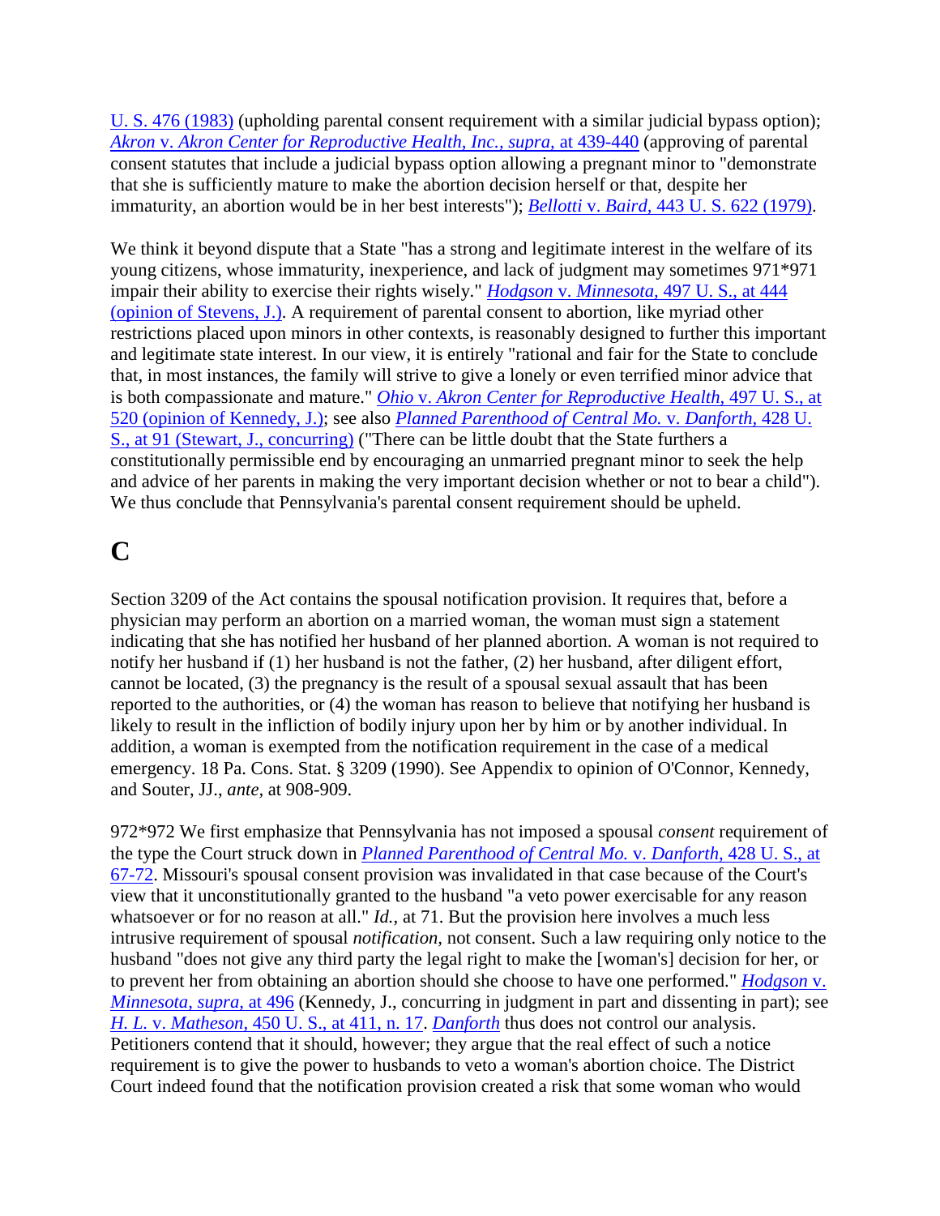U. S. 476 (1983) (upholding parental consent requirement with a similar judicial bypass option); *Akron* v. *Akron Center for Reproductive Health, Inc., supra,* at 439-440 (approving of parental consent statutes that include a judicial bypass option allowing a pregnant minor to "demonstrate that she is sufficiently mature to make the abortion decision herself or that, despite her immaturity, an abortion would be in her best interests"); *Bellotti* v. *Baird,* 443 U. S. 622 (1979).

We think it beyond dispute that a State "has a strong and legitimate interest in the welfare of its young citizens, whose immaturity, inexperience, and lack of judgment may sometimes 971*971 impair their ability to exercise their rights wisely." *Hodgson* v. *Minnesota,* 497 U. S., at 444 (opinion of Stevens, J.). A requirement of parental consent to abortion, like myriad other restrictions placed upon minors in other contexts, is reasonably designed to further this important and legitimate state interest. In our view, it is entirely "rational and fair for the State to conclude that, in most instances, the family will strive to give a lonely or even terrified minor advice that is both compassionate and mature." *Ohio* v. *Akron Center for Reproductive Health,* 497 U. S., at 520 (opinion of Kennedy, J.); see also *Planned Parenthood of Central Mo.* v. *Danforth,* 428 U. S., at 91 (Stewart, J., concurring) ("There can be little doubt that the State furthers a constitutionally permissible end by encouraging an unmarried pregnant minor to seek the help and advice of her parents in making the very important decision whether or not to bear a child"). We thus conclude that Pennsylvania's parental consent requirement should be upheld.

## C

Section 3209 of the Act contains the spousal notification provision. It requires that, before a physician may perform an abortion on a married woman, the woman must sign a statement indicating that she has notified her husband of her planned abortion. A woman is not required to notify her husband if (1) her husband is not the father, (2) her husband, after diligent effort, cannot be located, (3) the pregnancy is the result of a spousal sexual assault that has been reported to the authorities, or (4) the woman has reason to believe that notifying her husband is likely to result in the infliction of bodily injury upon her by him or by another individual. In addition, a woman is exempted from the notification requirement in the case of a medical emergency. 18 Pa. Cons. Stat. § 3209 (1990). See Appendix to opinion of O'Connor, Kennedy, and Souter, JJ., *ante,* at 908-909.

972*972 We first emphasize that Pennsylvania has not imposed a spousal *consent* requirement of the type the Court struck down in *Planned Parenthood of Central Mo.* v. *Danforth,* 428 U. S., at 67-72. Missouri's spousal consent provision was invalidated in that case because of the Court's view that it unconstitutionally granted to the husband "a veto power exercisable for any reason whatsoever or for no reason at all." *Id.,* at 71. But the provision here involves a much less intrusive requirement of spousal *notification*, not consent. Such a law requiring only notice to the husband "does not give any third party the legal right to make the [woman's] decision for her, or to prevent her from obtaining an abortion should she choose to have one performed." *Hodgson* v. *Minnesota, supra,* at 496 (Kennedy, J., concurring in judgment in part and dissenting in part); see *H. L.* v. *Matheson,* 450 U. S., at 411, n. 17. *Danforth* thus does not control our analysis. Petitioners contend that it should, however; they argue that the real effect of such a notice requirement is to give the power to husbands to veto a woman's abortion choice. The District Court indeed found that the notification provision created a risk that some woman who would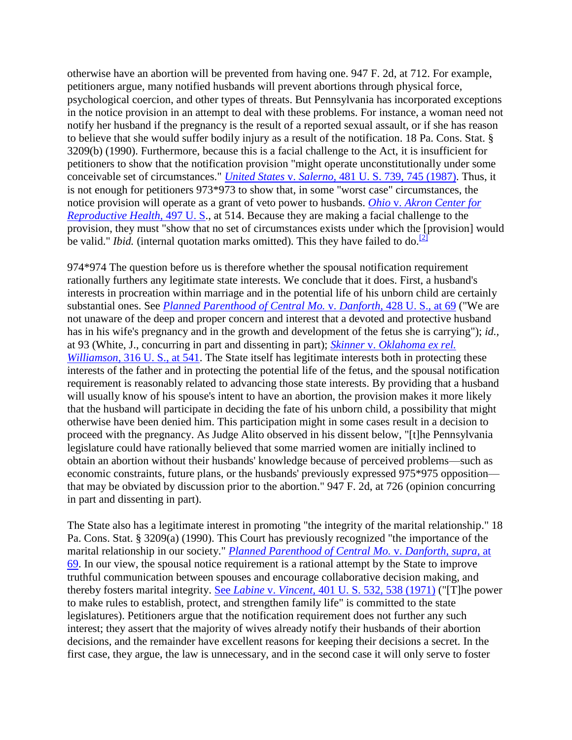otherwise have an abortion will be prevented from having one. 947 F. 2d, at 712. For example, petitioners argue, many notified husbands will prevent abortions through physical force, psychological coercion, and other types of threats. But Pennsylvania has incorporated exceptions in the notice provision in an attempt to deal with these problems. For instance, a woman need not notify her husband if the pregnancy is the result of a reported sexual assault, or if she has reason to believe that she would suffer bodily injury as a result of the notification. 18 Pa. Cons. Stat. § 3209(b) (1990). Furthermore, because this is a facial challenge to the Act, it is insufficient for petitioners to show that the notification provision "might operate unconstitutionally under some conceivable set of circumstances." *United States* v. *Salerno,* 481 U. S. 739, 745 (1987). Thus, it is not enough for petitioners 973*973 to show that, in some "worst case" circumstances, the notice provision will operate as a grant of veto power to husbands. *Ohio* v. *Akron Center for Reproductive Health,* 497 U. S., at 514. Because they are making a facial challenge to the provision, they must "show that no set of circumstances exists under which the [provision] would be valid." *Ibid.* (internal quotation marks omitted). This they have failed to do.[2]

974*974 The question before us is therefore whether the spousal notification requirement rationally furthers any legitimate state interests. We conclude that it does. First, a husband's interests in procreation within marriage and in the potential life of his unborn child are certainly substantial ones. See *Planned Parenthood of Central Mo.* v. *Danforth,* 428 U. S., at 69 ("We are not unaware of the deep and proper concern and interest that a devoted and protective husband has in his wife's pregnancy and in the growth and development of the fetus she is carrying"); *id.,* at 93 (White, J., concurring in part and dissenting in part); *Skinner* v. *Oklahoma ex rel. Williamson,* 316 U. S., at 541. The State itself has legitimate interests both in protecting these interests of the father and in protecting the potential life of the fetus, and the spousal notification requirement is reasonably related to advancing those state interests. By providing that a husband will usually know of his spouse's intent to have an abortion, the provision makes it more likely that the husband will participate in deciding the fate of his unborn child, a possibility that might otherwise have been denied him. This participation might in some cases result in a decision to proceed with the pregnancy. As Judge Alito observed in his dissent below, "[t]he Pennsylvania legislature could have rationally believed that some married women are initially inclined to obtain an abortion without their husbands' knowledge because of perceived problems—such as economic constraints, future plans, or the husbands' previously expressed 975*975 opposition—that may be obviated by discussion prior to the abortion." 947 F. 2d, at 726 (opinion concurring in part and dissenting in part).

The State also has a legitimate interest in promoting "the integrity of the marital relationship." 18 Pa. Cons. Stat. § 3209(a) (1990). This Court has previously recognized "the importance of the marital relationship in our society." *Planned Parenthood of Central Mo.* v. *Danforth, supra,* at 69. In our view, the spousal notice requirement is a rational attempt by the State to improve truthful communication between spouses and encourage collaborative decision making, and thereby fosters marital integrity. See *Labine* v. *Vincent,* 401 U. S. 532, 538 (1971) ("[T]he power to make rules to establish, protect, and strengthen family life" is committed to the state legislatures). Petitioners argue that the notification requirement does not further any such interest; they assert that the majority of wives already notify their husbands of their abortion decisions, and the remainder have excellent reasons for keeping their decisions a secret. In the first case, they argue, the law is unnecessary, and in the second case it will only serve to foster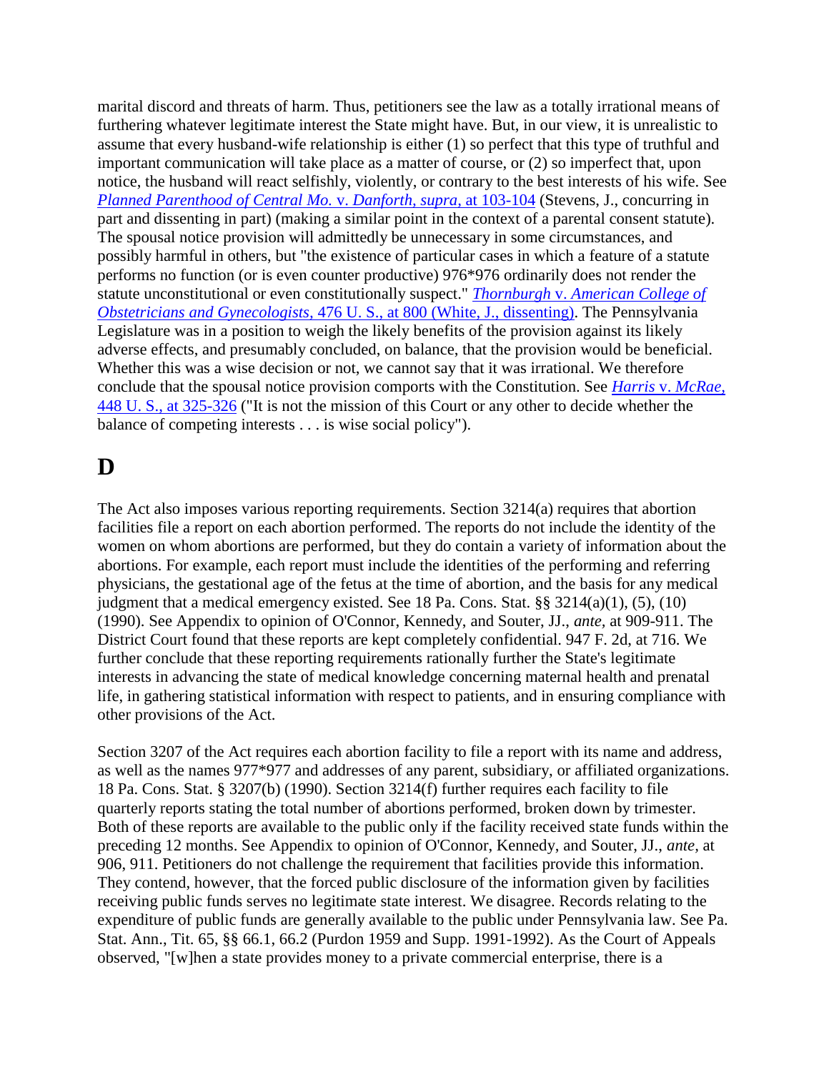marital discord and threats of harm. Thus, petitioners see the law as a totally irrational means of furthering whatever legitimate interest the State might have. But, in our view, it is unrealistic to assume that every husband-wife relationship is either (1) so perfect that this type of truthful and important communication will take place as a matter of course, or (2) so imperfect that, upon notice, the husband will react selfishly, violently, or contrary to the best interests of his wife. See *Planned Parenthood of Central Mo.* v. *Danforth, supra,* at 103-104 (Stevens, J., concurring in part and dissenting in part) (making a similar point in the context of a parental consent statute). The spousal notice provision will admittedly be unnecessary in some circumstances, and possibly harmful in others, but "the existence of particular cases in which a feature of a statute performs no function (or is even counter productive) 976*976 ordinarily does not render the statute unconstitutional or even constitutionally suspect." *Thornburgh* v. *American College of Obstetricians and Gynecologists,* 476 U. S., at 800 (White, J., dissenting). The Pennsylvania Legislature was in a position to weigh the likely benefits of the provision against its likely adverse effects, and presumably concluded, on balance, that the provision would be beneficial. Whether this was a wise decision or not, we cannot say that it was irrational. We therefore conclude that the spousal notice provision comports with the Constitution. See *Harris* v. *McRae,* 448 U. S., at 325-326 ("It is not the mission of this Court or any other to decide whether the balance of competing interests . . . is wise social policy").

# D

The Act also imposes various reporting requirements. Section 3214(a) requires that abortion facilities file a report on each abortion performed. The reports do not include the identity of the women on whom abortions are performed, but they do contain a variety of information about the abortions. For example, each report must include the identities of the performing and referring physicians, the gestational age of the fetus at the time of abortion, and the basis for any medical judgment that a medical emergency existed. See 18 Pa. Cons. Stat. §§ 3214(a)(1), (5), (10) (1990). See Appendix to opinion of O'Connor, Kennedy, and Souter, JJ., *ante,* at 909-911. The District Court found that these reports are kept completely confidential. 947 F. 2d, at 716. We further conclude that these reporting requirements rationally further the State's legitimate interests in advancing the state of medical knowledge concerning maternal health and prenatal life, in gathering statistical information with respect to patients, and in ensuring compliance with other provisions of the Act.

Section 3207 of the Act requires each abortion facility to file a report with its name and address, as well as the names 977*977 and addresses of any parent, subsidiary, or affiliated organizations. 18 Pa. Cons. Stat. § 3207(b) (1990). Section 3214(f) further requires each facility to file quarterly reports stating the total number of abortions performed, broken down by trimester. Both of these reports are available to the public only if the facility received state funds within the preceding 12 months. See Appendix to opinion of O'Connor, Kennedy, and Souter, JJ., *ante,* at 906, 911. Petitioners do not challenge the requirement that facilities provide this information. They contend, however, that the forced public disclosure of the information given by facilities receiving public funds serves no legitimate state interest. We disagree. Records relating to the expenditure of public funds are generally available to the public under Pennsylvania law. See Pa. Stat. Ann., Tit. 65, §§ 66.1, 66.2 (Purdon 1959 and Supp. 1991-1992). As the Court of Appeals observed, "[w]hen a state provides money to a private commercial enterprise, there is a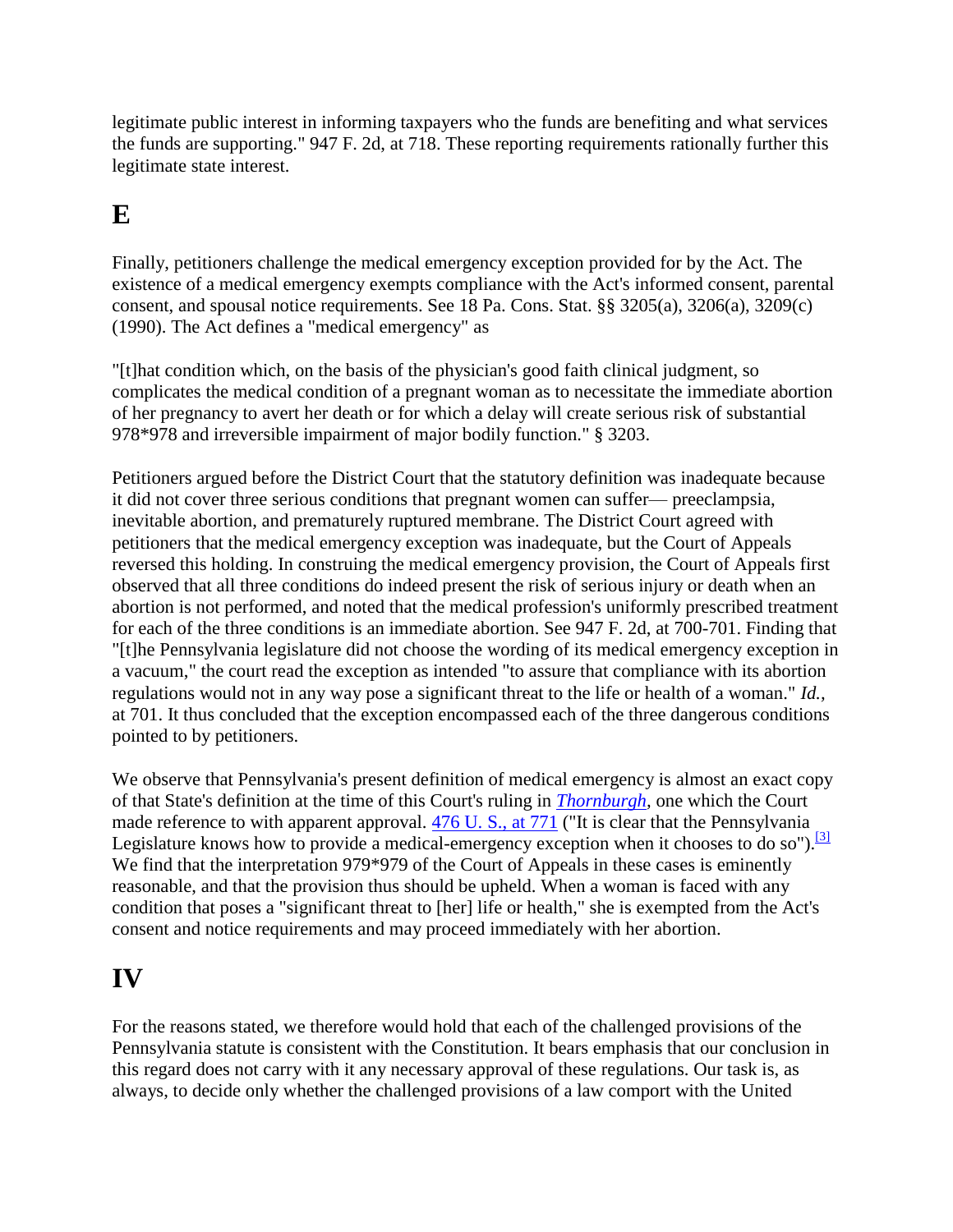legitimate public interest in informing taxpayers who the funds are benefiting and what services the funds are supporting." 947 F. 2d, at 718. These reporting requirements rationally further this legitimate state interest.

## E

Finally, petitioners challenge the medical emergency exception provided for by the Act. The existence of a medical emergency exempts compliance with the Act's informed consent, parental consent, and spousal notice requirements. See 18 Pa. Cons. Stat. §§ 3205(a), 3206(a), 3209(c) (1990). The Act defines a "medical emergency" as

"[t]hat condition which, on the basis of the physician's good faith clinical judgment, so complicates the medical condition of a pregnant woman as to necessitate the immediate abortion of her pregnancy to avert her death or for which a delay will create serious risk of substantial 978*978 and irreversible impairment of major bodily function." § 3203.

Petitioners argued before the District Court that the statutory definition was inadequate because it did not cover three serious conditions that pregnant women can suffer— preeclampsia, inevitable abortion, and prematurely ruptured membrane. The District Court agreed with petitioners that the medical emergency exception was inadequate, but the Court of Appeals reversed this holding. In construing the medical emergency provision, the Court of Appeals first observed that all three conditions do indeed present the risk of serious injury or death when an abortion is not performed, and noted that the medical profession's uniformly prescribed treatment for each of the three conditions is an immediate abortion. See 947 F. 2d, at 700-701. Finding that "[t]he Pennsylvania legislature did not choose the wording of its medical emergency exception in a vacuum," the court read the exception as intended "to assure that compliance with its abortion regulations would not in any way pose a significant threat to the life or health of a woman." *Id.,* at 701. It thus concluded that the exception encompassed each of the three dangerous conditions pointed to by petitioners.

We observe that Pennsylvania's present definition of medical emergency is almost an exact copy of that State's definition at the time of this Court's ruling in ***Thornburgh***, one which the Court made reference to with apparent approval. 476 U. S., at 771 ("It is clear that the Pennsylvania Legislature knows how to provide a medical-emergency exception when it chooses to do so").[3] We find that the interpretation 979*979 of the Court of Appeals in these cases is eminently reasonable, and that the provision thus should be upheld. When a woman is faced with any condition that poses a "significant threat to [her] life or health," she is exempted from the Act's consent and notice requirements and may proceed immediately with her abortion.

## IV

For the reasons stated, we therefore would hold that each of the challenged provisions of the Pennsylvania statute is consistent with the Constitution. It bears emphasis that our conclusion in this regard does not carry with it any necessary approval of these regulations. Our task is, as always, to decide only whether the challenged provisions of a law comport with the United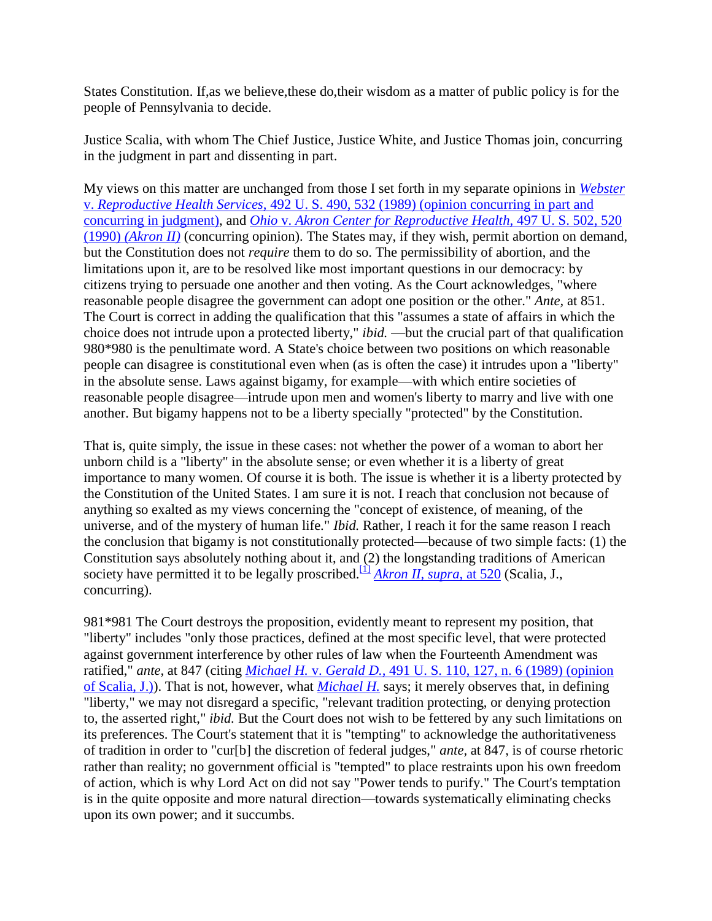States Constitution. If,as we believe,these do,their wisdom as a matter of public policy is for the people of Pennsylvania to decide.

Justice Scalia, with whom The Chief Justice, Justice White, and Justice Thomas join, concurring in the judgment in part and dissenting in part.

My views on this matter are unchanged from those I set forth in my separate opinions in *Webster* v. *Reproductive Health Services,* 492 U. S. 490, 532 (1989) (opinion concurring in part and concurring in judgment), and *Ohio* v. *Akron Center for Reproductive Health,* 497 U. S. 502, 520 (1990) *(Akron II)* (concurring opinion). The States may, if they wish, permit abortion on demand, but the Constitution does not *require* them to do so. The permissibility of abortion, and the limitations upon it, are to be resolved like most important questions in our democracy: by citizens trying to persuade one another and then voting. As the Court acknowledges, "where reasonable people disagree the government can adopt one position or the other." *Ante,* at 851. The Court is correct in adding the qualification that this "assumes a state of affairs in which the choice does not intrude upon a protected liberty," *ibid.* —but the crucial part of that qualification 980*980 is the penultimate word. A State's choice between two positions on which reasonable people can disagree is constitutional even when (as is often the case) it intrudes upon a "liberty" in the absolute sense. Laws against bigamy, for example—with which entire societies of reasonable people disagree—intrude upon men and women's liberty to marry and live with one another. But bigamy happens not to be a liberty specially "protected" by the Constitution.

That is, quite simply, the issue in these cases: not whether the power of a woman to abort her unborn child is a "liberty" in the absolute sense; or even whether it is a liberty of great importance to many women. Of course it is both. The issue is whether it is a liberty protected by the Constitution of the United States. I am sure it is not. I reach that conclusion not because of anything so exalted as my views concerning the "concept of existence, of meaning, of the universe, and of the mystery of human life." *Ibid.* Rather, I reach it for the same reason I reach the conclusion that bigamy is not constitutionally protected—because of two simple facts: (1) the Constitution says absolutely nothing about it, and (2) the longstanding traditions of American society have permitted it to be legally proscribed.[1] *Akron II, supra,* at 520 (Scalia, J., concurring).

981*981 The Court destroys the proposition, evidently meant to represent my position, that "liberty" includes "only those practices, defined at the most specific level, that were protected against government interference by other rules of law when the Fourteenth Amendment was ratified," *ante,* at 847 (citing *Michael H.* v. *Gerald D.,* 491 U. S. 110, 127, n. 6 (1989) (opinion of Scalia, J.)). That is not, however, what *Michael H.* says; it merely observes that, in defining "liberty," we may not disregard a specific, "relevant tradition protecting, or denying protection to, the asserted right," *ibid.* But the Court does not wish to be fettered by any such limitations on its preferences. The Court's statement that it is "tempting" to acknowledge the authoritativeness of tradition in order to "cur[b] the discretion of federal judges," *ante,* at 847, is of course rhetoric rather than reality; no government official is "tempted" to place restraints upon his own freedom of action, which is why Lord Act on did not say "Power tends to purify." The Court's temptation is in the quite opposite and more natural direction—towards systematically eliminating checks upon its own power; and it succumbs.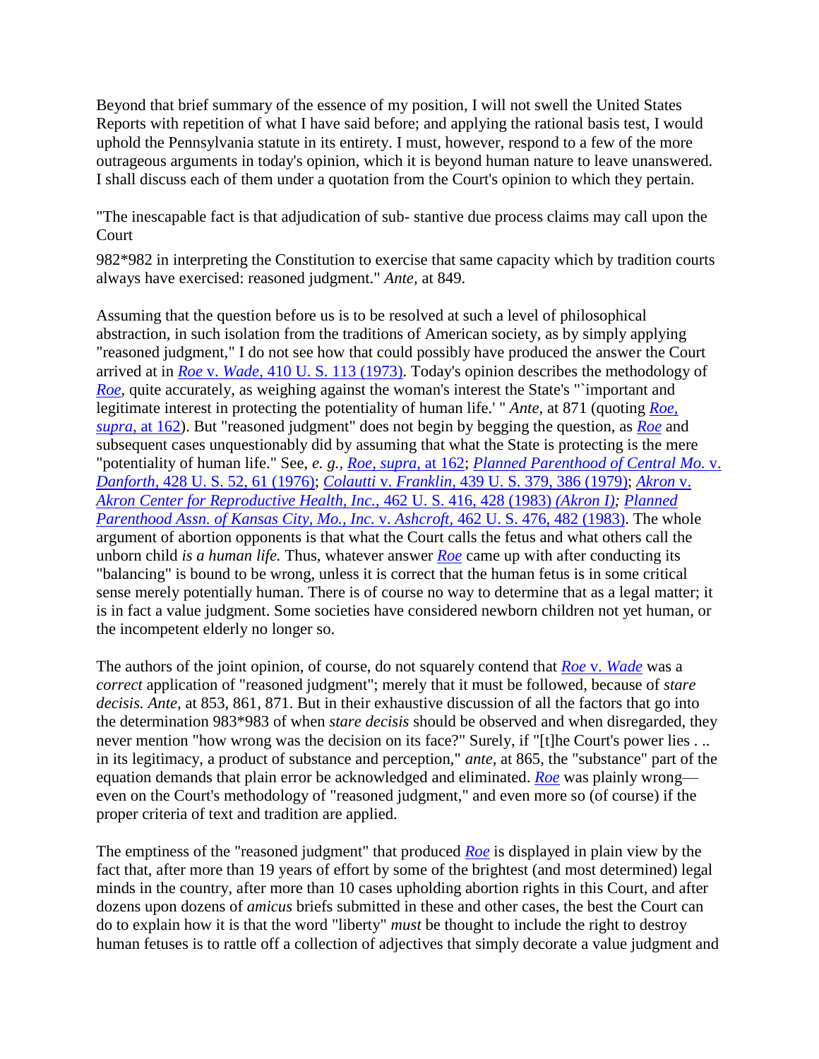Beyond that brief summary of the essence of my position, I will not swell the United States Reports with repetition of what I have said before; and applying the rational basis test, I would uphold the Pennsylvania statute in its entirety. I must, however, respond to a few of the more outrageous arguments in today's opinion, which it is beyond human nature to leave unanswered. I shall discuss each of them under a quotation from the Court's opinion to which they pertain.

"The inescapable fact is that adjudication of sub- stantive due process claims may call upon the Court

982*982 in interpreting the Constitution to exercise that same capacity which by tradition courts always have exercised: reasoned judgment." *Ante,* at 849.

Assuming that the question before us is to be resolved at such a level of philosophical abstraction, in such isolation from the traditions of American society, as by simply applying "reasoned judgment," I do not see how that could possibly have produced the answer the Court arrived at in *Roe* v. *Wade,* 410 U. S. 113 (1973). Today's opinion describes the methodology of *Roe,* quite accurately, as weighing against the woman's interest the State's "`important and legitimate interest in protecting the potentiality of human life.' " *Ante,* at 871 (quoting *Roe, supra,* at 162). But "reasoned judgment" does not begin by begging the question, as *Roe* and subsequent cases unquestionably did by assuming that what the State is protecting is the mere "potentiality of human life." See, *e. g., Roe, supra,* at 162; *Planned Parenthood of Central Mo.* v. *Danforth,* 428 U. S. 52, 61 (1976); *Colautti* v. *Franklin,* 439 U. S. 379, 386 (1979); *Akron* v. *Akron Center for Reproductive Health, Inc.,* 462 U. S. 416, 428 (1983) *(Akron I); Planned Parenthood Assn. of Kansas City, Mo., Inc.* v. *Ashcroft,* 462 U. S. 476, 482 (1983). The whole argument of abortion opponents is that what the Court calls the fetus and what others call the unborn child *is a human life.* Thus, whatever answer *Roe* came up with after conducting its "balancing" is bound to be wrong, unless it is correct that the human fetus is in some critical sense merely potentially human. There is of course no way to determine that as a legal matter; it is in fact a value judgment. Some societies have considered newborn children not yet human, or the incompetent elderly no longer so.

The authors of the joint opinion, of course, do not squarely contend that *Roe* v. *Wade* was a *correct* application of "reasoned judgment"; merely that it must be followed, because of *stare decisis. Ante,* at 853, 861, 871. But in their exhaustive discussion of all the factors that go into the determination 983*983 of when *stare decisis* should be observed and when disregarded, they never mention "how wrong was the decision on its face?" Surely, if "[t]he Court's power lies . .. in its legitimacy, a product of substance and perception," *ante,* at 865, the "substance" part of the equation demands that plain error be acknowledged and eliminated. *Roe* was plainly wrong—even on the Court's methodology of "reasoned judgment," and even more so (of course) if the proper criteria of text and tradition are applied.

The emptiness of the "reasoned judgment" that produced *Roe* is displayed in plain view by the fact that, after more than 19 years of effort by some of the brightest (and most determined) legal minds in the country, after more than 10 cases upholding abortion rights in this Court, and after dozens upon dozens of *amicus* briefs submitted in these and other cases, the best the Court can do to explain how it is that the word "liberty" *must* be thought to include the right to destroy human fetuses is to rattle off a collection of adjectives that simply decorate a value judgment and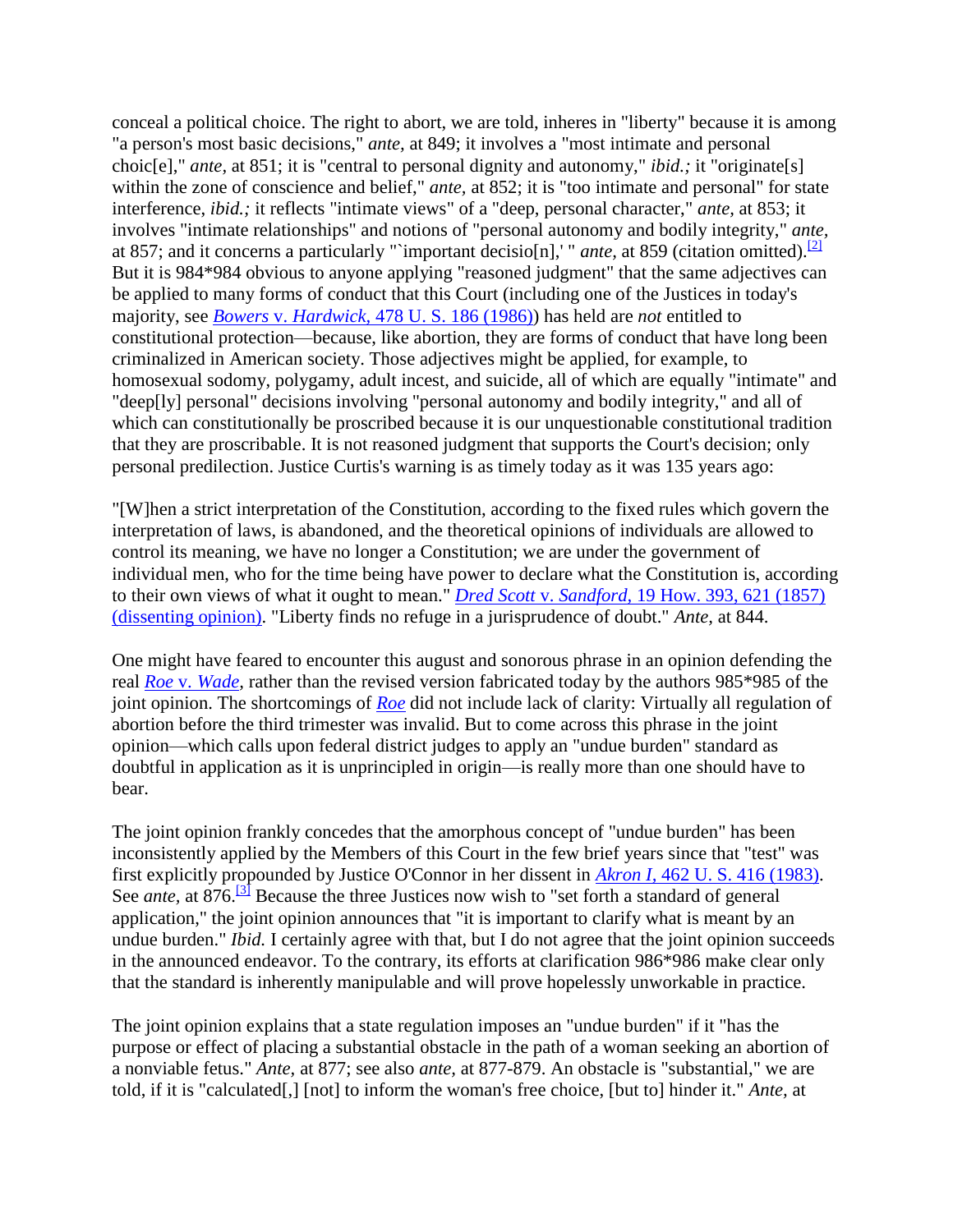conceal a political choice. The right to abort, we are told, inheres in "liberty" because it is among "a person's most basic decisions," *ante,* at 849; it involves a "most intimate and personal choic[e]," *ante,* at 851; it is "central to personal dignity and autonomy," *ibid.;* it "originate[s] within the zone of conscience and belief," *ante,* at 852; it is "too intimate and personal" for state interference, *ibid.;* it reflects "intimate views" of a "deep, personal character," *ante,* at 853; it involves "intimate relationships" and notions of "personal autonomy and bodily integrity," *ante,* at 857; and it concerns a particularly "`important decisio[n],' " *ante,* at 859 (citation omitted).[2] But it is 984*984 obvious to anyone applying "reasoned judgment" that the same adjectives can be applied to many forms of conduct that this Court (including one of the Justices in today's majority, see *Bowers* v. *Hardwick,* 478 U. S. 186 (1986)) has held are *not* entitled to constitutional protection—because, like abortion, they are forms of conduct that have long been criminalized in American society. Those adjectives might be applied, for example, to homosexual sodomy, polygamy, adult incest, and suicide, all of which are equally "intimate" and "deep[ly] personal" decisions involving "personal autonomy and bodily integrity," and all of which can constitutionally be proscribed because it is our unquestionable constitutional tradition that they are proscribable. It is not reasoned judgment that supports the Court's decision; only personal predilection. Justice Curtis's warning is as timely today as it was 135 years ago:

"[W]hen a strict interpretation of the Constitution, according to the fixed rules which govern the interpretation of laws, is abandoned, and the theoretical opinions of individuals are allowed to control its meaning, we have no longer a Constitution; we are under the government of individual men, who for the time being have power to declare what the Constitution is, according to their own views of what it ought to mean." *Dred Scott* v. *Sandford,* 19 How. 393, 621 (1857) (dissenting opinion). "Liberty finds no refuge in a jurisprudence of doubt." *Ante,* at 844.

One might have feared to encounter this august and sonorous phrase in an opinion defending the real *Roe* v. *Wade,* rather than the revised version fabricated today by the authors 985*985 of the joint opinion. The shortcomings of *Roe* did not include lack of clarity: Virtually all regulation of abortion before the third trimester was invalid. But to come across this phrase in the joint opinion—which calls upon federal district judges to apply an "undue burden" standard as doubtful in application as it is unprincipled in origin—is really more than one should have to bear.

The joint opinion frankly concedes that the amorphous concept of "undue burden" has been inconsistently applied by the Members of this Court in the few brief years since that "test" was first explicitly propounded by Justice O'Connor in her dissent in *Akron I,* 462 U. S. 416 (1983). See *ante,* at 876.[3] Because the three Justices now wish to "set forth a standard of general application," the joint opinion announces that "it is important to clarify what is meant by an undue burden." *Ibid.* I certainly agree with that, but I do not agree that the joint opinion succeeds in the announced endeavor. To the contrary, its efforts at clarification 986*986 make clear only that the standard is inherently manipulable and will prove hopelessly unworkable in practice.

The joint opinion explains that a state regulation imposes an "undue burden" if it "has the purpose or effect of placing a substantial obstacle in the path of a woman seeking an abortion of a nonviable fetus." *Ante,* at 877; see also *ante,* at 877-879. An obstacle is "substantial," we are told, if it is "calculated[,] [not] to inform the woman's free choice, [but to] hinder it." *Ante,* at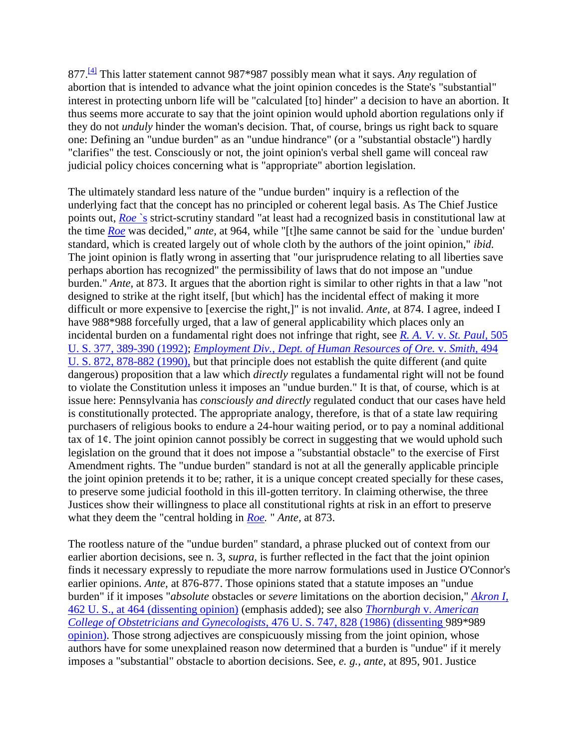877.[4] This latter statement cannot 987*987 possibly mean what it says. *Any* regulation of abortion that is intended to advance what the joint opinion concedes is the State's "substantial" interest in protecting unborn life will be "calculated [to] hinder" a decision to have an abortion. It thus seems more accurate to say that the joint opinion would uphold abortion regulations only if they do not *unduly* hinder the woman's decision. That, of course, brings us right back to square one: Defining an "undue burden" as an "undue hindrance" (or a "substantial obstacle") hardly "clarifies" the test. Consciously or not, the joint opinion's verbal shell game will conceal raw judicial policy choices concerning what is "appropriate" abortion legislation.

The ultimately standard less nature of the "undue burden" inquiry is a reflection of the underlying fact that the concept has no principled or coherent legal basis. As The Chief Justice points out, *Roe* `s strict-scrutiny standard "at least had a recognized basis in constitutional law at the time *Roe* was decided," *ante,* at 964, while "[t]he same cannot be said for the `undue burden' standard, which is created largely out of whole cloth by the authors of the joint opinion," *ibid.* The joint opinion is flatly wrong in asserting that "our jurisprudence relating to all liberties save perhaps abortion has recognized" the permissibility of laws that do not impose an "undue burden." *Ante,* at 873. It argues that the abortion right is similar to other rights in that a law "not designed to strike at the right itself, [but which] has the incidental effect of making it more difficult or more expensive to [exercise the right,]" is not invalid. *Ante,* at 874. I agree, indeed I have 988*988 forcefully urged, that a law of general applicability which places only an incidental burden on a fundamental right does not infringe that right, see *R. A. V.* v. *St. Paul,* 505 U. S. 377, 389-390 (1992); *Employment Div., Dept. of Human Resources of Ore.* v. *Smith,* 494 U. S. 872, 878-882 (1990), but that principle does not establish the quite different (and quite dangerous) proposition that a law which *directly* regulates a fundamental right will not be found to violate the Constitution unless it imposes an "undue burden." It is that, of course, which is at issue here: Pennsylvania has *consciously and directly* regulated conduct that our cases have held is constitutionally protected. The appropriate analogy, therefore, is that of a state law requiring purchasers of religious books to endure a 24-hour waiting period, or to pay a nominal additional tax of 1¢. The joint opinion cannot possibly be correct in suggesting that we would uphold such legislation on the ground that it does not impose a "substantial obstacle" to the exercise of First Amendment rights. The "undue burden" standard is not at all the generally applicable principle the joint opinion pretends it to be; rather, it is a unique concept created specially for these cases, to preserve some judicial foothold in this ill-gotten territory. In claiming otherwise, the three Justices show their willingness to place all constitutional rights at risk in an effort to preserve what they deem the "central holding in *Roe.* " *Ante,* at 873.

The rootless nature of the "undue burden" standard, a phrase plucked out of context from our earlier abortion decisions, see n. 3, *supra,* is further reflected in the fact that the joint opinion finds it necessary expressly to repudiate the more narrow formulations used in Justice O'Connor's earlier opinions. *Ante,* at 876-877. Those opinions stated that a statute imposes an "undue burden" if it imposes "*absolute* obstacles or *severe* limitations on the abortion decision," *Akron I,* 462 U. S., at 464 (dissenting opinion) (emphasis added); see also *Thornburgh* v. *American College of Obstetricians and Gynecologists,* 476 U. S. 747, 828 (1986) (dissenting 989*989 opinion). Those strong adjectives are conspicuously missing from the joint opinion, whose authors have for some unexplained reason now determined that a burden is "undue" if it merely imposes a "substantial" obstacle to abortion decisions. See, *e. g., ante,* at 895, 901. Justice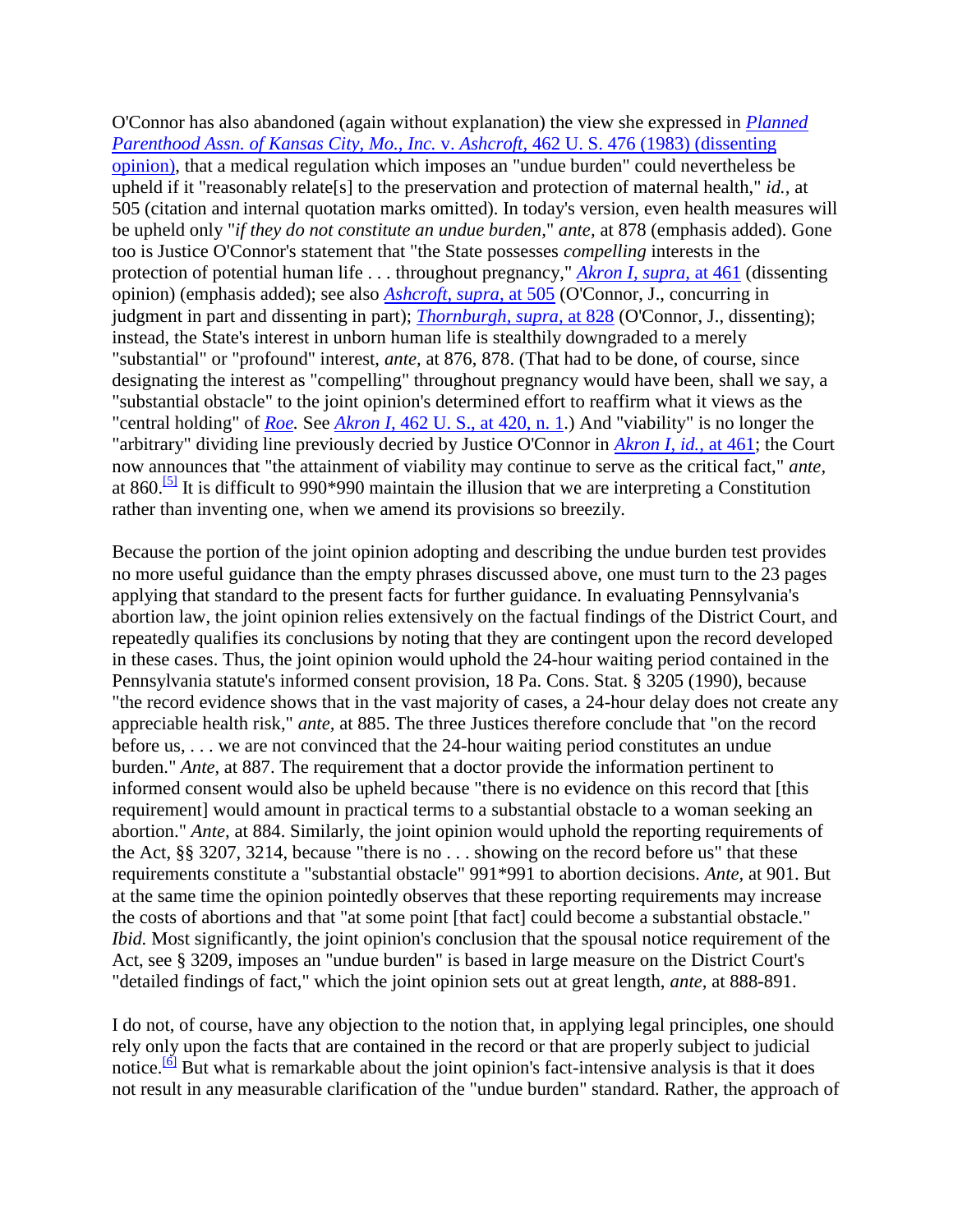O'Connor has also abandoned (again without explanation) the view she expressed in *Planned Parenthood Assn. of Kansas City, Mo., Inc.* v. *Ashcroft,* 462 U. S. 476 (1983) (dissenting opinion), that a medical regulation which imposes an "undue burden" could nevertheless be upheld if it "reasonably relate[s] to the preservation and protection of maternal health," *id.,* at 505 (citation and internal quotation marks omitted). In today's version, even health measures will be upheld only "*if they do not constitute an undue burden,*" *ante,* at 878 (emphasis added). Gone too is Justice O'Connor's statement that "the State possesses *compelling* interests in the protection of potential human life . . . throughout pregnancy," *Akron I, supra,* at 461 (dissenting opinion) (emphasis added); see also *Ashcroft, supra,* at 505 (O'Connor, J., concurring in judgment in part and dissenting in part); *Thornburgh, supra,* at 828 (O'Connor, J., dissenting); instead, the State's interest in unborn human life is stealthily downgraded to a merely "substantial" or "profound" interest, *ante,* at 876, 878. (That had to be done, of course, since designating the interest as "compelling" throughout pregnancy would have been, shall we say, a "substantial obstacle" to the joint opinion's determined effort to reaffirm what it views as the "central holding" of *Roe.* See *Akron I,* 462 U. S., at 420, n. 1.) And "viability" is no longer the "arbitrary" dividing line previously decried by Justice O'Connor in *Akron I, id.,* at 461; the Court now announces that "the attainment of viability may continue to serve as the critical fact," *ante,* at 860.[5] It is difficult to 990*990 maintain the illusion that we are interpreting a Constitution rather than inventing one, when we amend its provisions so breezily.

Because the portion of the joint opinion adopting and describing the undue burden test provides no more useful guidance than the empty phrases discussed above, one must turn to the 23 pages applying that standard to the present facts for further guidance. In evaluating Pennsylvania's abortion law, the joint opinion relies extensively on the factual findings of the District Court, and repeatedly qualifies its conclusions by noting that they are contingent upon the record developed in these cases. Thus, the joint opinion would uphold the 24-hour waiting period contained in the Pennsylvania statute's informed consent provision, 18 Pa. Cons. Stat. § 3205 (1990), because "the record evidence shows that in the vast majority of cases, a 24-hour delay does not create any appreciable health risk," *ante,* at 885. The three Justices therefore conclude that "on the record before us, . . . we are not convinced that the 24-hour waiting period constitutes an undue burden." *Ante,* at 887. The requirement that a doctor provide the information pertinent to informed consent would also be upheld because "there is no evidence on this record that [this requirement] would amount in practical terms to a substantial obstacle to a woman seeking an abortion." *Ante,* at 884. Similarly, the joint opinion would uphold the reporting requirements of the Act, §§ 3207, 3214, because "there is no . . . showing on the record before us" that these requirements constitute a "substantial obstacle" 991*991 to abortion decisions. *Ante,* at 901. But at the same time the opinion pointedly observes that these reporting requirements may increase the costs of abortions and that "at some point [that fact] could become a substantial obstacle." *Ibid.* Most significantly, the joint opinion's conclusion that the spousal notice requirement of the Act, see § 3209, imposes an "undue burden" is based in large measure on the District Court's "detailed findings of fact," which the joint opinion sets out at great length, *ante,* at 888-891.

I do not, of course, have any objection to the notion that, in applying legal principles, one should rely only upon the facts that are contained in the record or that are properly subject to judicial notice.[6] But what is remarkable about the joint opinion's fact-intensive analysis is that it does not result in any measurable clarification of the "undue burden" standard. Rather, the approach of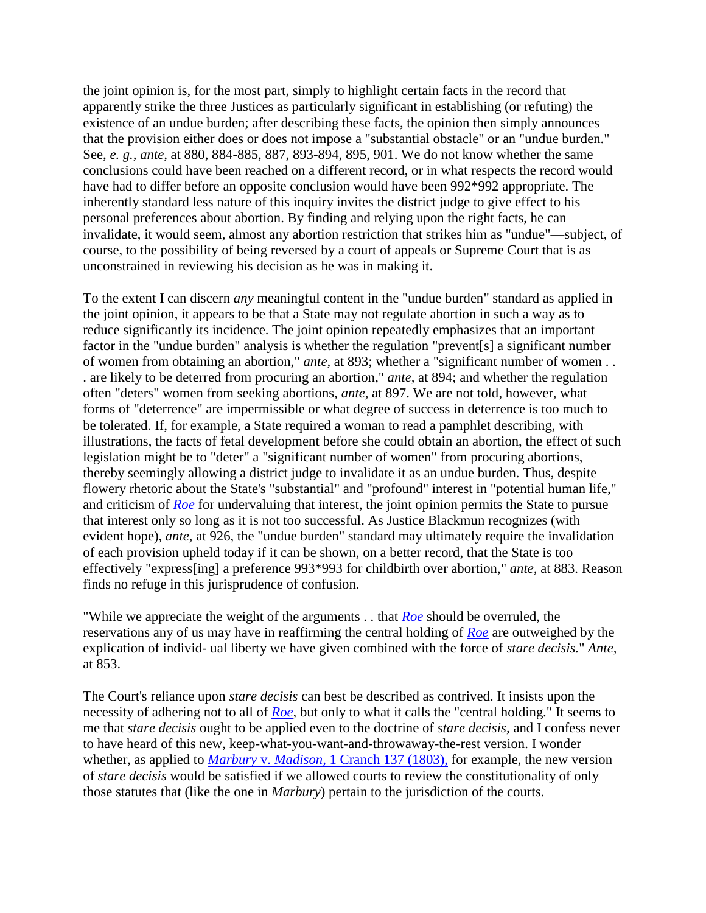the joint opinion is, for the most part, simply to highlight certain facts in the record that apparently strike the three Justices as particularly significant in establishing (or refuting) the existence of an undue burden; after describing these facts, the opinion then simply announces that the provision either does or does not impose a "substantial obstacle" or an "undue burden." See, *e. g., ante,* at 880, 884-885, 887, 893-894, 895, 901. We do not know whether the same conclusions could have been reached on a different record, or in what respects the record would have had to differ before an opposite conclusion would have been 992*992 appropriate. The inherently standard less nature of this inquiry invites the district judge to give effect to his personal preferences about abortion. By finding and relying upon the right facts, he can invalidate, it would seem, almost any abortion restriction that strikes him as "undue"—subject, of course, to the possibility of being reversed by a court of appeals or Supreme Court that is as unconstrained in reviewing his decision as he was in making it.

To the extent I can discern *any* meaningful content in the "undue burden" standard as applied in the joint opinion, it appears to be that a State may not regulate abortion in such a way as to reduce significantly its incidence. The joint opinion repeatedly emphasizes that an important factor in the "undue burden" analysis is whether the regulation "prevent[s] a significant number of women from obtaining an abortion," *ante,* at 893; whether a "significant number of women . . . are likely to be deterred from procuring an abortion," *ante,* at 894; and whether the regulation often "deters" women from seeking abortions, *ante,* at 897. We are not told, however, what forms of "deterrence" are impermissible or what degree of success in deterrence is too much to be tolerated. If, for example, a State required a woman to read a pamphlet describing, with illustrations, the facts of fetal development before she could obtain an abortion, the effect of such legislation might be to "deter" a "significant number of women" from procuring abortions, thereby seemingly allowing a district judge to invalidate it as an undue burden. Thus, despite flowery rhetoric about the State's "substantial" and "profound" interest in "potential human life," and criticism of *Roe* for undervaluing that interest, the joint opinion permits the State to pursue that interest only so long as it is not too successful. As Justice Blackmun recognizes (with evident hope), *ante,* at 926, the "undue burden" standard may ultimately require the invalidation of each provision upheld today if it can be shown, on a better record, that the State is too effectively "express[ing] a preference 993*993 for childbirth over abortion," *ante,* at 883. Reason finds no refuge in this jurisprudence of confusion.

"While we appreciate the weight of the arguments . . that *Roe* should be overruled, the reservations any of us may have in reaffirming the central holding of *Roe* are outweighed by the explication of individ- ual liberty we have given combined with the force of *stare decisis.*" *Ante,* at 853.

The Court's reliance upon *stare decisis* can best be described as contrived. It insists upon the necessity of adhering not to all of *Roe,* but only to what it calls the "central holding." It seems to me that *stare decisis* ought to be applied even to the doctrine of *stare decisis,* and I confess never to have heard of this new, keep-what-you-want-and-throwaway-the-rest version. I wonder whether, as applied to *Marbury* v. *Madison,* 1 Cranch 137 (1803), for example, the new version of *stare decisis* would be satisfied if we allowed courts to review the constitutionality of only those statutes that (like the one in *Marbury*) pertain to the jurisdiction of the courts.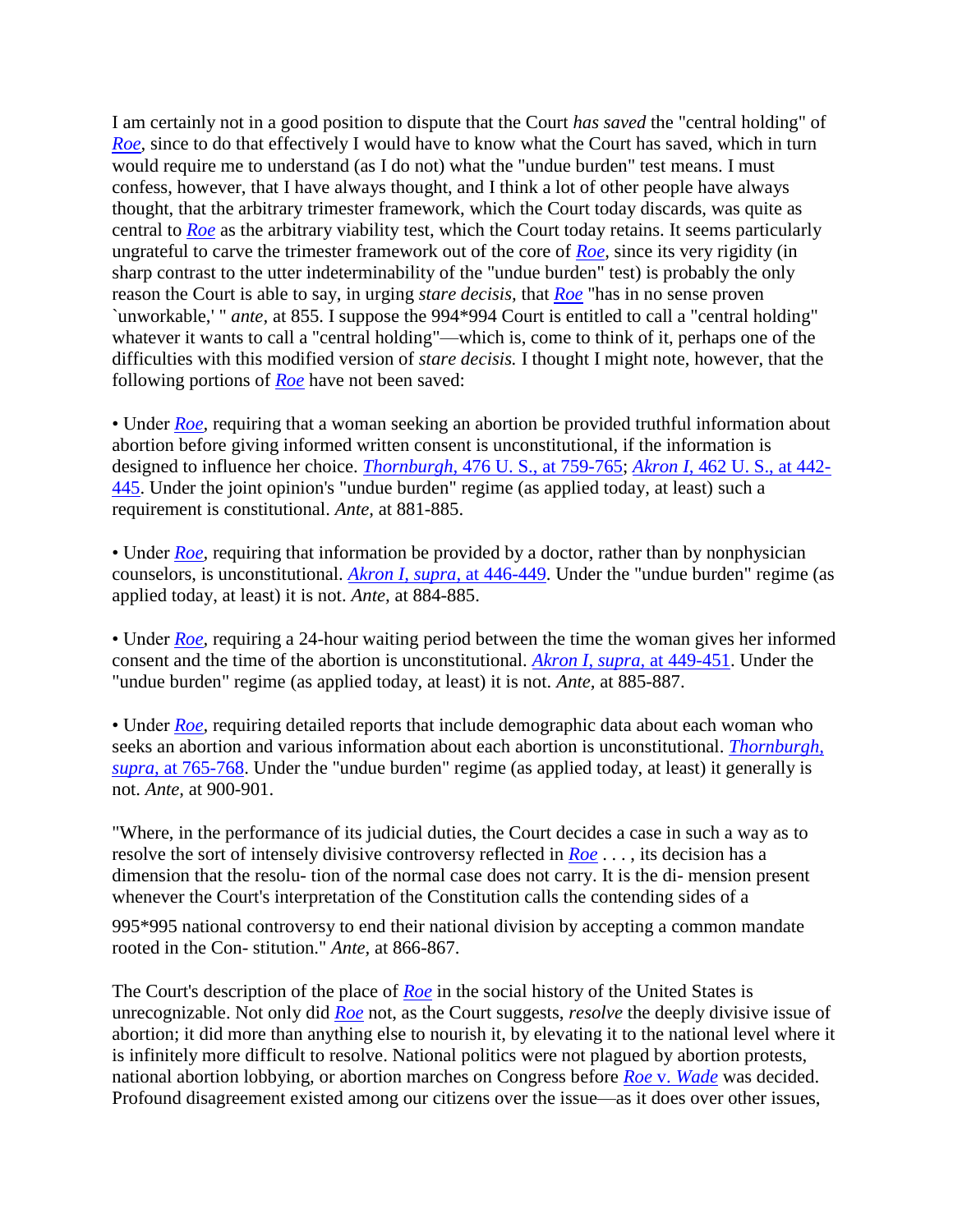I am certainly not in a good position to dispute that the Court *has saved* the "central holding" of *Roe,* since to do that effectively I would have to know what the Court has saved, which in turn would require me to understand (as I do not) what the "undue burden" test means. I must confess, however, that I have always thought, and I think a lot of other people have always thought, that the arbitrary trimester framework, which the Court today discards, was quite as central to *Roe* as the arbitrary viability test, which the Court today retains. It seems particularly ungrateful to carve the trimester framework out of the core of *Roe,* since its very rigidity (in sharp contrast to the utter indeterminability of the "undue burden" test) is probably the only reason the Court is able to say, in urging *stare decisis,* that *Roe* "has in no sense proven `unworkable,' " *ante,* at 855. I suppose the 994*994 Court is entitled to call a "central holding" whatever it wants to call a "central holding"—which is, come to think of it, perhaps one of the difficulties with this modified version of *stare decisis.* I thought I might note, however, that the following portions of *Roe* have not been saved:

- Under *Roe,* requiring that a woman seeking an abortion be provided truthful information about abortion before giving informed written consent is unconstitutional, if the information is designed to influence her choice. *Thornburgh,* 476 U. S., at 759-765; *Akron I,* 462 U. S., at 442-445. Under the joint opinion's "undue burden" regime (as applied today, at least) such a requirement is constitutional. *Ante,* at 881-885.

- Under *Roe,* requiring that information be provided by a doctor, rather than by nonphysician counselors, is unconstitutional. *Akron I, supra,* at 446-449. Under the "undue burden" regime (as applied today, at least) it is not. *Ante,* at 884-885.

- Under *Roe,* requiring a 24-hour waiting period between the time the woman gives her informed consent and the time of the abortion is unconstitutional. *Akron I, supra,* at 449-451. Under the "undue burden" regime (as applied today, at least) it is not. *Ante,* at 885-887.

- Under *Roe,* requiring detailed reports that include demographic data about each woman who seeks an abortion and various information about each abortion is unconstitutional. *Thornburgh, supra,* at 765-768. Under the "undue burden" regime (as applied today, at least) it generally is not. *Ante,* at 900-901.

"Where, in the performance of its judicial duties, the Court decides a case in such a way as to resolve the sort of intensely divisive controversy reflected in *Roe* . . . , its decision has a dimension that the resolu- tion of the normal case does not carry. It is the di- mension present whenever the Court's interpretation of the Constitution calls the contending sides of a 995*995 national controversy to end their national division by accepting a common mandate rooted in the Con- stitution." *Ante,* at 866-867.

The Court's description of the place of *Roe* in the social history of the United States is unrecognizable. Not only did *Roe* not, as the Court suggests, *resolve* the deeply divisive issue of abortion; it did more than anything else to nourish it, by elevating it to the national level where it is infinitely more difficult to resolve. National politics were not plagued by abortion protests, national abortion lobbying, or abortion marches on Congress before *Roe* v. *Wade* was decided. Profound disagreement existed among our citizens over the issue—as it does over other issues,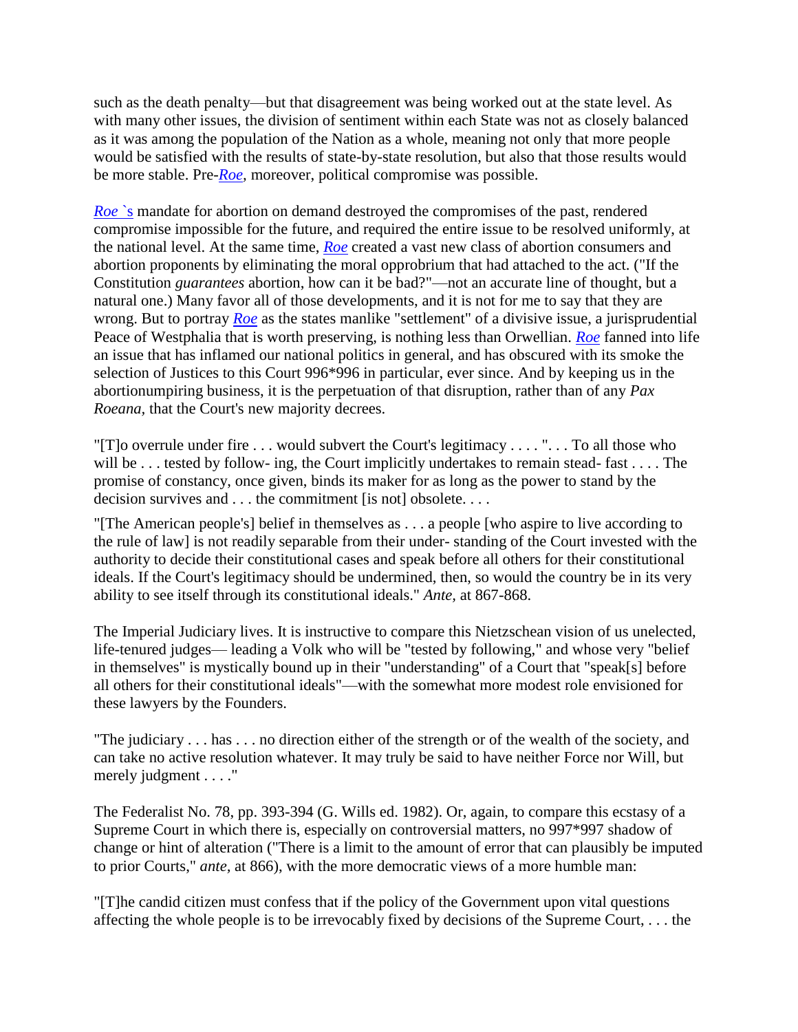such as the death penalty—but that disagreement was being worked out at the state level. As with many other issues, the division of sentiment within each State was not as closely balanced as it was among the population of the Nation as a whole, meaning not only that more people would be satisfied with the results of state-by-state resolution, but also that those results would be more stable. Pre-*Roe,* moreover, political compromise was possible.

*Roe* `s mandate for abortion on demand destroyed the compromises of the past, rendered compromise impossible for the future, and required the entire issue to be resolved uniformly, at the national level. At the same time, *Roe* created a vast new class of abortion consumers and abortion proponents by eliminating the moral opprobrium that had attached to the act. ("If the Constitution *guarantees* abortion, how can it be bad?"—not an accurate line of thought, but a natural one.) Many favor all of those developments, and it is not for me to say that they are wrong. But to portray *Roe* as the states manlike "settlement" of a divisive issue, a jurisprudential Peace of Westphalia that is worth preserving, is nothing less than Orwellian. *Roe* fanned into life an issue that has inflamed our national politics in general, and has obscured with its smoke the selection of Justices to this Court 996*996 in particular, ever since. And by keeping us in the abortionumpiring business, it is the perpetuation of that disruption, rather than of any *Pax Roeana,* that the Court's new majority decrees.

"[T]o overrule under fire . . . would subvert the Court's legitimacy . . . . ". . . To all those who will be . . . tested by follow- ing, the Court implicitly undertakes to remain stead- fast . . . . The promise of constancy, once given, binds its maker for as long as the power to stand by the decision survives and . . . the commitment [is not] obsolete. . . .

"[The American people's] belief in themselves as . . . a people [who aspire to live according to the rule of law] is not readily separable from their under- standing of the Court invested with the authority to decide their constitutional cases and speak before all others for their constitutional ideals. If the Court's legitimacy should be undermined, then, so would the country be in its very ability to see itself through its constitutional ideals." *Ante,* at 867-868.

The Imperial Judiciary lives. It is instructive to compare this Nietzschean vision of us unelected, life-tenured judges— leading a Volk who will be "tested by following," and whose very "belief in themselves" is mystically bound up in their "understanding" of a Court that "speak[s] before all others for their constitutional ideals"—with the somewhat more modest role envisioned for these lawyers by the Founders.

"The judiciary . . . has . . . no direction either of the strength or of the wealth of the society, and can take no active resolution whatever. It may truly be said to have neither Force nor Will, but merely judgment . . . ."

The Federalist No. 78, pp. 393-394 (G. Wills ed. 1982). Or, again, to compare this ecstasy of a Supreme Court in which there is, especially on controversial matters, no 997*997 shadow of change or hint of alteration ("There is a limit to the amount of error that can plausibly be imputed to prior Courts," *ante,* at 866), with the more democratic views of a more humble man:

"[T]he candid citizen must confess that if the policy of the Government upon vital questions affecting the whole people is to be irrevocably fixed by decisions of the Supreme Court, . . . the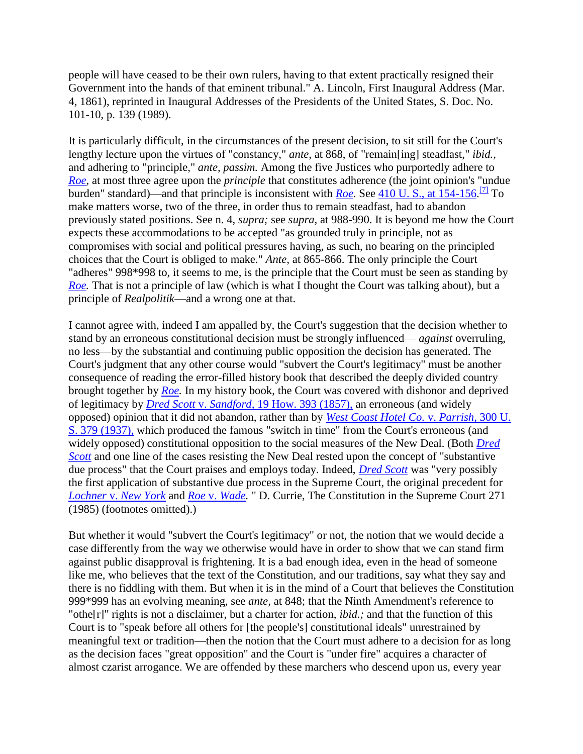people will have ceased to be their own rulers, having to that extent practically resigned their Government into the hands of that eminent tribunal." A. Lincoln, First Inaugural Address (Mar. 4, 1861), reprinted in Inaugural Addresses of the Presidents of the United States, S. Doc. No. 101-10, p. 139 (1989).

It is particularly difficult, in the circumstances of the present decision, to sit still for the Court's lengthy lecture upon the virtues of "constancy," *ante,* at 868, of "remain[ing] steadfast," *ibid.,* and adhering to "principle," *ante, passim.* Among the five Justices who purportedly adhere to *Roe,* at most three agree upon the *principle* that constitutes adherence (the joint opinion's "undue burden" standard)—and that principle is inconsistent with *Roe.* See 410 U. S., at 154-156.[7] To make matters worse, two of the three, in order thus to remain steadfast, had to abandon previously stated positions. See n. 4, *supra;* see *supra,* at 988-990. It is beyond me how the Court expects these accommodations to be accepted "as grounded truly in principle, not as compromises with social and political pressures having, as such, no bearing on the principled choices that the Court is obliged to make." *Ante,* at 865-866. The only principle the Court "adheres" 998*998 to, it seems to me, is the principle that the Court must be seen as standing by *Roe.* That is not a principle of law (which is what I thought the Court was talking about), but a principle of *Realpolitik*—and a wrong one at that.

I cannot agree with, indeed I am appalled by, the Court's suggestion that the decision whether to stand by an erroneous constitutional decision must be strongly influenced— *against* overruling, no less—by the substantial and continuing public opposition the decision has generated. The Court's judgment that any other course would "subvert the Court's legitimacy" must be another consequence of reading the error-filled history book that described the deeply divided country brought together by *Roe.* In my history book, the Court was covered with dishonor and deprived of legitimacy by *Dred Scott* v. *Sandford,* 19 How. 393 (1857), an erroneous (and widely opposed) opinion that it did not abandon, rather than by *West Coast Hotel Co.* v. *Parrish,* 300 U. S. 379 (1937), which produced the famous "switch in time" from the Court's erroneous (and widely opposed) constitutional opposition to the social measures of the New Deal. (Both *Dred Scott* and one line of the cases resisting the New Deal rested upon the concept of "substantive due process" that the Court praises and employs today. Indeed, *Dred Scott* was "very possibly the first application of substantive due process in the Supreme Court, the original precedent for *Lochner* v. *New York* and *Roe* v. *Wade.* " D. Currie, The Constitution in the Supreme Court 271 (1985) (footnotes omitted).)

But whether it would "subvert the Court's legitimacy" or not, the notion that we would decide a case differently from the way we otherwise would have in order to show that we can stand firm against public disapproval is frightening. It is a bad enough idea, even in the head of someone like me, who believes that the text of the Constitution, and our traditions, say what they say and there is no fiddling with them. But when it is in the mind of a Court that believes the Constitution 999*999 has an evolving meaning, see *ante,* at 848; that the Ninth Amendment's reference to "othe[r]" rights is not a disclaimer, but a charter for action, *ibid.;* and that the function of this Court is to "speak before all others for [the people's] constitutional ideals" unrestrained by meaningful text or tradition—then the notion that the Court must adhere to a decision for as long as the decision faces "great opposition" and the Court is "under fire" acquires a character of almost czarist arrogance. We are offended by these marchers who descend upon us, every year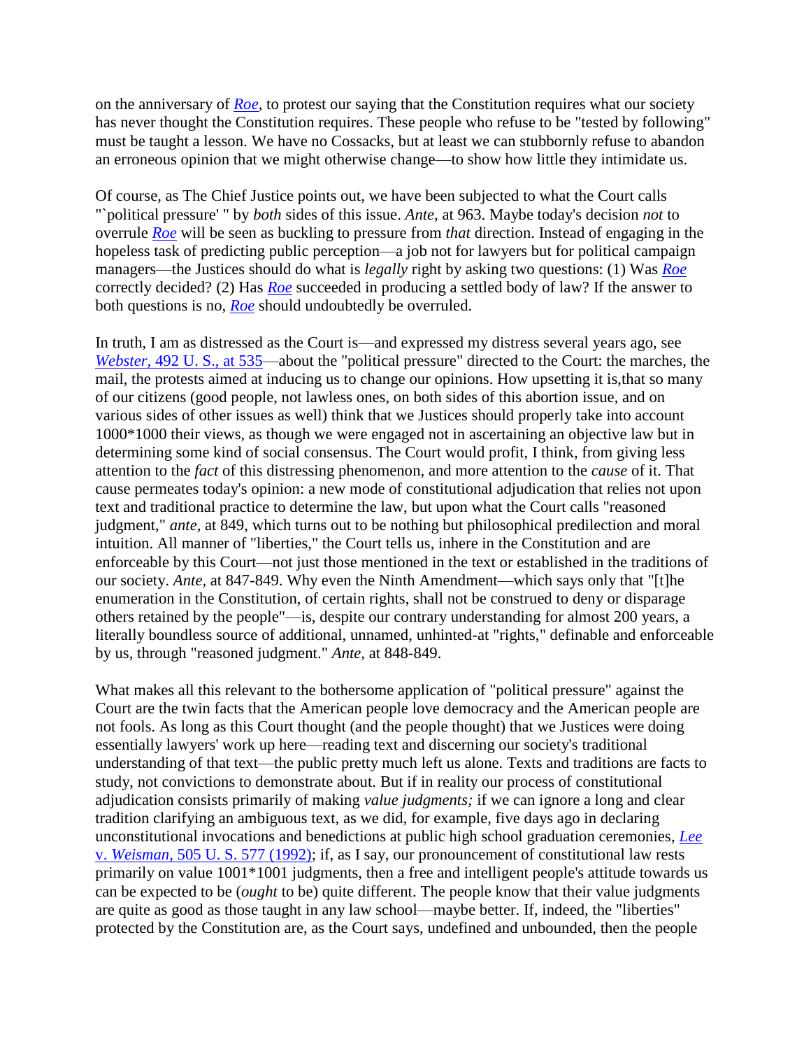on the anniversary of *Roe,* to protest our saying that the Constitution requires what our society has never thought the Constitution requires. These people who refuse to be "tested by following" must be taught a lesson. We have no Cossacks, but at least we can stubbornly refuse to abandon an erroneous opinion that we might otherwise change—to show how little they intimidate us.

Of course, as The Chief Justice points out, we have been subjected to what the Court calls "`political pressure' " by *both* sides of this issue. *Ante,* at 963. Maybe today's decision *not* to overrule *Roe* will be seen as buckling to pressure from *that* direction. Instead of engaging in the hopeless task of predicting public perception—a job not for lawyers but for political campaign managers—the Justices should do what is *legally* right by asking two questions: (1) Was *Roe* correctly decided? (2) Has *Roe* succeeded in producing a settled body of law? If the answer to both questions is no, *Roe* should undoubtedly be overruled.

In truth, I am as distressed as the Court is—and expressed my distress several years ago, see *Webster,* 492 U. S., at 535—about the "political pressure" directed to the Court: the marches, the mail, the protests aimed at inducing us to change our opinions. How upsetting it is,that so many of our citizens (good people, not lawless ones, on both sides of this abortion issue, and on various sides of other issues as well) think that we Justices should properly take into account 1000*1000 their views, as though we were engaged not in ascertaining an objective law but in determining some kind of social consensus. The Court would profit, I think, from giving less attention to the *fact* of this distressing phenomenon, and more attention to the *cause* of it. That cause permeates today's opinion: a new mode of constitutional adjudication that relies not upon text and traditional practice to determine the law, but upon what the Court calls "reasoned judgment," *ante,* at 849, which turns out to be nothing but philosophical predilection and moral intuition. All manner of "liberties," the Court tells us, inhere in the Constitution and are enforceable by this Court—not just those mentioned in the text or established in the traditions of our society. *Ante,* at 847-849. Why even the Ninth Amendment—which says only that "[t]he enumeration in the Constitution, of certain rights, shall not be construed to deny or disparage others retained by the people"—is, despite our contrary understanding for almost 200 years, a literally boundless source of additional, unnamed, unhinted-at "rights," definable and enforceable by us, through "reasoned judgment." *Ante,* at 848-849.

What makes all this relevant to the bothersome application of "political pressure" against the Court are the twin facts that the American people love democracy and the American people are not fools. As long as this Court thought (and the people thought) that we Justices were doing essentially lawyers' work up here—reading text and discerning our society's traditional understanding of that text—the public pretty much left us alone. Texts and traditions are facts to study, not convictions to demonstrate about. But if in reality our process of constitutional adjudication consists primarily of making *value judgments;* if we can ignore a long and clear tradition clarifying an ambiguous text, as we did, for example, five days ago in declaring unconstitutional invocations and benedictions at public high school graduation ceremonies, *Lee* v. *Weisman,* 505 U. S. 577 (1992); if, as I say, our pronouncement of constitutional law rests primarily on value 1001*1001 judgments, then a free and intelligent people's attitude towards us can be expected to be (*ought* to be) quite different. The people know that their value judgments are quite as good as those taught in any law school—maybe better. If, indeed, the "liberties" protected by the Constitution are, as the Court says, undefined and unbounded, then the people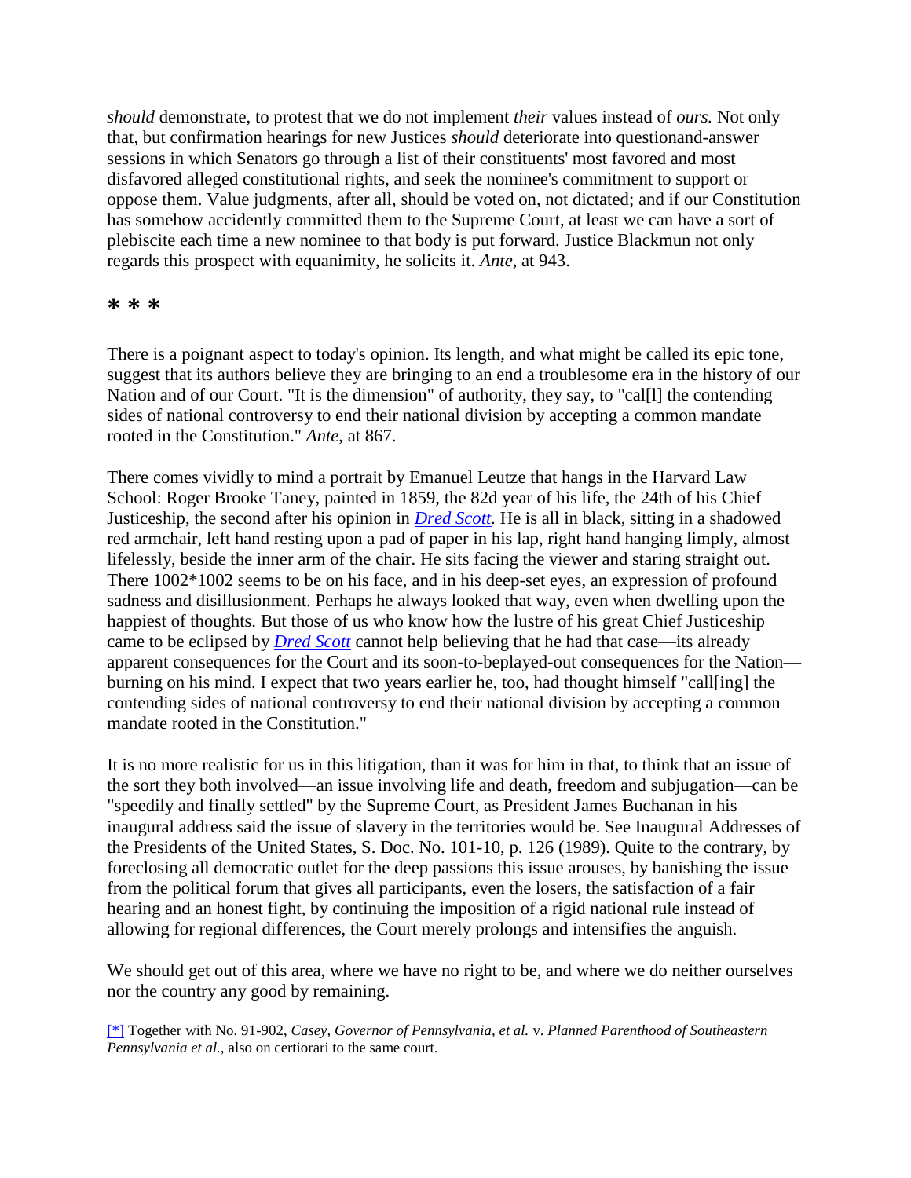*should* demonstrate, to protest that we do not implement *their* values instead of *ours.* Not only that, but confirmation hearings for new Justices *should* deteriorate into questionand-answer sessions in which Senators go through a list of their constituents' most favored and most disfavored alleged constitutional rights, and seek the nominee's commitment to support or oppose them. Value judgments, after all, should be voted on, not dictated; and if our Constitution has somehow accidently committed them to the Supreme Court, at least we can have a sort of plebiscite each time a new nominee to that body is put forward. Justice Blackmun not only regards this prospect with equanimity, he solicits it. *Ante,* at 943.

**\* \* \***

There is a poignant aspect to today's opinion. Its length, and what might be called its epic tone, suggest that its authors believe they are bringing to an end a troublesome era in the history of our Nation and of our Court. "It is the dimension" of authority, they say, to "cal[l] the contending sides of national controversy to end their national division by accepting a common mandate rooted in the Constitution." *Ante,* at 867.

There comes vividly to mind a portrait by Emanuel Leutze that hangs in the Harvard Law School: Roger Brooke Taney, painted in 1859, the 82d year of his life, the 24th of his Chief Justiceship, the second after his opinion in *Dred Scott.* He is all in black, sitting in a shadowed red armchair, left hand resting upon a pad of paper in his lap, right hand hanging limply, almost lifelessly, beside the inner arm of the chair. He sits facing the viewer and staring straight out. There 1002*1002 seems to be on his face, and in his deep-set eyes, an expression of profound sadness and disillusionment. Perhaps he always looked that way, even when dwelling upon the happiest of thoughts. But those of us who know how the lustre of his great Chief Justiceship came to be eclipsed by *Dred Scott* cannot help believing that he had that case—its already apparent consequences for the Court and its soon-to-beplayed-out consequences for the Nation—burning on his mind. I expect that two years earlier he, too, had thought himself "call[ing] the contending sides of national controversy to end their national division by accepting a common mandate rooted in the Constitution."

It is no more realistic for us in this litigation, than it was for him in that, to think that an issue of the sort they both involved—an issue involving life and death, freedom and subjugation—can be "speedily and finally settled" by the Supreme Court, as President James Buchanan in his inaugural address said the issue of slavery in the territories would be. See Inaugural Addresses of the Presidents of the United States, S. Doc. No. 101-10, p. 126 (1989). Quite to the contrary, by foreclosing all democratic outlet for the deep passions this issue arouses, by banishing the issue from the political forum that gives all participants, even the losers, the satisfaction of a fair hearing and an honest fight, by continuing the imposition of a rigid national rule instead of allowing for regional differences, the Court merely prolongs and intensifies the anguish.

We should get out of this area, where we have no right to be, and where we do neither ourselves nor the country any good by remaining.

[*] Together with No. 91-902, *Casey, Governor of Pennsylvania, et al.* v. *Planned Parenthood of Southeastern Pennsylvania et al.,* also on certiorari to the same court.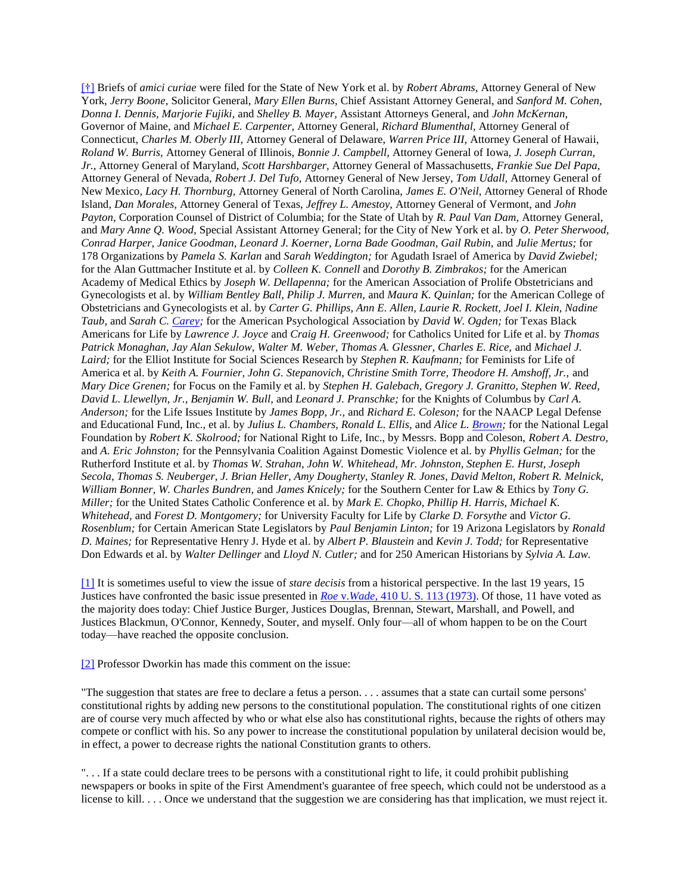[†] Briefs of *amici curiae* were filed for the State of New York et al. by *Robert Abrams,* Attorney General of New York, *Jerry Boone,* Solicitor General, *Mary Ellen Burns,* Chief Assistant Attorney General, and *Sanford M. Cohen, Donna I. Dennis, Marjorie Fujiki,* and *Shelley B. Mayer,* Assistant Attorneys General, and *John McKernan,* Governor of Maine, and *Michael E. Carpenter,* Attorney General, *Richard Blumenthal,* Attorney General of Connecticut, *Charles M. Oberly III,* Attorney General of Delaware, *Warren Price III,* Attorney General of Hawaii, *Roland W. Burris,* Attorney General of Illinois, *Bonnie J. Campbell,* Attorney General of Iowa, *J. Joseph Curran, Jr.,* Attorney General of Maryland, *Scott Harshbarger,* Attorney General of Massachusetts, *Frankie Sue Del Papa,* Attorney General of Nevada, *Robert J. Del Tufo,* Attorney General of New Jersey, *Tom Udall,* Attorney General of New Mexico, *Lacy H. Thornburg,* Attorney General of North Carolina, *James E. O'Neil,* Attorney General of Rhode Island, *Dan Morales,* Attorney General of Texas, *Jeffrey L. Amestoy,* Attorney General of Vermont, and *John Payton,* Corporation Counsel of District of Columbia; for the State of Utah by *R. Paul Van Dam,* Attorney General, and *Mary Anne Q. Wood,* Special Assistant Attorney General; for the City of New York et al. by *O. Peter Sherwood, Conrad Harper, Janice Goodman, Leonard J. Koerner, Lorna Bade Goodman, Gail Rubin,* and *Julie Mertus;* for 178 Organizations by *Pamela S. Karlan* and *Sarah Weddington;* for Agudath Israel of America by *David Zwiebel;* for the Alan Guttmacher Institute et al. by *Colleen K. Connell* and *Dorothy B. Zimbrakos;* for the American Academy of Medical Ethics by *Joseph W. Dellapenna;* for the American Association of Prolife Obstetricians and Gynecologists et al. by *William Bentley Ball, Philip J. Murren,* and *Maura K. Quinlan;* for the American College of Obstetricians and Gynecologists et al. by *Carter G. Phillips, Ann E. Allen, Laurie R. Rockett, Joel I. Klein, Nadine Taub,* and *Sarah C. Carey;* for the American Psychological Association by *David W. Ogden;* for Texas Black Americans for Life by *Lawrence J. Joyce* and *Craig H. Greenwood;* for Catholics United for Life et al. by *Thomas Patrick Monaghan, Jay Alan Sekulow, Walter M. Weber, Thomas A. Glessner, Charles E. Rice,* and *Michael J. Laird;* for the Elliot Institute for Social Sciences Research by *Stephen R. Kaufmann;* for Feminists for Life of America et al. by *Keith A. Fournier, John G. Stepanovich, Christine Smith Torre, Theodore H. Amshoff, Jr.,* and *Mary Dice Grenen;* for Focus on the Family et al. by *Stephen H. Galebach, Gregory J. Granitto, Stephen W. Reed, David L. Llewellyn, Jr., Benjamin W. Bull,* and *Leonard J. Pranschke;* for the Knights of Columbus by *Carl A. Anderson;* for the Life Issues Institute by *James Bopp, Jr.,* and *Richard E. Coleson;* for the NAACP Legal Defense and Educational Fund, Inc., et al. by *Julius L. Chambers, Ronald L. Ellis,* and *Alice L. Brown;* for the National Legal Foundation by *Robert K. Skolrood;* for National Right to Life, Inc., by Messrs. Bopp and Coleson, *Robert A. Destro,* and *A. Eric Johnston;* for the Pennsylvania Coalition Against Domestic Violence et al. by *Phyllis Gelman;* for the Rutherford Institute et al. by *Thomas W. Strahan, John W. Whitehead, Mr. Johnston, Stephen E. Hurst, Joseph Secola, Thomas S. Neuberger, J. Brian Heller, Amy Dougherty, Stanley R. Jones, David Melton, Robert R. Melnick, William Bonner, W. Charles Bundren,* and *James Knicely;* for the Southern Center for Law & Ethics by *Tony G. Miller;* for the United States Catholic Conference et al. by *Mark E. Chopko, Phillip H. Harris, Michael K. Whitehead,* and *Forest D. Montgomery;* for University Faculty for Life by *Clarke D. Forsythe* and *Victor G. Rosenblum;* for Certain American State Legislators by *Paul Benjamin Linton;* for 19 Arizona Legislators by *Ronald D. Maines;* for Representative Henry J. Hyde et al. by *Albert P. Blaustein* and *Kevin J. Todd;* for Representative Don Edwards et al. by *Walter Dellinger* and *Lloyd N. Cutler;* and for 250 American Historians by *Sylvia A. Law.*

[1] It is sometimes useful to view the issue of *stare decisis* from a historical perspective. In the last 19 years, 15 Justices have confronted the basic issue presented in *Roe* v. *Wade,* 410 U. S. 113 (1973). Of those, 11 have voted as the majority does today: Chief Justice Burger, Justices Douglas, Brennan, Stewart, Marshall, and Powell, and Justices Blackmun, O'Connor, Kennedy, Souter, and myself. Only four—all of whom happen to be on the Court today—have reached the opposite conclusion.

[2] Professor Dworkin has made this comment on the issue:

"The suggestion that states are free to declare a fetus a person. . . . assumes that a state can curtail some persons' constitutional rights by adding new persons to the constitutional population. The constitutional rights of one citizen are of course very much affected by who or what else also has constitutional rights, because the rights of others may compete or conflict with his. So any power to increase the constitutional population by unilateral decision would be, in effect, a power to decrease rights the national Constitution grants to others.

". . . If a state could declare trees to be persons with a constitutional right to life, it could prohibit publishing newspapers or books in spite of the First Amendment's guarantee of free speech, which could not be understood as a license to kill. . . . Once we understand that the suggestion we are considering has that implication, we must reject it.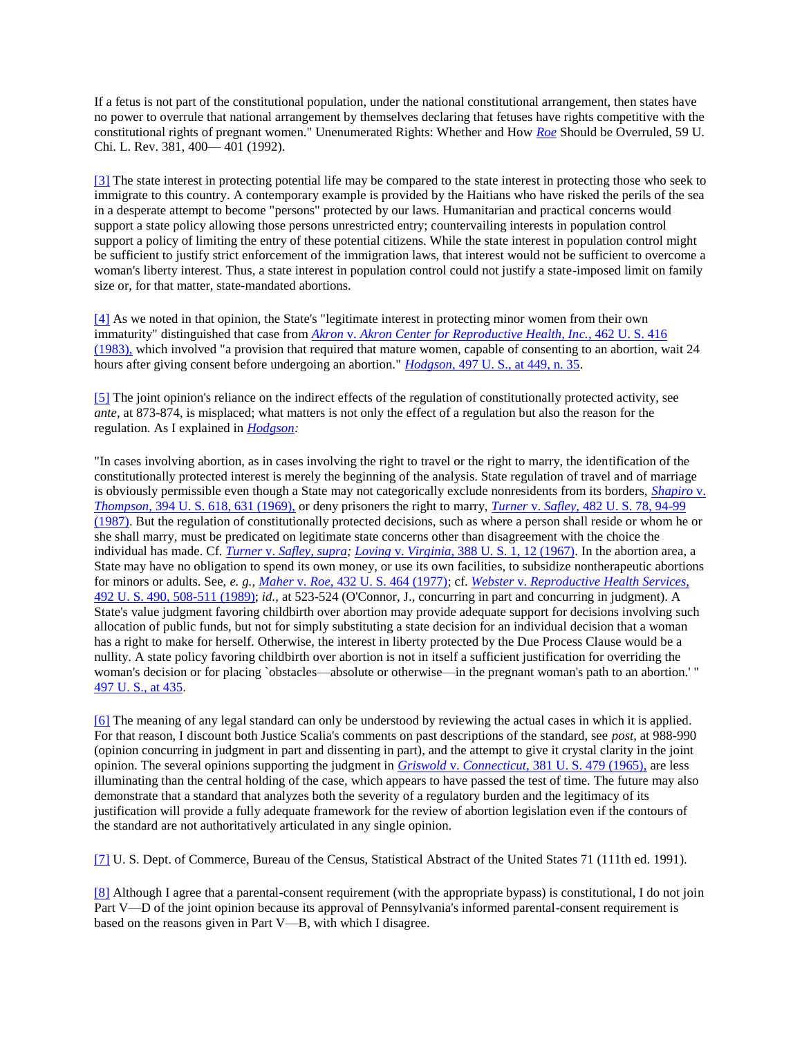If a fetus is not part of the constitutional population, under the national constitutional arrangement, then states have no power to overrule that national arrangement by themselves declaring that fetuses have rights competitive with the constitutional rights of pregnant women." Unenumerated Rights: Whether and How *Roe* Should be Overruled, 59 U. Chi. L. Rev. 381, 400— 401 (1992).

[3] The state interest in protecting potential life may be compared to the state interest in protecting those who seek to immigrate to this country. A contemporary example is provided by the Haitians who have risked the perils of the sea in a desperate attempt to become "persons" protected by our laws. Humanitarian and practical concerns would support a state policy allowing those persons unrestricted entry; countervailing interests in population control support a policy of limiting the entry of these potential citizens. While the state interest in population control might be sufficient to justify strict enforcement of the immigration laws, that interest would not be sufficient to overcome a woman's liberty interest. Thus, a state interest in population control could not justify a state-imposed limit on family size or, for that matter, state-mandated abortions.

[4] As we noted in that opinion, the State's "legitimate interest in protecting minor women from their own immaturity" distinguished that case from *Akron* v. *Akron Center for Reproductive Health, Inc.,* 462 U. S. 416 (1983), which involved "a provision that required that mature women, capable of consenting to an abortion, wait 24 hours after giving consent before undergoing an abortion." *Hodgson,* 497 U. S., at 449, n. 35.

[5] The joint opinion's reliance on the indirect effects of the regulation of constitutionally protected activity, see *ante,* at 873-874, is misplaced; what matters is not only the effect of a regulation but also the reason for the regulation. As I explained in *Hodgson:*

"In cases involving abortion, as in cases involving the right to travel or the right to marry, the identification of the constitutionally protected interest is merely the beginning of the analysis. State regulation of travel and of marriage is obviously permissible even though a State may not categorically exclude nonresidents from its borders, *Shapiro* v. *Thompson,* 394 U. S. 618, 631 (1969), or deny prisoners the right to marry, *Turner* v. *Safley,* 482 U. S. 78, 94-99 (1987). But the regulation of constitutionally protected decisions, such as where a person shall reside or whom he or she shall marry, must be predicated on legitimate state concerns other than disagreement with the choice the individual has made. Cf. *Turner* v. *Safley, supra; Loving* v. *Virginia,* 388 U. S. 1, 12 (1967). In the abortion area, a State may have no obligation to spend its own money, or use its own facilities, to subsidize nontherapeutic abortions for minors or adults. See, *e. g., Maher* v. *Roe,* 432 U. S. 464 (1977); cf. *Webster* v. *Reproductive Health Services,* 492 U. S. 490, 508-511 (1989); *id.,* at 523-524 (O'Connor, J., concurring in part and concurring in judgment). A State's value judgment favoring childbirth over abortion may provide adequate support for decisions involving such allocation of public funds, but not for simply substituting a state decision for an individual decision that a woman has a right to make for herself. Otherwise, the interest in liberty protected by the Due Process Clause would be a nullity. A state policy favoring childbirth over abortion is not in itself a sufficient justification for overriding the woman's decision or for placing `obstacles—absolute or otherwise—in the pregnant woman's path to an abortion.' " 497 U. S., at 435.

[6] The meaning of any legal standard can only be understood by reviewing the actual cases in which it is applied. For that reason, I discount both Justice Scalia's comments on past descriptions of the standard, see *post,* at 988-990 (opinion concurring in judgment in part and dissenting in part), and the attempt to give it crystal clarity in the joint opinion. The several opinions supporting the judgment in *Griswold* v. *Connecticut,* 381 U. S. 479 (1965), are less illuminating than the central holding of the case, which appears to have passed the test of time. The future may also demonstrate that a standard that analyzes both the severity of a regulatory burden and the legitimacy of its justification will provide a fully adequate framework for the review of abortion legislation even if the contours of the standard are not authoritatively articulated in any single opinion.

[7] U. S. Dept. of Commerce, Bureau of the Census, Statistical Abstract of the United States 71 (111th ed. 1991).

[8] Although I agree that a parental-consent requirement (with the appropriate bypass) is constitutional, I do not join Part V—D of the joint opinion because its approval of Pennsylvania's informed parental-consent requirement is based on the reasons given in Part V—B, with which I disagree.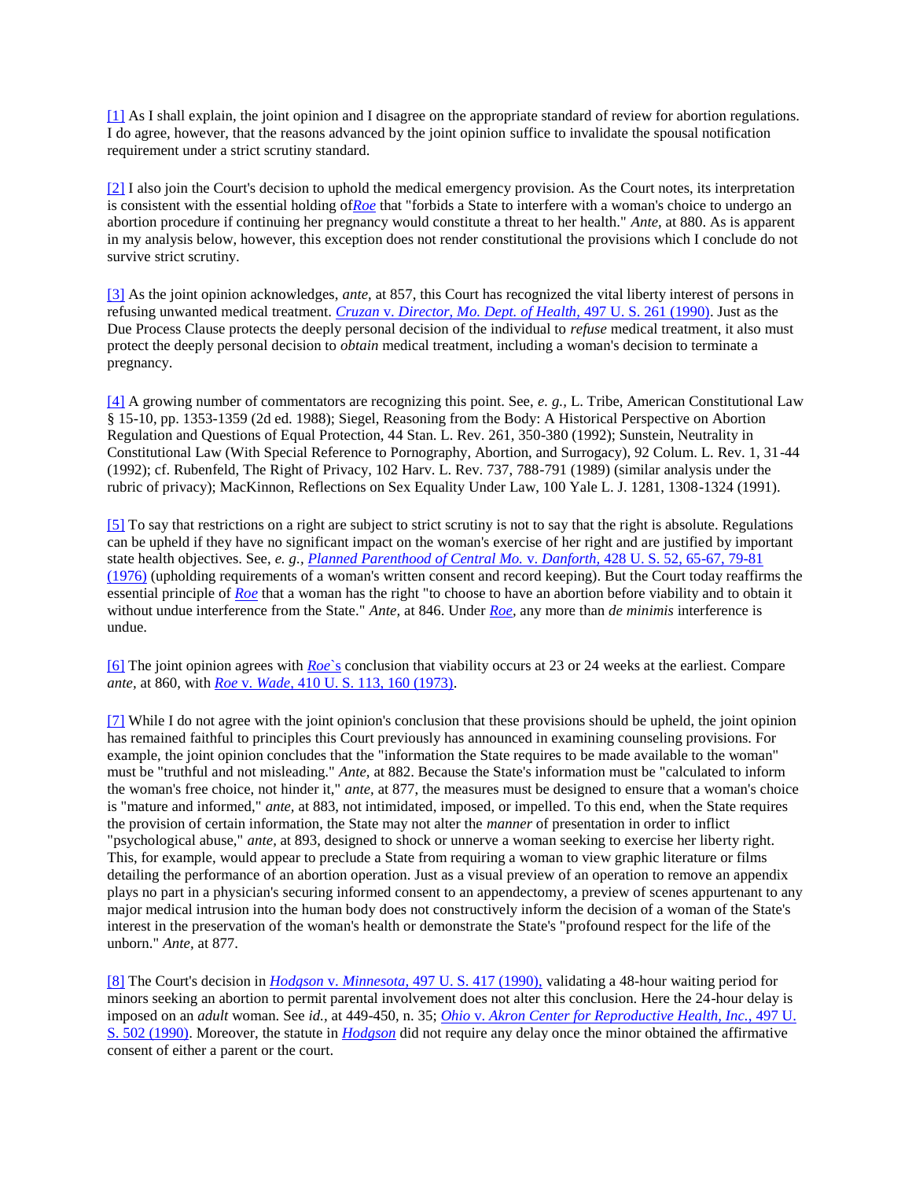[1] As I shall explain, the joint opinion and I disagree on the appropriate standard of review for abortion regulations. I do agree, however, that the reasons advanced by the joint opinion suffice to invalidate the spousal notification requirement under a strict scrutiny standard.

[2] I also join the Court's decision to uphold the medical emergency provision. As the Court notes, its interpretation is consistent with the essential holding of *Roe* that "forbids a State to interfere with a woman's choice to undergo an abortion procedure if continuing her pregnancy would constitute a threat to her health." *Ante,* at 880. As is apparent in my analysis below, however, this exception does not render constitutional the provisions which I conclude do not survive strict scrutiny.

[3] As the joint opinion acknowledges, *ante,* at 857, this Court has recognized the vital liberty interest of persons in refusing unwanted medical treatment. *Cruzan* v. *Director, Mo. Dept. of Health,* 497 U. S. 261 (1990). Just as the Due Process Clause protects the deeply personal decision of the individual to *refuse* medical treatment, it also must protect the deeply personal decision to *obtain* medical treatment, including a woman's decision to terminate a pregnancy.

[4] A growing number of commentators are recognizing this point. See, *e. g.,* L. Tribe, American Constitutional Law § 15-10, pp. 1353-1359 (2d ed. 1988); Siegel, Reasoning from the Body: A Historical Perspective on Abortion Regulation and Questions of Equal Protection, 44 Stan. L. Rev. 261, 350-380 (1992); Sunstein, Neutrality in Constitutional Law (With Special Reference to Pornography, Abortion, and Surrogacy), 92 Colum. L. Rev. 1, 31-44 (1992); cf. Rubenfeld, The Right of Privacy, 102 Harv. L. Rev. 737, 788-791 (1989) (similar analysis under the rubric of privacy); MacKinnon, Reflections on Sex Equality Under Law, 100 Yale L. J. 1281, 1308-1324 (1991).

[5] To say that restrictions on a right are subject to strict scrutiny is not to say that the right is absolute. Regulations can be upheld if they have no significant impact on the woman's exercise of her right and are justified by important state health objectives. See, *e. g.,* *Planned Parenthood of Central Mo.* v. *Danforth,* 428 U. S. 52, 65-67, 79-81 (1976) (upholding requirements of a woman's written consent and record keeping). But the Court today reaffirms the essential principle of *Roe* that a woman has the right "to choose to have an abortion before viability and to obtain it without undue interference from the State." *Ante,* at 846. Under *Roe,* any more than *de minimis* interference is undue.

[6] The joint opinion agrees with *Roe*`s conclusion that viability occurs at 23 or 24 weeks at the earliest. Compare *ante,* at 860, with *Roe* v. *Wade,* 410 U. S. 113, 160 (1973).

[7] While I do not agree with the joint opinion's conclusion that these provisions should be upheld, the joint opinion has remained faithful to principles this Court previously has announced in examining counseling provisions. For example, the joint opinion concludes that the "information the State requires to be made available to the woman" must be "truthful and not misleading." *Ante,* at 882. Because the State's information must be "calculated to inform the woman's free choice, not hinder it," *ante,* at 877, the measures must be designed to ensure that a woman's choice is "mature and informed," *ante,* at 883, not intimidated, imposed, or impelled. To this end, when the State requires the provision of certain information, the State may not alter the *manner* of presentation in order to inflict "psychological abuse," *ante,* at 893, designed to shock or unnerve a woman seeking to exercise her liberty right. This, for example, would appear to preclude a State from requiring a woman to view graphic literature or films detailing the performance of an abortion operation. Just as a visual preview of an operation to remove an appendix plays no part in a physician's securing informed consent to an appendectomy, a preview of scenes appurtenant to any major medical intrusion into the human body does not constructively inform the decision of a woman of the State's interest in the preservation of the woman's health or demonstrate the State's "profound respect for the life of the unborn." *Ante,* at 877.

[8] The Court's decision in *Hodgson* v. *Minnesota,* 497 U. S. 417 (1990), validating a 48-hour waiting period for minors seeking an abortion to permit parental involvement does not alter this conclusion. Here the 24-hour delay is imposed on an *adult* woman. See *id.,* at 449-450, n. 35; *Ohio* v. *Akron Center for Reproductive Health, Inc.,* 497 U. S. 502 (1990). Moreover, the statute in *Hodgson* did not require any delay once the minor obtained the affirmative consent of either a parent or the court.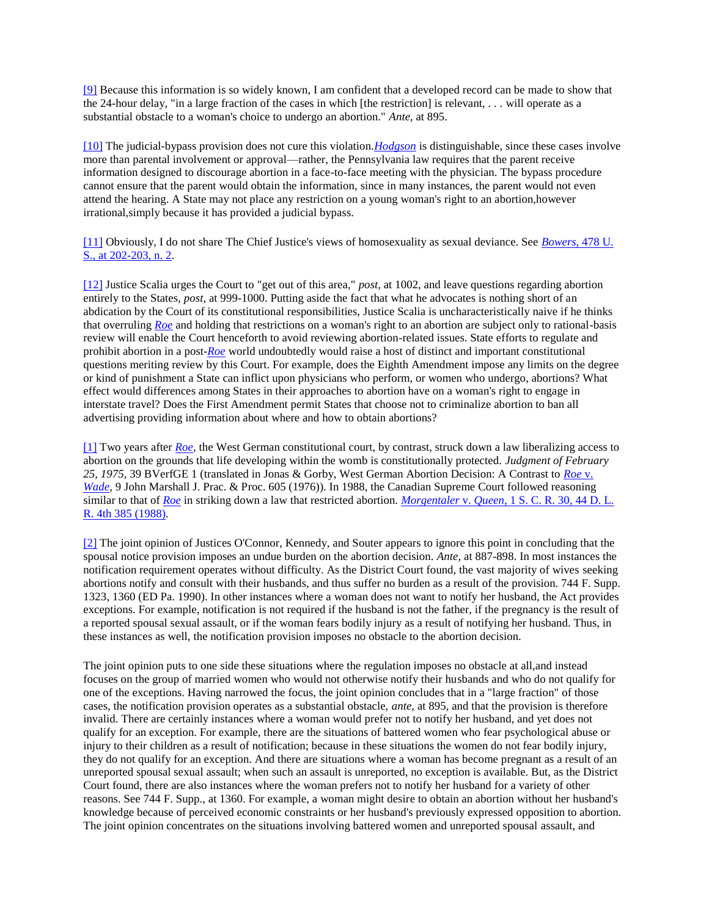[9] Because this information is so widely known, I am confident that a developed record can be made to show that the 24-hour delay, "in a large fraction of the cases in which [the restriction] is relevant, . . . will operate as a substantial obstacle to a woman's choice to undergo an abortion." *Ante,* at 895.

[10] The judicial-bypass provision does not cure this violation.*Hodgson* is distinguishable, since these cases involve more than parental involvement or approval—rather, the Pennsylvania law requires that the parent receive information designed to discourage abortion in a face-to-face meeting with the physician. The bypass procedure cannot ensure that the parent would obtain the information, since in many instances, the parent would not even attend the hearing. A State may not place any restriction on a young woman's right to an abortion,however irrational,simply because it has provided a judicial bypass.

[11] Obviously, I do not share The Chief Justice's views of homosexuality as sexual deviance. See *Bowers,* 478 U. S., at 202-203, n. 2.

[12] Justice Scalia urges the Court to "get out of this area," *post,* at 1002, and leave questions regarding abortion entirely to the States, *post,* at 999-1000. Putting aside the fact that what he advocates is nothing short of an abdication by the Court of its constitutional responsibilities, Justice Scalia is uncharacteristically naive if he thinks that overruling *Roe* and holding that restrictions on a woman's right to an abortion are subject only to rational-basis review will enable the Court henceforth to avoid reviewing abortion-related issues. State efforts to regulate and prohibit abortion in a post-*Roe* world undoubtedly would raise a host of distinct and important constitutional questions meriting review by this Court. For example, does the Eighth Amendment impose any limits on the degree or kind of punishment a State can inflict upon physicians who perform, or women who undergo, abortions? What effect would differences among States in their approaches to abortion have on a woman's right to engage in interstate travel? Does the First Amendment permit States that choose not to criminalize abortion to ban all advertising providing information about where and how to obtain abortions?

[1] Two years after *Roe,* the West German constitutional court, by contrast, struck down a law liberalizing access to abortion on the grounds that life developing within the womb is constitutionally protected. *Judgment of February 25, 1975,* 39 BVerfGE 1 (translated in Jonas & Gorby, West German Abortion Decision: A Contrast to *Roe* v. *Wade,* 9 John Marshall J. Prac. & Proc. 605 (1976)). In 1988, the Canadian Supreme Court followed reasoning similar to that of *Roe* in striking down a law that restricted abortion. *Morgentaler* v. *Queen,* 1 S. C. R. 30, 44 D. L. R. 4th 385 (1988).

[2] The joint opinion of Justices O'Connor, Kennedy, and Souter appears to ignore this point in concluding that the spousal notice provision imposes an undue burden on the abortion decision. *Ante,* at 887-898. In most instances the notification requirement operates without difficulty. As the District Court found, the vast majority of wives seeking abortions notify and consult with their husbands, and thus suffer no burden as a result of the provision. 744 F. Supp. 1323, 1360 (ED Pa. 1990). In other instances where a woman does not want to notify her husband, the Act provides exceptions. For example, notification is not required if the husband is not the father, if the pregnancy is the result of a reported spousal sexual assault, or if the woman fears bodily injury as a result of notifying her husband. Thus, in these instances as well, the notification provision imposes no obstacle to the abortion decision.

The joint opinion puts to one side these situations where the regulation imposes no obstacle at all,and instead focuses on the group of married women who would not otherwise notify their husbands and who do not qualify for one of the exceptions. Having narrowed the focus, the joint opinion concludes that in a "large fraction" of those cases, the notification provision operates as a substantial obstacle, *ante,* at 895, and that the provision is therefore invalid. There are certainly instances where a woman would prefer not to notify her husband, and yet does not qualify for an exception. For example, there are the situations of battered women who fear psychological abuse or injury to their children as a result of notification; because in these situations the women do not fear bodily injury, they do not qualify for an exception. And there are situations where a woman has become pregnant as a result of an unreported spousal sexual assault; when such an assault is unreported, no exception is available. But, as the District Court found, there are also instances where the woman prefers not to notify her husband for a variety of other reasons. See 744 F. Supp., at 1360. For example, a woman might desire to obtain an abortion without her husband's knowledge because of perceived economic constraints or her husband's previously expressed opposition to abortion. The joint opinion concentrates on the situations involving battered women and unreported spousal assault, and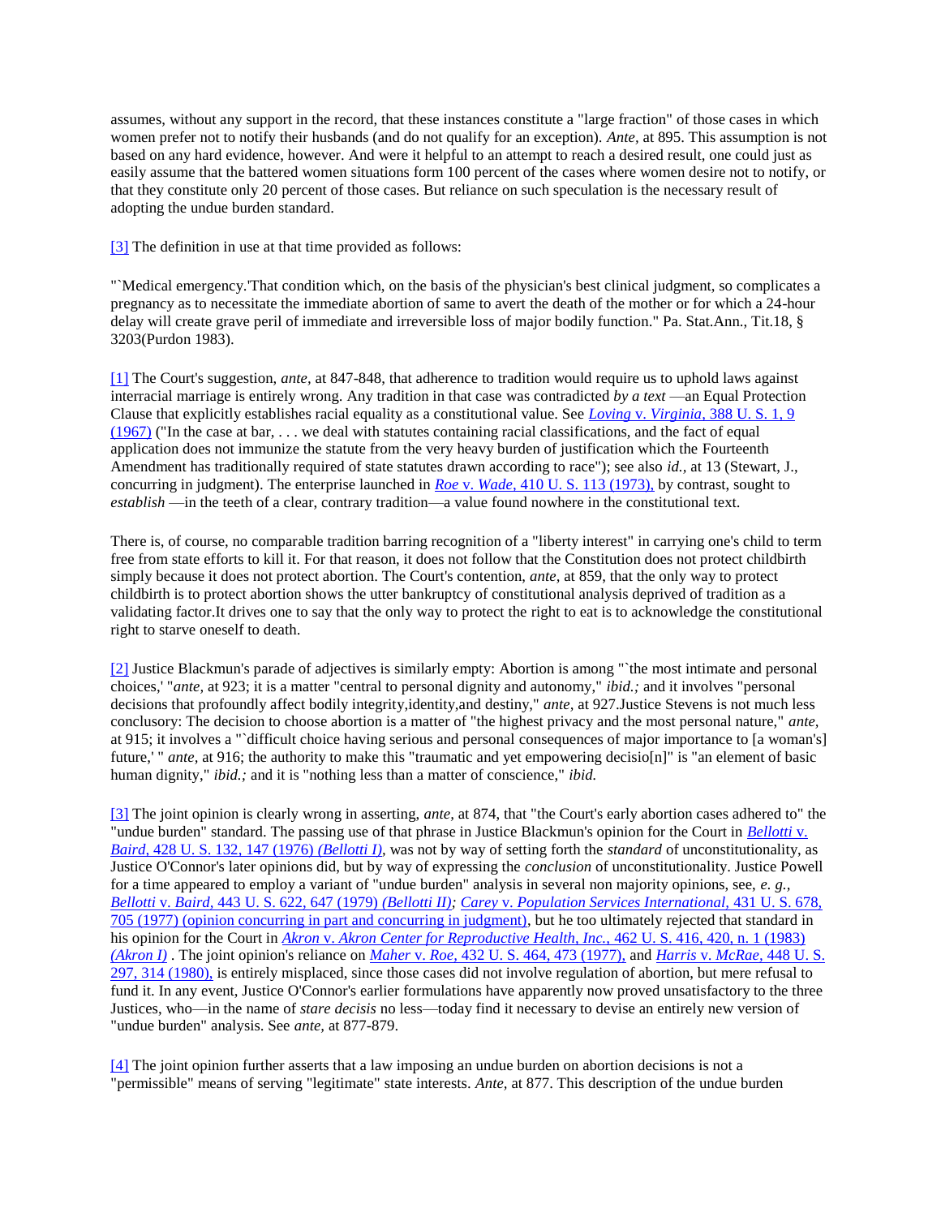assumes, without any support in the record, that these instances constitute a "large fraction" of those cases in which women prefer not to notify their husbands (and do not qualify for an exception). *Ante,* at 895. This assumption is not based on any hard evidence, however. And were it helpful to an attempt to reach a desired result, one could just as easily assume that the battered women situations form 100 percent of the cases where women desire not to notify, or that they constitute only 20 percent of those cases. But reliance on such speculation is the necessary result of adopting the undue burden standard.

[3] The definition in use at that time provided as follows:

"`Medical emergency.'That condition which, on the basis of the physician's best clinical judgment, so complicates a pregnancy as to necessitate the immediate abortion of same to avert the death of the mother or for which a 24-hour delay will create grave peril of immediate and irreversible loss of major bodily function." Pa. Stat.Ann., Tit.18, § 3203(Purdon 1983).

[1] The Court's suggestion, *ante,* at 847-848, that adherence to tradition would require us to uphold laws against interracial marriage is entirely wrong. Any tradition in that case was contradicted *by a text* —an Equal Protection Clause that explicitly establishes racial equality as a constitutional value. See *Loving* v. *Virginia,* 388 U. S. 1, 9 (1967) ("In the case at bar, . . . we deal with statutes containing racial classifications, and the fact of equal application does not immunize the statute from the very heavy burden of justification which the Fourteenth Amendment has traditionally required of state statutes drawn according to race"); see also *id.,* at 13 (Stewart, J., concurring in judgment). The enterprise launched in *Roe* v. *Wade,* 410 U. S. 113 (1973), by contrast, sought to *establish* —in the teeth of a clear, contrary tradition—a value found nowhere in the constitutional text.

There is, of course, no comparable tradition barring recognition of a "liberty interest" in carrying one's child to term free from state efforts to kill it. For that reason, it does not follow that the Constitution does not protect childbirth simply because it does not protect abortion. The Court's contention, *ante,* at 859, that the only way to protect childbirth is to protect abortion shows the utter bankruptcy of constitutional analysis deprived of tradition as a validating factor.It drives one to say that the only way to protect the right to eat is to acknowledge the constitutional right to starve oneself to death.

[2] Justice Blackmun's parade of adjectives is similarly empty: Abortion is among "`the most intimate and personal choices,' "*ante,* at 923; it is a matter "central to personal dignity and autonomy," *ibid.;* and it involves "personal decisions that profoundly affect bodily integrity,identity,and destiny," *ante,* at 927.Justice Stevens is not much less conclusory: The decision to choose abortion is a matter of "the highest privacy and the most personal nature," *ante,* at 915; it involves a "`difficult choice having serious and personal consequences of major importance to [a woman's] future,' " *ante,* at 916; the authority to make this "traumatic and yet empowering decisio[n]" is "an element of basic human dignity," *ibid.;* and it is "nothing less than a matter of conscience," *ibid.*

[3] The joint opinion is clearly wrong in asserting, *ante,* at 874, that "the Court's early abortion cases adhered to" the "undue burden" standard. The passing use of that phrase in Justice Blackmun's opinion for the Court in *Bellotti* v. *Baird,* 428 U. S. 132, 147 (1976) *(Bellotti I),* was not by way of setting forth the *standard* of unconstitutionality, as Justice O'Connor's later opinions did, but by way of expressing the *conclusion* of unconstitutionality. Justice Powell for a time appeared to employ a variant of "undue burden" analysis in several non majority opinions, see, *e. g., Bellotti* v. *Baird,* 443 U. S. 622, 647 (1979) *(Bellotti II); Carey* v. *Population Services International,* 431 U. S. 678, 705 (1977) (opinion concurring in part and concurring in judgment), but he too ultimately rejected that standard in his opinion for the Court in *Akron* v. *Akron Center for Reproductive Health, Inc.,* 462 U. S. 416, 420, n. 1 (1983) *(Akron I)* . The joint opinion's reliance on *Maher* v. *Roe,* 432 U. S. 464, 473 (1977), and *Harris* v. *McRae,* 448 U. S. 297, 314 (1980), is entirely misplaced, since those cases did not involve regulation of abortion, but mere refusal to fund it. In any event, Justice O'Connor's earlier formulations have apparently now proved unsatisfactory to the three Justices, who—in the name of *stare decisis* no less—today find it necessary to devise an entirely new version of "undue burden" analysis. See *ante,* at 877-879.

[4] The joint opinion further asserts that a law imposing an undue burden on abortion decisions is not a "permissible" means of serving "legitimate" state interests. *Ante,* at 877. This description of the undue burden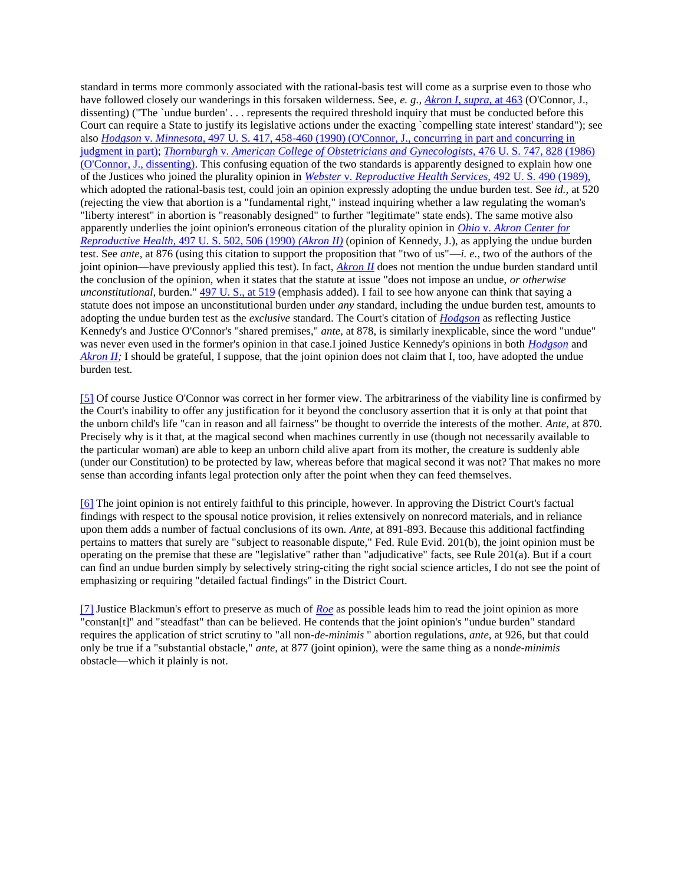standard in terms more commonly associated with the rational-basis test will come as a surprise even to those who have followed closely our wanderings in this forsaken wilderness. See, *e. g., Akron I, supra,* at 463 (O'Connor, J., dissenting) ("The `undue burden' . . . represents the required threshold inquiry that must be conducted before this Court can require a State to justify its legislative actions under the exacting `compelling state interest' standard"); see also *Hodgson* v. *Minnesota,* 497 U. S. 417, 458-460 (1990) (O'Connor, J., concurring in part and concurring in judgment in part); *Thornburgh* v. *American College of Obstetricians and Gynecologists,* 476 U. S. 747, 828 (1986) (O'Connor, J., dissenting). This confusing equation of the two standards is apparently designed to explain how one of the Justices who joined the plurality opinion in *Webster* v. *Reproductive Health Services,* 492 U. S. 490 (1989), which adopted the rational-basis test, could join an opinion expressly adopting the undue burden test. See *id.,* at 520 (rejecting the view that abortion is a "fundamental right," instead inquiring whether a law regulating the woman's "liberty interest" in abortion is "reasonably designed" to further "legitimate" state ends). The same motive also apparently underlies the joint opinion's erroneous citation of the plurality opinion in *Ohio* v. *Akron Center for Reproductive Health,* 497 U. S. 502, 506 (1990) *(Akron II)* (opinion of Kennedy, J.), as applying the undue burden test. See *ante,* at 876 (using this citation to support the proposition that "two of us"—*i. e.,* two of the authors of the joint opinion—have previously applied this test). In fact, *Akron II* does not mention the undue burden standard until the conclusion of the opinion, when it states that the statute at issue "does not impose an undue, *or otherwise unconstitutional,* burden." 497 U. S., at 519 (emphasis added). I fail to see how anyone can think that saying a statute does not impose an unconstitutional burden under *any* standard, including the undue burden test, amounts to adopting the undue burden test as the *exclusive* standard. The Court's citation of *Hodgson* as reflecting Justice Kennedy's and Justice O'Connor's "shared premises," *ante,* at 878, is similarly inexplicable, since the word "undue" was never even used in the former's opinion in that case.I joined Justice Kennedy's opinions in both *Hodgson* and *Akron II;* I should be grateful, I suppose, that the joint opinion does not claim that I, too, have adopted the undue burden test.

[5] Of course Justice O'Connor was correct in her former view. The arbitrariness of the viability line is confirmed by the Court's inability to offer any justification for it beyond the conclusory assertion that it is only at that point that the unborn child's life "can in reason and all fairness" be thought to override the interests of the mother. *Ante,* at 870. Precisely why is it that, at the magical second when machines currently in use (though not necessarily available to the particular woman) are able to keep an unborn child alive apart from its mother, the creature is suddenly able (under our Constitution) to be protected by law, whereas before that magical second it was not? That makes no more sense than according infants legal protection only after the point when they can feed themselves.

[6] The joint opinion is not entirely faithful to this principle, however. In approving the District Court's factual findings with respect to the spousal notice provision, it relies extensively on nonrecord materials, and in reliance upon them adds a number of factual conclusions of its own. *Ante,* at 891-893. Because this additional factfinding pertains to matters that surely are "subject to reasonable dispute," Fed. Rule Evid. 201(b), the joint opinion must be operating on the premise that these are "legislative" rather than "adjudicative" facts, see Rule 201(a). But if a court can find an undue burden simply by selectively string-citing the right social science articles, I do not see the point of emphasizing or requiring "detailed factual findings" in the District Court.

[7] Justice Blackmun's effort to preserve as much of *Roe* as possible leads him to read the joint opinion as more "constan[t]" and "steadfast" than can be believed. He contends that the joint opinion's "undue burden" standard requires the application of strict scrutiny to "all non-*de-minimis* " abortion regulations, *ante,* at 926, but that could only be true if a "substantial obstacle," *ante,* at 877 (joint opinion), were the same thing as a non*de-minimis* obstacle—which it plainly is not.